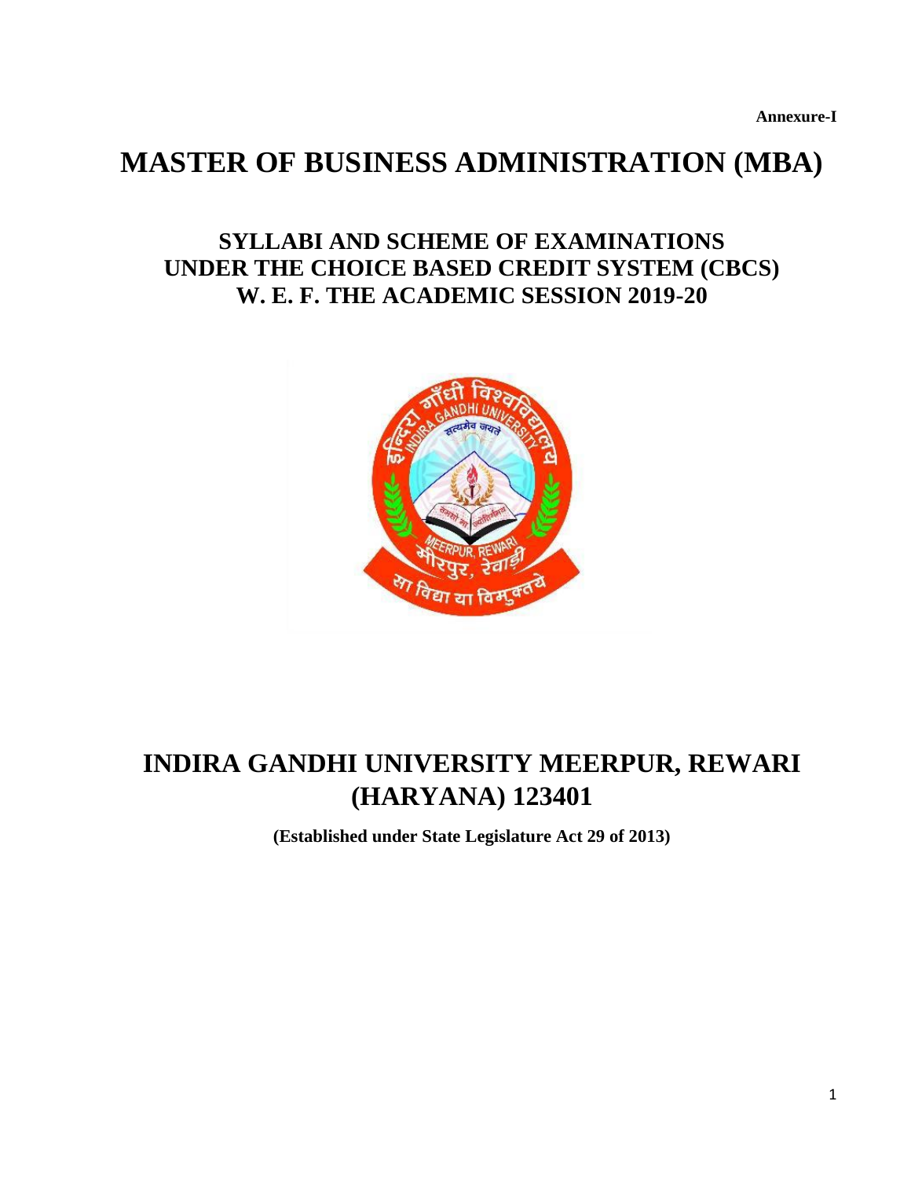**Annexure-I**

# MASTER OF BUSINESS ADMINISTRATION (MBA)

## SYLLABI AND SCHEME OF EXAMINATIONS UNDER THE CHOICE BASED CREDIT SYSTEM (CBCS) W. E. F. THE ACADEMIC SESSION 2019-20

# INDIRA GANDHI UNIVERSITY MEERPUR, REWARI (HARYANA) 123401

**(Established under State Legislature Act 29 of 2013)**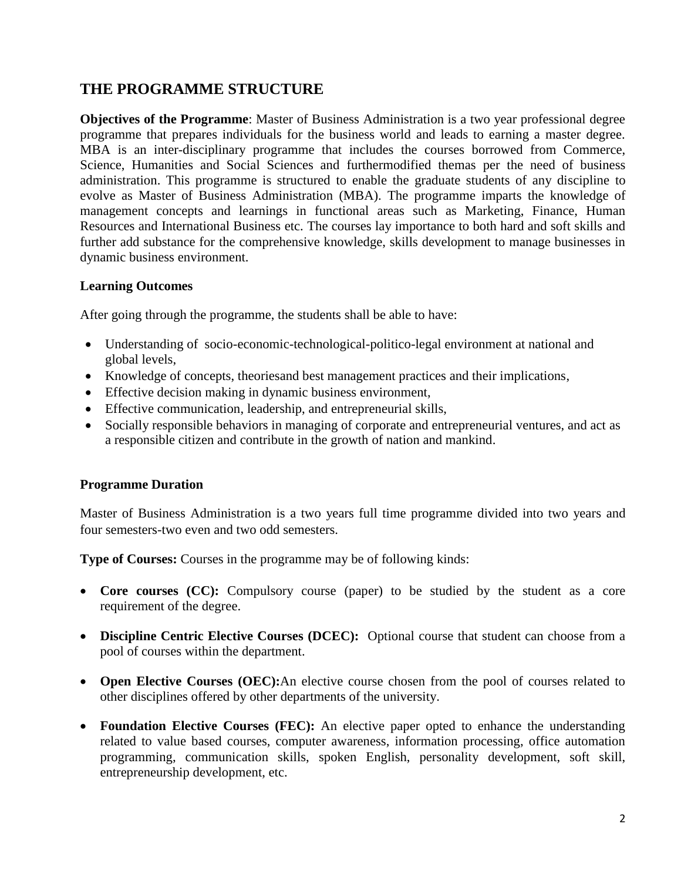## THE PROGRAMME STRUCTURE

**Objectives of the Programme**: Master of Business Administration is a two year professional degree programme that prepares individuals for the business world and leads to earning a master degree. MBA is an inter-disciplinary programme that includes the courses borrowed from Commerce, Science, Humanities and Social Sciences and furthermodified themas per the need of business administration. This programme is structured to enable the graduate students of any discipline to evolve as Master of Business Administration (MBA). The programme imparts the knowledge of management concepts and learnings in functional areas such as Marketing, Finance, Human Resources and International Business etc. The courses lay importance to both hard and soft skills and further add substance for the comprehensive knowledge, skills development to manage businesses in dynamic business environment.

**Learning Outcomes**

After going through the programme, the students shall be able to have:

- Understanding of socio-economic-technological-politico-legal environment at national and global levels,
- Knowledge of concepts, theoriesand best management practices and their implications,
- Effective decision making in dynamic business environment,
- Effective communication, leadership, and entrepreneurial skills,
- Socially responsible behaviors in managing of corporate and entrepreneurial ventures, and act as a responsible citizen and contribute in the growth of nation and mankind.

**Programme Duration**

Master of Business Administration is a two years full time programme divided into two years and four semesters-two even and two odd semesters.

**Type of Courses:** Courses in the programme may be of following kinds:

- **Core courses (CC):** Compulsory course (paper) to be studied by the student as a core requirement of the degree.
- **Discipline Centric Elective Courses (DCEC):** Optional course that student can choose from a pool of courses within the department.
- **Open Elective Courses (OEC):**An elective course chosen from the pool of courses related to other disciplines offered by other departments of the university.
- **Foundation Elective Courses (FEC):** An elective paper opted to enhance the understanding related to value based courses, computer awareness, information processing, office automation programming, communication skills, spoken English, personality development, soft skill, entrepreneurship development, etc.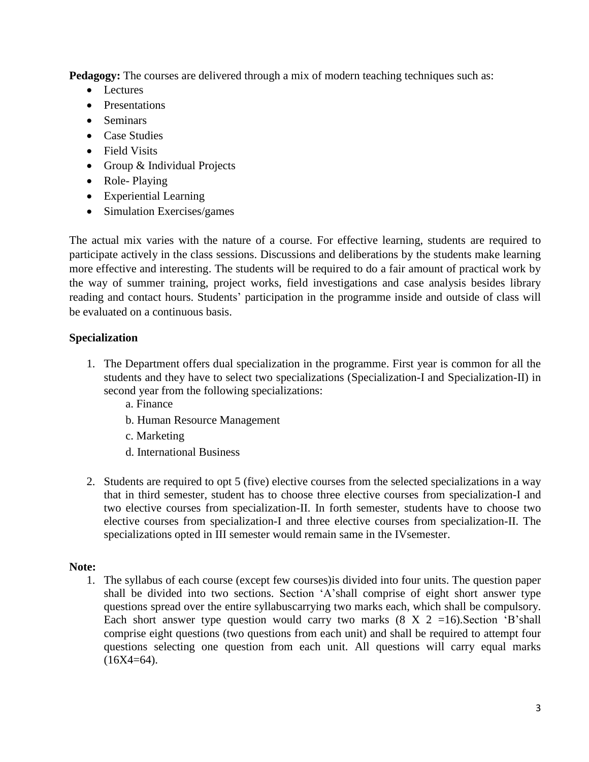**Pedagogy:** The courses are delivered through a mix of modern teaching techniques such as:

- Lectures
- Presentations
- Seminars
- Case Studies
- Field Visits
- Group & Individual Projects
- Role- Playing
- Experiential Learning
- Simulation Exercises/games

The actual mix varies with the nature of a course. For effective learning, students are required to participate actively in the class sessions. Discussions and deliberations by the students make learning more effective and interesting. The students will be required to do a fair amount of practical work by the way of summer training, project works, field investigations and case analysis besides library reading and contact hours. Students' participation in the programme inside and outside of class will be evaluated on a continuous basis.

**Specialization**

1. The Department offers dual specialization in the programme. First year is common for all the students and they have to select two specializations (Specialization-I and Specialization-II) in second year from the following specializations:
   a. Finance
   b. Human Resource Management
   c. Marketing
   d. International Business

2. Students are required to opt 5 (five) elective courses from the selected specializations in a way that in third semester, student has to choose three elective courses from specialization-I and two elective courses from specialization-II. In forth semester, students have to choose two elective courses from specialization-I and three elective courses from specialization-II. The specializations opted in III semester would remain same in the IVsemester.

**Note:**

1. The syllabus of each course (except few courses)is divided into four units. The question paper shall be divided into two sections. Section 'A'shall comprise of eight short answer type questions spread over the entire syllabuscarrying two marks each, which shall be compulsory. Each short answer type question would carry two marks (8 X 2 =16).Section 'B'shall comprise eight questions (two questions from each unit) and shall be required to attempt four questions selecting one question from each unit. All questions will carry equal marks (16X4=64).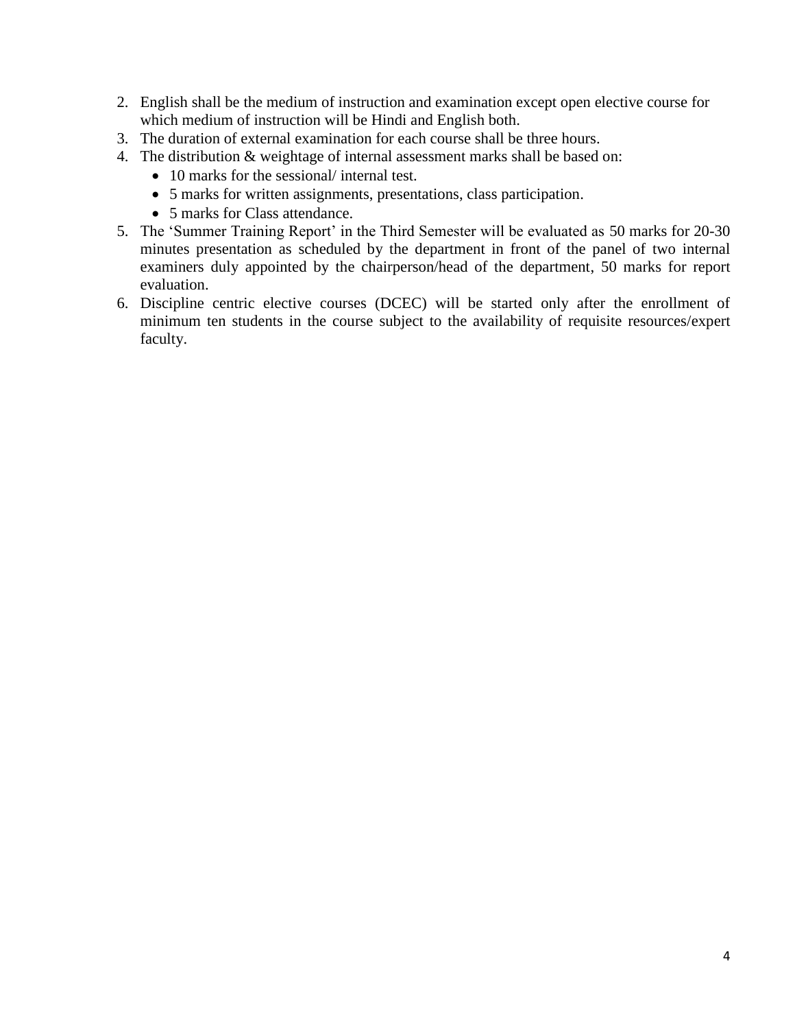2. English shall be the medium of instruction and examination except open elective course for which medium of instruction will be Hindi and English both.
3. The duration of external examination for each course shall be three hours.
4. The distribution & weightage of internal assessment marks shall be based on:
    - 10 marks for the sessional/ internal test.
    - 5 marks for written assignments, presentations, class participation.
    - 5 marks for Class attendance.
5. The 'Summer Training Report' in the Third Semester will be evaluated as 50 marks for 20-30 minutes presentation as scheduled by the department in front of the panel of two internal examiners duly appointed by the chairperson/head of the department, 50 marks for report evaluation.
6. Discipline centric elective courses (DCEC) will be started only after the enrollment of minimum ten students in the course subject to the availability of requisite resources/expert faculty.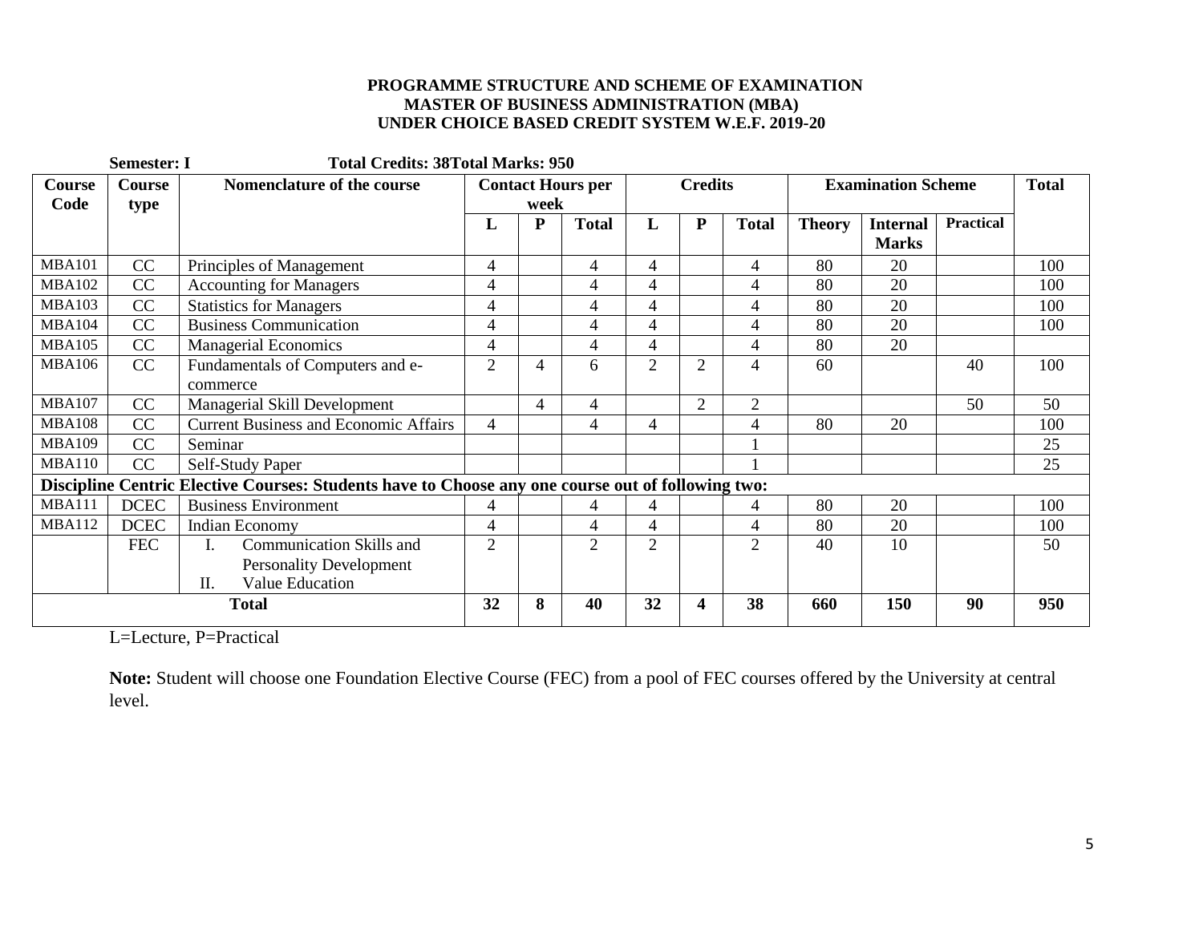**PROGRAMME STRUCTURE AND SCHEME OF EXAMINATION**
**MASTER OF BUSINESS ADMINISTRATION (MBA)**
**UNDER CHOICE BASED CREDIT SYSTEM W.E.F. 2019-20**

**Semester: I Total Credits: 38Total Marks: 950**

| Course Code | Course type | Nomenclature of the course | Contact Hours per week | | | Credits | | | Examination Scheme | | | Total |
|---|---|---|---|---|---|---|---|---|---|---|---|---|
| | | | L | P | Total | L | P | Total | Theory | Internal Marks | Practical | |
| MBA101 | CC | Principles of Management | 4 | | 4 | 4 | | 4 | 80 | 20 | | 100 |
| MBA102 | CC | Accounting for Managers | 4 | | 4 | 4 | | 4 | 80 | 20 | | 100 |
| MBA103 | CC | Statistics for Managers | 4 | | 4 | 4 | | 4 | 80 | 20 | | 100 |
| MBA104 | CC | Business Communication | 4 | | 4 | 4 | | 4 | 80 | 20 | | 100 |
| MBA105 | CC | Managerial Economics | 4 | | 4 | 4 | | 4 | 80 | 20 | | |
| MBA106 | CC | Fundamentals of Computers and e-commerce | 2 | 4 | 6 | 2 | 2 | 4 | 60 | | 40 | 100 |
| MBA107 | CC | Managerial Skill Development | | 4 | 4 | | 2 | 2 | | | 50 | 50 |
| MBA108 | CC | Current Business and Economic Affairs | 4 | | 4 | 4 | | 4 | 80 | 20 | | 100 |
| MBA109 | CC | Seminar | | | | | | 1 | | | | 25 |
| MBA110 | CC | Self-Study Paper | | | | | | 1 | | | | 25 |
| **Discipline Centric Elective Courses: Students have to Choose any one course out of following two:** | | | | | | | | | | | | |
| MBA111 | DCEC | Business Environment | 4 | | 4 | 4 | | 4 | 80 | 20 | | 100 |
| MBA112 | DCEC | Indian Economy | 4 | | 4 | 4 | | 4 | 80 | 20 | | 100 |
| | FEC | I. Communication Skills and Personality Development<br>II. Value Education | 2 | | 2 | 2 | | 2 | 40 | 10 | | 50 |
| **Total** | | | **32** | **8** | **40** | **32** | **4** | **38** | **660** | **150** | **90** | **950** |

L=Lecture, P=Practical

**Note:** Student will choose one Foundation Elective Course (FEC) from a pool of FEC courses offered by the University at central level.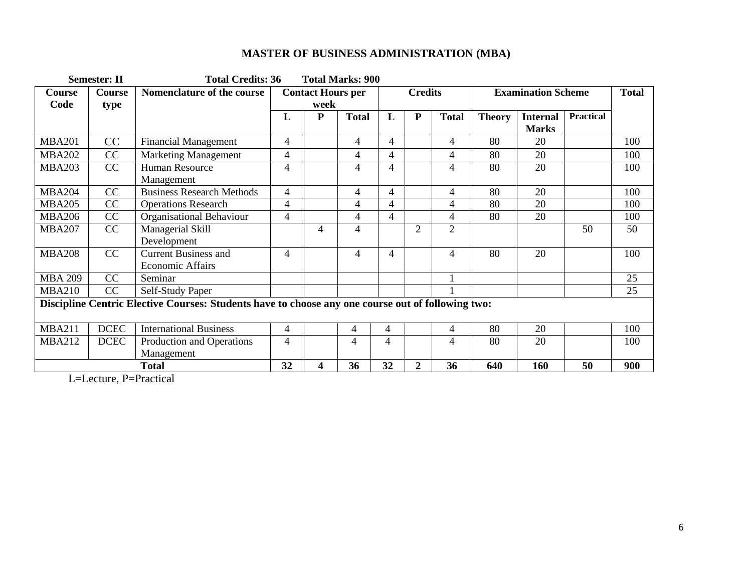# MASTER OF BUSINESS ADMINISTRATION (MBA)

**Semester: II** **Total Credits: 36** **Total Marks: 900**

| Course Code | Course type | Nomenclature of the course | Contact Hours per week | | | Credits | | | Examination Scheme | | | Total |
|---|---|---|---|---|---|---|---|---|---|---|---|---|
| | | | L | P | Total | L | P | Total | Theory | Internal Marks | Practical | |
| MBA201 | CC | Financial Management | 4 | | 4 | 4 | | 4 | 80 | 20 | | 100 |
| MBA202 | CC | Marketing Management | 4 | | 4 | 4 | | 4 | 80 | 20 | | 100 |
| MBA203 | CC | Human Resource Management | 4 | | 4 | 4 | | 4 | 80 | 20 | | 100 |
| MBA204 | CC | Business Research Methods | 4 | | 4 | 4 | | 4 | 80 | 20 | | 100 |
| MBA205 | CC | Operations Research | 4 | | 4 | 4 | | 4 | 80 | 20 | | 100 |
| MBA206 | CC | Organisational Behaviour | 4 | | 4 | 4 | | 4 | 80 | 20 | | 100 |
| MBA207 | CC | Managerial Skill Development | | 4 | 4 | | 2 | 2 | | | 50 | 50 |
| MBA208 | CC | Current Business and Economic Affairs | 4 | | 4 | 4 | | 4 | 80 | 20 | | 100 |
| MBA 209 | CC | Seminar | | | | | | 1 | | | | 25 |
| MBA210 | CC | Self-Study Paper | | | | | | 1 | | | | 25 |
| **Discipline Centric Elective Courses: Students have to choose any one course out of following two:** | | | | | | | | | | | | |
| MBA211 | DCEC | International Business | 4 | | 4 | 4 | | 4 | 80 | 20 | | 100 |
| MBA212 | DCEC | Production and Operations Management | 4 | | 4 | 4 | | 4 | 80 | 20 | | 100 |
| **Total** | | | **32** | **4** | **36** | **32** | **2** | **36** | **640** | **160** | **50** | **900** |

L=Lecture, P=Practical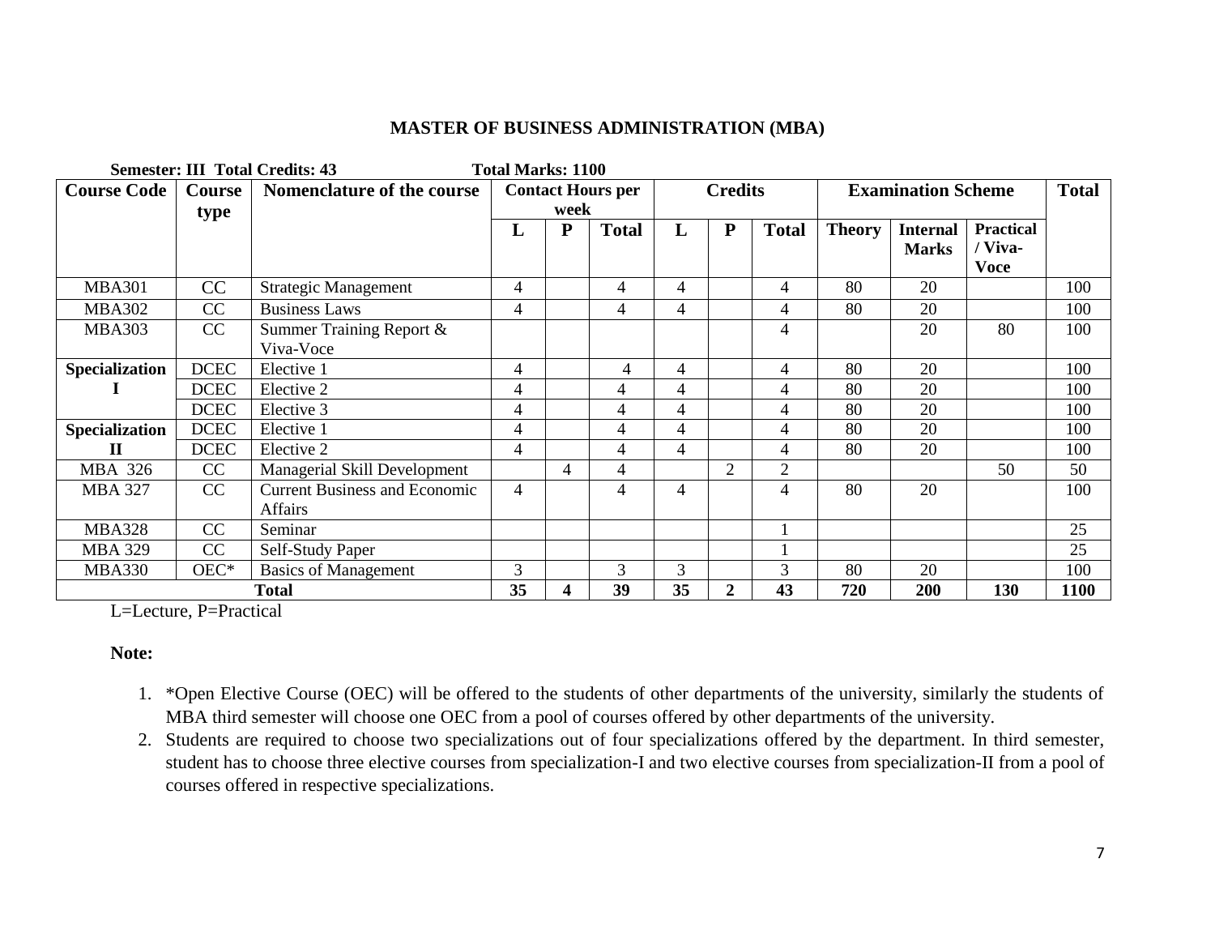# MASTER OF BUSINESS ADMINISTRATION (MBA)

**Semester: III Total Credits: 43 Total Marks: 1100**

| Course Code | Course type | Nomenclature of the course | Contact Hours per week | | | Credits | | | Examination Scheme | | | Total |
|---|---|---|---|---|---|---|---|---|---|---|---|---|
| | | | L | P | Total | L | P | Total | Theory | Internal Marks | Practical / Viva-Voce | |
| MBA301 | CC | Strategic Management | 4 | | 4 | 4 | | 4 | 80 | 20 | | 100 |
| MBA302 | CC | Business Laws | 4 | | 4 | 4 | | 4 | 80 | 20 | | 100 |
| MBA303 | CC | Summer Training Report & Viva-Voce | | | | | | 4 | | 20 | 80 | 100 |
| **Specialization I** | DCEC | Elective 1 | 4 | | 4 | 4 | | 4 | 80 | 20 | | 100 |
| | DCEC | Elective 2 | 4 | | 4 | 4 | | 4 | 80 | 20 | | 100 |
| | DCEC | Elective 3 | 4 | | 4 | 4 | | 4 | 80 | 20 | | 100 |
| **Specialization II** | DCEC | Elective 1 | 4 | | 4 | 4 | | 4 | 80 | 20 | | 100 |
| | DCEC | Elective 2 | 4 | | 4 | 4 | | 4 | 80 | 20 | | 100 |
| MBA 326 | CC | Managerial Skill Development | | 4 | 4 | | 2 | 2 | | | 50 | 50 |
| MBA 327 | CC | Current Business and Economic Affairs | 4 | | 4 | 4 | | 4 | 80 | 20 | | 100 |
| MBA328 | CC | Seminar | | | | | | 1 | | | | 25 |
| MBA 329 | CC | Self-Study Paper | | | | | | 1 | | | | 25 |
| MBA330 | OEC* | Basics of Management | 3 | | 3 | 3 | | 3 | 80 | 20 | | 100 |
| **Total** | | | **35** | **4** | **39** | **35** | **2** | **43** | **720** | **200** | **130** | **1100** |

L=Lecture, P=Practical

**Note:**

1. *Open Elective Course (OEC) will be offered to the students of other departments of the university, similarly the students of MBA third semester will choose one OEC from a pool of courses offered by other departments of the university.
2. Students are required to choose two specializations out of four specializations offered by the department. In third semester, student has to choose three elective courses from specialization-I and two elective courses from specialization-II from a pool of courses offered in respective specializations.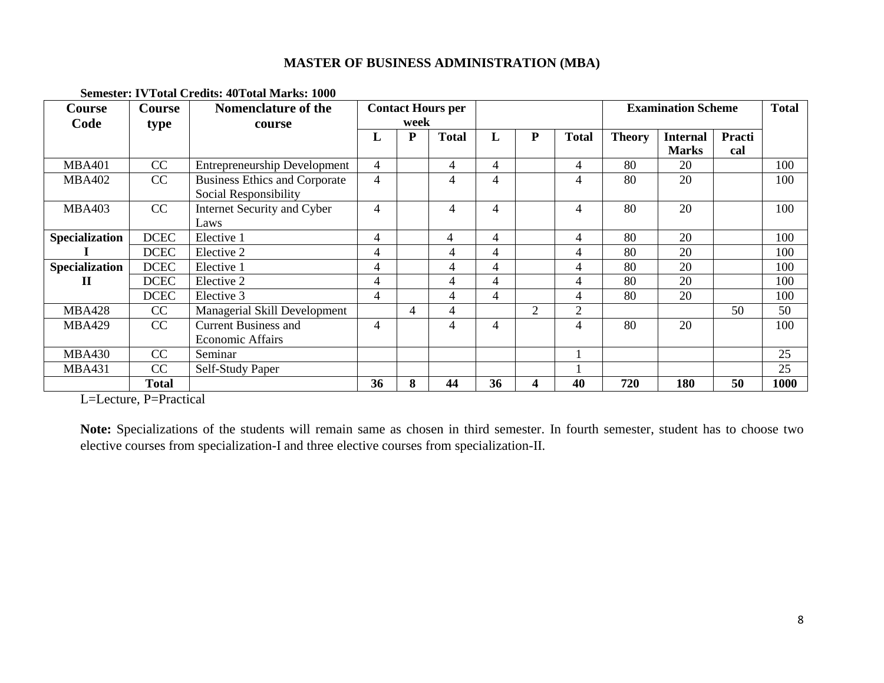## MASTER OF BUSINESS ADMINISTRATION (MBA)

**Semester: IVTotal Credits: 40Total Marks: 1000**

| Course Code | Course type | Nomenclature of the course | Contact Hours per week | | | | | | Examination Scheme | | | Total |
|---|---|---|---|---|---|---|---|---|---|---|---|---|
| | | | L | P | Total | L | P | Total | Theory | Internal Marks | Practical | |
| MBA401 | CC | Entrepreneurship Development | 4 | | 4 | 4 | | 4 | 80 | 20 | | 100 |
| MBA402 | CC | Business Ethics and Corporate Social Responsibility | 4 | | 4 | 4 | | 4 | 80 | 20 | | 100 |
| MBA403 | CC | Internet Security and Cyber Laws | 4 | | 4 | 4 | | 4 | 80 | 20 | | 100 |
| **Specialization I** | DCEC | Elective 1 | 4 | | 4 | 4 | | 4 | 80 | 20 | | 100 |
| | DCEC | Elective 2 | 4 | | 4 | 4 | | 4 | 80 | 20 | | 100 |
| **Specialization II** | DCEC | Elective 1 | 4 | | 4 | 4 | | 4 | 80 | 20 | | 100 |
| | DCEC | Elective 2 | 4 | | 4 | 4 | | 4 | 80 | 20 | | 100 |
| | DCEC | Elective 3 | 4 | | 4 | 4 | | 4 | 80 | 20 | | 100 |
| MBA428 | CC | Managerial Skill Development | | 4 | 4 | | 2 | 2 | | | 50 | 50 |
| MBA429 | CC | Current Business and Economic Affairs | 4 | | 4 | 4 | | 4 | 80 | 20 | | 100 |
| MBA430 | CC | Seminar | | | | | | 1 | | | | 25 |
| MBA431 | CC | Self-Study Paper | | | | | | 1 | | | | 25 |
| | **Total** | | **36** | **8** | **44** | **36** | **4** | **40** | **720** | **180** | **50** | **1000** |

L=Lecture, P=Practical

**Note:** Specializations of the students will remain same as chosen in third semester. In fourth semester, student has to choose two elective courses from specialization-I and three elective courses from specialization-II.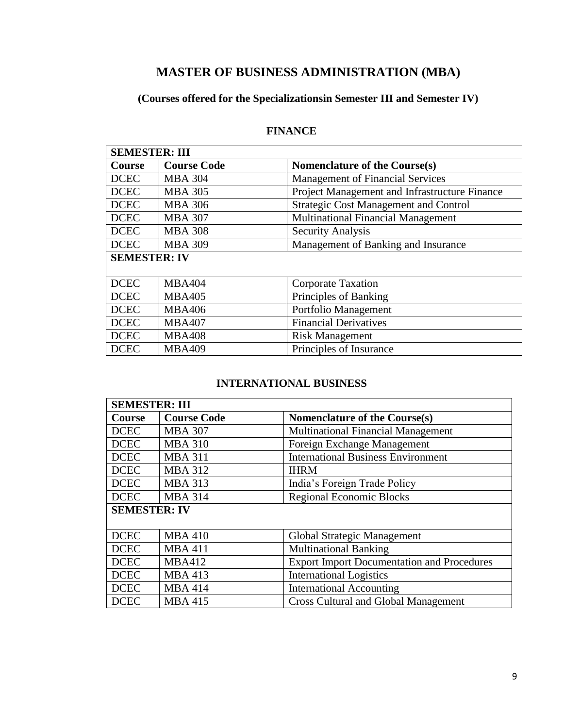# MASTER OF BUSINESS ADMINISTRATION (MBA)

### (Courses offered for the Specializationsin Semester III and Semester IV)

## FINANCE

| SEMESTER: III | | |
|---|---|---|
| **Course** | **Course Code** | **Nomenclature of the Course(s)** |
| DCEC | MBA 304 | Management of Financial Services |
| DCEC | MBA 305 | Project Management and Infrastructure Finance |
| DCEC | MBA 306 | Strategic Cost Management and Control |
| DCEC | MBA 307 | Multinational Financial Management |
| DCEC | MBA 308 | Security Analysis |
| DCEC | MBA 309 | Management of Banking and Insurance |
| **SEMESTER: IV** | | |
| DCEC | MBA404 | Corporate Taxation |
| DCEC | MBA405 | Principles of Banking |
| DCEC | MBA406 | Portfolio Management |
| DCEC | MBA407 | Financial Derivatives |
| DCEC | MBA408 | Risk Management |
| DCEC | MBA409 | Principles of Insurance |

## INTERNATIONAL BUSINESS

| SEMESTER: III | | |
|---|---|---|
| **Course** | **Course Code** | **Nomenclature of the Course(s)** |
| DCEC | MBA 307 | Multinational Financial Management |
| DCEC | MBA 310 | Foreign Exchange Management |
| DCEC | MBA 311 | International Business Environment |
| DCEC | MBA 312 | IHRM |
| DCEC | MBA 313 | India's Foreign Trade Policy |
| DCEC | MBA 314 | Regional Economic Blocks |
| **SEMESTER: IV** | | |
| DCEC | MBA 410 | Global Strategic Management |
| DCEC | MBA 411 | Multinational Banking |
| DCEC | MBA412 | Export Import Documentation and Procedures |
| DCEC | MBA 413 | International Logistics |
| DCEC | MBA 414 | International Accounting |
| DCEC | MBA 415 | Cross Cultural and Global Management |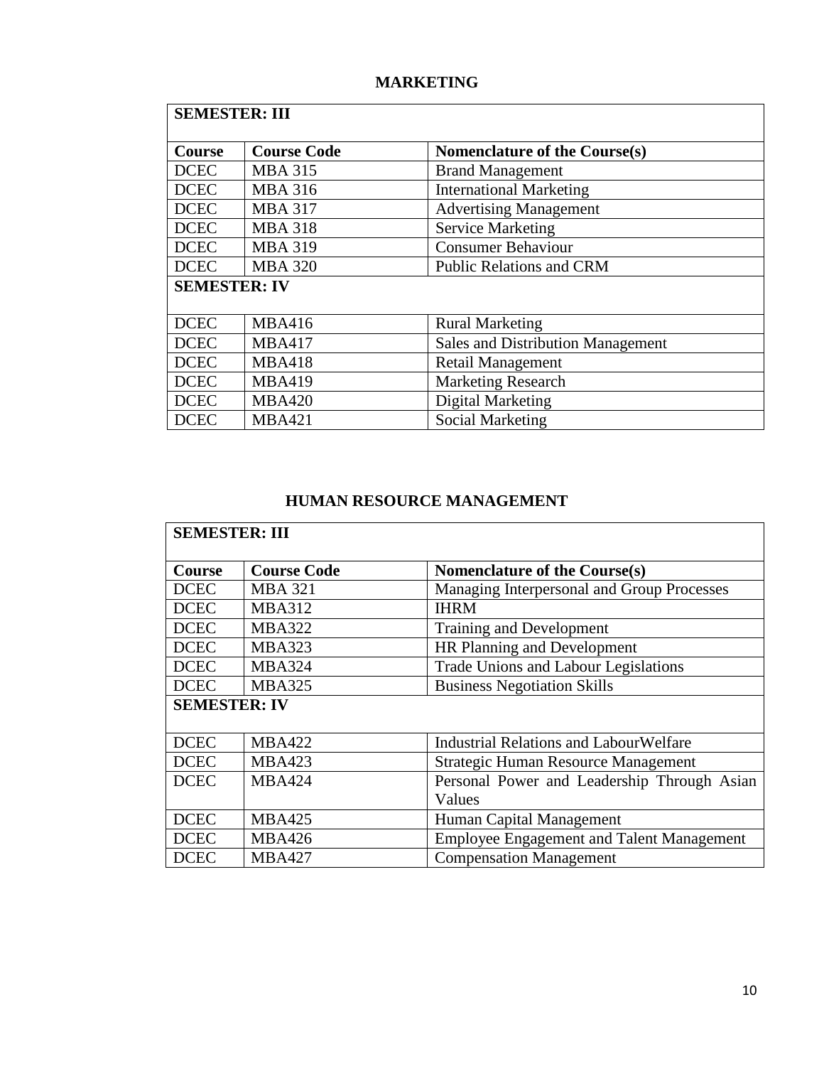## MARKETING

| SEMESTER: III | | |
|---|---|---|
| **Course** | **Course Code** | **Nomenclature of the Course(s)** |
| DCEC | MBA 315 | Brand Management |
| DCEC | MBA 316 | International Marketing |
| DCEC | MBA 317 | Advertising Management |
| DCEC | MBA 318 | Service Marketing |
| DCEC | MBA 319 | Consumer Behaviour |
| DCEC | MBA 320 | Public Relations and CRM |
| **SEMESTER: IV** | | |
| DCEC | MBA416 | Rural Marketing |
| DCEC | MBA417 | Sales and Distribution Management |
| DCEC | MBA418 | Retail Management |
| DCEC | MBA419 | Marketing Research |
| DCEC | MBA420 | Digital Marketing |
| DCEC | MBA421 | Social Marketing |

## HUMAN RESOURCE MANAGEMENT

| SEMESTER: III | | |
|---|---|---|
| **Course** | **Course Code** | **Nomenclature of the Course(s)** |
| DCEC | MBA 321 | Managing Interpersonal and Group Processes |
| DCEC | MBA312 | IHRM |
| DCEC | MBA322 | Training and Development |
| DCEC | MBA323 | HR Planning and Development |
| DCEC | MBA324 | Trade Unions and Labour Legislations |
| DCEC | MBA325 | Business Negotiation Skills |
| **SEMESTER: IV** | | |
| DCEC | MBA422 | Industrial Relations and LabourWelfare |
| DCEC | MBA423 | Strategic Human Resource Management |
| DCEC | MBA424 | Personal Power and Leadership Through Asian Values |
| DCEC | MBA425 | Human Capital Management |
| DCEC | MBA426 | Employee Engagement and Talent Management |
| DCEC | MBA427 | Compensation Management |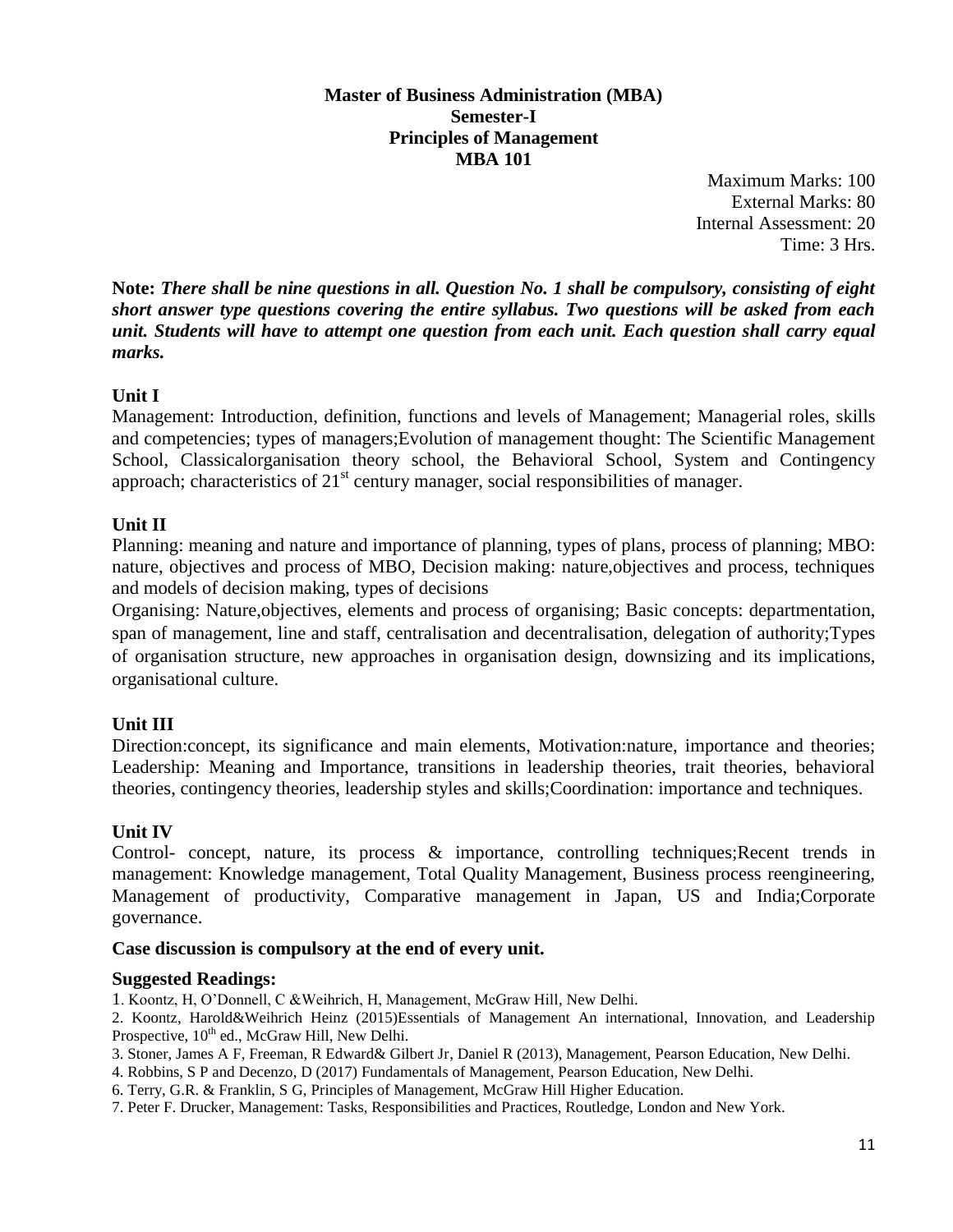**Master of Business Administration (MBA)**
**Semester-I**
**Principles of Management**
**MBA 101**

Maximum Marks: 100
External Marks: 80
Internal Assessment: 20
Time: 3 Hrs.

**Note:** ***There shall be nine questions in all. Question No. 1 shall be compulsory, consisting of eight short answer type questions covering the entire syllabus. Two questions will be asked from each unit. Students will have to attempt one question from each unit. Each question shall carry equal marks.***

**Unit I**

Management: Introduction, definition, functions and levels of Management; Managerial roles, skills and competencies; types of managers;Evolution of management thought: The Scientific Management School, Classicalorganisation theory school, the Behavioral School, System and Contingency approach; characteristics of 21st century manager, social responsibilities of manager.

**Unit II**

Planning: meaning and nature and importance of planning, types of plans, process of planning; MBO: nature, objectives and process of MBO, Decision making: nature,objectives and process, techniques and models of decision making, types of decisions

Organising: Nature,objectives, elements and process of organising; Basic concepts: departmentation, span of management, line and staff, centralisation and decentralisation, delegation of authority;Types of organisation structure, new approaches in organisation design, downsizing and its implications, organisational culture.

**Unit III**

Direction:concept, its significance and main elements, Motivation:nature, importance and theories; Leadership: Meaning and Importance, transitions in leadership theories, trait theories, behavioral theories, contingency theories, leadership styles and skills;Coordination: importance and techniques.

**Unit IV**

Control- concept, nature, its process & importance, controlling techniques;Recent trends in management: Knowledge management, Total Quality Management, Business process reengineering, Management of productivity, Comparative management in Japan, US and India;Corporate governance.

**Case discussion is compulsory at the end of every unit.**

**Suggested Readings:**

1. Koontz, H, O'Donnell, C &Weihrich, H, Management, McGraw Hill, New Delhi.
2. Koontz, Harold&Weihrich Heinz (2015)Essentials of Management An international, Innovation, and Leadership Prospective, 10th ed., McGraw Hill, New Delhi.
3. Stoner, James A F, Freeman, R Edward& Gilbert Jr, Daniel R (2013), Management, Pearson Education, New Delhi.
4. Robbins, S P and Decenzo, D (2017) Fundamentals of Management, Pearson Education, New Delhi.
6. Terry, G.R. & Franklin, S G, Principles of Management, McGraw Hill Higher Education.
7. Peter F. Drucker, Management: Tasks, Responsibilities and Practices, Routledge, London and New York.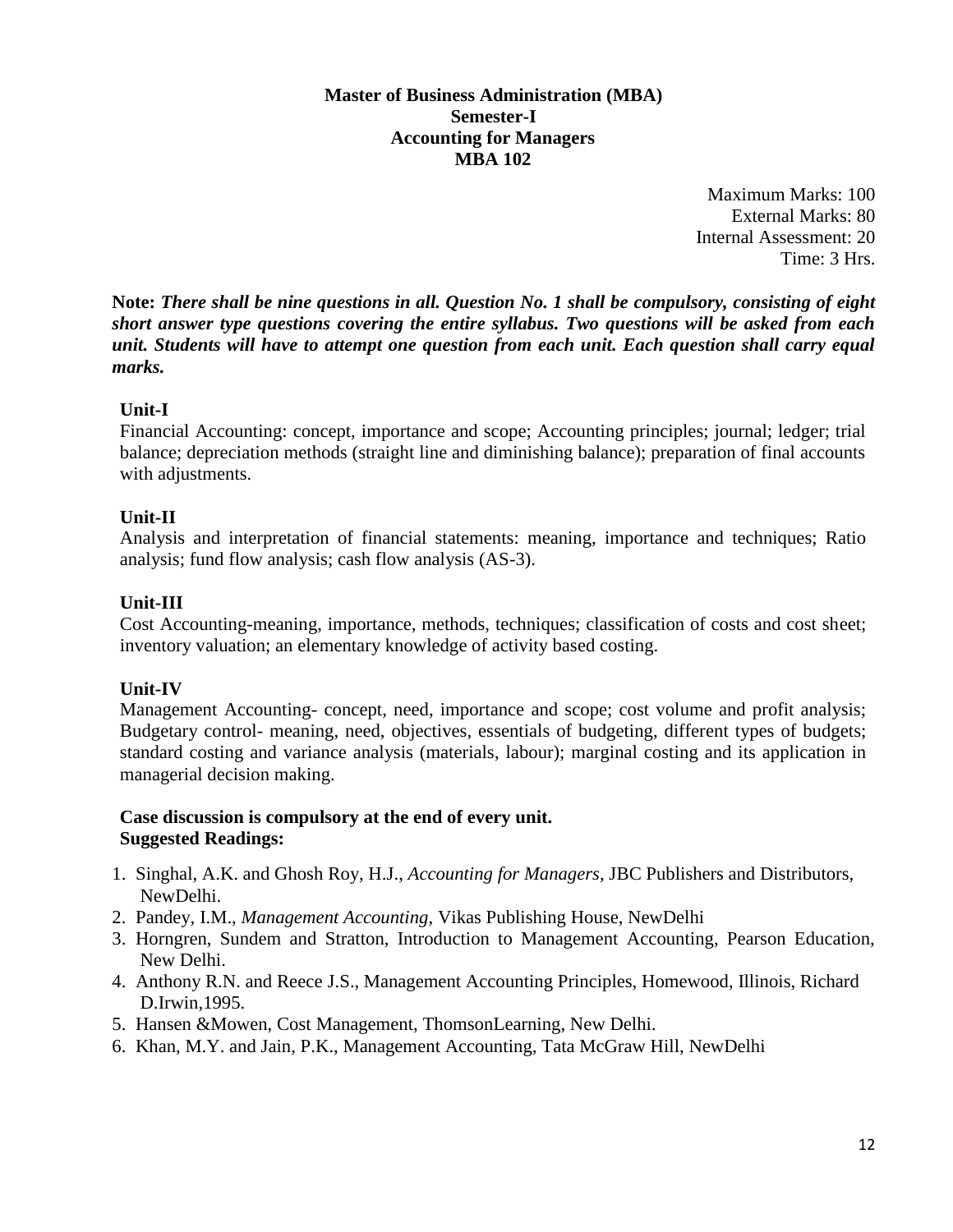**Master of Business Administration (MBA)**
**Semester-I**
**Accounting for Managers**
**MBA 102**

Maximum Marks: 100
External Marks: 80
Internal Assessment: 20
Time: 3 Hrs.

**Note:** ***There shall be nine questions in all. Question No. 1 shall be compulsory, consisting of eight short answer type questions covering the entire syllabus. Two questions will be asked from each unit. Students will have to attempt one question from each unit. Each question shall carry equal marks.***

**Unit-I**

Financial Accounting: concept, importance and scope; Accounting principles; journal; ledger; trial balance; depreciation methods (straight line and diminishing balance); preparation of final accounts with adjustments.

**Unit-II**

Analysis and interpretation of financial statements: meaning, importance and techniques; Ratio analysis; fund flow analysis; cash flow analysis (AS-3).

**Unit-III**

Cost Accounting-meaning, importance, methods, techniques; classification of costs and cost sheet; inventory valuation; an elementary knowledge of activity based costing.

**Unit-IV**

Management Accounting- concept, need, importance and scope; cost volume and profit analysis; Budgetary control- meaning, need, objectives, essentials of budgeting, different types of budgets; standard costing and variance analysis (materials, labour); marginal costing and its application in managerial decision making.

**Case discussion is compulsory at the end of every unit.**
**Suggested Readings:**

1. Singhal, A.K. and Ghosh Roy, H.J., *Accounting for Managers*, JBC Publishers and Distributors, NewDelhi.
2. Pandey, I.M., *Management Accounting*, Vikas Publishing House, NewDelhi
3. Horngren, Sundem and Stratton, Introduction to Management Accounting, Pearson Education, New Delhi.
4. Anthony R.N. and Reece J.S., Management Accounting Principles, Homewood, Illinois, Richard D.Irwin,1995.
5. Hansen &Mowen, Cost Management, ThomsonLearning, New Delhi.
6. Khan, M.Y. and Jain, P.K., Management Accounting, Tata McGraw Hill, NewDelhi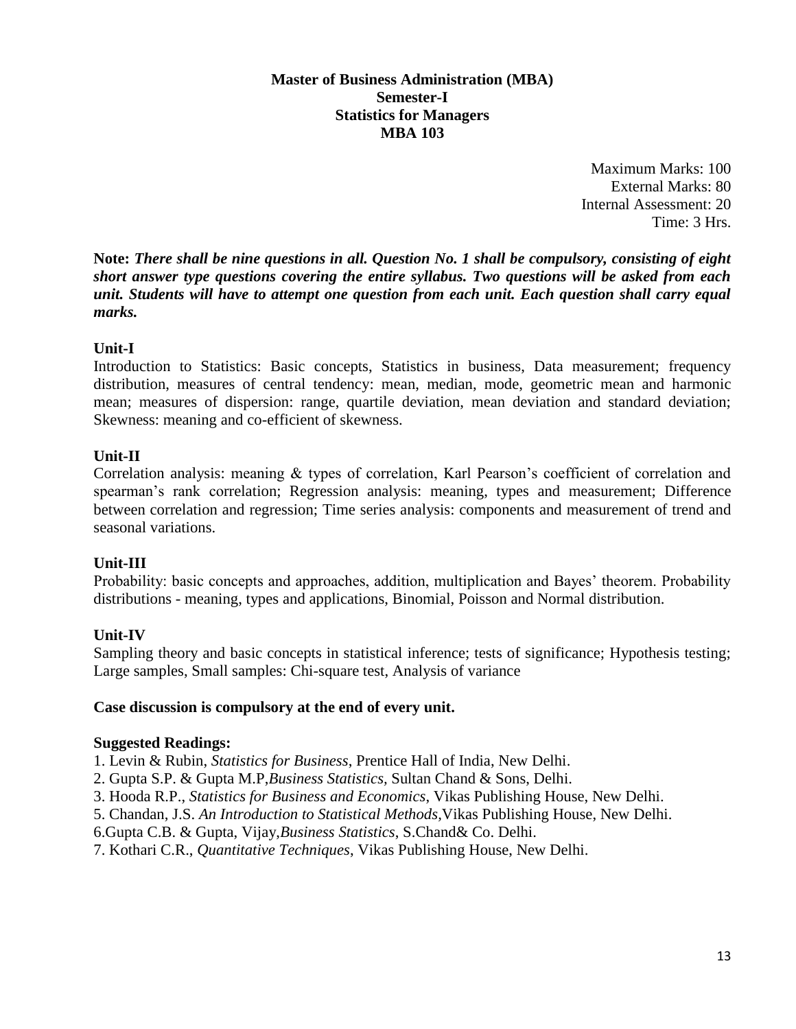# Master of Business Administration (MBA)
## Semester-I
## Statistics for Managers
## MBA 103

Maximum Marks: 100
External Marks: 80
Internal Assessment: 20
Time: 3 Hrs.

**Note:** ***There shall be nine questions in all. Question No. 1 shall be compulsory, consisting of eight short answer type questions covering the entire syllabus. Two questions will be asked from each unit. Students will have to attempt one question from each unit. Each question shall carry equal marks.***

### Unit-I

Introduction to Statistics: Basic concepts, Statistics in business, Data measurement; frequency distribution, measures of central tendency: mean, median, mode, geometric mean and harmonic mean; measures of dispersion: range, quartile deviation, mean deviation and standard deviation; Skewness: meaning and co-efficient of skewness.

### Unit-II

Correlation analysis: meaning & types of correlation, Karl Pearson's coefficient of correlation and spearman's rank correlation; Regression analysis: meaning, types and measurement; Difference between correlation and regression; Time series analysis: components and measurement of trend and seasonal variations.

### Unit-III

Probability: basic concepts and approaches, addition, multiplication and Bayes' theorem. Probability distributions - meaning, types and applications, Binomial, Poisson and Normal distribution.

### Unit-IV

Sampling theory and basic concepts in statistical inference; tests of significance; Hypothesis testing; Large samples, Small samples: Chi-square test, Analysis of variance

**Case discussion is compulsory at the end of every unit.**

### Suggested Readings:

1. Levin & Rubin, *Statistics for Business*, Prentice Hall of India, New Delhi.
2. Gupta S.P. & Gupta M.P,*Business Statistics*, Sultan Chand & Sons, Delhi.
3. Hooda R.P., *Statistics for Business and Economics*, Vikas Publishing House, New Delhi.
5. Chandan, J.S. *An Introduction to Statistical Methods*,Vikas Publishing House, New Delhi.
6.Gupta C.B. & Gupta, Vijay,*Business Statistics*, S.Chand& Co. Delhi.
7. Kothari C.R., *Quantitative Techniques*, Vikas Publishing House, New Delhi.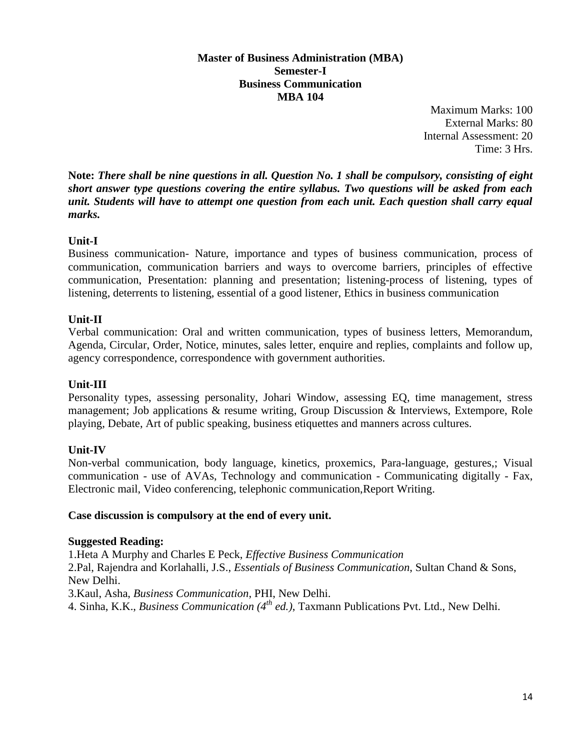**Master of Business Administration (MBA)**
**Semester-I**
**Business Communication**
**MBA 104**

Maximum Marks: 100
External Marks: 80
Internal Assessment: 20
Time: 3 Hrs.

**Note:** ***There shall be nine questions in all. Question No. 1 shall be compulsory, consisting of eight short answer type questions covering the entire syllabus. Two questions will be asked from each unit. Students will have to attempt one question from each unit. Each question shall carry equal marks.***

**Unit-I**

Business communication- Nature, importance and types of business communication, process of communication, communication barriers and ways to overcome barriers, principles of effective communication, Presentation: planning and presentation; listening-process of listening, types of listening, deterrents to listening, essential of a good listener, Ethics in business communication

**Unit-II**

Verbal communication: Oral and written communication, types of business letters, Memorandum, Agenda, Circular, Order, Notice, minutes, sales letter, enquire and replies, complaints and follow up, agency correspondence, correspondence with government authorities.

**Unit-III**

Personality types, assessing personality, Johari Window, assessing EQ, time management, stress management; Job applications & resume writing, Group Discussion & Interviews, Extempore, Role playing, Debate, Art of public speaking, business etiquettes and manners across cultures.

**Unit-IV**

Non-verbal communication, body language, kinetics, proxemics, Para-language, gestures,; Visual communication - use of AVAs, Technology and communication - Communicating digitally - Fax, Electronic mail, Video conferencing, telephonic communication,Report Writing.

**Case discussion is compulsory at the end of every unit.**

**Suggested Reading:**

1.Heta A Murphy and Charles E Peck, *Effective Business Communication*
2.Pal, Rajendra and Korlahalli, J.S., *Essentials of Business Communication*, Sultan Chand & Sons, New Delhi.
3.Kaul, Asha, *Business Communication*, PHI, New Delhi.
4. Sinha, K.K., *Business Communication (4th ed.)*, Taxmann Publications Pvt. Ltd., New Delhi.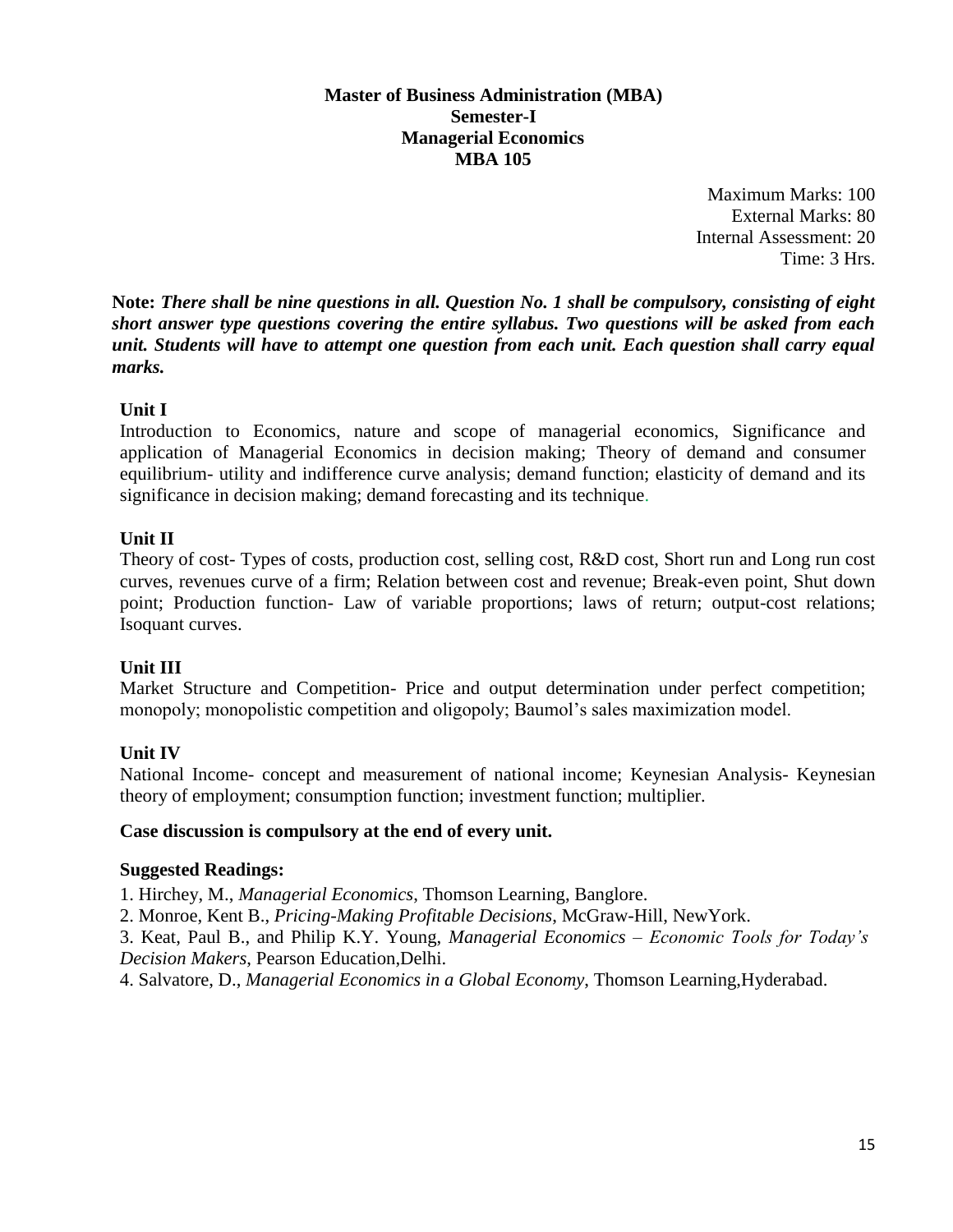**Master of Business Administration (MBA)**
**Semester-I**
**Managerial Economics**
**MBA 105**

Maximum Marks: 100
External Marks: 80
Internal Assessment: 20
Time: 3 Hrs.

**Note:** ***There shall be nine questions in all. Question No. 1 shall be compulsory, consisting of eight short answer type questions covering the entire syllabus. Two questions will be asked from each unit. Students will have to attempt one question from each unit. Each question shall carry equal marks.***

### Unit I

Introduction to Economics, nature and scope of managerial economics, Significance and application of Managerial Economics in decision making; Theory of demand and consumer equilibrium- utility and indifference curve analysis; demand function; elasticity of demand and its significance in decision making; demand forecasting and its technique.

### Unit II

Theory of cost- Types of costs, production cost, selling cost, R&D cost, Short run and Long run cost curves, revenues curve of a firm; Relation between cost and revenue; Break-even point, Shut down point; Production function- Law of variable proportions; laws of return; output-cost relations; Isoquant curves.

### Unit III

Market Structure and Competition- Price and output determination under perfect competition; monopoly; monopolistic competition and oligopoly; Baumol's sales maximization model.

### Unit IV

National Income- concept and measurement of national income; Keynesian Analysis- Keynesian theory of employment; consumption function; investment function; multiplier.

**Case discussion is compulsory at the end of every unit.**

**Suggested Readings:**

1. Hirchey, M., *Managerial Economics*, Thomson Learning, Banglore.
2. Monroe, Kent B., *Pricing-Making Profitable Decisions*, McGraw-Hill, NewYork.
3. Keat, Paul B., and Philip K.Y. Young, *Managerial Economics – Economic Tools for Today's Decision Makers*, Pearson Education,Delhi.
4. Salvatore, D., *Managerial Economics in a Global Economy*, Thomson Learning,Hyderabad.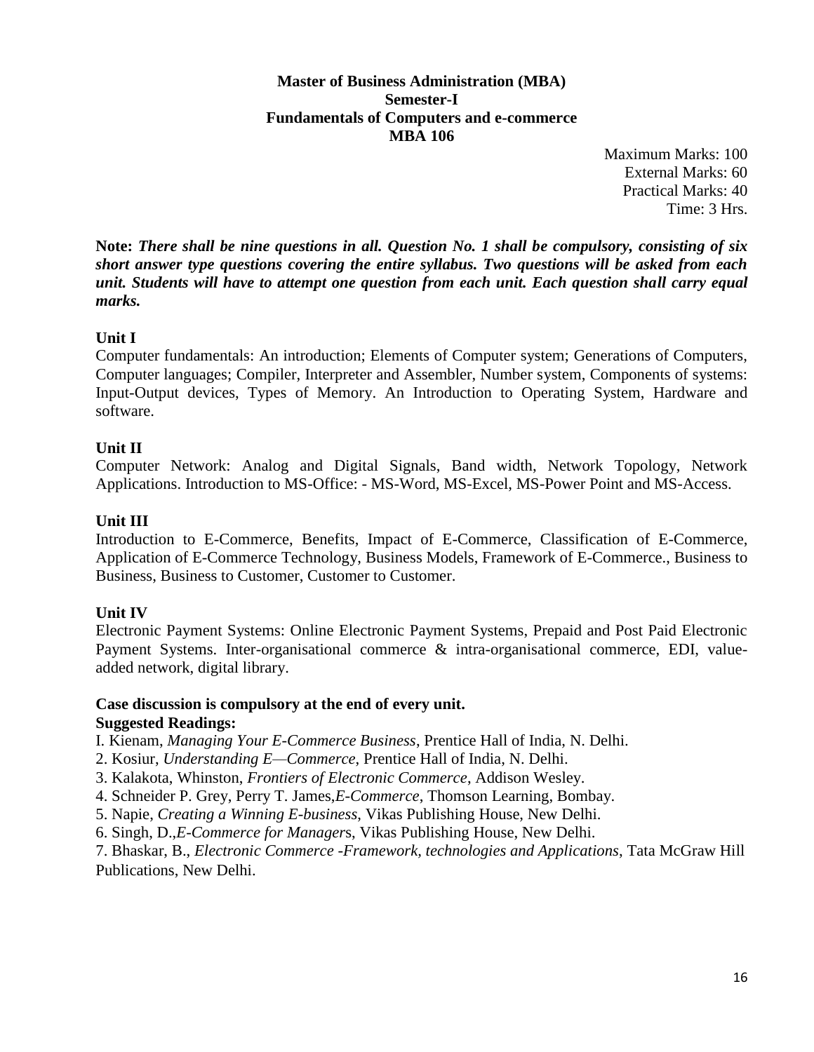**Master of Business Administration (MBA)**
**Semester-I**
**Fundamentals of Computers and e-commerce**
**MBA 106**

Maximum Marks: 100
External Marks: 60
Practical Marks: 40
Time: 3 Hrs.

**Note:** ***There shall be nine questions in all. Question No. 1 shall be compulsory, consisting of six short answer type questions covering the entire syllabus. Two questions will be asked from each unit. Students will have to attempt one question from each unit. Each question shall carry equal marks.***

**Unit I**

Computer fundamentals: An introduction; Elements of Computer system; Generations of Computers, Computer languages; Compiler, Interpreter and Assembler, Number system, Components of systems: Input-Output devices, Types of Memory. An Introduction to Operating System, Hardware and software.

**Unit II**

Computer Network: Analog and Digital Signals, Band width, Network Topology, Network Applications. Introduction to MS-Office: - MS-Word, MS-Excel, MS-Power Point and MS-Access.

**Unit III**

Introduction to E-Commerce, Benefits, Impact of E-Commerce, Classification of E-Commerce, Application of E-Commerce Technology, Business Models, Framework of E-Commerce., Business to Business, Business to Customer, Customer to Customer.

**Unit IV**

Electronic Payment Systems: Online Electronic Payment Systems, Prepaid and Post Paid Electronic Payment Systems. Inter-organisational commerce & intra-organisational commerce, EDI, value-added network, digital library.

**Case discussion is compulsory at the end of every unit.**

**Suggested Readings:**

I. Kienam, *Managing Your E-Commerce Business*, Prentice Hall of India, N. Delhi.
2. Kosiur, *Understanding E—Commerce*, Prentice Hall of India, N. Delhi.
3. Kalakota, Whinston, *Frontiers of Electronic Commerce*, Addison Wesley.
4. Schneider P. Grey, Perry T. James,*E-Commerce*, Thomson Learning, Bombay.
5. Napie, *Creating a Winning E-business*, Vikas Publishing House, New Delhi.
6. Singh, D.,*E-Commerce for Manager*s, Vikas Publishing House, New Delhi.
7. Bhaskar, B., *Electronic Commerce -Framework, technologies and Applications*, Tata McGraw Hill Publications, New Delhi.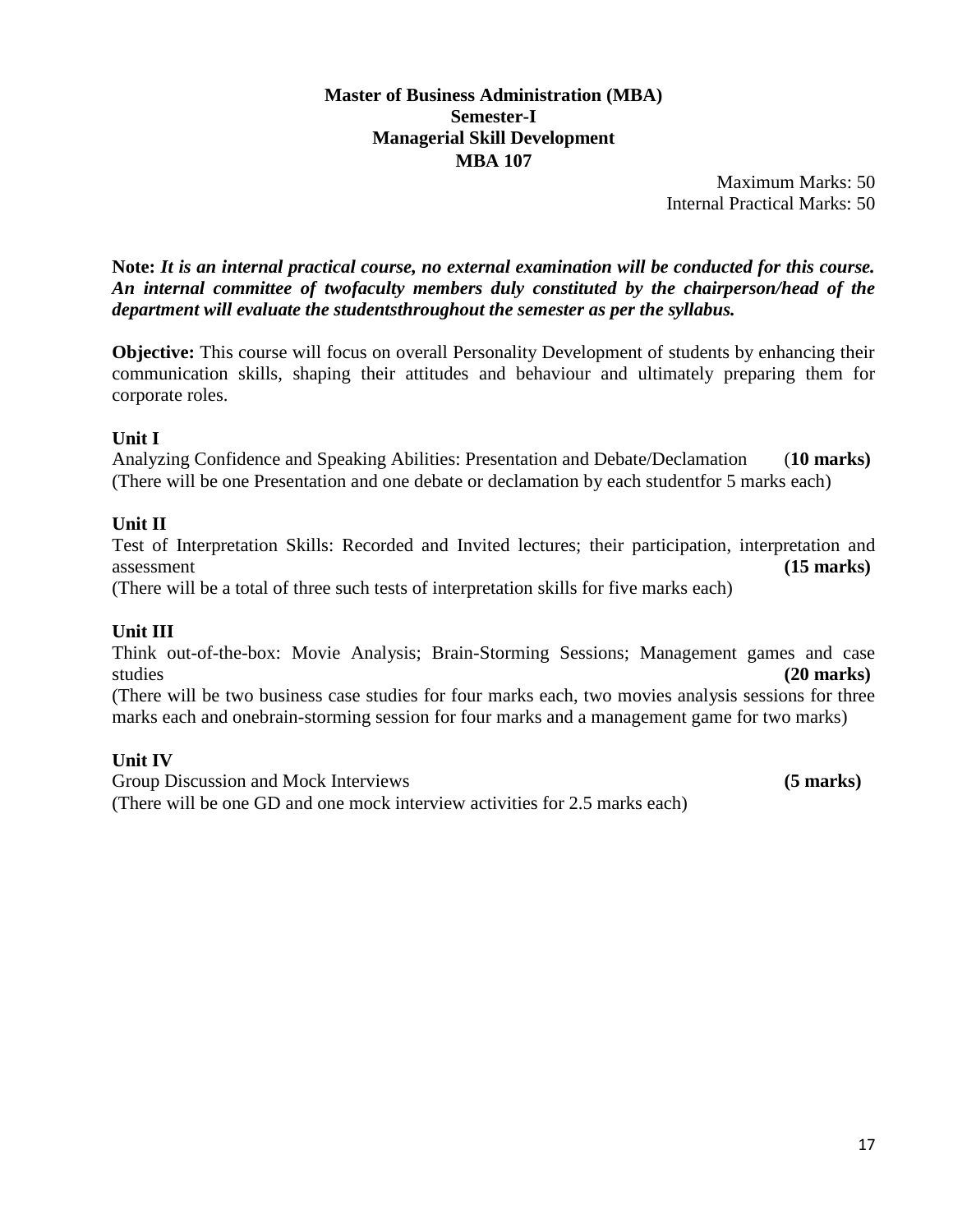**Master of Business Administration (MBA)**
**Semester-I**
**Managerial Skill Development**
**MBA 107**

Maximum Marks: 50
Internal Practical Marks: 50

**Note:** ***It is an internal practical course, no external examination will be conducted for this course. An internal committee of twofaculty members duly constituted by the chairperson/head of the department will evaluate the studentsthroughout the semester as per the syllabus.***

**Objective:** This course will focus on overall Personality Development of students by enhancing their communication skills, shaping their attitudes and behaviour and ultimately preparing them for corporate roles.

**Unit I**

Analyzing Confidence and Speaking Abilities: Presentation and Debate/Declamation (**10 marks)**
(There will be one Presentation and one debate or declamation by each studentfor 5 marks each)

**Unit II**

Test of Interpretation Skills: Recorded and Invited lectures; their participation, interpretation and assessment **(15 marks)**
(There will be a total of three such tests of interpretation skills for five marks each)

**Unit III**

Think out-of-the-box: Movie Analysis; Brain-Storming Sessions; Management games and case studies **(20 marks)**
(There will be two business case studies for four marks each, two movies analysis sessions for three marks each and onebrain-storming session for four marks and a management game for two marks)

**Unit IV**

Group Discussion and Mock Interviews **(5 marks)**
(There will be one GD and one mock interview activities for 2.5 marks each)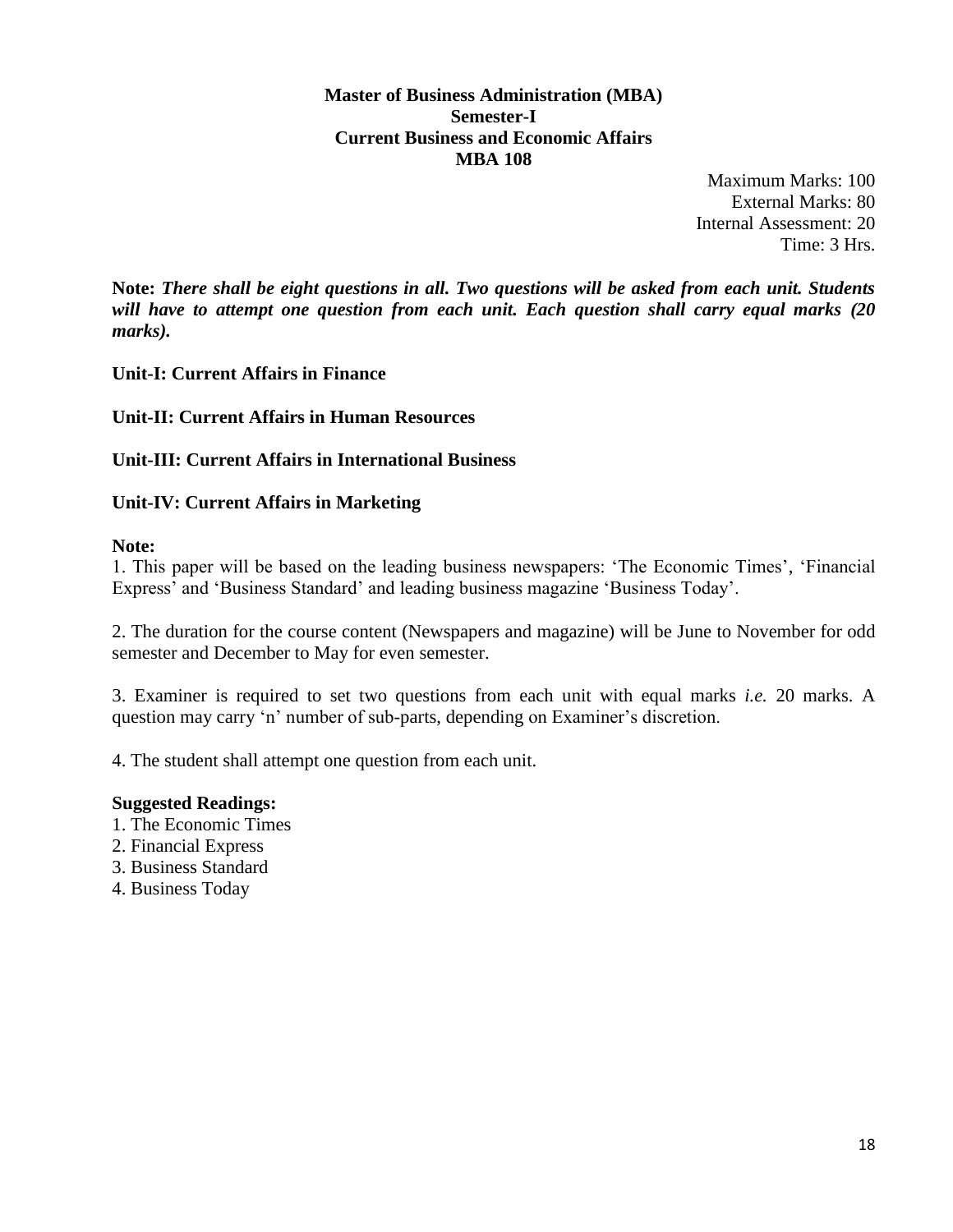**Master of Business Administration (MBA)**
**Semester-I**
**Current Business and Economic Affairs**
**MBA 108**

Maximum Marks: 100
External Marks: 80
Internal Assessment: 20
Time: 3 Hrs.

**Note:** ***There shall be eight questions in all. Two questions will be asked from each unit. Students will have to attempt one question from each unit. Each question shall carry equal marks (20 marks).***

**Unit-I: Current Affairs in Finance**

**Unit-II: Current Affairs in Human Resources**

**Unit-III: Current Affairs in International Business**

**Unit-IV: Current Affairs in Marketing**

**Note:**

1. This paper will be based on the leading business newspapers: 'The Economic Times', 'Financial Express' and 'Business Standard' and leading business magazine 'Business Today'.

2. The duration for the course content (Newspapers and magazine) will be June to November for odd semester and December to May for even semester.

3. Examiner is required to set two questions from each unit with equal marks *i.e.* 20 marks. A question may carry 'n' number of sub-parts, depending on Examiner's discretion.

4. The student shall attempt one question from each unit.

**Suggested Readings:**

1. The Economic Times
2. Financial Express
3. Business Standard
4. Business Today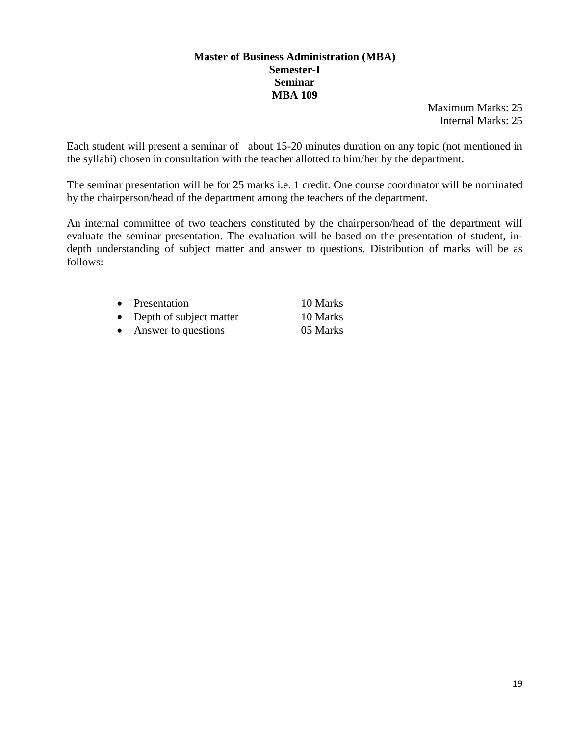**Master of Business Administration (MBA)**
**Semester-I**
**Seminar**
**MBA 109**

Maximum Marks: 25
Internal Marks: 25

Each student will present a seminar of about 15-20 minutes duration on any topic (not mentioned in the syllabi) chosen in consultation with the teacher allotted to him/her by the department.

The seminar presentation will be for 25 marks i.e. 1 credit. One course coordinator will be nominated by the chairperson/head of the department among the teachers of the department.

An internal committee of two teachers constituted by the chairperson/head of the department will evaluate the seminar presentation. The evaluation will be based on the presentation of student, in-depth understanding of subject matter and answer to questions. Distribution of marks will be as follows:

- Presentation 10 Marks
- Depth of subject matter 10 Marks
- Answer to questions 05 Marks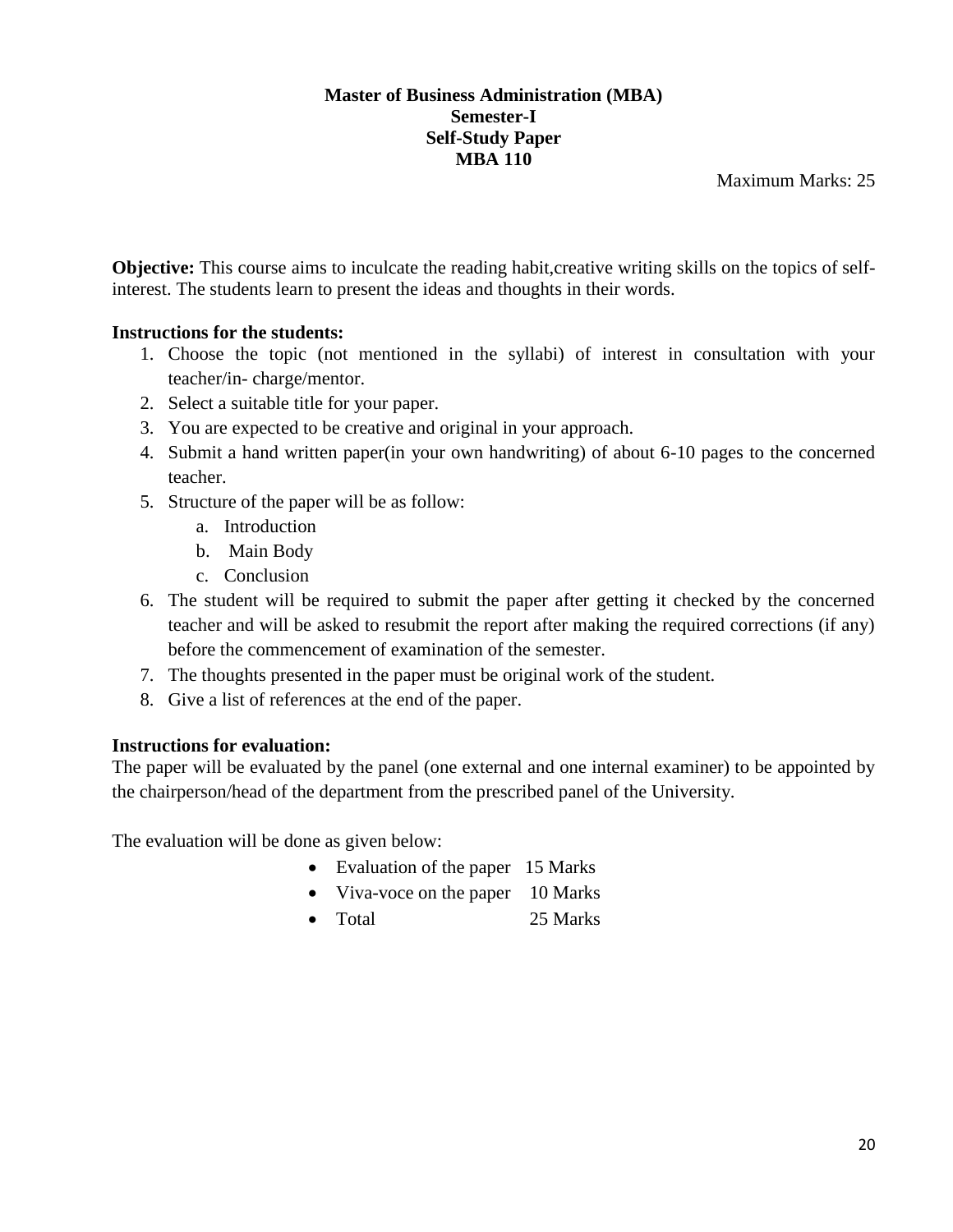**Master of Business Administration (MBA)**
**Semester-I**
**Self-Study Paper**
**MBA 110**

Maximum Marks: 25

**Objective:** This course aims to inculcate the reading habit,creative writing skills on the topics of self-interest. The students learn to present the ideas and thoughts in their words.

**Instructions for the students:**

1. Choose the topic (not mentioned in the syllabi) of interest in consultation with your teacher/in- charge/mentor.
2. Select a suitable title for your paper.
3. You are expected to be creative and original in your approach.
4. Submit a hand written paper(in your own handwriting) of about 6-10 pages to the concerned teacher.
5. Structure of the paper will be as follow:
   a. Introduction
   b. Main Body
   c. Conclusion
6. The student will be required to submit the paper after getting it checked by the concerned teacher and will be asked to resubmit the report after making the required corrections (if any) before the commencement of examination of the semester.
7. The thoughts presented in the paper must be original work of the student.
8. Give a list of references at the end of the paper.

**Instructions for evaluation:**

The paper will be evaluated by the panel (one external and one internal examiner) to be appointed by the chairperson/head of the department from the prescribed panel of the University.

The evaluation will be done as given below:

- Evaluation of the paper 15 Marks
- Viva-voce on the paper 10 Marks
- Total 25 Marks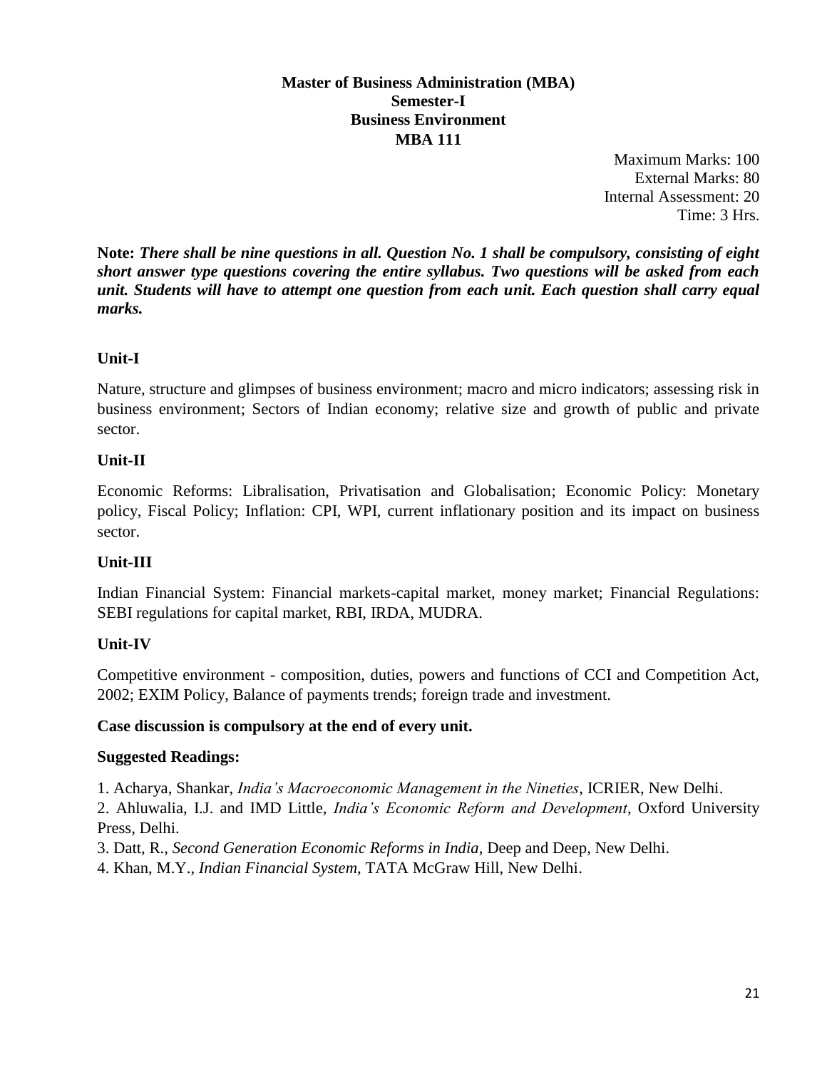# Master of Business Administration (MBA)
## Semester-I
## Business Environment
## MBA 111

Maximum Marks: 100
External Marks: 80
Internal Assessment: 20
Time: 3 Hrs.

**Note:** ***There shall be nine questions in all. Question No. 1 shall be compulsory, consisting of eight short answer type questions covering the entire syllabus. Two questions will be asked from each unit. Students will have to attempt one question from each unit. Each question shall carry equal marks.***

### Unit-I

Nature, structure and glimpses of business environment; macro and micro indicators; assessing risk in business environment; Sectors of Indian economy; relative size and growth of public and private sector.

### Unit-II

Economic Reforms: Libralisation, Privatisation and Globalisation; Economic Policy: Monetary policy, Fiscal Policy; Inflation: CPI, WPI, current inflationary position and its impact on business sector.

### Unit-III

Indian Financial System: Financial markets-capital market, money market; Financial Regulations: SEBI regulations for capital market, RBI, IRDA, MUDRA.

### Unit-IV

Competitive environment - composition, duties, powers and functions of CCI and Competition Act, 2002; EXIM Policy, Balance of payments trends; foreign trade and investment.

**Case discussion is compulsory at the end of every unit.**

**Suggested Readings:**

1. Acharya, Shankar, *India's Macroeconomic Management in the Nineties*, ICRIER, New Delhi.
2. Ahluwalia, I.J. and IMD Little, *India's Economic Reform and Development*, Oxford University Press, Delhi.
3. Datt, R., *Second Generation Economic Reforms in India*, Deep and Deep, New Delhi.
4. Khan, M.Y., *Indian Financial System*, TATA McGraw Hill, New Delhi.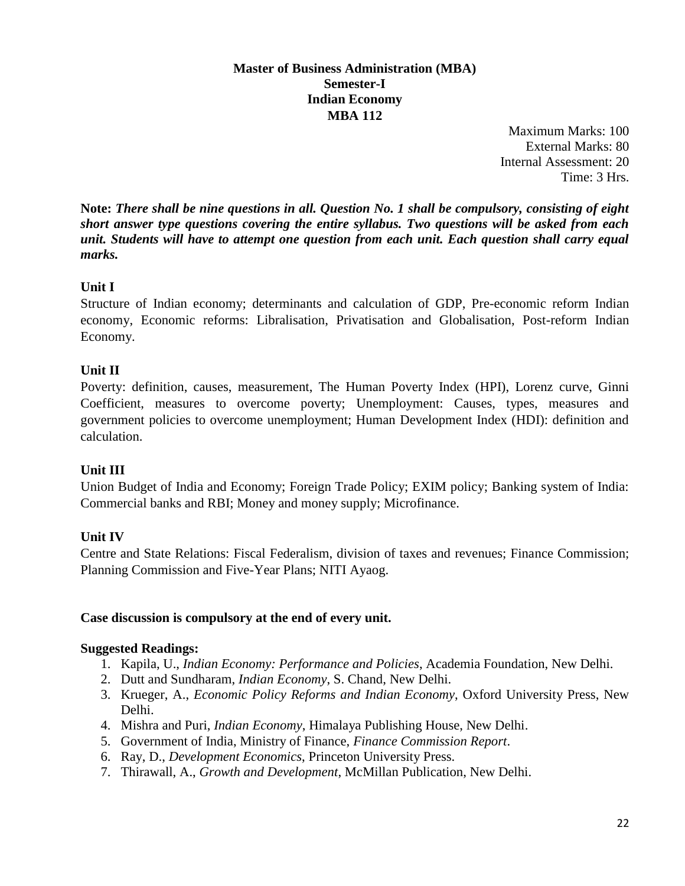**Master of Business Administration (MBA)**
**Semester-I**
**Indian Economy**
**MBA 112**

Maximum Marks: 100
External Marks: 80
Internal Assessment: 20
Time: 3 Hrs.

**Note:** ***There shall be nine questions in all. Question No. 1 shall be compulsory, consisting of eight short answer type questions covering the entire syllabus. Two questions will be asked from each unit. Students will have to attempt one question from each unit. Each question shall carry equal marks.***

**Unit I**

Structure of Indian economy; determinants and calculation of GDP, Pre-economic reform Indian economy, Economic reforms: Libralisation, Privatisation and Globalisation, Post-reform Indian Economy.

**Unit II**

Poverty: definition, causes, measurement, The Human Poverty Index (HPI), Lorenz curve, Ginni Coefficient, measures to overcome poverty; Unemployment: Causes, types, measures and government policies to overcome unemployment; Human Development Index (HDI): definition and calculation.

**Unit III**

Union Budget of India and Economy; Foreign Trade Policy; EXIM policy; Banking system of India: Commercial banks and RBI; Money and money supply; Microfinance.

**Unit IV**

Centre and State Relations: Fiscal Federalism, division of taxes and revenues; Finance Commission; Planning Commission and Five-Year Plans; NITI Ayaog.

**Case discussion is compulsory at the end of every unit.**

**Suggested Readings:**

1. Kapila, U., *Indian Economy: Performance and Policies*, Academia Foundation, New Delhi.
2. Dutt and Sundharam, *Indian Economy*, S. Chand, New Delhi.
3. Krueger, A., *Economic Policy Reforms and Indian Economy*, Oxford University Press, New Delhi.
4. Mishra and Puri, *Indian Economy*, Himalaya Publishing House, New Delhi.
5. Government of India, Ministry of Finance, *Finance Commission Report*.
6. Ray, D., *Development Economics*, Princeton University Press.
7. Thirawall, A., *Growth and Development*, McMillan Publication, New Delhi.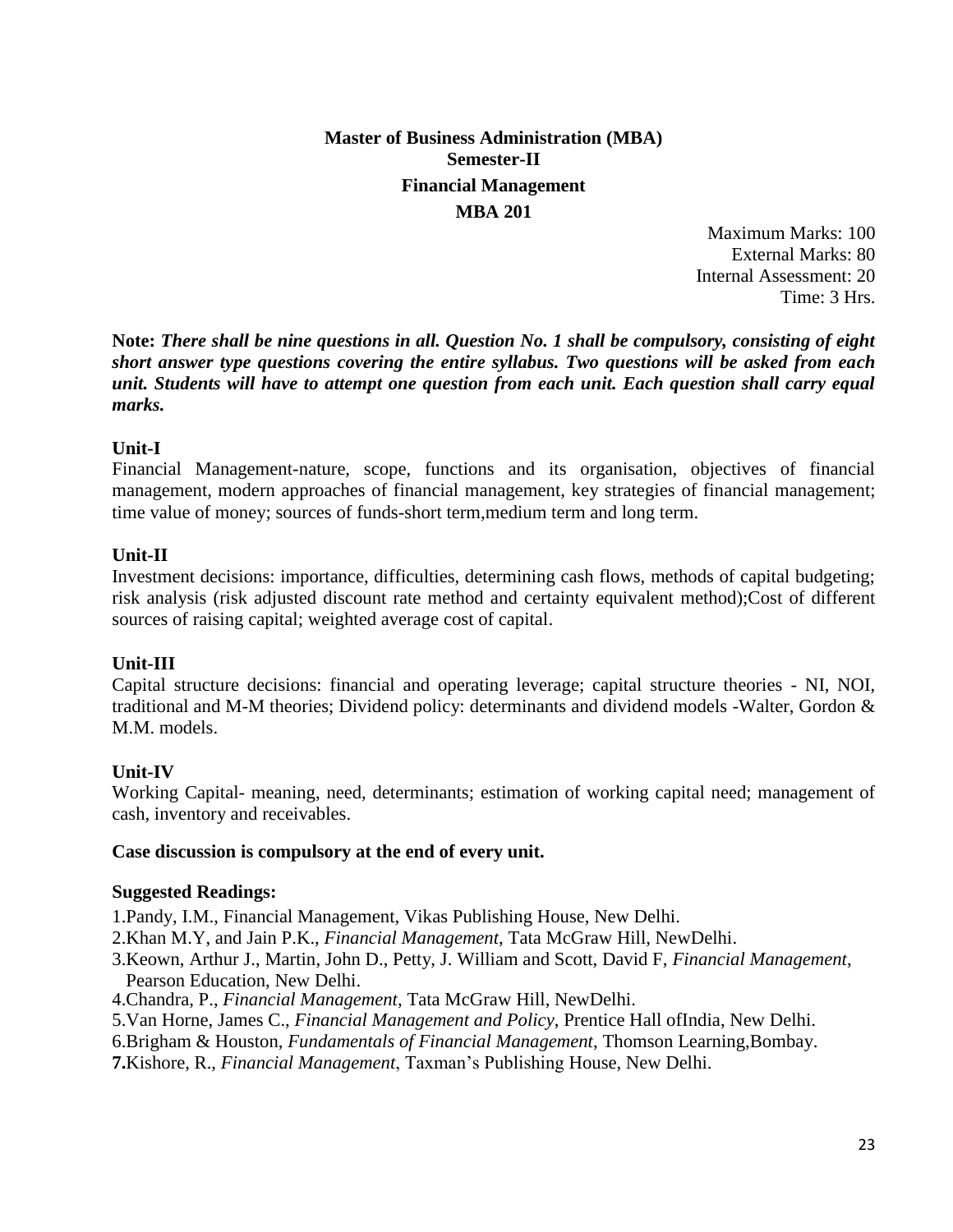# Master of Business Administration (MBA)

## Semester-II

## Financial Management

## MBA 201

Maximum Marks: 100
External Marks: 80
Internal Assessment: 20
Time: 3 Hrs.

**Note:** ***There shall be nine questions in all. Question No. 1 shall be compulsory, consisting of eight short answer type questions covering the entire syllabus. Two questions will be asked from each unit. Students will have to attempt one question from each unit. Each question shall carry equal marks.***

**Unit-I**

Financial Management-nature, scope, functions and its organisation, objectives of financial management, modern approaches of financial management, key strategies of financial management; time value of money; sources of funds-short term,medium term and long term.

**Unit-II**

Investment decisions: importance, difficulties, determining cash flows, methods of capital budgeting; risk analysis (risk adjusted discount rate method and certainty equivalent method);Cost of different sources of raising capital; weighted average cost of capital.

**Unit-III**

Capital structure decisions: financial and operating leverage; capital structure theories - NI, NOI, traditional and M-M theories; Dividend policy: determinants and dividend models -Walter, Gordon & M.M. models.

**Unit-IV**

Working Capital- meaning, need, determinants; estimation of working capital need; management of cash, inventory and receivables.

**Case discussion is compulsory at the end of every unit.**

**Suggested Readings:**

1.Pandy, I.M., Financial Management, Vikas Publishing House, New Delhi.
2.Khan M.Y, and Jain P.K., *Financial Management*, Tata McGraw Hill, NewDelhi.
3.Keown, Arthur J., Martin, John D., Petty, J. William and Scott, David F, *Financial Management*, Pearson Education, New Delhi.
4.Chandra, P., *Financial Management*, Tata McGraw Hill, NewDelhi.
5.Van Horne, James C., *Financial Management and Policy*, Prentice Hall ofIndia, New Delhi.
6.Brigham & Houston, *Fundamentals of Financial Management*, Thomson Learning,Bombay.
**7.**Kishore, R., *Financial Management*, Taxman's Publishing House, New Delhi.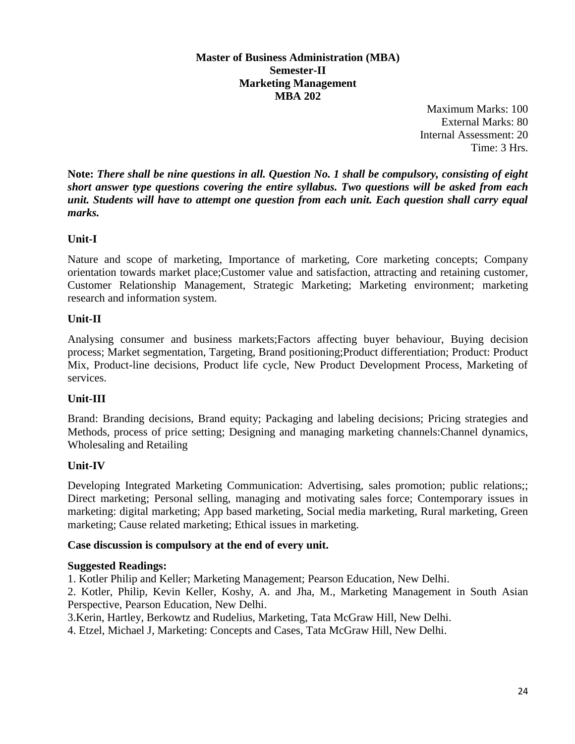**Master of Business Administration (MBA)**
**Semester-II**
**Marketing Management**
**MBA 202**

Maximum Marks: 100
External Marks: 80
Internal Assessment: 20
Time: 3 Hrs.

**Note:** ***There shall be nine questions in all. Question No. 1 shall be compulsory, consisting of eight short answer type questions covering the entire syllabus. Two questions will be asked from each unit. Students will have to attempt one question from each unit. Each question shall carry equal marks.***

## Unit-I

Nature and scope of marketing, Importance of marketing, Core marketing concepts; Company orientation towards market place;Customer value and satisfaction, attracting and retaining customer, Customer Relationship Management, Strategic Marketing; Marketing environment; marketing research and information system.

## Unit-II

Analysing consumer and business markets;Factors affecting buyer behaviour, Buying decision process; Market segmentation, Targeting, Brand positioning;Product differentiation; Product: Product Mix, Product-line decisions, Product life cycle, New Product Development Process, Marketing of services.

## Unit-III

Brand: Branding decisions, Brand equity; Packaging and labeling decisions; Pricing strategies and Methods, process of price setting; Designing and managing marketing channels:Channel dynamics, Wholesaling and Retailing

## Unit-IV

Developing Integrated Marketing Communication: Advertising, sales promotion; public relations;; Direct marketing; Personal selling, managing and motivating sales force; Contemporary issues in marketing: digital marketing; App based marketing, Social media marketing, Rural marketing, Green marketing; Cause related marketing; Ethical issues in marketing.

**Case discussion is compulsory at the end of every unit.**

**Suggested Readings:**

1. Kotler Philip and Keller; Marketing Management; Pearson Education, New Delhi.
2. Kotler, Philip, Kevin Keller, Koshy, A. and Jha, M., Marketing Management in South Asian Perspective, Pearson Education, New Delhi.
3. Kerin, Hartley, Berkowtz and Rudelius, Marketing, Tata McGraw Hill, New Delhi.
4. Etzel, Michael J, Marketing: Concepts and Cases, Tata McGraw Hill, New Delhi.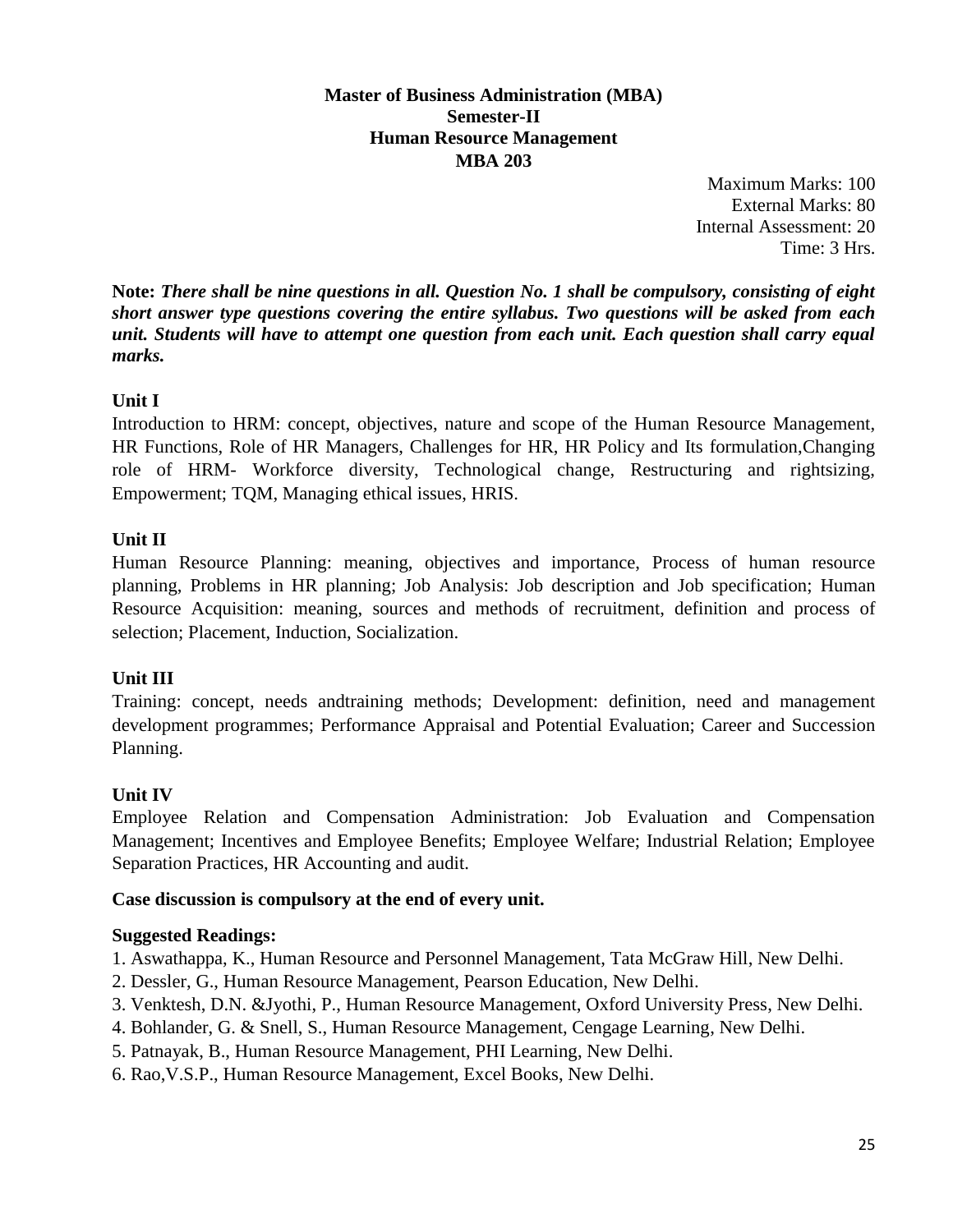**Master of Business Administration (MBA)**
**Semester-II**
**Human Resource Management**
**MBA 203**

Maximum Marks: 100
External Marks: 80
Internal Assessment: 20
Time: 3 Hrs.

**Note:** ***There shall be nine questions in all. Question No. 1 shall be compulsory, consisting of eight short answer type questions covering the entire syllabus. Two questions will be asked from each unit. Students will have to attempt one question from each unit. Each question shall carry equal marks.***

**Unit I**

Introduction to HRM: concept, objectives, nature and scope of the Human Resource Management, HR Functions, Role of HR Managers, Challenges for HR, HR Policy and Its formulation,Changing role of HRM- Workforce diversity, Technological change, Restructuring and rightsizing, Empowerment; TQM, Managing ethical issues, HRIS.

**Unit II**

Human Resource Planning: meaning, objectives and importance, Process of human resource planning, Problems in HR planning; Job Analysis: Job description and Job specification; Human Resource Acquisition: meaning, sources and methods of recruitment, definition and process of selection; Placement, Induction, Socialization.

**Unit III**

Training: concept, needs andtraining methods; Development: definition, need and management development programmes; Performance Appraisal and Potential Evaluation; Career and Succession Planning.

**Unit IV**

Employee Relation and Compensation Administration: Job Evaluation and Compensation Management; Incentives and Employee Benefits; Employee Welfare; Industrial Relation; Employee Separation Practices, HR Accounting and audit.

**Case discussion is compulsory at the end of every unit.**

**Suggested Readings:**

1. Aswathappa, K., Human Resource and Personnel Management, Tata McGraw Hill, New Delhi.
2. Dessler, G., Human Resource Management, Pearson Education, New Delhi.
3. Venktesh, D.N. &Jyothi, P., Human Resource Management, Oxford University Press, New Delhi.
4. Bohlander, G. & Snell, S., Human Resource Management, Cengage Learning, New Delhi.
5. Patnayak, B., Human Resource Management, PHI Learning, New Delhi.
6. Rao,V.S.P., Human Resource Management, Excel Books, New Delhi.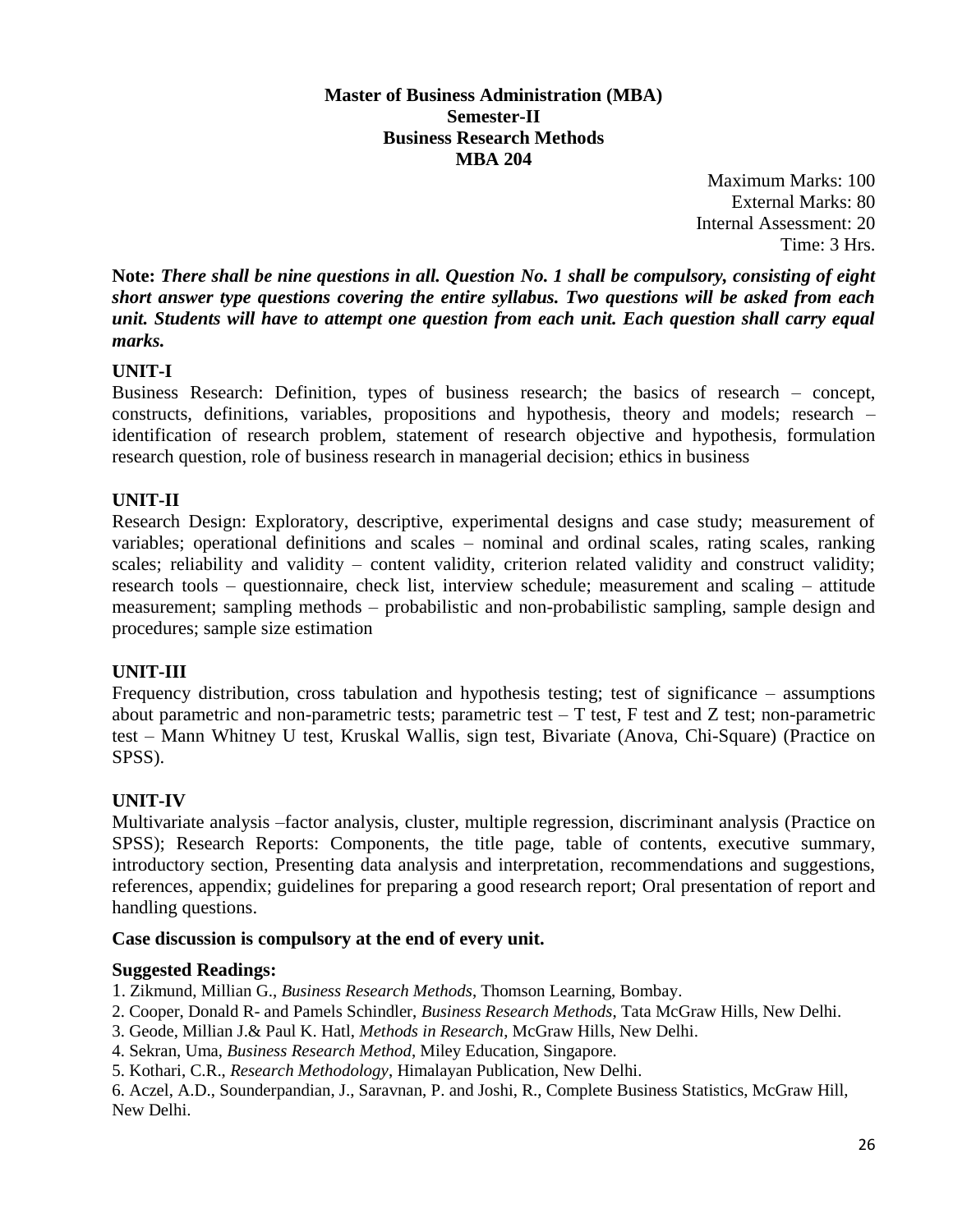**Master of Business Administration (MBA)**
**Semester-II**
**Business Research Methods**
**MBA 204**

Maximum Marks: 100
External Marks: 80
Internal Assessment: 20
Time: 3 Hrs.

**Note:** ***There shall be nine questions in all. Question No. 1 shall be compulsory, consisting of eight short answer type questions covering the entire syllabus. Two questions will be asked from each unit. Students will have to attempt one question from each unit. Each question shall carry equal marks.***

### UNIT-I

Business Research: Definition, types of business research; the basics of research – concept, constructs, definitions, variables, propositions and hypothesis, theory and models; research – identification of research problem, statement of research objective and hypothesis, formulation research question, role of business research in managerial decision; ethics in business

### UNIT-II

Research Design: Exploratory, descriptive, experimental designs and case study; measurement of variables; operational definitions and scales – nominal and ordinal scales, rating scales, ranking scales; reliability and validity – content validity, criterion related validity and construct validity; research tools – questionnaire, check list, interview schedule; measurement and scaling – attitude measurement; sampling methods – probabilistic and non-probabilistic sampling, sample design and procedures; sample size estimation

### UNIT-III

Frequency distribution, cross tabulation and hypothesis testing; test of significance – assumptions about parametric and non-parametric tests; parametric test – T test, F test and Z test; non-parametric test – Mann Whitney U test, Kruskal Wallis, sign test, Bivariate (Anova, Chi-Square) (Practice on SPSS).

### UNIT-IV

Multivariate analysis –factor analysis, cluster, multiple regression, discriminant analysis (Practice on SPSS); Research Reports: Components, the title page, table of contents, executive summary, introductory section, Presenting data analysis and interpretation, recommendations and suggestions, references, appendix; guidelines for preparing a good research report; Oral presentation of report and handling questions.

**Case discussion is compulsory at the end of every unit.**

**Suggested Readings:**

1. Zikmund, Millian G., *Business Research Methods*, Thomson Learning, Bombay.
2. Cooper, Donald R- and Pamels Schindler, *Business Research Methods*, Tata McGraw Hills, New Delhi.
3. Geode, Millian J.& Paul K. Hatl, *Methods in Research*, McGraw Hills, New Delhi.
4. Sekran, Uma, *Business Research Method*, Miley Education, Singapore.
5. Kothari, C.R., *Research Methodology*, Himalayan Publication, New Delhi.
6. Aczel, A.D., Sounderpandian, J., Saravnan, P. and Joshi, R., Complete Business Statistics, McGraw Hill, New Delhi.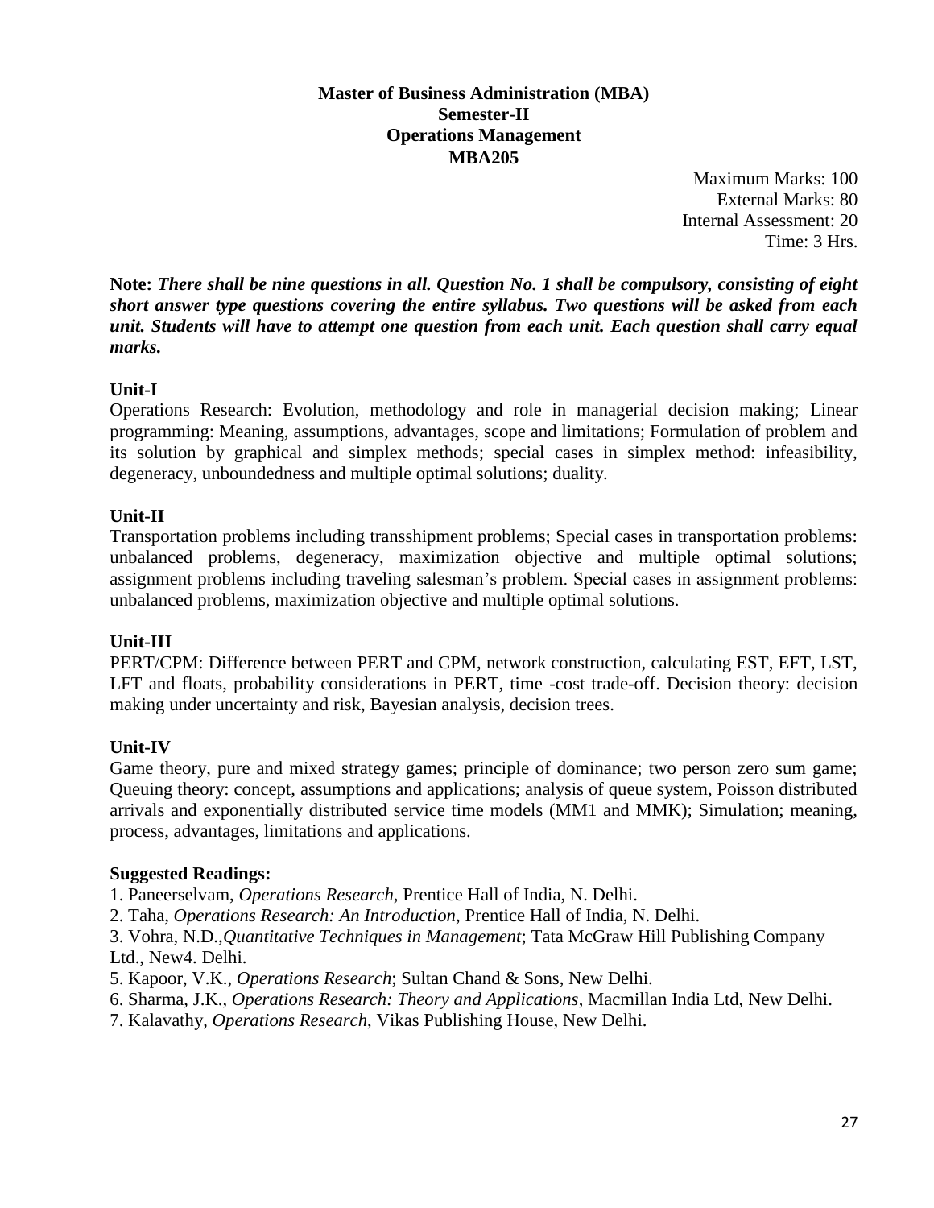**Master of Business Administration (MBA)**
**Semester-II**
**Operations Management**
**MBA205**

Maximum Marks: 100
External Marks: 80
Internal Assessment: 20
Time: 3 Hrs.

**Note:** ***There shall be nine questions in all. Question No. 1 shall be compulsory, consisting of eight short answer type questions covering the entire syllabus. Two questions will be asked from each unit. Students will have to attempt one question from each unit. Each question shall carry equal marks.***

### Unit-I

Operations Research: Evolution, methodology and role in managerial decision making; Linear programming: Meaning, assumptions, advantages, scope and limitations; Formulation of problem and its solution by graphical and simplex methods; special cases in simplex method: infeasibility, degeneracy, unboundedness and multiple optimal solutions; duality.

### Unit-II

Transportation problems including transshipment problems; Special cases in transportation problems: unbalanced problems, degeneracy, maximization objective and multiple optimal solutions; assignment problems including traveling salesman's problem. Special cases in assignment problems: unbalanced problems, maximization objective and multiple optimal solutions.

### Unit-III

PERT/CPM: Difference between PERT and CPM, network construction, calculating EST, EFT, LST, LFT and floats, probability considerations in PERT, time -cost trade-off. Decision theory: decision making under uncertainty and risk, Bayesian analysis, decision trees.

### Unit-IV

Game theory, pure and mixed strategy games; principle of dominance; two person zero sum game; Queuing theory: concept, assumptions and applications; analysis of queue system, Poisson distributed arrivals and exponentially distributed service time models (MM1 and MMK); Simulation; meaning, process, advantages, limitations and applications.

### Suggested Readings:

1. Paneerselvam, *Operations Research*, Prentice Hall of India, N. Delhi.
2. Taha, *Operations Research: An Introduction*, Prentice Hall of India, N. Delhi.
3. Vohra, N.D.,*Quantitative Techniques in Management*; Tata McGraw Hill Publishing Company Ltd., New4. Delhi.
5. Kapoor, V.K., *Operations Research*; Sultan Chand & Sons, New Delhi.
6. Sharma, J.K., *Operations Research: Theory and Applications*, Macmillan India Ltd, New Delhi.
7. Kalavathy, *Operations Research*, Vikas Publishing House, New Delhi.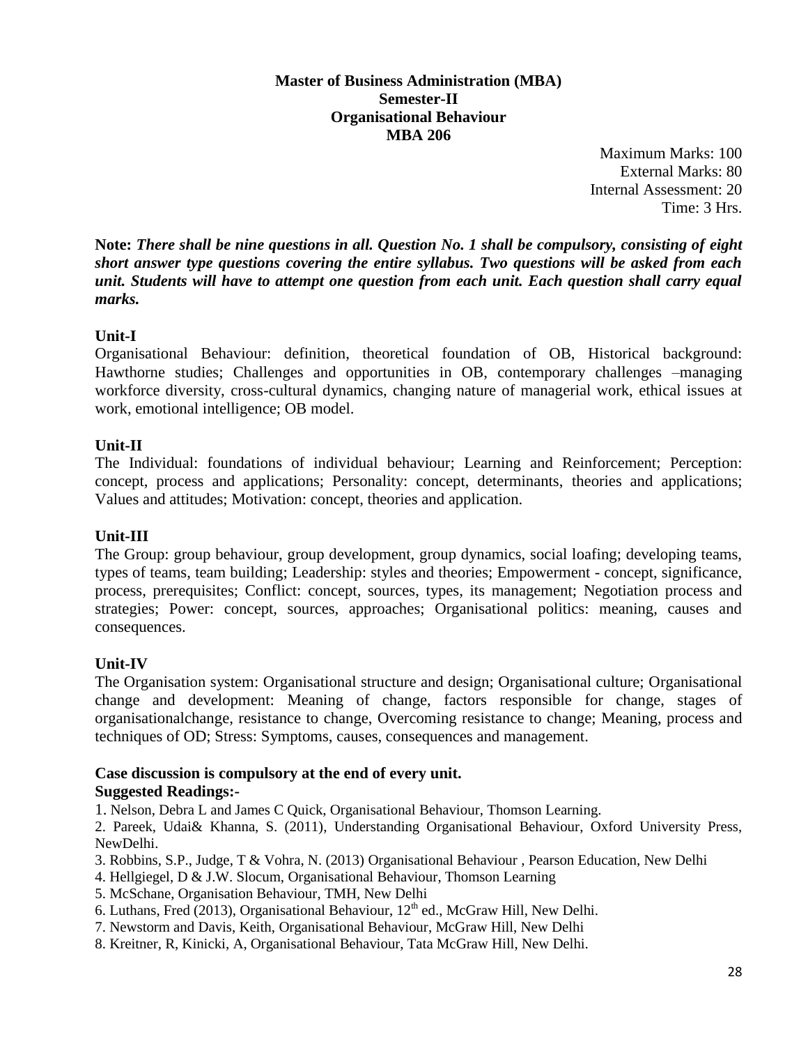**Master of Business Administration (MBA)**
**Semester-II**
**Organisational Behaviour**
**MBA 206**

Maximum Marks: 100
External Marks: 80
Internal Assessment: 20
Time: 3 Hrs.

**Note:** ***There shall be nine questions in all. Question No. 1 shall be compulsory, consisting of eight short answer type questions covering the entire syllabus. Two questions will be asked from each unit. Students will have to attempt one question from each unit. Each question shall carry equal marks.***

**Unit-I**

Organisational Behaviour: definition, theoretical foundation of OB, Historical background: Hawthorne studies; Challenges and opportunities in OB, contemporary challenges –managing workforce diversity, cross-cultural dynamics, changing nature of managerial work, ethical issues at work, emotional intelligence; OB model.

**Unit-II**

The Individual: foundations of individual behaviour; Learning and Reinforcement; Perception: concept, process and applications; Personality: concept, determinants, theories and applications; Values and attitudes; Motivation: concept, theories and application.

**Unit-III**

The Group: group behaviour, group development, group dynamics, social loafing; developing teams, types of teams, team building; Leadership: styles and theories; Empowerment - concept, significance, process, prerequisites; Conflict: concept, sources, types, its management; Negotiation process and strategies; Power: concept, sources, approaches; Organisational politics: meaning, causes and consequences.

**Unit-IV**

The Organisation system: Organisational structure and design; Organisational culture; Organisational change and development: Meaning of change, factors responsible for change, stages of organisationalchange, resistance to change, Overcoming resistance to change; Meaning, process and techniques of OD; Stress: Symptoms, causes, consequences and management.

**Case discussion is compulsory at the end of every unit.**

**Suggested Readings:-**

1. Nelson, Debra L and James C Quick, Organisational Behaviour, Thomson Learning.
2. Pareek, Udai& Khanna, S. (2011), Understanding Organisational Behaviour, Oxford University Press, NewDelhi.
3. Robbins, S.P., Judge, T & Vohra, N. (2013) Organisational Behaviour , Pearson Education, New Delhi
4. Hellgiegel, D & J.W. Slocum, Organisational Behaviour, Thomson Learning
5. McSchane, Organisation Behaviour, TMH, New Delhi
6. Luthans, Fred (2013), Organisational Behaviour, 12th ed., McGraw Hill, New Delhi.
7. Newstorm and Davis, Keith, Organisational Behaviour, McGraw Hill, New Delhi
8. Kreitner, R, Kinicki, A, Organisational Behaviour, Tata McGraw Hill, New Delhi.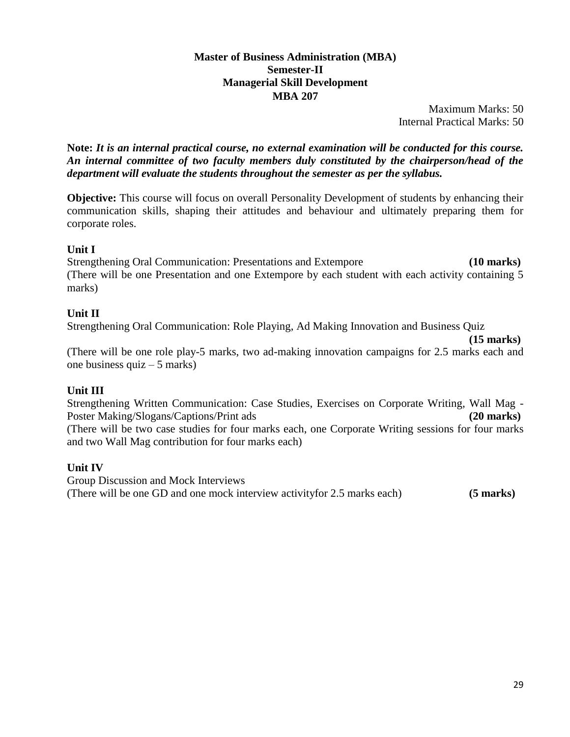**Master of Business Administration (MBA)**
**Semester-II**
**Managerial Skill Development**
**MBA 207**

Maximum Marks: 50
Internal Practical Marks: 50

**Note:** ***It is an internal practical course, no external examination will be conducted for this course. An internal committee of two faculty members duly constituted by the chairperson/head of the department will evaluate the students throughout the semester as per the syllabus.***

**Objective:** This course will focus on overall Personality Development of students by enhancing their communication skills, shaping their attitudes and behaviour and ultimately preparing them for corporate roles.

**Unit I**

Strengthening Oral Communication: Presentations and Extempore **(10 marks)**
(There will be one Presentation and one Extempore by each student with each activity containing 5 marks)

**Unit II**

Strengthening Oral Communication: Role Playing, Ad Making Innovation and Business Quiz **(15 marks)**
(There will be one role play-5 marks, two ad-making innovation campaigns for 2.5 marks each and one business quiz – 5 marks)

**Unit III**

Strengthening Written Communication: Case Studies, Exercises on Corporate Writing, Wall Mag - Poster Making/Slogans/Captions/Print ads **(20 marks)**
(There will be two case studies for four marks each, one Corporate Writing sessions for four marks and two Wall Mag contribution for four marks each)

**Unit IV**

Group Discussion and Mock Interviews
(There will be one GD and one mock interview activityfor 2.5 marks each) **(5 marks)**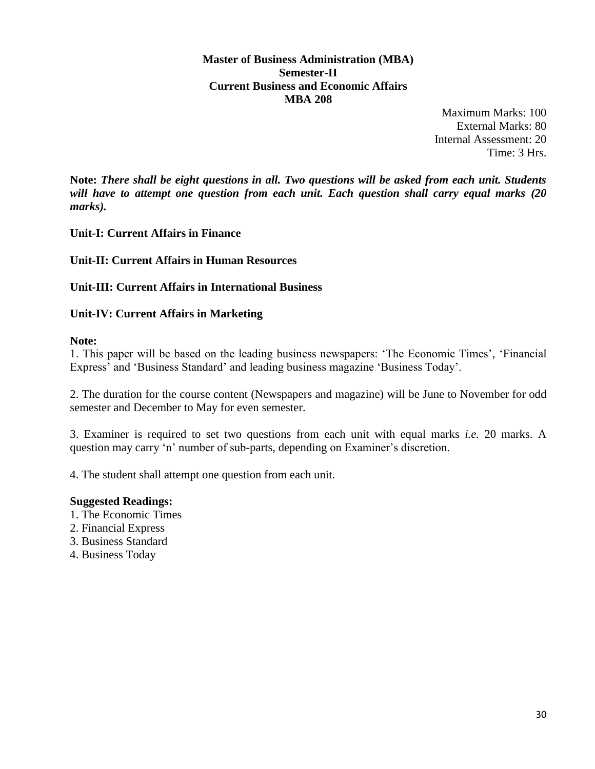**Master of Business Administration (MBA)**
**Semester-II**
**Current Business and Economic Affairs**
**MBA 208**

Maximum Marks: 100
External Marks: 80
Internal Assessment: 20
Time: 3 Hrs.

**Note:** ***There shall be eight questions in all. Two questions will be asked from each unit. Students will have to attempt one question from each unit. Each question shall carry equal marks (20 marks).***

**Unit-I: Current Affairs in Finance**

**Unit-II: Current Affairs in Human Resources**

**Unit-III: Current Affairs in International Business**

**Unit-IV: Current Affairs in Marketing**

**Note:**

1. This paper will be based on the leading business newspapers: 'The Economic Times', 'Financial Express' and 'Business Standard' and leading business magazine 'Business Today'.

2. The duration for the course content (Newspapers and magazine) will be June to November for odd semester and December to May for even semester.

3. Examiner is required to set two questions from each unit with equal marks *i.e.* 20 marks. A question may carry 'n' number of sub-parts, depending on Examiner's discretion.

4. The student shall attempt one question from each unit.

**Suggested Readings:**

1. The Economic Times
2. Financial Express
3. Business Standard
4. Business Today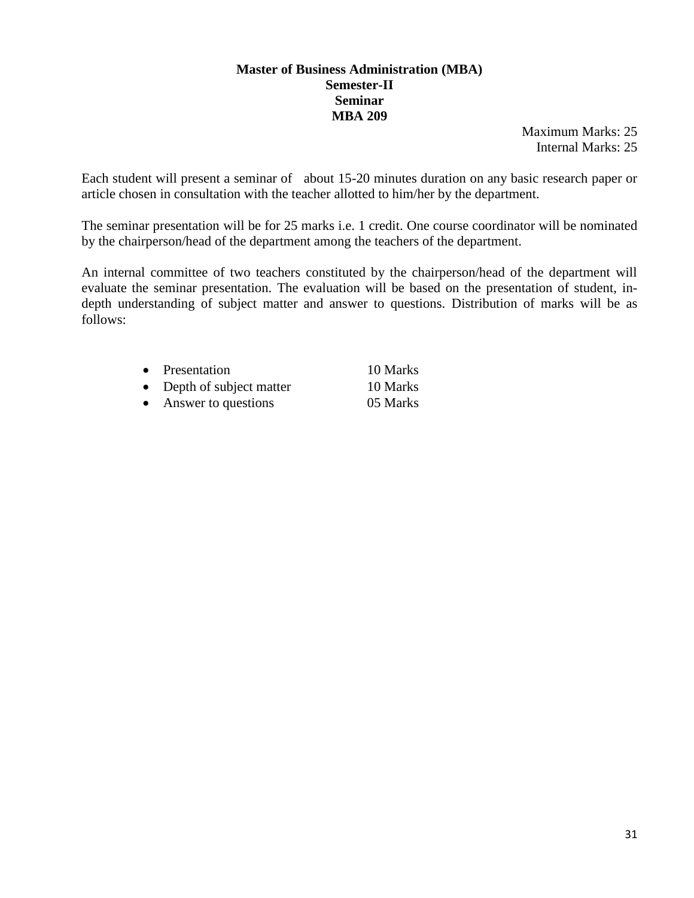**Master of Business Administration (MBA)**
**Semester-II**
**Seminar**
**MBA 209**

Maximum Marks: 25
Internal Marks: 25

Each student will present a seminar of about 15-20 minutes duration on any basic research paper or article chosen in consultation with the teacher allotted to him/her by the department.

The seminar presentation will be for 25 marks i.e. 1 credit. One course coordinator will be nominated by the chairperson/head of the department among the teachers of the department.

An internal committee of two teachers constituted by the chairperson/head of the department will evaluate the seminar presentation. The evaluation will be based on the presentation of student, in-depth understanding of subject matter and answer to questions. Distribution of marks will be as follows:

- Presentation 10 Marks
- Depth of subject matter 10 Marks
- Answer to questions 05 Marks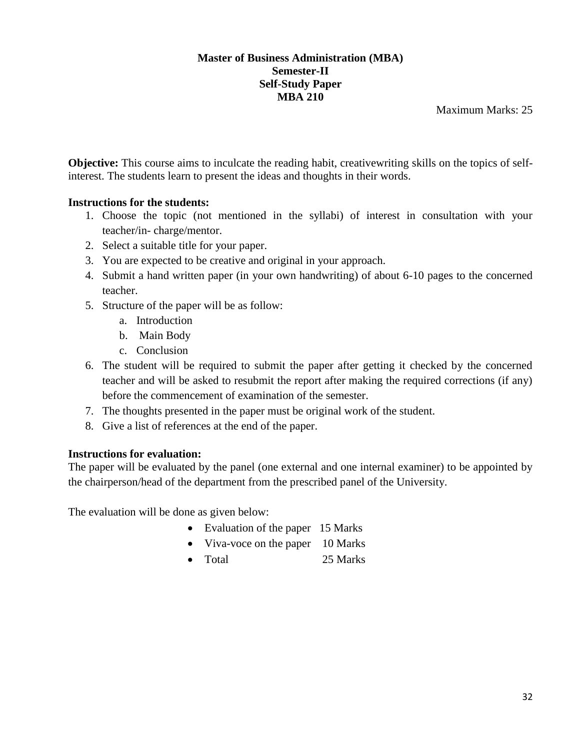**Master of Business Administration (MBA)**
**Semester-II**
**Self-Study Paper**
**MBA 210**

Maximum Marks: 25

**Objective:** This course aims to inculcate the reading habit, creativewriting skills on the topics of self-interest. The students learn to present the ideas and thoughts in their words.

**Instructions for the students:**

1. Choose the topic (not mentioned in the syllabi) of interest in consultation with your teacher/in- charge/mentor.
2. Select a suitable title for your paper.
3. You are expected to be creative and original in your approach.
4. Submit a hand written paper (in your own handwriting) of about 6-10 pages to the concerned teacher.
5. Structure of the paper will be as follow:
   a. Introduction
   b. Main Body
   c. Conclusion
6. The student will be required to submit the paper after getting it checked by the concerned teacher and will be asked to resubmit the report after making the required corrections (if any) before the commencement of examination of the semester.
7. The thoughts presented in the paper must be original work of the student.
8. Give a list of references at the end of the paper.

**Instructions for evaluation:**

The paper will be evaluated by the panel (one external and one internal examiner) to be appointed by the chairperson/head of the department from the prescribed panel of the University.

The evaluation will be done as given below:

- Evaluation of the paper 15 Marks
- Viva-voce on the paper 10 Marks
- Total 25 Marks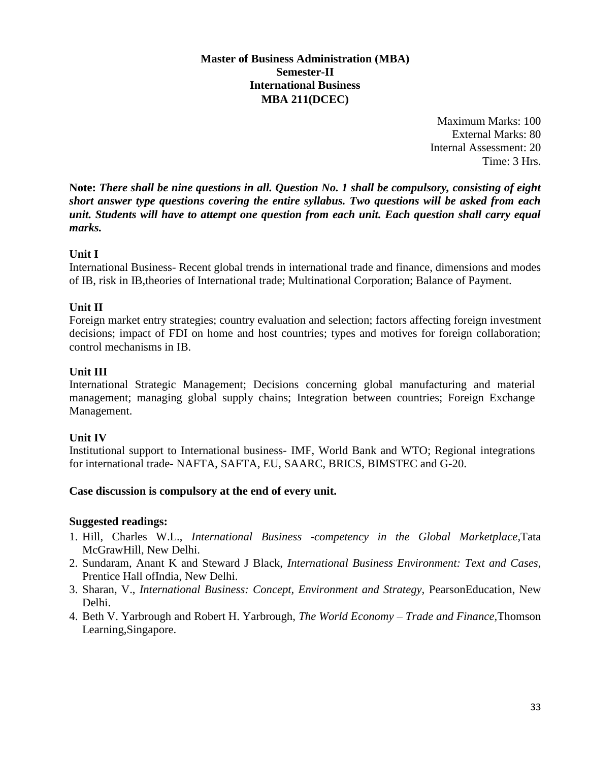# Master of Business Administration (MBA)
## Semester-II
## International Business
## MBA 211(DCEC)

Maximum Marks: 100
External Marks: 80
Internal Assessment: 20
Time: 3 Hrs.

**Note:** ***There shall be nine questions in all. Question No. 1 shall be compulsory, consisting of eight short answer type questions covering the entire syllabus. Two questions will be asked from each unit. Students will have to attempt one question from each unit. Each question shall carry equal marks.***

### Unit I

International Business- Recent global trends in international trade and finance, dimensions and modes of IB, risk in IB,theories of International trade; Multinational Corporation; Balance of Payment.

### Unit II

Foreign market entry strategies; country evaluation and selection; factors affecting foreign investment decisions; impact of FDI on home and host countries; types and motives for foreign collaboration; control mechanisms in IB.

### Unit III

International Strategic Management; Decisions concerning global manufacturing and material management; managing global supply chains; Integration between countries; Foreign Exchange Management.

### Unit IV

Institutional support to International business- IMF, World Bank and WTO; Regional integrations for international trade- NAFTA, SAFTA, EU, SAARC, BRICS, BIMSTEC and G-20.

**Case discussion is compulsory at the end of every unit.**

### Suggested readings:

1. Hill, Charles W.L., *International Business -competency in the Global Marketplace*,Tata McGrawHill, New Delhi.
2. Sundaram, Anant K and Steward J Black, *International Business Environment: Text and Cases*, Prentice Hall ofIndia, New Delhi.
3. Sharan, V., *International Business: Concept, Environment and Strategy,* PearsonEducation, New Delhi.
4. Beth V. Yarbrough and Robert H. Yarbrough, *The World Economy – Trade and Finance,*Thomson Learning,Singapore.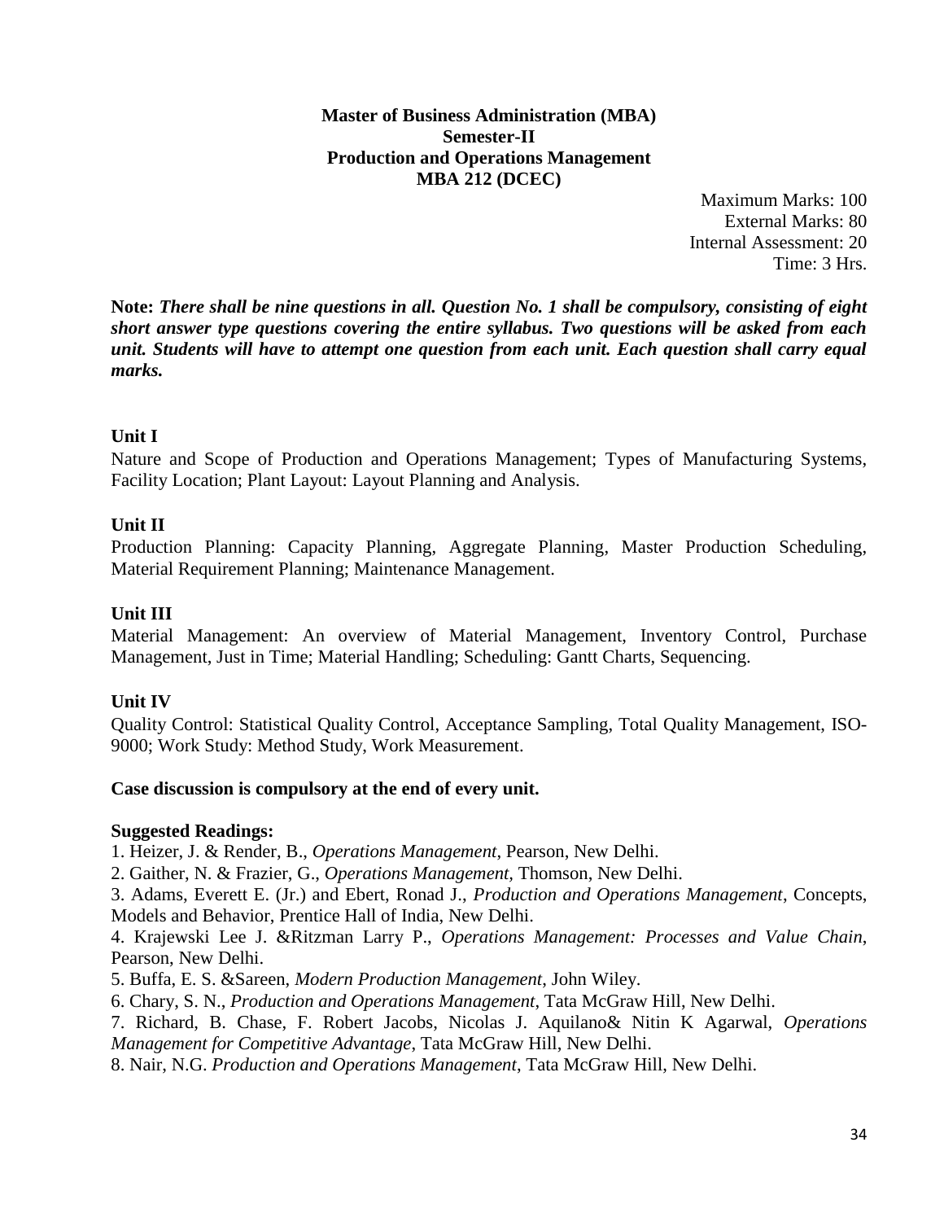**Master of Business Administration (MBA)**
**Semester-II**
**Production and Operations Management**
**MBA 212 (DCEC)**

Maximum Marks: 100
External Marks: 80
Internal Assessment: 20
Time: 3 Hrs.

**Note:** ***There shall be nine questions in all. Question No. 1 shall be compulsory, consisting of eight short answer type questions covering the entire syllabus. Two questions will be asked from each unit. Students will have to attempt one question from each unit. Each question shall carry equal marks.***

**Unit I**

Nature and Scope of Production and Operations Management; Types of Manufacturing Systems, Facility Location; Plant Layout: Layout Planning and Analysis.

**Unit II**

Production Planning: Capacity Planning, Aggregate Planning, Master Production Scheduling, Material Requirement Planning; Maintenance Management.

**Unit III**

Material Management: An overview of Material Management, Inventory Control, Purchase Management, Just in Time; Material Handling; Scheduling: Gantt Charts, Sequencing.

**Unit IV**

Quality Control: Statistical Quality Control, Acceptance Sampling, Total Quality Management, ISO-9000; Work Study: Method Study, Work Measurement.

**Case discussion is compulsory at the end of every unit.**

**Suggested Readings:**

1. Heizer, J. & Render, B., *Operations Management*, Pearson, New Delhi.
2. Gaither, N. & Frazier, G., *Operations Management*, Thomson, New Delhi.
3. Adams, Everett E. (Jr.) and Ebert, Ronad J., *Production and Operations Management*, Concepts, Models and Behavior, Prentice Hall of India, New Delhi.
4. Krajewski Lee J. &Ritzman Larry P., *Operations Management: Processes and Value Chain*, Pearson, New Delhi.
5. Buffa, E. S. &Sareen, *Modern Production Management*, John Wiley.
6. Chary, S. N., *Production and Operations Management*, Tata McGraw Hill, New Delhi.
7. Richard, B. Chase, F. Robert Jacobs, Nicolas J. Aquilano& Nitin K Agarwal, *Operations Management for Competitive Advantage*, Tata McGraw Hill, New Delhi.
8. Nair, N.G. *Production and Operations Management*, Tata McGraw Hill, New Delhi.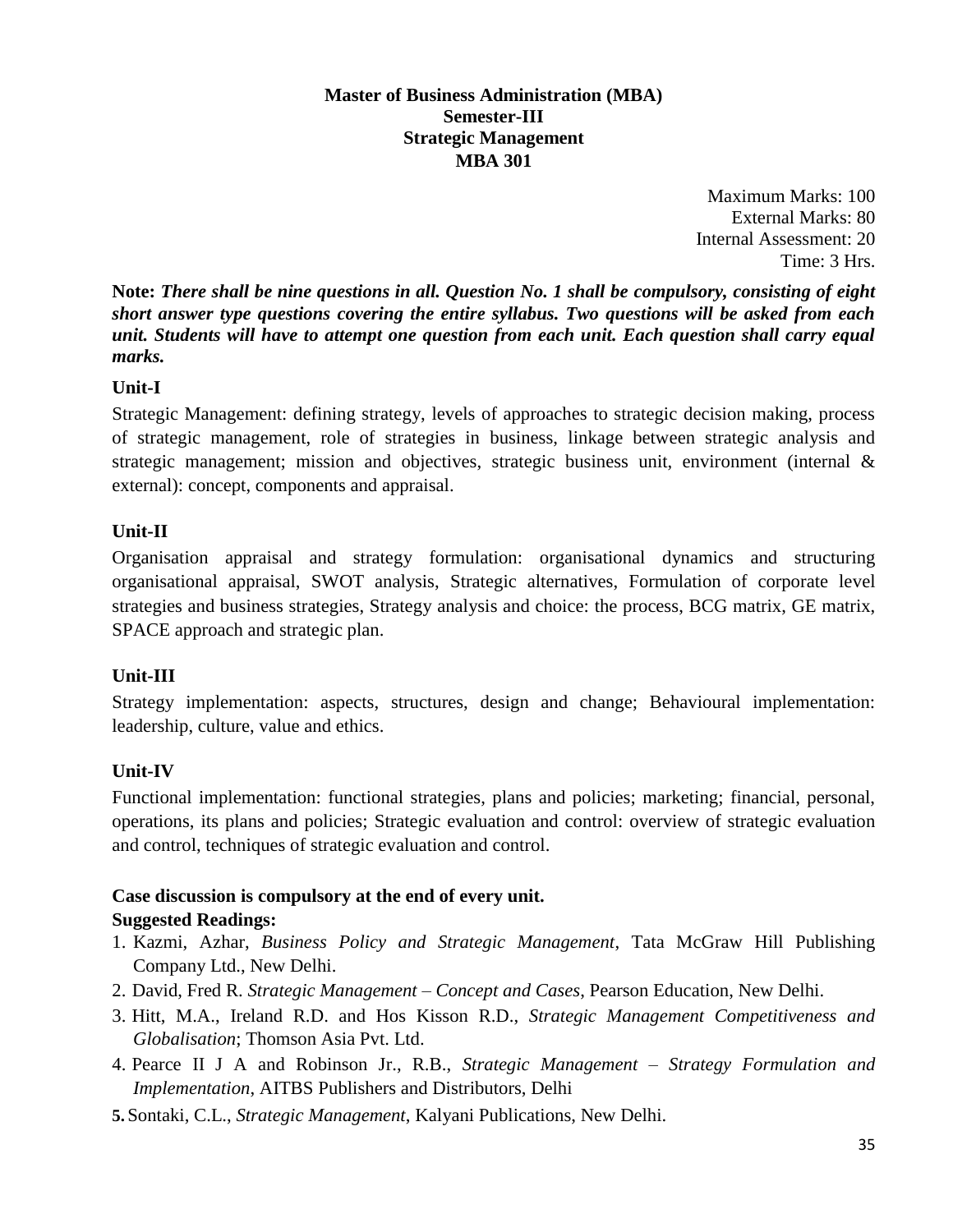**Master of Business Administration (MBA)**
**Semester-III**
**Strategic Management**
**MBA 301**

Maximum Marks: 100
External Marks: 80
Internal Assessment: 20
Time: 3 Hrs.

**Note:** ***There shall be nine questions in all. Question No. 1 shall be compulsory, consisting of eight short answer type questions covering the entire syllabus. Two questions will be asked from each unit. Students will have to attempt one question from each unit. Each question shall carry equal marks.***

**Unit-I**

Strategic Management: defining strategy, levels of approaches to strategic decision making, process of strategic management, role of strategies in business, linkage between strategic analysis and strategic management; mission and objectives, strategic business unit, environment (internal & external): concept, components and appraisal.

**Unit-II**

Organisation appraisal and strategy formulation: organisational dynamics and structuring organisational appraisal, SWOT analysis, Strategic alternatives, Formulation of corporate level strategies and business strategies, Strategy analysis and choice: the process, BCG matrix, GE matrix, SPACE approach and strategic plan.

**Unit-III**

Strategy implementation: aspects, structures, design and change; Behavioural implementation: leadership, culture, value and ethics.

**Unit-IV**

Functional implementation: functional strategies, plans and policies; marketing; financial, personal, operations, its plans and policies; Strategic evaluation and control: overview of strategic evaluation and control, techniques of strategic evaluation and control.

**Case discussion is compulsory at the end of every unit.**

**Suggested Readings:**

1. Kazmi, Azhar, *Business Policy and Strategic Management*, Tata McGraw Hill Publishing Company Ltd., New Delhi.
2. David, Fred R. *Strategic Management – Concept and Cases*, Pearson Education, New Delhi.
3. Hitt, M.A., Ireland R.D. and Hos Kisson R.D., *Strategic Management Competitiveness and Globalisation*; Thomson Asia Pvt. Ltd.
4. Pearce II J A and Robinson Jr., R.B., *Strategic Management – Strategy Formulation and Implementation*, AITBS Publishers and Distributors, Delhi
5. Sontaki, C.L., *Strategic Management*, Kalyani Publications, New Delhi.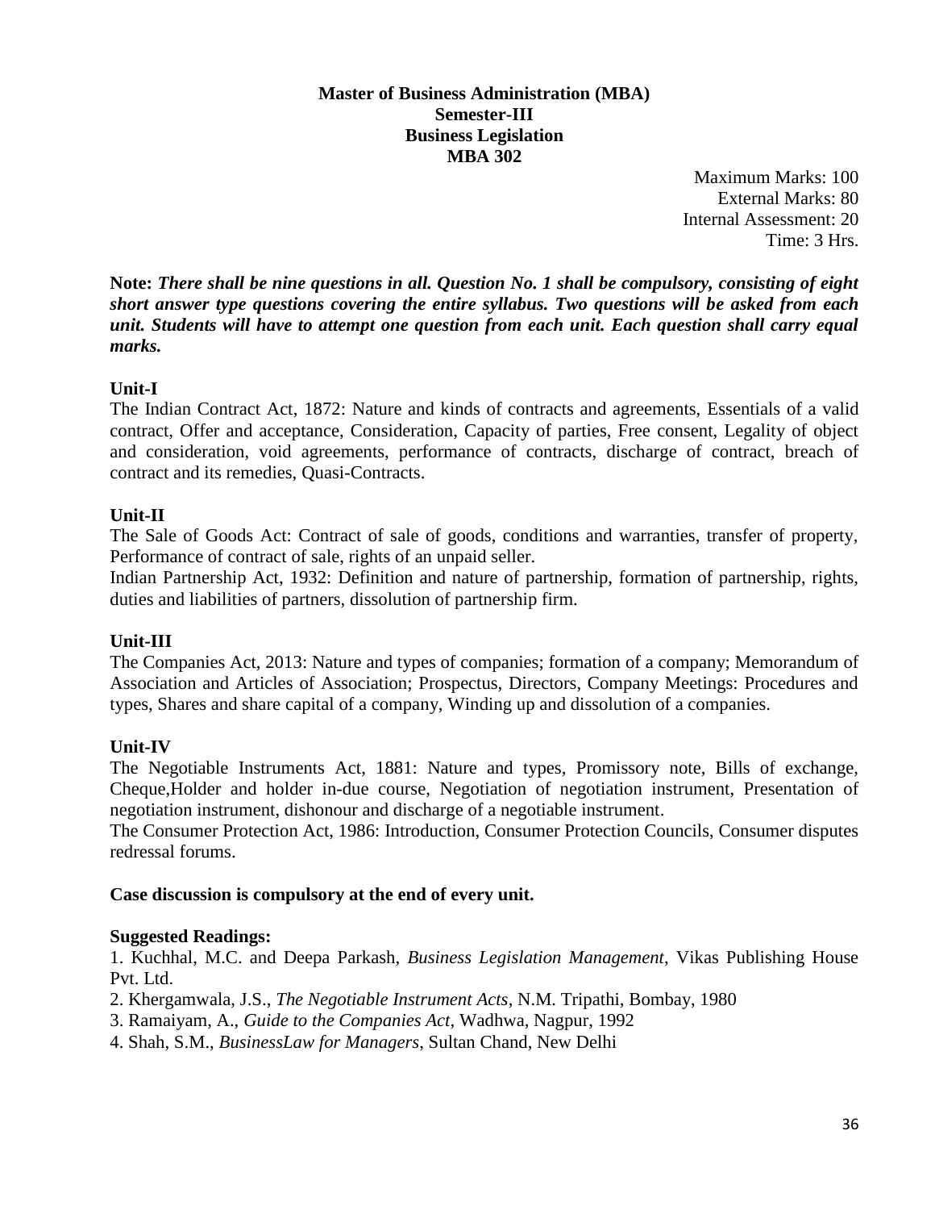**Master of Business Administration (MBA)**
**Semester-III**
**Business Legislation**
**MBA 302**

Maximum Marks: 100
External Marks: 80
Internal Assessment: 20
Time: 3 Hrs.

**Note:** ***There shall be nine questions in all. Question No. 1 shall be compulsory, consisting of eight short answer type questions covering the entire syllabus. Two questions will be asked from each unit. Students will have to attempt one question from each unit. Each question shall carry equal marks.***

**Unit-I**

The Indian Contract Act, 1872: Nature and kinds of contracts and agreements, Essentials of a valid contract, Offer and acceptance, Consideration, Capacity of parties, Free consent, Legality of object and consideration, void agreements, performance of contracts, discharge of contract, breach of contract and its remedies, Quasi-Contracts.

**Unit-II**

The Sale of Goods Act: Contract of sale of goods, conditions and warranties, transfer of property, Performance of contract of sale, rights of an unpaid seller.

Indian Partnership Act, 1932: Definition and nature of partnership, formation of partnership, rights, duties and liabilities of partners, dissolution of partnership firm.

**Unit-III**

The Companies Act, 2013: Nature and types of companies; formation of a company; Memorandum of Association and Articles of Association; Prospectus, Directors, Company Meetings: Procedures and types, Shares and share capital of a company, Winding up and dissolution of a companies.

**Unit-IV**

The Negotiable Instruments Act, 1881: Nature and types, Promissory note, Bills of exchange, Cheque,Holder and holder in-due course, Negotiation of negotiation instrument, Presentation of negotiation instrument, dishonour and discharge of a negotiable instrument.

The Consumer Protection Act, 1986: Introduction, Consumer Protection Councils, Consumer disputes redressal forums.

**Case discussion is compulsory at the end of every unit.**

**Suggested Readings:**

1. Kuchhal, M.C. and Deepa Parkash, *Business Legislation Management*, Vikas Publishing House Pvt. Ltd.
2. Khergamwala, J.S., *The Negotiable Instrument Acts*, N.M. Tripathi, Bombay, 1980
3. Ramaiyam, A., *Guide to the Companies Act*, Wadhwa, Nagpur, 1992
4. Shah, S.M., *BusinessLaw for Managers*, Sultan Chand, New Delhi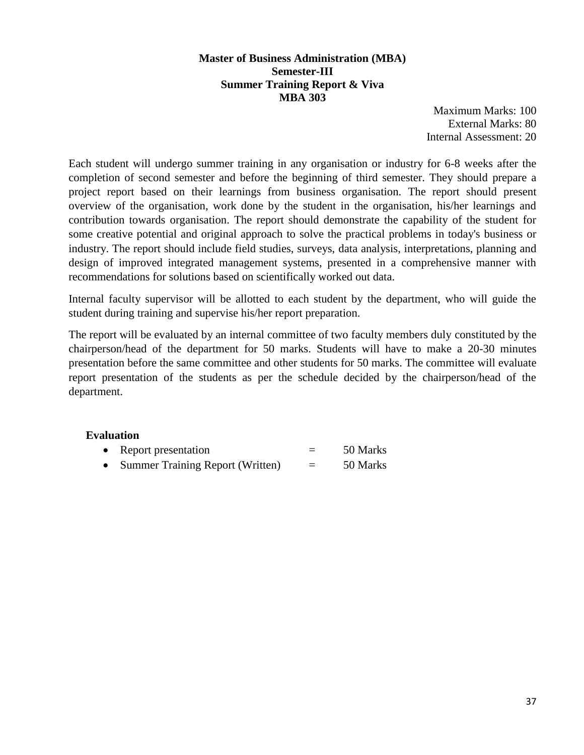**Master of Business Administration (MBA)**
**Semester-III**
**Summer Training Report & Viva**
**MBA 303**

Maximum Marks: 100
External Marks: 80
Internal Assessment: 20

Each student will undergo summer training in any organisation or industry for 6-8 weeks after the completion of second semester and before the beginning of third semester. They should prepare a project report based on their learnings from business organisation. The report should present overview of the organisation, work done by the student in the organisation, his/her learnings and contribution towards organisation. The report should demonstrate the capability of the student for some creative potential and original approach to solve the practical problems in today's business or industry. The report should include field studies, surveys, data analysis, interpretations, planning and design of improved integrated management systems, presented in a comprehensive manner with recommendations for solutions based on scientifically worked out data.

Internal faculty supervisor will be allotted to each student by the department, who will guide the student during training and supervise his/her report preparation.

The report will be evaluated by an internal committee of two faculty members duly constituted by the chairperson/head of the department for 50 marks. Students will have to make a 20-30 minutes presentation before the same committee and other students for 50 marks. The committee will evaluate report presentation of the students as per the schedule decided by the chairperson/head of the department.

**Evaluation**

- Report presentation = 50 Marks
- Summer Training Report (Written) = 50 Marks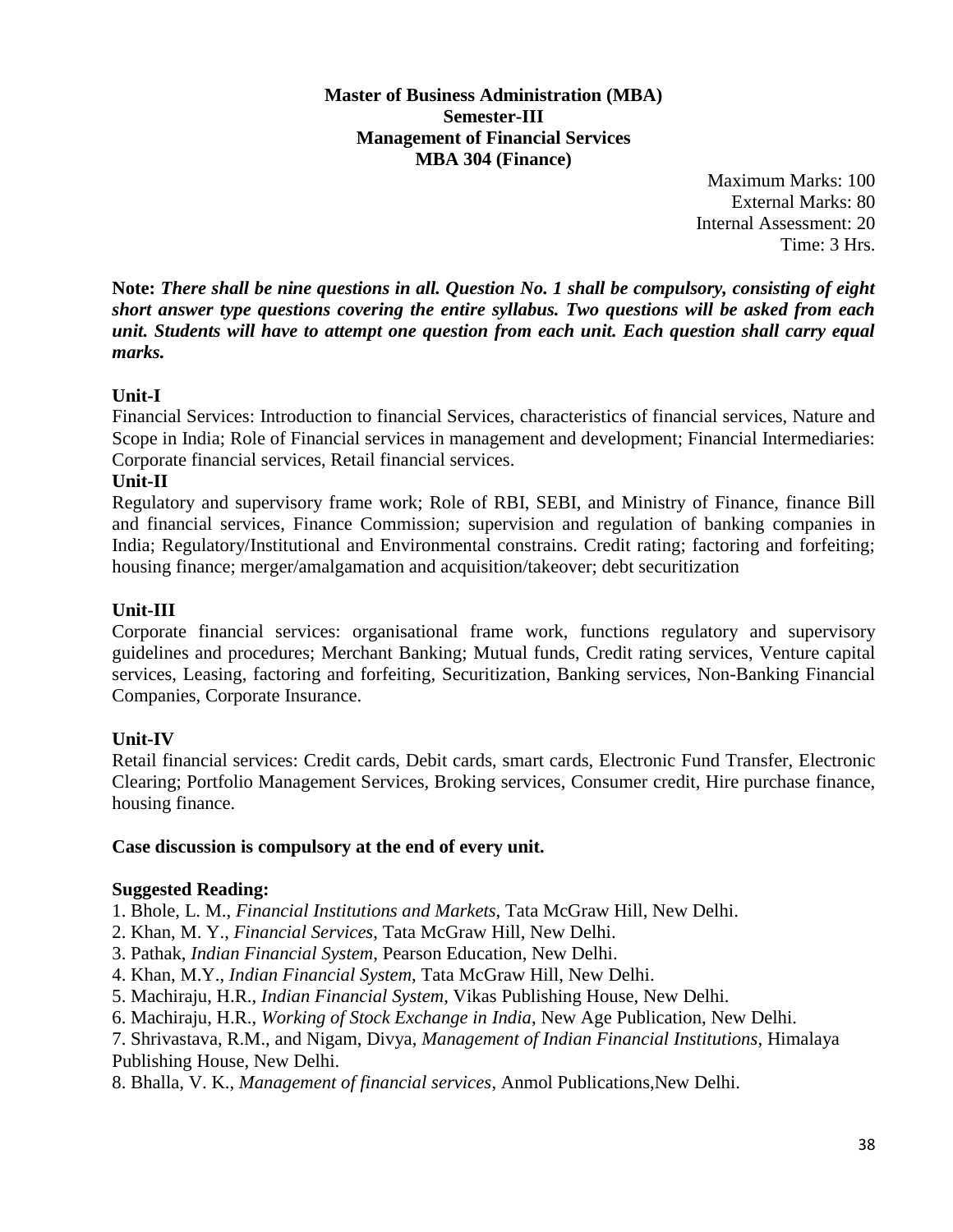**Master of Business Administration (MBA)**
**Semester-III**
**Management of Financial Services**
**MBA 304 (Finance)**

Maximum Marks: 100
External Marks: 80
Internal Assessment: 20
Time: 3 Hrs.

**Note:** ***There shall be nine questions in all. Question No. 1 shall be compulsory, consisting of eight short answer type questions covering the entire syllabus. Two questions will be asked from each unit. Students will have to attempt one question from each unit. Each question shall carry equal marks.***

**Unit-I**

Financial Services: Introduction to financial Services, characteristics of financial services, Nature and Scope in India; Role of Financial services in management and development; Financial Intermediaries: Corporate financial services, Retail financial services.

**Unit-II**

Regulatory and supervisory frame work; Role of RBI, SEBI, and Ministry of Finance, finance Bill and financial services, Finance Commission; supervision and regulation of banking companies in India; Regulatory/Institutional and Environmental constrains. Credit rating; factoring and forfeiting; housing finance; merger/amalgamation and acquisition/takeover; debt securitization

**Unit-III**

Corporate financial services: organisational frame work, functions regulatory and supervisory guidelines and procedures; Merchant Banking; Mutual funds, Credit rating services, Venture capital services, Leasing, factoring and forfeiting, Securitization, Banking services, Non-Banking Financial Companies, Corporate Insurance.

**Unit-IV**

Retail financial services: Credit cards, Debit cards, smart cards, Electronic Fund Transfer, Electronic Clearing; Portfolio Management Services, Broking services, Consumer credit, Hire purchase finance, housing finance.

**Case discussion is compulsory at the end of every unit.**

**Suggested Reading:**

1. Bhole, L. M., *Financial Institutions and Markets*, Tata McGraw Hill, New Delhi.
2. Khan, M. Y., *Financial Services*, Tata McGraw Hill, New Delhi.
3. Pathak, *Indian Financial System*, Pearson Education, New Delhi.
4. Khan, M.Y., *Indian Financial System*, Tata McGraw Hill, New Delhi.
5. Machiraju, H.R., *Indian Financial System*, Vikas Publishing House, New Delhi.
6. Machiraju, H.R., *Working of Stock Exchange in India*, New Age Publication, New Delhi.
7. Shrivastava, R.M., and Nigam, Divya, *Management of Indian Financial Institutions*, Himalaya Publishing House, New Delhi.
8. Bhalla, V. K., *Management of financial services*, Anmol Publications,New Delhi.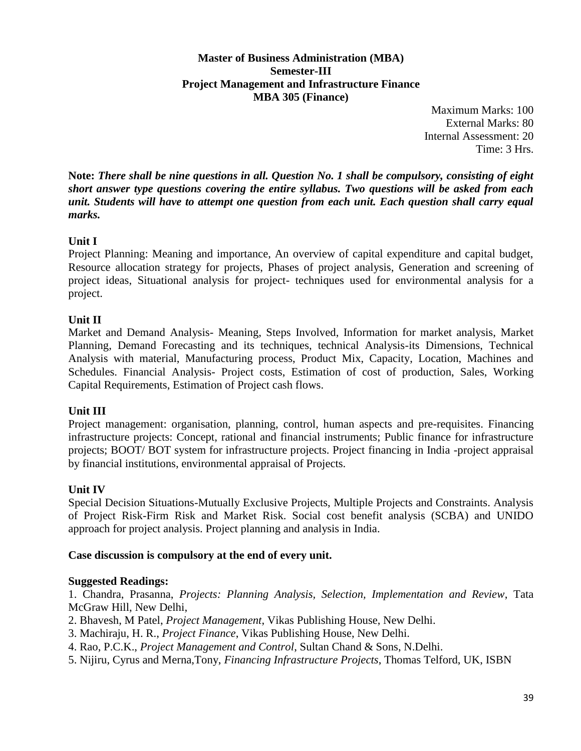**Master of Business Administration (MBA)**
**Semester-III**
**Project Management and Infrastructure Finance**
**MBA 305 (Finance)**

Maximum Marks: 100
External Marks: 80
Internal Assessment: 20
Time: 3 Hrs.

**Note:** ***There shall be nine questions in all. Question No. 1 shall be compulsory, consisting of eight short answer type questions covering the entire syllabus. Two questions will be asked from each unit. Students will have to attempt one question from each unit. Each question shall carry equal marks.***

**Unit I**

Project Planning: Meaning and importance, An overview of capital expenditure and capital budget, Resource allocation strategy for projects, Phases of project analysis, Generation and screening of project ideas, Situational analysis for project- techniques used for environmental analysis for a project.

**Unit II**

Market and Demand Analysis- Meaning, Steps Involved, Information for market analysis, Market Planning, Demand Forecasting and its techniques, technical Analysis-its Dimensions, Technical Analysis with material, Manufacturing process, Product Mix, Capacity, Location, Machines and Schedules. Financial Analysis- Project costs, Estimation of cost of production, Sales, Working Capital Requirements, Estimation of Project cash flows.

**Unit III**

Project management: organisation, planning, control, human aspects and pre-requisites. Financing infrastructure projects: Concept, rational and financial instruments; Public finance for infrastructure projects; BOOT/ BOT system for infrastructure projects. Project financing in India -project appraisal by financial institutions, environmental appraisal of Projects.

**Unit IV**

Special Decision Situations-Mutually Exclusive Projects, Multiple Projects and Constraints. Analysis of Project Risk-Firm Risk and Market Risk. Social cost benefit analysis (SCBA) and UNIDO approach for project analysis. Project planning and analysis in India.

**Case discussion is compulsory at the end of every unit.**

**Suggested Readings:**

1. Chandra, Prasanna, *Projects: Planning Analysis, Selection, Implementation and Review*, Tata McGraw Hill, New Delhi,
2. Bhavesh, M Patel, *Project Management*, Vikas Publishing House, New Delhi.
3. Machiraju, H. R., *Project Finance*, Vikas Publishing House, New Delhi.
4. Rao, P.C.K., *Project Management and Control*, Sultan Chand & Sons, N.Delhi.
5. Nijiru, Cyrus and Merna,Tony, *Financing Infrastructure Projects*, Thomas Telford, UK, ISBN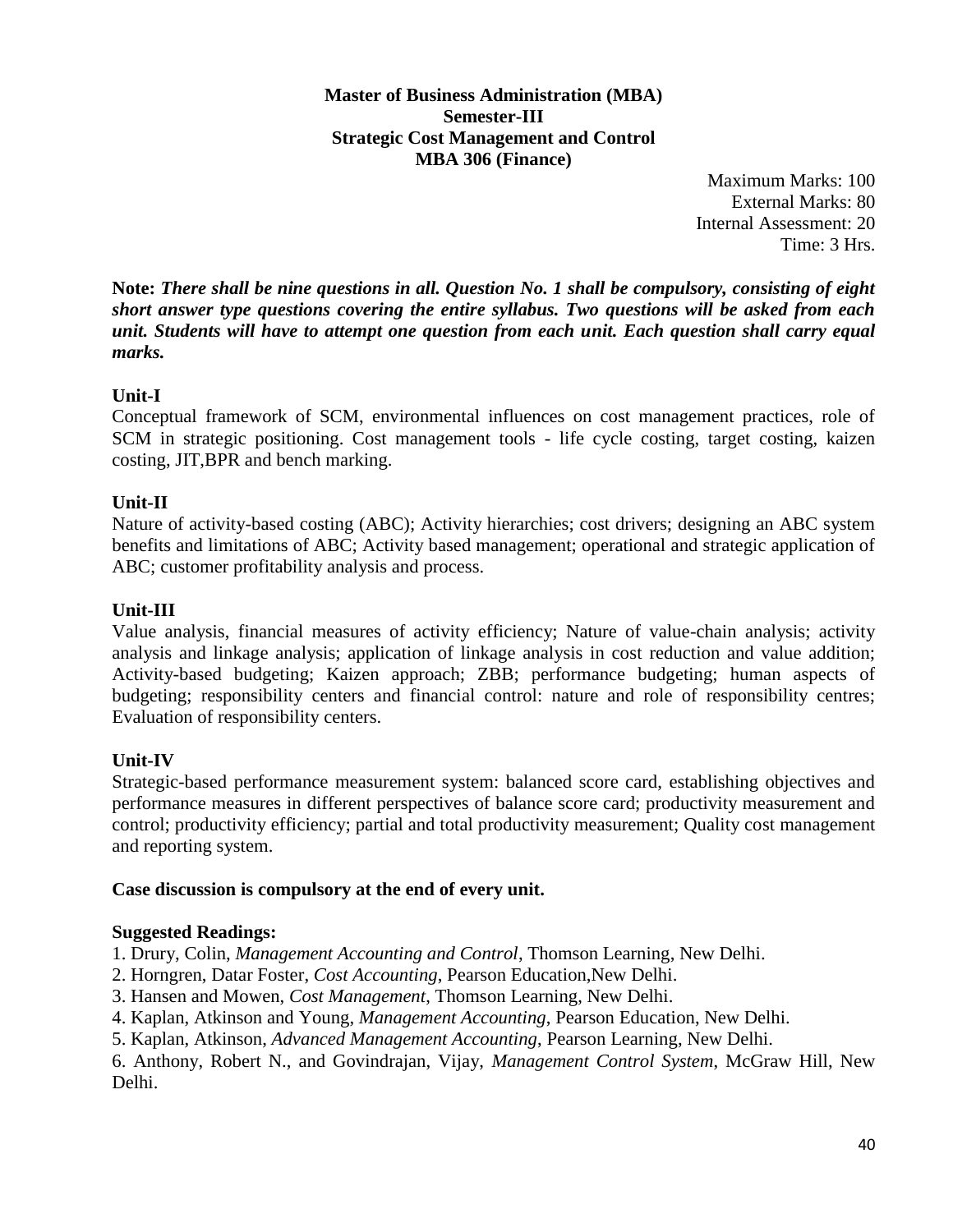**Master of Business Administration (MBA)**
**Semester-III**
**Strategic Cost Management and Control**
**MBA 306 (Finance)**

Maximum Marks: 100
External Marks: 80
Internal Assessment: 20
Time: 3 Hrs.

**Note:** ***There shall be nine questions in all. Question No. 1 shall be compulsory, consisting of eight short answer type questions covering the entire syllabus. Two questions will be asked from each unit. Students will have to attempt one question from each unit. Each question shall carry equal marks.***

**Unit-I**

Conceptual framework of SCM, environmental influences on cost management practices, role of SCM in strategic positioning. Cost management tools - life cycle costing, target costing, kaizen costing, JIT,BPR and bench marking.

**Unit-II**

Nature of activity-based costing (ABC); Activity hierarchies; cost drivers; designing an ABC system benefits and limitations of ABC; Activity based management; operational and strategic application of ABC; customer profitability analysis and process.

**Unit-III**

Value analysis, financial measures of activity efficiency; Nature of value-chain analysis; activity analysis and linkage analysis; application of linkage analysis in cost reduction and value addition; Activity-based budgeting; Kaizen approach; ZBB; performance budgeting; human aspects of budgeting; responsibility centers and financial control: nature and role of responsibility centres; Evaluation of responsibility centers.

**Unit-IV**

Strategic-based performance measurement system: balanced score card, establishing objectives and performance measures in different perspectives of balance score card; productivity measurement and control; productivity efficiency; partial and total productivity measurement; Quality cost management and reporting system.

**Case discussion is compulsory at the end of every unit.**

**Suggested Readings:**

1. Drury, Colin, *Management Accounting and Control*, Thomson Learning, New Delhi.
2. Horngren, Datar Foster, *Cost Accounting*, Pearson Education,New Delhi.
3. Hansen and Mowen, *Cost Management*, Thomson Learning, New Delhi.
4. Kaplan, Atkinson and Young, *Management Accounting*, Pearson Education, New Delhi.
5. Kaplan, Atkinson, *Advanced Management Accounting*, Pearson Learning, New Delhi.
6. Anthony, Robert N., and Govindrajan, Vijay, *Management Control System*, McGraw Hill, New Delhi.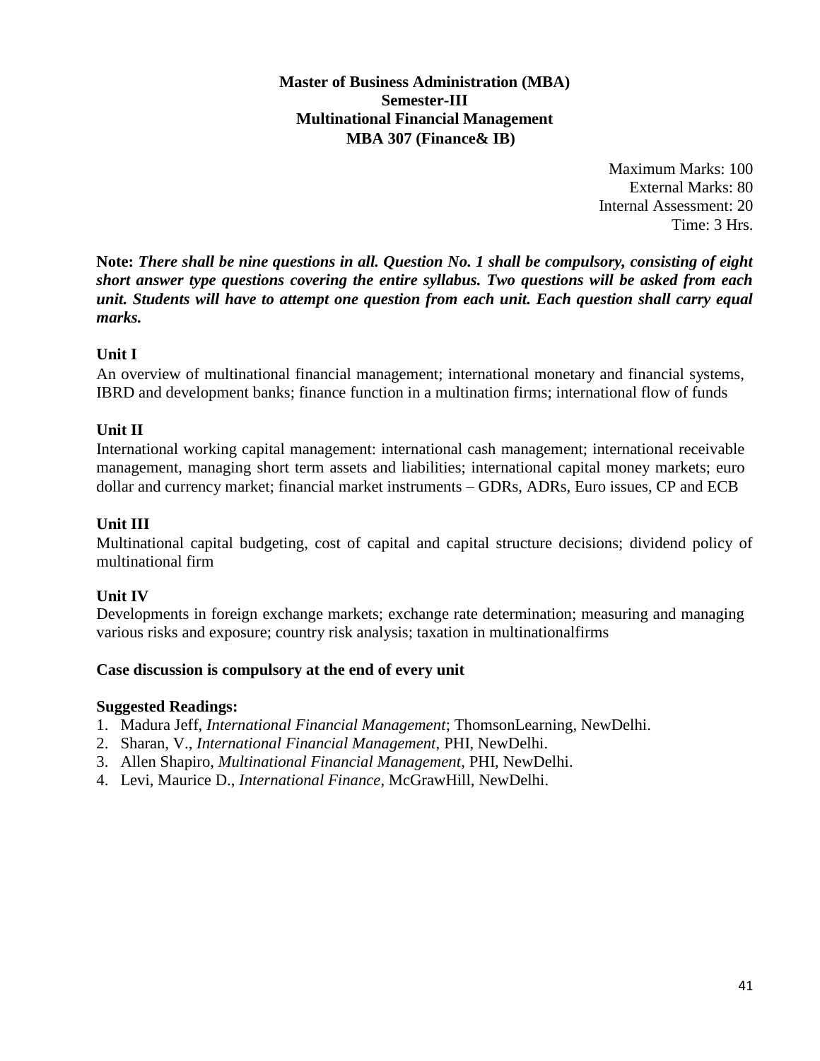**Master of Business Administration (MBA)**
**Semester-III**
**Multinational Financial Management**
**MBA 307 (Finance& IB)**

Maximum Marks: 100
External Marks: 80
Internal Assessment: 20
Time: 3 Hrs.

**Note:** ***There shall be nine questions in all. Question No. 1 shall be compulsory, consisting of eight short answer type questions covering the entire syllabus. Two questions will be asked from each unit. Students will have to attempt one question from each unit. Each question shall carry equal marks.***

**Unit I**

An overview of multinational financial management; international monetary and financial systems, IBRD and development banks; finance function in a multination firms; international flow of funds

**Unit II**

International working capital management: international cash management; international receivable management, managing short term assets and liabilities; international capital money markets; euro dollar and currency market; financial market instruments – GDRs, ADRs, Euro issues, CP and ECB

**Unit III**

Multinational capital budgeting, cost of capital and capital structure decisions; dividend policy of multinational firm

**Unit IV**

Developments in foreign exchange markets; exchange rate determination; measuring and managing various risks and exposure; country risk analysis; taxation in multinationalfirms

**Case discussion is compulsory at the end of every unit**

**Suggested Readings:**

1. Madura Jeff, *International Financial Management*; ThomsonLearning, NewDelhi.
2. Sharan, V., *International Financial Management*, PHI, NewDelhi.
3. Allen Shapiro, *Multinational Financial Management*, PHI, NewDelhi.
4. Levi, Maurice D., *International Finance*, McGrawHill, NewDelhi.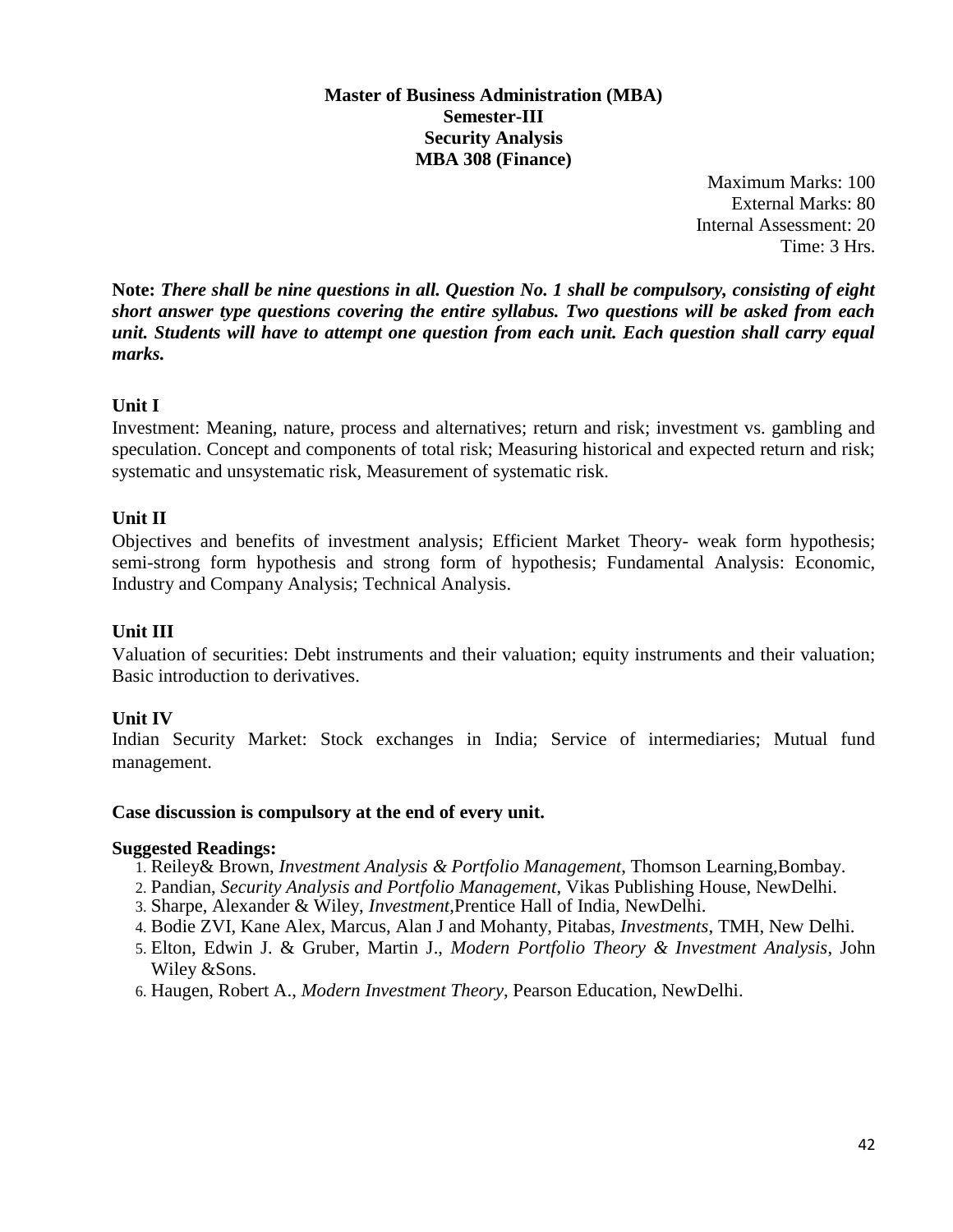**Master of Business Administration (MBA)**
**Semester-III**
**Security Analysis**
**MBA 308 (Finance)**

Maximum Marks: 100
External Marks: 80
Internal Assessment: 20
Time: 3 Hrs.

**Note:** ***There shall be nine questions in all. Question No. 1 shall be compulsory, consisting of eight short answer type questions covering the entire syllabus. Two questions will be asked from each unit. Students will have to attempt one question from each unit. Each question shall carry equal marks.***

**Unit I**

Investment: Meaning, nature, process and alternatives; return and risk; investment vs. gambling and speculation. Concept and components of total risk; Measuring historical and expected return and risk; systematic and unsystematic risk, Measurement of systematic risk.

**Unit II**

Objectives and benefits of investment analysis; Efficient Market Theory- weak form hypothesis; semi-strong form hypothesis and strong form of hypothesis; Fundamental Analysis: Economic, Industry and Company Analysis; Technical Analysis.

**Unit III**

Valuation of securities: Debt instruments and their valuation; equity instruments and their valuation; Basic introduction to derivatives.

**Unit IV**

Indian Security Market: Stock exchanges in India; Service of intermediaries; Mutual fund management.

**Case discussion is compulsory at the end of every unit.**

**Suggested Readings:**

1. Reiley& Brown, *Investment Analysis & Portfolio Management*, Thomson Learning,Bombay.
2. Pandian, *Security Analysis and Portfolio Management*, Vikas Publishing House, NewDelhi.
3. Sharpe, Alexander & Wiley, *Investment*,Prentice Hall of India, NewDelhi.
4. Bodie ZVI, Kane Alex, Marcus, Alan J and Mohanty, Pitabas, *Investments*, TMH, New Delhi.
5. Elton, Edwin J. & Gruber, Martin J., *Modern Portfolio Theory & Investment Analysis*, John Wiley &Sons.
6. Haugen, Robert A., *Modern Investment Theory*, Pearson Education, NewDelhi.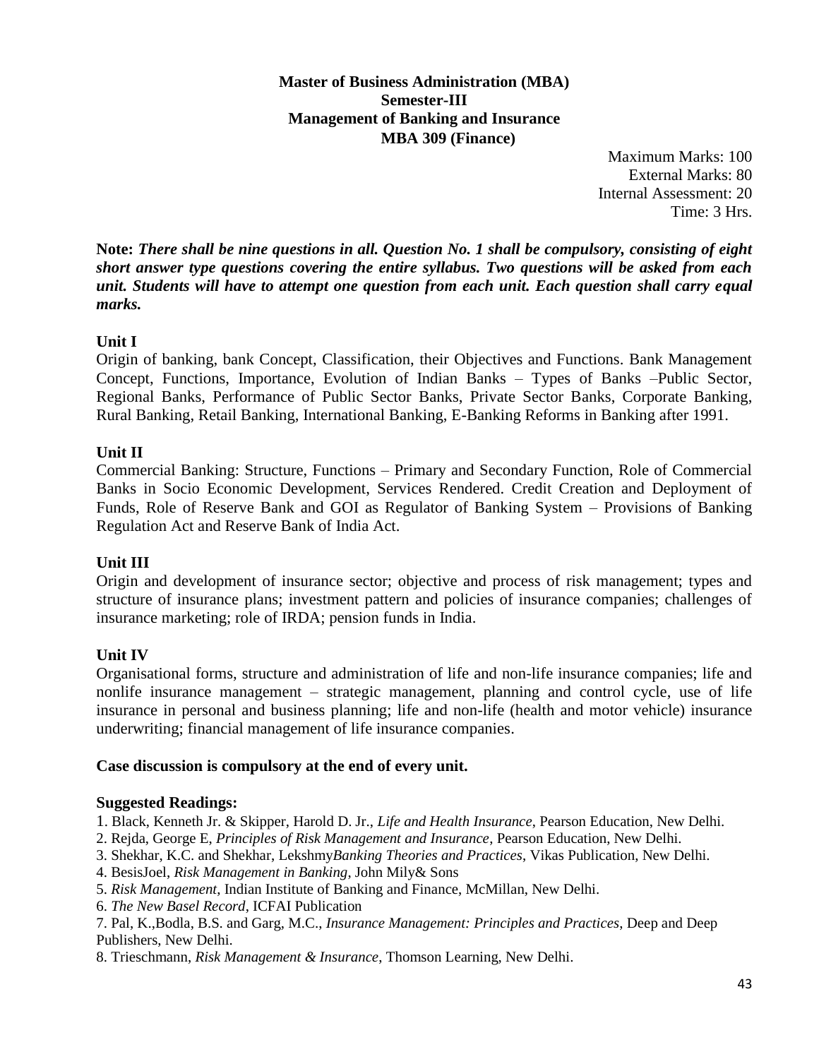**Master of Business Administration (MBA)**
**Semester-III**
**Management of Banking and Insurance**
**MBA 309 (Finance)**

Maximum Marks: 100
External Marks: 80
Internal Assessment: 20
Time: 3 Hrs.

**Note:** ***There shall be nine questions in all. Question No. 1 shall be compulsory, consisting of eight short answer type questions covering the entire syllabus. Two questions will be asked from each unit. Students will have to attempt one question from each unit. Each question shall carry equal marks.***

**Unit I**

Origin of banking, bank Concept, Classification, their Objectives and Functions. Bank Management Concept, Functions, Importance, Evolution of Indian Banks – Types of Banks –Public Sector, Regional Banks, Performance of Public Sector Banks, Private Sector Banks, Corporate Banking, Rural Banking, Retail Banking, International Banking, E-Banking Reforms in Banking after 1991.

**Unit II**

Commercial Banking: Structure, Functions – Primary and Secondary Function, Role of Commercial Banks in Socio Economic Development, Services Rendered. Credit Creation and Deployment of Funds, Role of Reserve Bank and GOI as Regulator of Banking System – Provisions of Banking Regulation Act and Reserve Bank of India Act.

**Unit III**

Origin and development of insurance sector; objective and process of risk management; types and structure of insurance plans; investment pattern and policies of insurance companies; challenges of insurance marketing; role of IRDA; pension funds in India.

**Unit IV**

Organisational forms, structure and administration of life and non-life insurance companies; life and nonlife insurance management – strategic management, planning and control cycle, use of life insurance in personal and business planning; life and non-life (health and motor vehicle) insurance underwriting; financial management of life insurance companies.

**Case discussion is compulsory at the end of every unit.**

**Suggested Readings:**

1. Black, Kenneth Jr. & Skipper, Harold D. Jr., *Life and Health Insurance*, Pearson Education, New Delhi.
2. Rejda, George E, *Principles of Risk Management and Insurance*, Pearson Education, New Delhi.
3. Shekhar, K.C. and Shekhar, Lekshmy*Banking Theories and Practices*, Vikas Publication, New Delhi.
4. BesisJoel, *Risk Management in Banking*, John Mily& Sons
5. *Risk Management*, Indian Institute of Banking and Finance, McMillan, New Delhi.
6. *The New Basel Record*, ICFAI Publication
7. Pal, K.,Bodla, B.S. and Garg, M.C., *Insurance Management: Principles and Practices*, Deep and Deep Publishers, New Delhi.
8. Trieschmann, *Risk Management & Insurance*, Thomson Learning, New Delhi.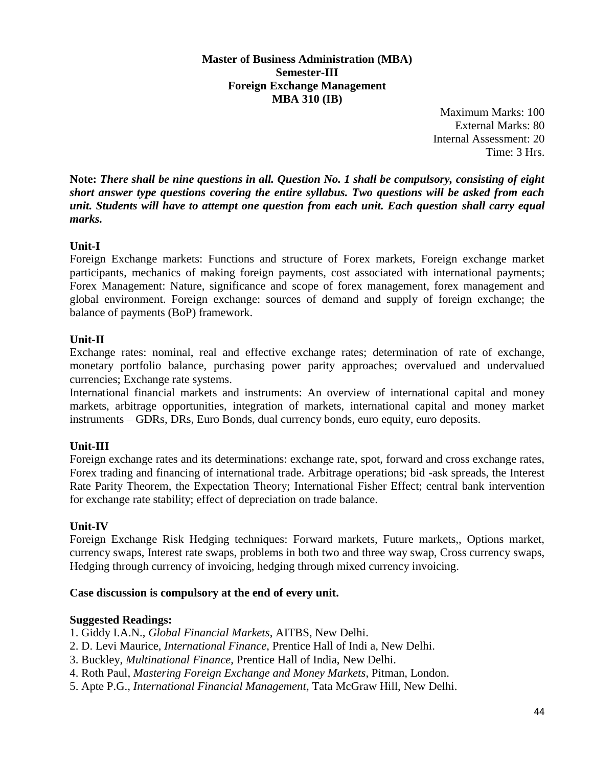**Master of Business Administration (MBA)**
**Semester-III**
**Foreign Exchange Management**
**MBA 310 (IB)**

Maximum Marks: 100
External Marks: 80
Internal Assessment: 20
Time: 3 Hrs.

**Note:** ***There shall be nine questions in all. Question No. 1 shall be compulsory, consisting of eight short answer type questions covering the entire syllabus. Two questions will be asked from each unit. Students will have to attempt one question from each unit. Each question shall carry equal marks.***

### Unit-I

Foreign Exchange markets: Functions and structure of Forex markets, Foreign exchange market participants, mechanics of making foreign payments, cost associated with international payments; Forex Management: Nature, significance and scope of forex management, forex management and global environment. Foreign exchange: sources of demand and supply of foreign exchange; the balance of payments (BoP) framework.

### Unit-II

Exchange rates: nominal, real and effective exchange rates; determination of rate of exchange, monetary portfolio balance, purchasing power parity approaches; overvalued and undervalued currencies; Exchange rate systems.

International financial markets and instruments: An overview of international capital and money markets, arbitrage opportunities, integration of markets, international capital and money market instruments – GDRs, DRs, Euro Bonds, dual currency bonds, euro equity, euro deposits.

### Unit-III

Foreign exchange rates and its determinations: exchange rate, spot, forward and cross exchange rates, Forex trading and financing of international trade. Arbitrage operations; bid -ask spreads, the Interest Rate Parity Theorem, the Expectation Theory; International Fisher Effect; central bank intervention for exchange rate stability; effect of depreciation on trade balance.

### Unit-IV

Foreign Exchange Risk Hedging techniques: Forward markets, Future markets,, Options market, currency swaps, Interest rate swaps, problems in both two and three way swap, Cross currency swaps, Hedging through currency of invoicing, hedging through mixed currency invoicing.

**Case discussion is compulsory at the end of every unit.**

**Suggested Readings:**

1. Giddy I.A.N., *Global Financial Markets*, AITBS, New Delhi.
2. D. Levi Maurice, *International Finance*, Prentice Hall of Indi a, New Delhi.
3. Buckley, *Multinational Finance*, Prentice Hall of India, New Delhi.
4. Roth Paul, *Mastering Foreign Exchange and Money Markets*, Pitman, London.
5. Apte P.G., *International Financial Management*, Tata McGraw Hill, New Delhi.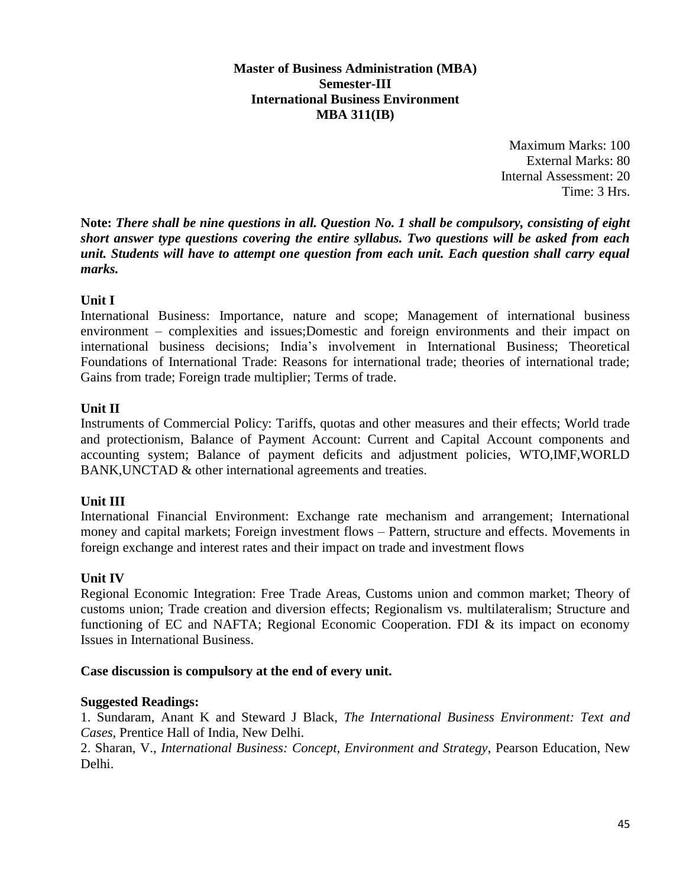**Master of Business Administration (MBA)**
**Semester-III**
**International Business Environment**
**MBA 311(IB)**

Maximum Marks: 100
External Marks: 80
Internal Assessment: 20
Time: 3 Hrs.

**Note:** ***There shall be nine questions in all. Question No. 1 shall be compulsory, consisting of eight short answer type questions covering the entire syllabus. Two questions will be asked from each unit. Students will have to attempt one question from each unit. Each question shall carry equal marks.***

**Unit I**

International Business: Importance, nature and scope; Management of international business environment – complexities and issues;Domestic and foreign environments and their impact on international business decisions; India's involvement in International Business; Theoretical Foundations of International Trade: Reasons for international trade; theories of international trade; Gains from trade; Foreign trade multiplier; Terms of trade.

**Unit II**

Instruments of Commercial Policy: Tariffs, quotas and other measures and their effects; World trade and protectionism, Balance of Payment Account: Current and Capital Account components and accounting system; Balance of payment deficits and adjustment policies, WTO,IMF,WORLD BANK,UNCTAD & other international agreements and treaties.

**Unit III**

International Financial Environment: Exchange rate mechanism and arrangement; International money and capital markets; Foreign investment flows – Pattern, structure and effects. Movements in foreign exchange and interest rates and their impact on trade and investment flows

**Unit IV**

Regional Economic Integration: Free Trade Areas, Customs union and common market; Theory of customs union; Trade creation and diversion effects; Regionalism vs. multilateralism; Structure and functioning of EC and NAFTA; Regional Economic Cooperation. FDI & its impact on economy Issues in International Business.

**Case discussion is compulsory at the end of every unit.**

**Suggested Readings:**

1. Sundaram, Anant K and Steward J Black, *The International Business Environment: Text and Cases*, Prentice Hall of India, New Delhi.
2. Sharan, V., *International Business: Concept, Environment and Strategy*, Pearson Education, New Delhi.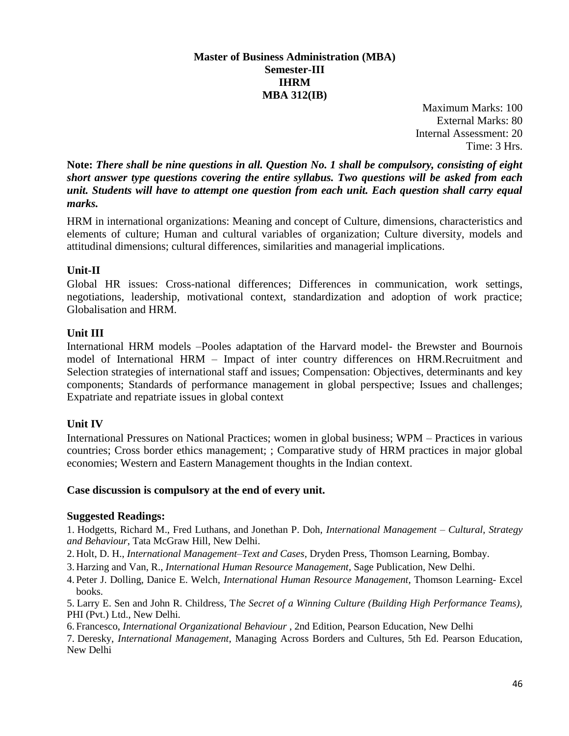**Master of Business Administration (MBA)**
**Semester-III**
**IHRM**
**MBA 312(IB)**

Maximum Marks: 100
External Marks: 80
Internal Assessment: 20
Time: 3 Hrs.

**Note:** ***There shall be nine questions in all. Question No. 1 shall be compulsory, consisting of eight short answer type questions covering the entire syllabus. Two questions will be asked from each unit. Students will have to attempt one question from each unit. Each question shall carry equal marks.***

HRM in international organizations: Meaning and concept of Culture, dimensions, characteristics and elements of culture; Human and cultural variables of organization; Culture diversity, models and attitudinal dimensions; cultural differences, similarities and managerial implications.

### Unit-II

Global HR issues: Cross-national differences; Differences in communication, work settings, negotiations, leadership, motivational context, standardization and adoption of work practice; Globalisation and HRM.

### Unit III

International HRM models –Pooles adaptation of the Harvard model- the Brewster and Bournois model of International HRM – Impact of inter country differences on HRM.Recruitment and Selection strategies of international staff and issues; Compensation: Objectives, determinants and key components; Standards of performance management in global perspective; Issues and challenges; Expatriate and repatriate issues in global context

### Unit IV

International Pressures on National Practices; women in global business; WPM – Practices in various countries; Cross border ethics management; ; Comparative study of HRM practices in major global economies; Western and Eastern Management thoughts in the Indian context.

**Case discussion is compulsory at the end of every unit.**

**Suggested Readings:**

1. Hodgetts, Richard M., Fred Luthans, and Jonethan P. Doh, *International Management – Cultural, Strategy and Behaviour*, Tata McGraw Hill, New Delhi.
2. Holt, D. H., *International Management–Text and Cases*, Dryden Press, Thomson Learning, Bombay.
3. Harzing and Van, R., *International Human Resource Management*, Sage Publication, New Delhi.
4. Peter J. Dolling, Danice E. Welch, *International Human Resource Management*, Thomson Learning- Excel books.
5. Larry E. Sen and John R. Childress, T*he Secret of a Winning Culture (Building High Performance Teams)*, PHI (Pvt.) Ltd., New Delhi.
6. Francesco, *International Organizational Behaviour* , 2nd Edition, Pearson Education, New Delhi
7. Deresky, *International Management*, Managing Across Borders and Cultures, 5th Ed. Pearson Education, New Delhi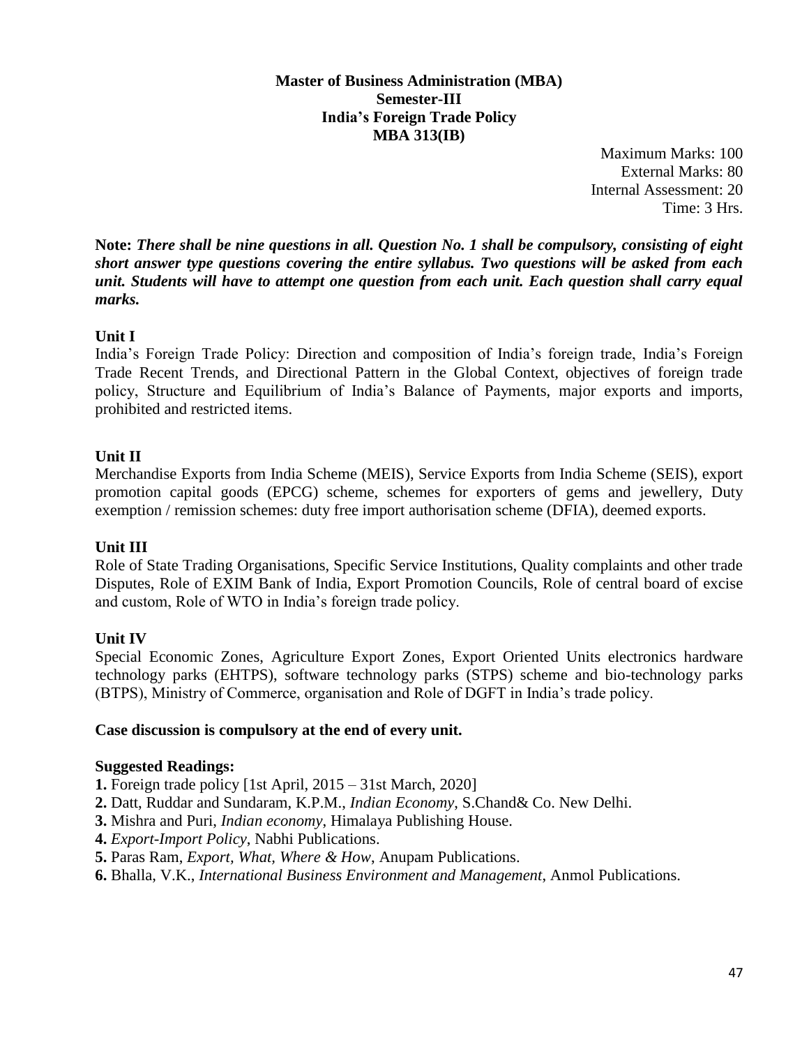**Master of Business Administration (MBA)**
**Semester-III**
**India's Foreign Trade Policy**
**MBA 313(IB)**

Maximum Marks: 100
External Marks: 80
Internal Assessment: 20
Time: 3 Hrs.

**Note:** ***There shall be nine questions in all. Question No. 1 shall be compulsory, consisting of eight short answer type questions covering the entire syllabus. Two questions will be asked from each unit. Students will have to attempt one question from each unit. Each question shall carry equal marks.***

**Unit I**

India's Foreign Trade Policy: Direction and composition of India's foreign trade, India's Foreign Trade Recent Trends, and Directional Pattern in the Global Context, objectives of foreign trade policy, Structure and Equilibrium of India's Balance of Payments, major exports and imports, prohibited and restricted items.

**Unit II**

Merchandise Exports from India Scheme (MEIS), Service Exports from India Scheme (SEIS), export promotion capital goods (EPCG) scheme, schemes for exporters of gems and jewellery, Duty exemption / remission schemes: duty free import authorisation scheme (DFIA), deemed exports.

**Unit III**

Role of State Trading Organisations, Specific Service Institutions, Quality complaints and other trade Disputes, Role of EXIM Bank of India, Export Promotion Councils, Role of central board of excise and custom, Role of WTO in India's foreign trade policy.

**Unit IV**

Special Economic Zones, Agriculture Export Zones, Export Oriented Units electronics hardware technology parks (EHTPS), software technology parks (STPS) scheme and bio-technology parks (BTPS), Ministry of Commerce, organisation and Role of DGFT in India's trade policy.

**Case discussion is compulsory at the end of every unit.**

**Suggested Readings:**

**1.** Foreign trade policy [1st April, 2015 – 31st March, 2020]
**2.** Datt, Ruddar and Sundaram, K.P.M., *Indian Economy*, S.Chand& Co. New Delhi.
**3.** Mishra and Puri, *Indian economy*, Himalaya Publishing House.
**4.** *Export-Import Policy*, Nabhi Publications.
**5.** Paras Ram, *Export, What, Where & How*, Anupam Publications.
**6.** Bhalla, V.K., *International Business Environment and Management*, Anmol Publications.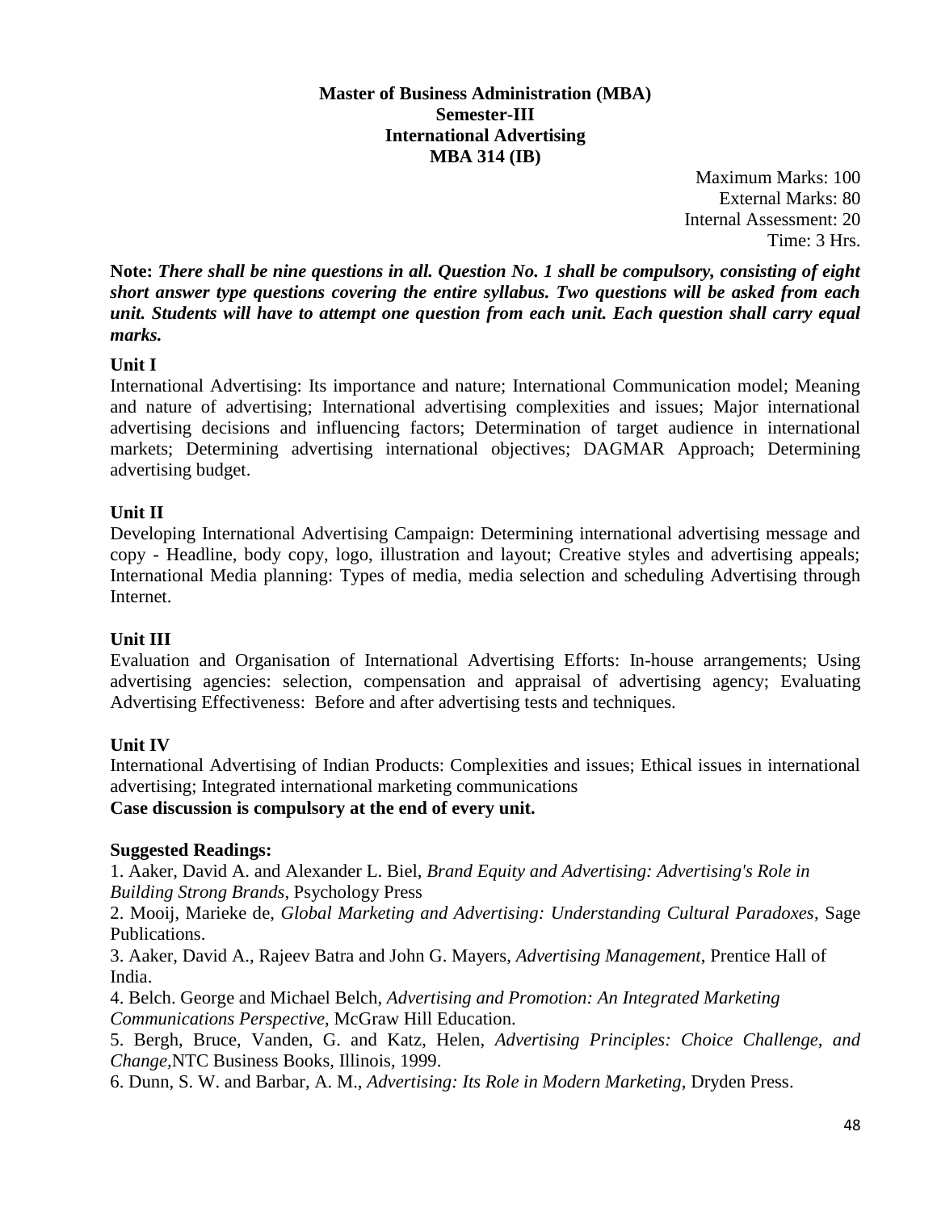**Master of Business Administration (MBA)**
**Semester-III**
**International Advertising**
**MBA 314 (IB)**

Maximum Marks: 100
External Marks: 80
Internal Assessment: 20
Time: 3 Hrs.

**Note:** ***There shall be nine questions in all. Question No. 1 shall be compulsory, consisting of eight short answer type questions covering the entire syllabus. Two questions will be asked from each unit. Students will have to attempt one question from each unit. Each question shall carry equal marks.***

**Unit I**

International Advertising: Its importance and nature; International Communication model; Meaning and nature of advertising; International advertising complexities and issues; Major international advertising decisions and influencing factors; Determination of target audience in international markets; Determining advertising international objectives; DAGMAR Approach; Determining advertising budget.

**Unit II**

Developing International Advertising Campaign: Determining international advertising message and copy - Headline, body copy, logo, illustration and layout; Creative styles and advertising appeals; International Media planning: Types of media, media selection and scheduling Advertising through Internet.

**Unit III**

Evaluation and Organisation of International Advertising Efforts: In-house arrangements; Using advertising agencies: selection, compensation and appraisal of advertising agency; Evaluating Advertising Effectiveness: Before and after advertising tests and techniques.

**Unit IV**

International Advertising of Indian Products: Complexities and issues; Ethical issues in international advertising; Integrated international marketing communications

**Case discussion is compulsory at the end of every unit.**

**Suggested Readings:**

1. Aaker, David A. and Alexander L. Biel, *Brand Equity and Advertising: Advertising's Role in Building Strong Brands*, Psychology Press
2. Mooij, Marieke de, *Global Marketing and Advertising: Understanding Cultural Paradoxes*, Sage Publications.
3. Aaker, David A., Rajeev Batra and John G. Mayers, *Advertising Management*, Prentice Hall of India.
4. Belch. George and Michael Belch, *Advertising and Promotion: An Integrated Marketing Communications Perspective*, McGraw Hill Education.
5. Bergh, Bruce, Vanden, G. and Katz, Helen, *Advertising Principles: Choice Challenge, and Change*,NTC Business Books, Illinois, 1999.
6. Dunn, S. W. and Barbar, A. M., *Advertising: Its Role in Modern Marketing*, Dryden Press.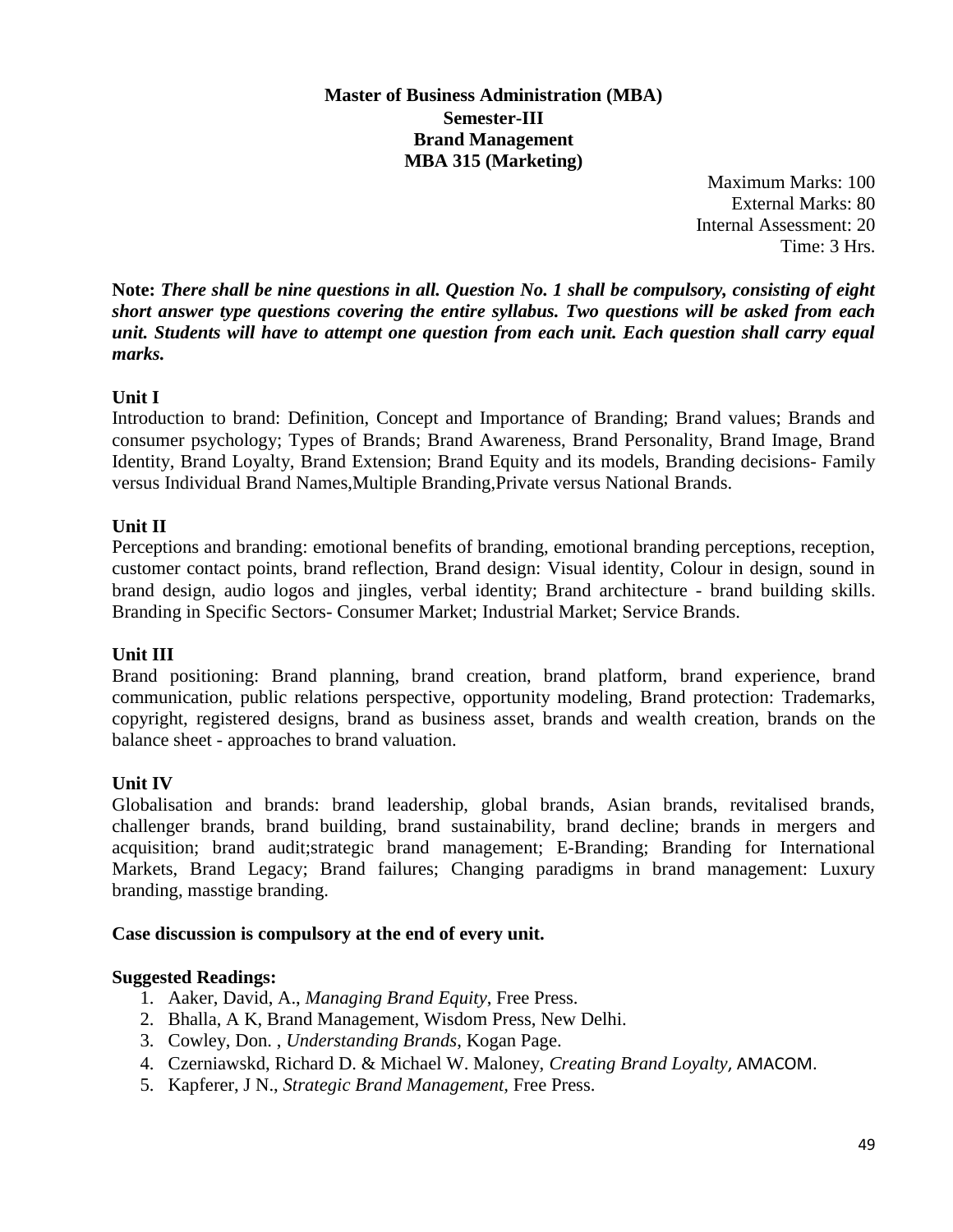**Master of Business Administration (MBA)**
**Semester-III**
**Brand Management**
**MBA 315 (Marketing)**

Maximum Marks: 100
External Marks: 80
Internal Assessment: 20
Time: 3 Hrs.

**Note:** ***There shall be nine questions in all. Question No. 1 shall be compulsory, consisting of eight short answer type questions covering the entire syllabus. Two questions will be asked from each unit. Students will have to attempt one question from each unit. Each question shall carry equal marks.***

**Unit I**

Introduction to brand: Definition, Concept and Importance of Branding; Brand values; Brands and consumer psychology; Types of Brands; Brand Awareness, Brand Personality, Brand Image, Brand Identity, Brand Loyalty, Brand Extension; Brand Equity and its models, Branding decisions- Family versus Individual Brand Names,Multiple Branding,Private versus National Brands.

**Unit II**

Perceptions and branding: emotional benefits of branding, emotional branding perceptions, reception, customer contact points, brand reflection, Brand design: Visual identity, Colour in design, sound in brand design, audio logos and jingles, verbal identity; Brand architecture - brand building skills. Branding in Specific Sectors- Consumer Market; Industrial Market; Service Brands.

**Unit III**

Brand positioning: Brand planning, brand creation, brand platform, brand experience, brand communication, public relations perspective, opportunity modeling, Brand protection: Trademarks, copyright, registered designs, brand as business asset, brands and wealth creation, brands on the balance sheet - approaches to brand valuation.

**Unit IV**

Globalisation and brands: brand leadership, global brands, Asian brands, revitalised brands, challenger brands, brand building, brand sustainability, brand decline; brands in mergers and acquisition; brand audit;strategic brand management; E-Branding; Branding for International Markets, Brand Legacy; Brand failures; Changing paradigms in brand management: Luxury branding, masstige branding.

**Case discussion is compulsory at the end of every unit.**

**Suggested Readings:**

1. Aaker, David, A., *Managing Brand Equity*, Free Press.
2. Bhalla, A K, Brand Management, Wisdom Press, New Delhi.
3. Cowley, Don. , *Understanding Brands*, Kogan Page.
4. Czerniawskd, Richard D. & Michael W. Maloney, *Creating Brand Loyalty,* AMACOM.
5. Kapferer, J N., *Strategic Brand Management,* Free Press.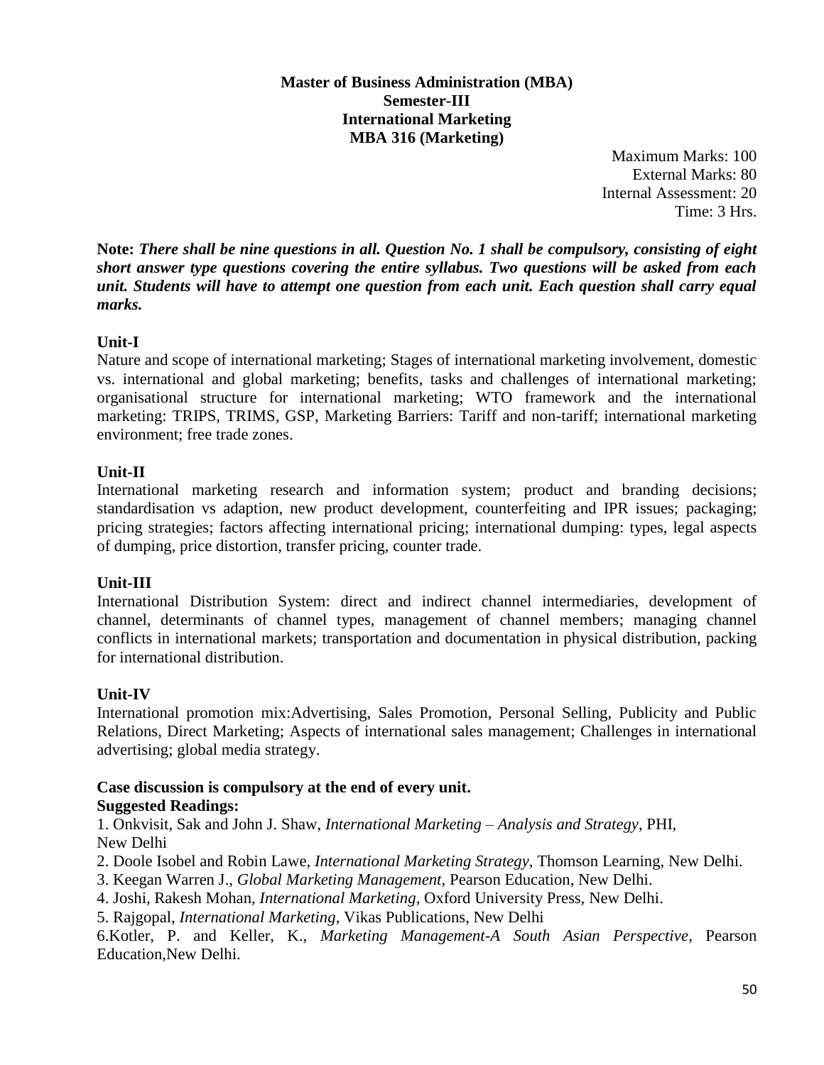**Master of Business Administration (MBA)**
**Semester-III**
**International Marketing**
**MBA 316 (Marketing)**

Maximum Marks: 100
External Marks: 80
Internal Assessment: 20
Time: 3 Hrs.

**Note:** ***There shall be nine questions in all. Question No. 1 shall be compulsory, consisting of eight short answer type questions covering the entire syllabus. Two questions will be asked from each unit. Students will have to attempt one question from each unit. Each question shall carry equal marks.***

**Unit-I**

Nature and scope of international marketing; Stages of international marketing involvement, domestic vs. international and global marketing; benefits, tasks and challenges of international marketing; organisational structure for international marketing; WTO framework and the international marketing: TRIPS, TRIMS, GSP, Marketing Barriers: Tariff and non-tariff; international marketing environment; free trade zones.

**Unit-II**

International marketing research and information system; product and branding decisions; standardisation vs adaption, new product development, counterfeiting and IPR issues; packaging; pricing strategies; factors affecting international pricing; international dumping: types, legal aspects of dumping, price distortion, transfer pricing, counter trade.

**Unit-III**

International Distribution System: direct and indirect channel intermediaries, development of channel, determinants of channel types, management of channel members; managing channel conflicts in international markets; transportation and documentation in physical distribution, packing for international distribution.

**Unit-IV**

International promotion mix:Advertising, Sales Promotion, Personal Selling, Publicity and Public Relations, Direct Marketing; Aspects of international sales management; Challenges in international advertising; global media strategy.

**Case discussion is compulsory at the end of every unit.**

**Suggested Readings:**

1. Onkvisit, Sak and John J. Shaw, *International Marketing – Analysis and Strategy*, PHI, New Delhi
2. Doole Isobel and Robin Lawe, *International Marketing Strategy*, Thomson Learning, New Delhi.
3. Keegan Warren J., *Global Marketing Management*, Pearson Education, New Delhi.
4. Joshi, Rakesh Mohan, *International Marketing*, Oxford University Press, New Delhi.
5. Rajgopal, *International Marketing*, Vikas Publications, New Delhi
6. Kotler, P. and Keller, K., *Marketing Management-A South Asian Perspective*, Pearson Education,New Delhi.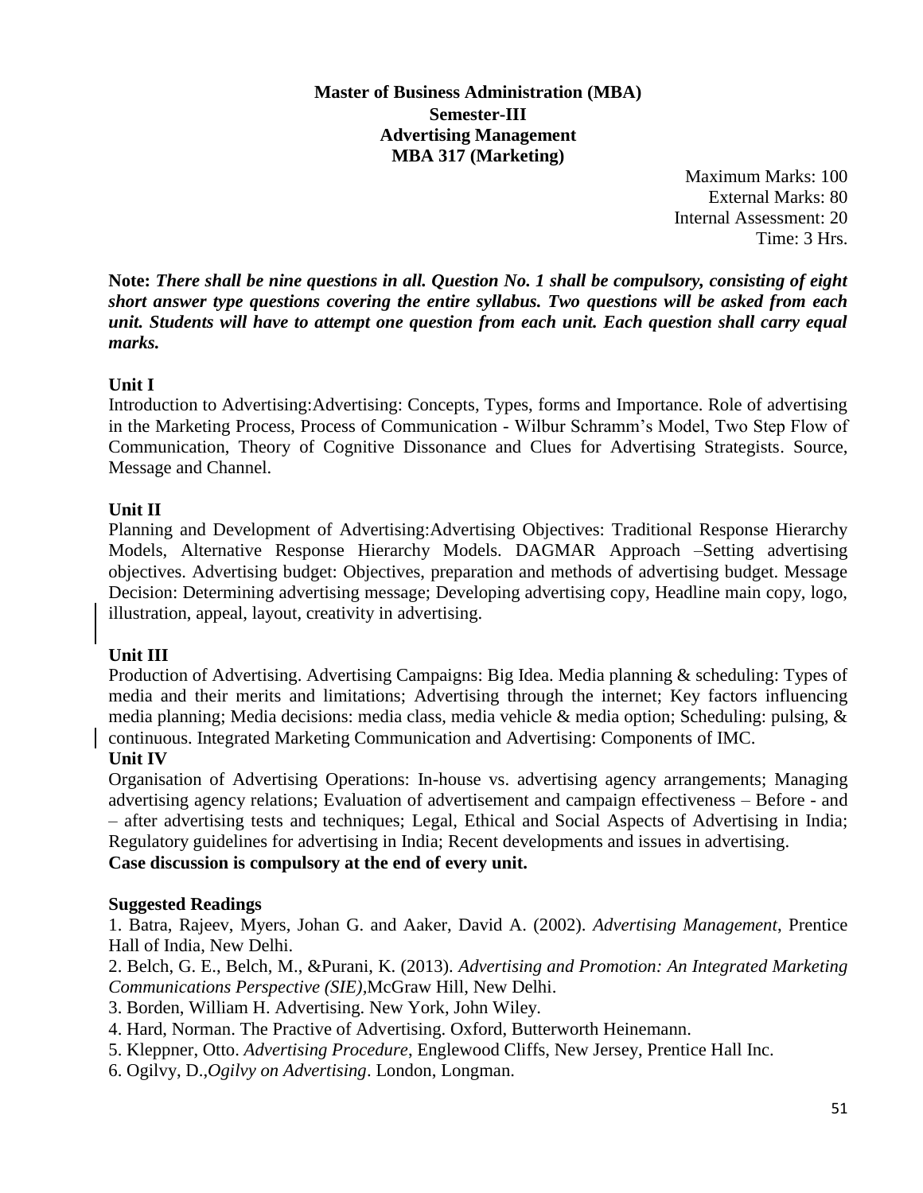**Master of Business Administration (MBA)**
**Semester-III**
**Advertising Management**
**MBA 317 (Marketing)**

Maximum Marks: 100
External Marks: 80
Internal Assessment: 20
Time: 3 Hrs.

**Note:** ***There shall be nine questions in all. Question No. 1 shall be compulsory, consisting of eight short answer type questions covering the entire syllabus. Two questions will be asked from each unit. Students will have to attempt one question from each unit. Each question shall carry equal marks.***

**Unit I**

Introduction to Advertising:Advertising: Concepts, Types, forms and Importance. Role of advertising in the Marketing Process, Process of Communication - Wilbur Schramm's Model, Two Step Flow of Communication, Theory of Cognitive Dissonance and Clues for Advertising Strategists. Source, Message and Channel.

**Unit II**

Planning and Development of Advertising:Advertising Objectives: Traditional Response Hierarchy Models, Alternative Response Hierarchy Models. DAGMAR Approach –Setting advertising objectives. Advertising budget: Objectives, preparation and methods of advertising budget. Message Decision: Determining advertising message; Developing advertising copy, Headline main copy, logo, illustration, appeal, layout, creativity in advertising.

**Unit III**

Production of Advertising. Advertising Campaigns: Big Idea. Media planning & scheduling: Types of media and their merits and limitations; Advertising through the internet; Key factors influencing media planning; Media decisions: media class, media vehicle & media option; Scheduling: pulsing, & continuous. Integrated Marketing Communication and Advertising: Components of IMC.

**Unit IV**

Organisation of Advertising Operations: In-house vs. advertising agency arrangements; Managing advertising agency relations; Evaluation of advertisement and campaign effectiveness – Before - and – after advertising tests and techniques; Legal, Ethical and Social Aspects of Advertising in India; Regulatory guidelines for advertising in India; Recent developments and issues in advertising.

**Case discussion is compulsory at the end of every unit.**

**Suggested Readings**

1. Batra, Rajeev, Myers, Johan G. and Aaker, David A. (2002). *Advertising Management*, Prentice Hall of India, New Delhi.
2. Belch, G. E., Belch, M., &Purani, K. (2013). *Advertising and Promotion: An Integrated Marketing Communications Perspective (SIE)*,McGraw Hill, New Delhi.
3. Borden, William H. Advertising. New York, John Wiley.
4. Hard, Norman. The Practive of Advertising. Oxford, Butterworth Heinemann.
5. Kleppner, Otto. *Advertising Procedure*, Englewood Cliffs, New Jersey, Prentice Hall Inc.
6. Ogilvy, D.,*Ogilvy on Advertising*. London, Longman.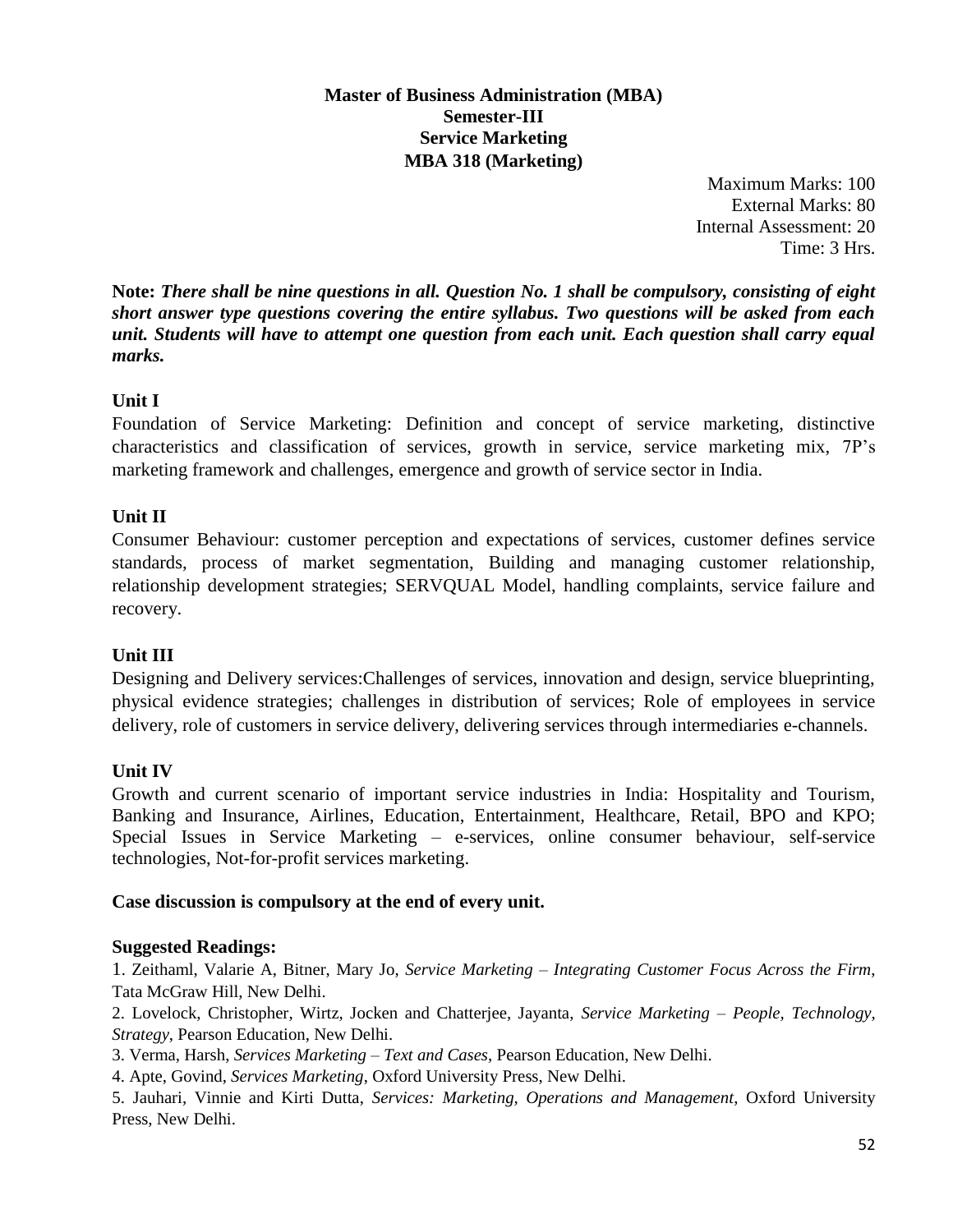**Master of Business Administration (MBA)**
**Semester-III**
**Service Marketing**
**MBA 318 (Marketing)**

Maximum Marks: 100
External Marks: 80
Internal Assessment: 20
Time: 3 Hrs.

**Note:** ***There shall be nine questions in all. Question No. 1 shall be compulsory, consisting of eight short answer type questions covering the entire syllabus. Two questions will be asked from each unit. Students will have to attempt one question from each unit. Each question shall carry equal marks.***

**Unit I**

Foundation of Service Marketing: Definition and concept of service marketing, distinctive characteristics and classification of services, growth in service, service marketing mix, 7P's marketing framework and challenges, emergence and growth of service sector in India.

**Unit II**

Consumer Behaviour: customer perception and expectations of services, customer defines service standards, process of market segmentation, Building and managing customer relationship, relationship development strategies; SERVQUAL Model, handling complaints, service failure and recovery.

**Unit III**

Designing and Delivery services:Challenges of services, innovation and design, service blueprinting, physical evidence strategies; challenges in distribution of services; Role of employees in service delivery, role of customers in service delivery, delivering services through intermediaries e-channels.

**Unit IV**

Growth and current scenario of important service industries in India: Hospitality and Tourism, Banking and Insurance, Airlines, Education, Entertainment, Healthcare, Retail, BPO and KPO; Special Issues in Service Marketing – e-services, online consumer behaviour, self-service technologies, Not-for-profit services marketing.

**Case discussion is compulsory at the end of every unit.**

**Suggested Readings:**

1. Zeithaml, Valarie A, Bitner, Mary Jo, *Service Marketing – Integrating Customer Focus Across the Firm*, Tata McGraw Hill, New Delhi.
2. Lovelock, Christopher, Wirtz, Jocken and Chatterjee, Jayanta, *Service Marketing – People, Technology, Strategy*, Pearson Education, New Delhi.
3. Verma, Harsh, *Services Marketing – Text and Cases*, Pearson Education, New Delhi.
4. Apte, Govind, *Services Marketing*, Oxford University Press, New Delhi.
5. Jauhari, Vinnie and Kirti Dutta, *Services: Marketing, Operations and Management*, Oxford University Press, New Delhi.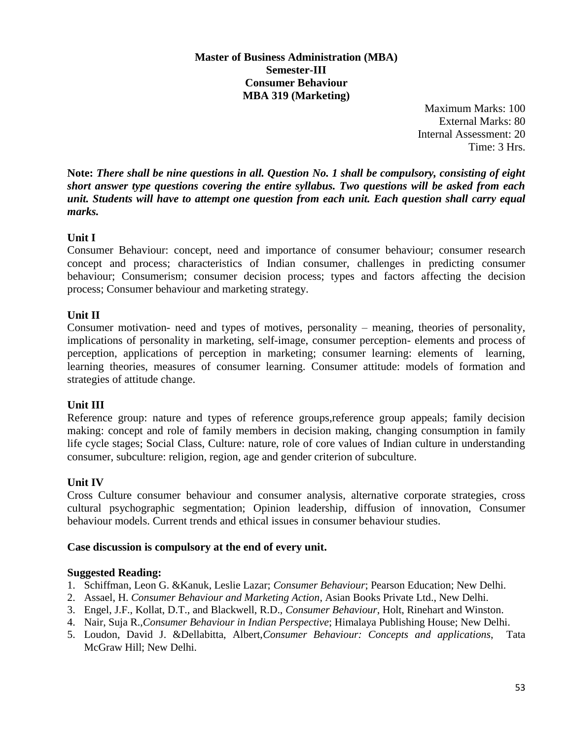**Master of Business Administration (MBA)**
**Semester-III**
**Consumer Behaviour**
**MBA 319 (Marketing)**

Maximum Marks: 100
External Marks: 80
Internal Assessment: 20
Time: 3 Hrs.

**Note:** ***There shall be nine questions in all. Question No. 1 shall be compulsory, consisting of eight short answer type questions covering the entire syllabus. Two questions will be asked from each unit. Students will have to attempt one question from each unit. Each question shall carry equal marks.***

**Unit I**

Consumer Behaviour: concept, need and importance of consumer behaviour; consumer research concept and process; characteristics of Indian consumer, challenges in predicting consumer behaviour; Consumerism; consumer decision process; types and factors affecting the decision process; Consumer behaviour and marketing strategy.

**Unit II**

Consumer motivation- need and types of motives, personality – meaning, theories of personality, implications of personality in marketing, self-image, consumer perception- elements and process of perception, applications of perception in marketing; consumer learning: elements of learning, learning theories, measures of consumer learning. Consumer attitude: models of formation and strategies of attitude change.

**Unit III**

Reference group: nature and types of reference groups,reference group appeals; family decision making: concept and role of family members in decision making, changing consumption in family life cycle stages; Social Class, Culture: nature, role of core values of Indian culture in understanding consumer, subculture: religion, region, age and gender criterion of subculture.

**Unit IV**

Cross Culture consumer behaviour and consumer analysis, alternative corporate strategies, cross cultural psychographic segmentation; Opinion leadership, diffusion of innovation, Consumer behaviour models. Current trends and ethical issues in consumer behaviour studies.

**Case discussion is compulsory at the end of every unit.**

**Suggested Reading:**

1. Schiffman, Leon G. &Kanuk, Leslie Lazar; *Consumer Behaviour*; Pearson Education; New Delhi.
2. Assael, H. *Consumer Behaviour and Marketing Action*, Asian Books Private Ltd., New Delhi.
3. Engel, J.F., Kollat, D.T., and Blackwell, R.D., *Consumer Behaviour*, Holt, Rinehart and Winston.
4. Nair, Suja R.,*Consumer Behaviour in Indian Perspective*; Himalaya Publishing House; New Delhi.
5. Loudon, David J. &Dellabitta, Albert,*Consumer Behaviour: Concepts and applications*, Tata McGraw Hill; New Delhi.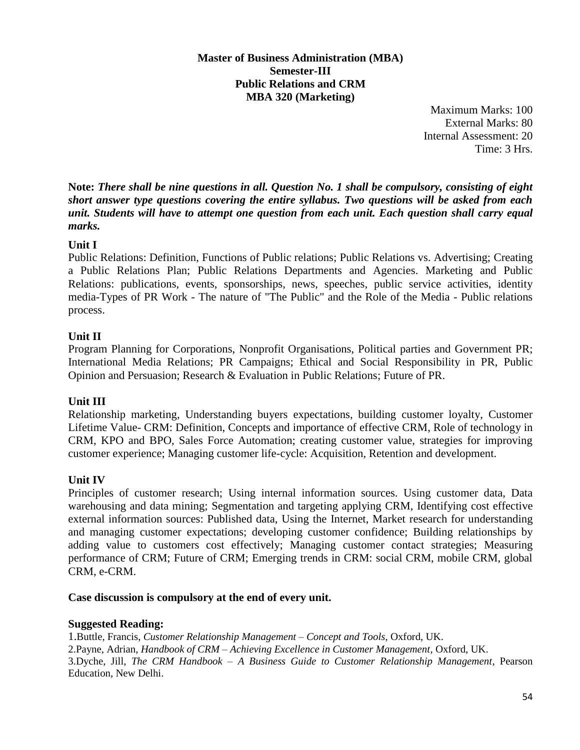**Master of Business Administration (MBA)**
**Semester-III**
**Public Relations and CRM**
**MBA 320 (Marketing)**

Maximum Marks: 100
External Marks: 80
Internal Assessment: 20
Time: 3 Hrs.

**Note:** ***There shall be nine questions in all. Question No. 1 shall be compulsory, consisting of eight short answer type questions covering the entire syllabus. Two questions will be asked from each unit. Students will have to attempt one question from each unit. Each question shall carry equal marks.***

**Unit I**

Public Relations: Definition, Functions of Public relations; Public Relations vs. Advertising; Creating a Public Relations Plan; Public Relations Departments and Agencies. Marketing and Public Relations: publications, events, sponsorships, news, speeches, public service activities, identity media-Types of PR Work - The nature of "The Public" and the Role of the Media - Public relations process.

**Unit II**

Program Planning for Corporations, Nonprofit Organisations, Political parties and Government PR; International Media Relations; PR Campaigns; Ethical and Social Responsibility in PR, Public Opinion and Persuasion; Research & Evaluation in Public Relations; Future of PR.

**Unit III**

Relationship marketing, Understanding buyers expectations, building customer loyalty, Customer Lifetime Value- CRM: Definition, Concepts and importance of effective CRM, Role of technology in CRM, KPO and BPO, Sales Force Automation; creating customer value, strategies for improving customer experience; Managing customer life-cycle: Acquisition, Retention and development.

**Unit IV**

Principles of customer research; Using internal information sources. Using customer data, Data warehousing and data mining; Segmentation and targeting applying CRM, Identifying cost effective external information sources: Published data, Using the Internet, Market research for understanding and managing customer expectations; developing customer confidence; Building relationships by adding value to customers cost effectively; Managing customer contact strategies; Measuring performance of CRM; Future of CRM; Emerging trends in CRM: social CRM, mobile CRM, global CRM, e-CRM.

**Case discussion is compulsory at the end of every unit.**

**Suggested Reading:**

1.Buttle, Francis, *Customer Relationship Management – Concept and Tools*, Oxford, UK.
2.Payne, Adrian, *Handbook of CRM – Achieving Excellence in Customer Management*, Oxford, UK.
3.Dyche, Jill, *The CRM Handbook – A Business Guide to Customer Relationship Management*, Pearson Education, New Delhi.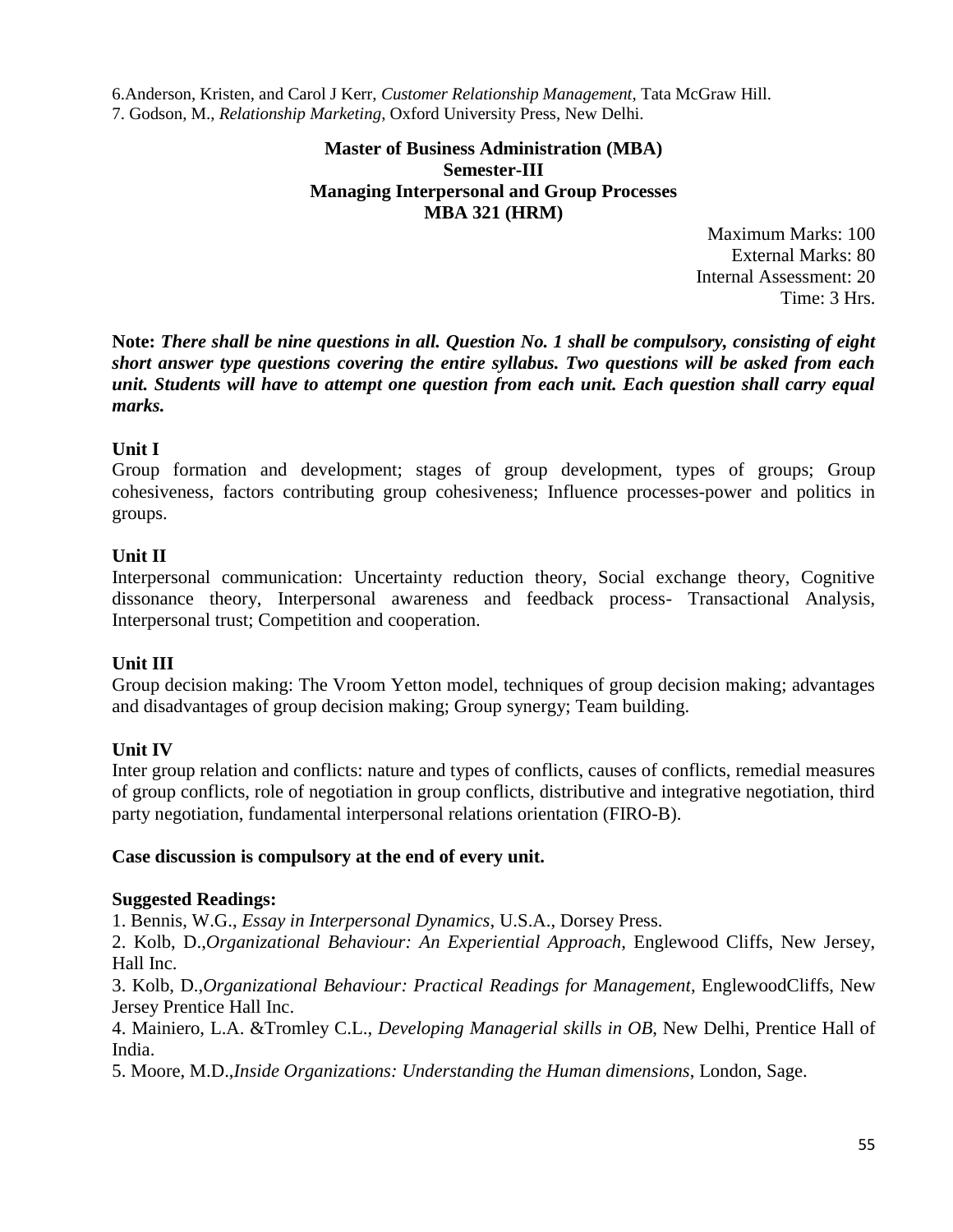6.Anderson, Kristen, and Carol J Kerr, *Customer Relationship Management*, Tata McGraw Hill.
7. Godson, M., *Relationship Marketing*, Oxford University Press, New Delhi.

**Master of Business Administration (MBA)**
**Semester-III**
**Managing Interpersonal and Group Processes**
**MBA 321 (HRM)**

Maximum Marks: 100
External Marks: 80
Internal Assessment: 20
Time: 3 Hrs.

**Note:** ***There shall be nine questions in all. Question No. 1 shall be compulsory, consisting of eight short answer type questions covering the entire syllabus. Two questions will be asked from each unit. Students will have to attempt one question from each unit. Each question shall carry equal marks.***

**Unit I**

Group formation and development; stages of group development, types of groups; Group cohesiveness, factors contributing group cohesiveness; Influence processes-power and politics in groups.

**Unit II**

Interpersonal communication: Uncertainty reduction theory, Social exchange theory, Cognitive dissonance theory, Interpersonal awareness and feedback process- Transactional Analysis, Interpersonal trust; Competition and cooperation.

**Unit III**

Group decision making: The Vroom Yetton model, techniques of group decision making; advantages and disadvantages of group decision making; Group synergy; Team building.

**Unit IV**

Inter group relation and conflicts: nature and types of conflicts, causes of conflicts, remedial measures of group conflicts, role of negotiation in group conflicts, distributive and integrative negotiation, third party negotiation, fundamental interpersonal relations orientation (FIRO-B).

**Case discussion is compulsory at the end of every unit.**

**Suggested Readings:**

1. Bennis, W.G., *Essay in Interpersonal Dynamics*, U.S.A., Dorsey Press.
2. Kolb, D.,*Organizational Behaviour: An Experiential Approach,* Englewood Cliffs, New Jersey, Hall Inc.
3. Kolb, D.,*Organizational Behaviour: Practical Readings for Management*, EnglewoodCliffs, New Jersey Prentice Hall Inc.
4. Mainiero, L.A. &Tromley C.L., *Developing Managerial skills in OB*, New Delhi, Prentice Hall of India.
5. Moore, M.D.,*Inside Organizations: Understanding the Human dimensions*, London, Sage.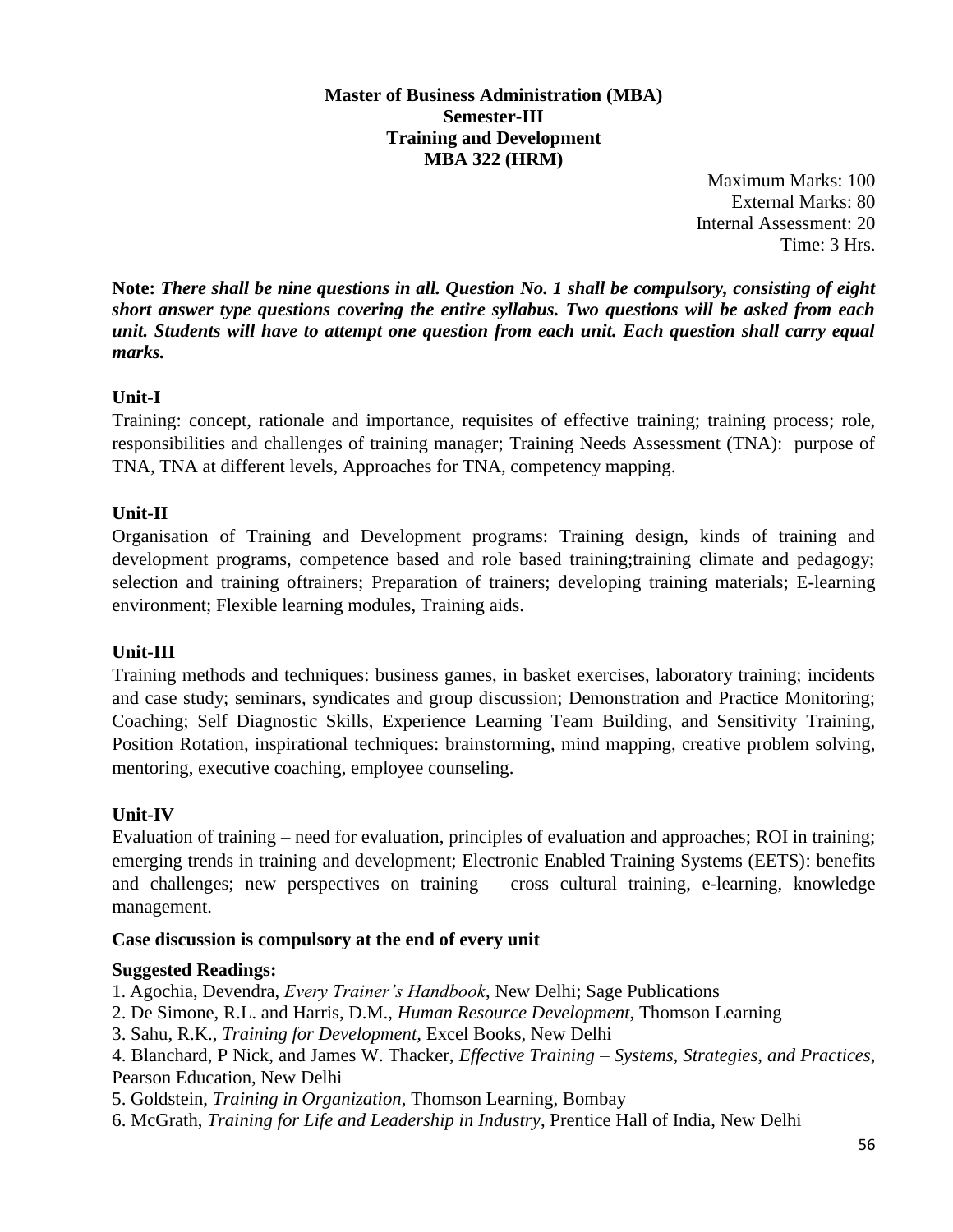**Master of Business Administration (MBA)**
**Semester-III**
**Training and Development**
**MBA 322 (HRM)**

Maximum Marks: 100
External Marks: 80
Internal Assessment: 20
Time: 3 Hrs.

**Note:** ***There shall be nine questions in all. Question No. 1 shall be compulsory, consisting of eight short answer type questions covering the entire syllabus. Two questions will be asked from each unit. Students will have to attempt one question from each unit. Each question shall carry equal marks.***

**Unit-I**

Training: concept, rationale and importance, requisites of effective training; training process; role, responsibilities and challenges of training manager; Training Needs Assessment (TNA): purpose of TNA, TNA at different levels, Approaches for TNA, competency mapping.

**Unit-II**

Organisation of Training and Development programs: Training design, kinds of training and development programs, competence based and role based training;training climate and pedagogy; selection and training oftrainers; Preparation of trainers; developing training materials; E-learning environment; Flexible learning modules, Training aids.

**Unit-III**

Training methods and techniques: business games, in basket exercises, laboratory training; incidents and case study; seminars, syndicates and group discussion; Demonstration and Practice Monitoring; Coaching; Self Diagnostic Skills, Experience Learning Team Building, and Sensitivity Training, Position Rotation, inspirational techniques: brainstorming, mind mapping, creative problem solving, mentoring, executive coaching, employee counseling.

**Unit-IV**

Evaluation of training – need for evaluation, principles of evaluation and approaches; ROI in training; emerging trends in training and development; Electronic Enabled Training Systems (EETS): benefits and challenges; new perspectives on training – cross cultural training, e-learning, knowledge management.

**Case discussion is compulsory at the end of every unit**

**Suggested Readings:**

1. Agochia, Devendra, *Every Trainer's Handbook*, New Delhi; Sage Publications
2. De Simone, R.L. and Harris, D.M., *Human Resource Development*, Thomson Learning
3. Sahu, R.K., *Training for Development,* Excel Books, New Delhi
4. Blanchard, P Nick, and James W. Thacker, *Effective Training – Systems, Strategies, and Practices*, Pearson Education, New Delhi
5. Goldstein, *Training in Organization*, Thomson Learning, Bombay
6. McGrath, *Training for Life and Leadership in Industry*, Prentice Hall of India, New Delhi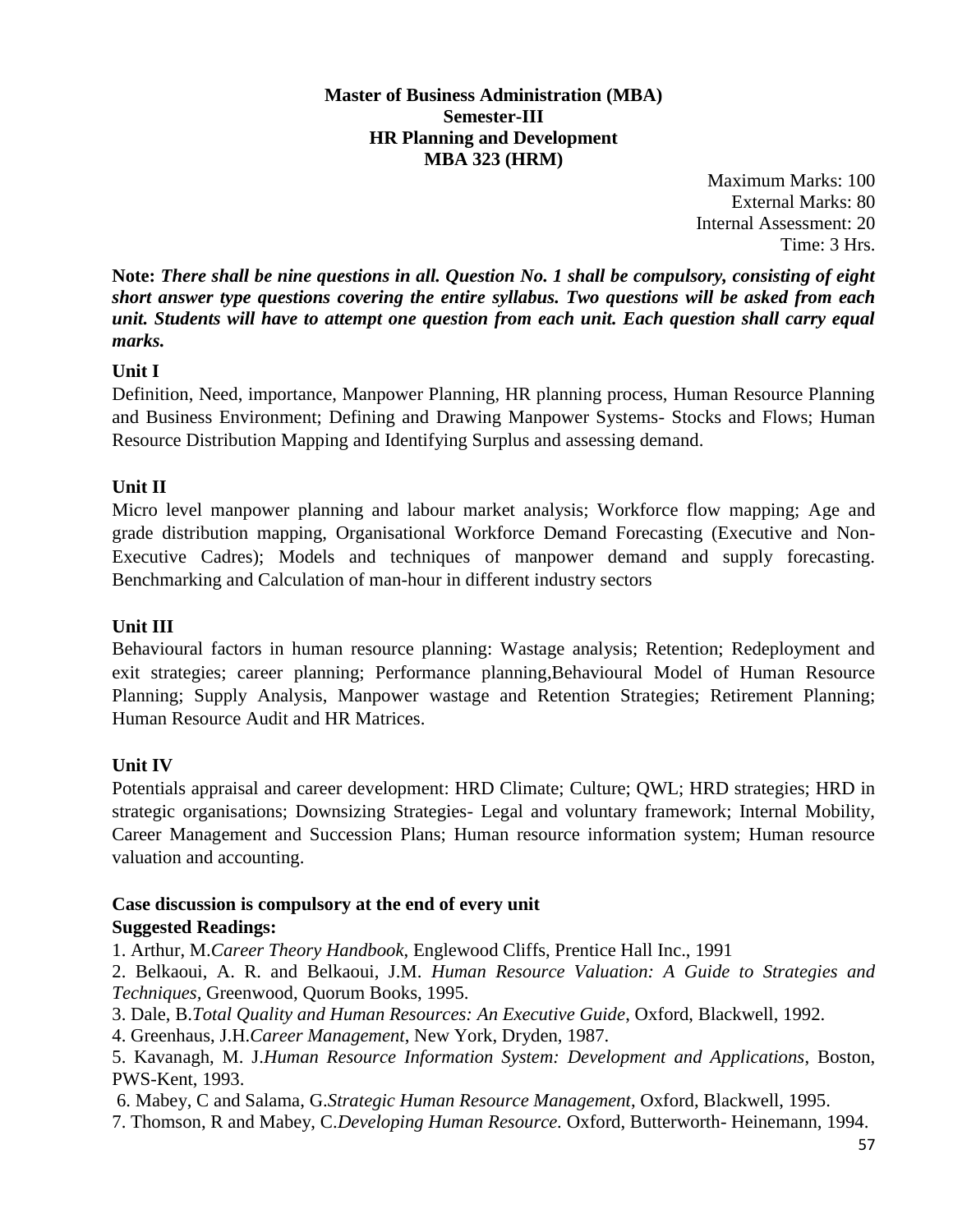**Master of Business Administration (MBA)**
**Semester-III**
**HR Planning and Development**
**MBA 323 (HRM)**

Maximum Marks: 100
External Marks: 80
Internal Assessment: 20
Time: 3 Hrs.

**Note:** ***There shall be nine questions in all. Question No. 1 shall be compulsory, consisting of eight short answer type questions covering the entire syllabus. Two questions will be asked from each unit. Students will have to attempt one question from each unit. Each question shall carry equal marks.***

**Unit I**

Definition, Need, importance, Manpower Planning, HR planning process, Human Resource Planning and Business Environment; Defining and Drawing Manpower Systems- Stocks and Flows; Human Resource Distribution Mapping and Identifying Surplus and assessing demand.

**Unit II**

Micro level manpower planning and labour market analysis; Workforce flow mapping; Age and grade distribution mapping, Organisational Workforce Demand Forecasting (Executive and Non-Executive Cadres); Models and techniques of manpower demand and supply forecasting. Benchmarking and Calculation of man-hour in different industry sectors

**Unit III**

Behavioural factors in human resource planning: Wastage analysis; Retention; Redeployment and exit strategies; career planning; Performance planning,Behavioural Model of Human Resource Planning; Supply Analysis, Manpower wastage and Retention Strategies; Retirement Planning; Human Resource Audit and HR Matrices.

**Unit IV**

Potentials appraisal and career development: HRD Climate; Culture; QWL; HRD strategies; HRD in strategic organisations; Downsizing Strategies- Legal and voluntary framework; Internal Mobility, Career Management and Succession Plans; Human resource information system; Human resource valuation and accounting.

**Case discussion is compulsory at the end of every unit**
**Suggested Readings:**

1. Arthur, M.*Career Theory Handbook*, Englewood Cliffs, Prentice Hall Inc., 1991
2. Belkaoui, A. R. and Belkaoui, J.M. *Human Resource Valuation: A Guide to Strategies and Techniques*, Greenwood, Quorum Books, 1995.
3. Dale, B.*Total Quality and Human Resources: An Executive Guide*, Oxford, Blackwell, 1992.
4. Greenhaus, J.H.*Career Management*, New York, Dryden, 1987.
5. Kavanagh, M. J.*Human Resource Information System: Development and Applications*, Boston, PWS-Kent, 1993.
6. Mabey, C and Salama, G.*Strategic Human Resource Management*, Oxford, Blackwell, 1995.
7. Thomson, R and Mabey, C.*Developing Human Resource.* Oxford, Butterworth- Heinemann, 1994.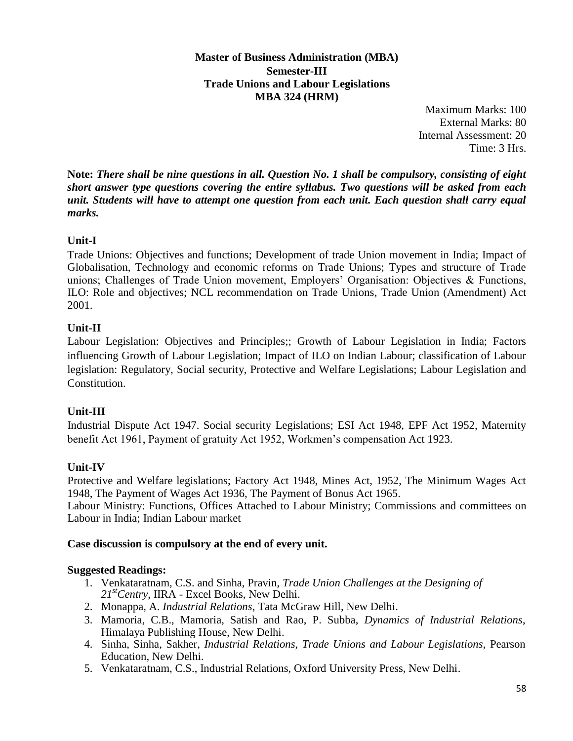**Master of Business Administration (MBA)**
**Semester-III**
**Trade Unions and Labour Legislations**
**MBA 324 (HRM)**

Maximum Marks: 100
External Marks: 80
Internal Assessment: 20
Time: 3 Hrs.

**Note:** ***There shall be nine questions in all. Question No. 1 shall be compulsory, consisting of eight short answer type questions covering the entire syllabus. Two questions will be asked from each unit. Students will have to attempt one question from each unit. Each question shall carry equal marks.***

### Unit-I

Trade Unions: Objectives and functions; Development of trade Union movement in India; Impact of Globalisation, Technology and economic reforms on Trade Unions; Types and structure of Trade unions; Challenges of Trade Union movement, Employers' Organisation: Objectives & Functions, ILO: Role and objectives; NCL recommendation on Trade Unions, Trade Union (Amendment) Act 2001.

### Unit-II

Labour Legislation: Objectives and Principles;; Growth of Labour Legislation in India; Factors influencing Growth of Labour Legislation; Impact of ILO on Indian Labour; classification of Labour legislation: Regulatory, Social security, Protective and Welfare Legislations; Labour Legislation and Constitution.

### Unit-III

Industrial Dispute Act 1947. Social security Legislations; ESI Act 1948, EPF Act 1952, Maternity benefit Act 1961, Payment of gratuity Act 1952, Workmen's compensation Act 1923.

### Unit-IV

Protective and Welfare legislations; Factory Act 1948, Mines Act, 1952, The Minimum Wages Act 1948, The Payment of Wages Act 1936, The Payment of Bonus Act 1965.

Labour Ministry: Functions, Offices Attached to Labour Ministry; Commissions and committees on Labour in India; Indian Labour market

**Case discussion is compulsory at the end of every unit.**

**Suggested Readings:**

1. Venkataratnam, C.S. and Sinha, Pravin, *Trade Union Challenges at the Designing of 21stCentry*, IIRA - Excel Books, New Delhi.
2. Monappa, A. *Industrial Relations*, Tata McGraw Hill, New Delhi.
3. Mamoria, C.B., Mamoria, Satish and Rao, P. Subba, *Dynamics of Industrial Relations*, Himalaya Publishing House, New Delhi.
4. Sinha, Sinha, Sakher, *Industrial Relations, Trade Unions and Labour Legislations*, Pearson Education, New Delhi.
5. Venkataratnam, C.S., Industrial Relations, Oxford University Press, New Delhi.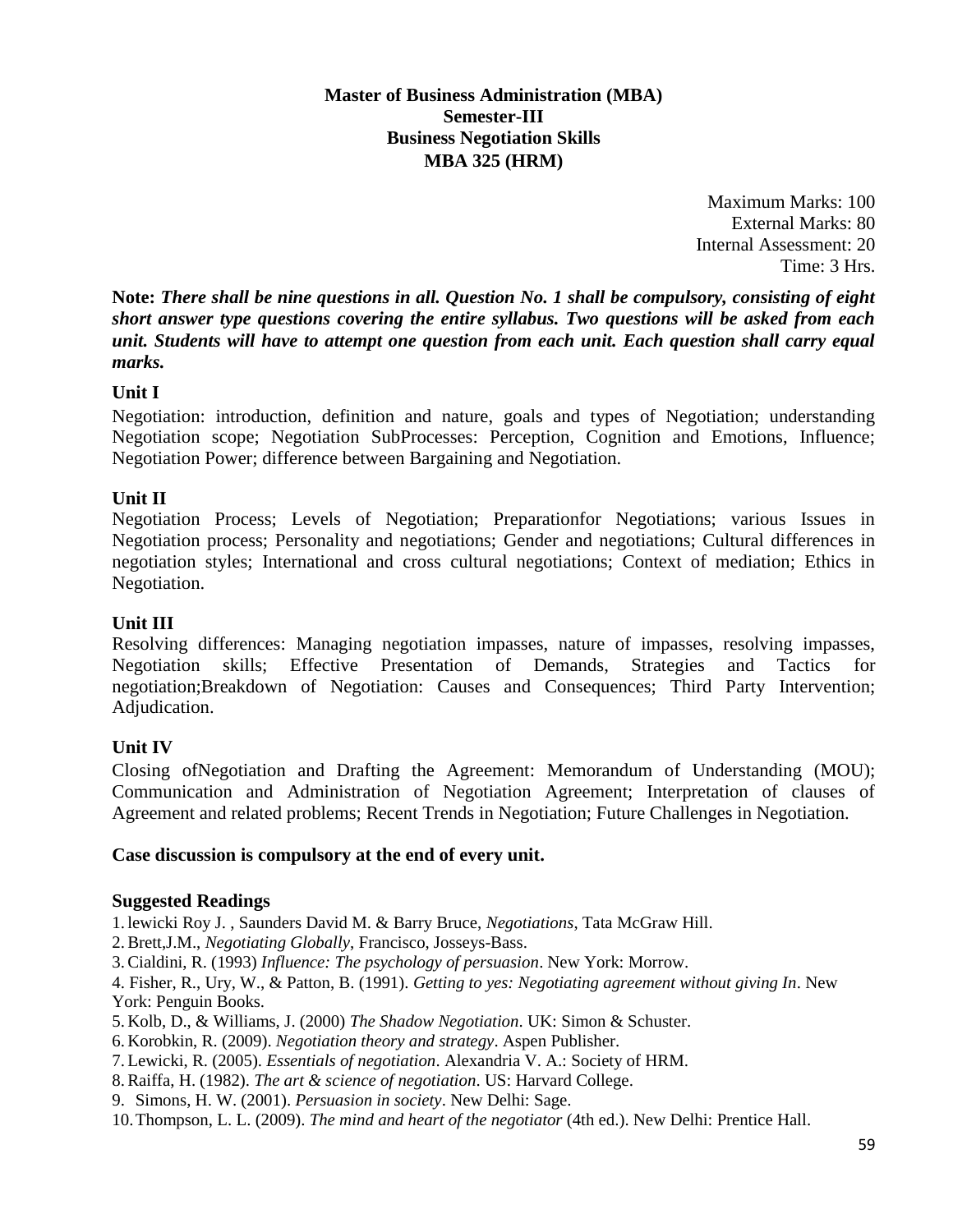**Master of Business Administration (MBA)**
**Semester-III**
**Business Negotiation Skills**
**MBA 325 (HRM)**

Maximum Marks: 100
External Marks: 80
Internal Assessment: 20
Time: 3 Hrs.

**Note:** ***There shall be nine questions in all. Question No. 1 shall be compulsory, consisting of eight short answer type questions covering the entire syllabus. Two questions will be asked from each unit. Students will have to attempt one question from each unit. Each question shall carry equal marks.***

**Unit I**

Negotiation: introduction, definition and nature, goals and types of Negotiation; understanding Negotiation scope; Negotiation SubProcesses: Perception, Cognition and Emotions, Influence; Negotiation Power; difference between Bargaining and Negotiation.

**Unit II**

Negotiation Process; Levels of Negotiation; Preparationfor Negotiations; various Issues in Negotiation process; Personality and negotiations; Gender and negotiations; Cultural differences in negotiation styles; International and cross cultural negotiations; Context of mediation; Ethics in Negotiation.

**Unit III**

Resolving differences: Managing negotiation impasses, nature of impasses, resolving impasses, Negotiation skills; Effective Presentation of Demands, Strategies and Tactics for negotiation;Breakdown of Negotiation: Causes and Consequences; Third Party Intervention; Adjudication.

**Unit IV**

Closing ofNegotiation and Drafting the Agreement: Memorandum of Understanding (MOU); Communication and Administration of Negotiation Agreement; Interpretation of clauses of Agreement and related problems; Recent Trends in Negotiation; Future Challenges in Negotiation.

**Case discussion is compulsory at the end of every unit.**

**Suggested Readings**

1. lewicki Roy J. , Saunders David M. & Barry Bruce, *Negotiations*, Tata McGraw Hill.
2. Brett,J.M., *Negotiating Globally*, Francisco, Josseys-Bass.
3. Cialdini, R. (1993) *Influence: The psychology of persuasion*. New York: Morrow.
4. Fisher, R., Ury, W., & Patton, B. (1991). *Getting to yes: Negotiating agreement without giving In*. New York: Penguin Books.
5. Kolb, D., & Williams, J. (2000) *The Shadow Negotiation*. UK: Simon & Schuster.
6. Korobkin, R. (2009). *Negotiation theory and strategy*. Aspen Publisher.
7. Lewicki, R. (2005). *Essentials of negotiation*. Alexandria V. A.: Society of HRM.
8. Raiffa, H. (1982). *The art & science of negotiation*. US: Harvard College.
9. Simons, H. W. (2001). *Persuasion in society*. New Delhi: Sage.
10. Thompson, L. L. (2009). *The mind and heart of the negotiator* (4th ed.). New Delhi: Prentice Hall.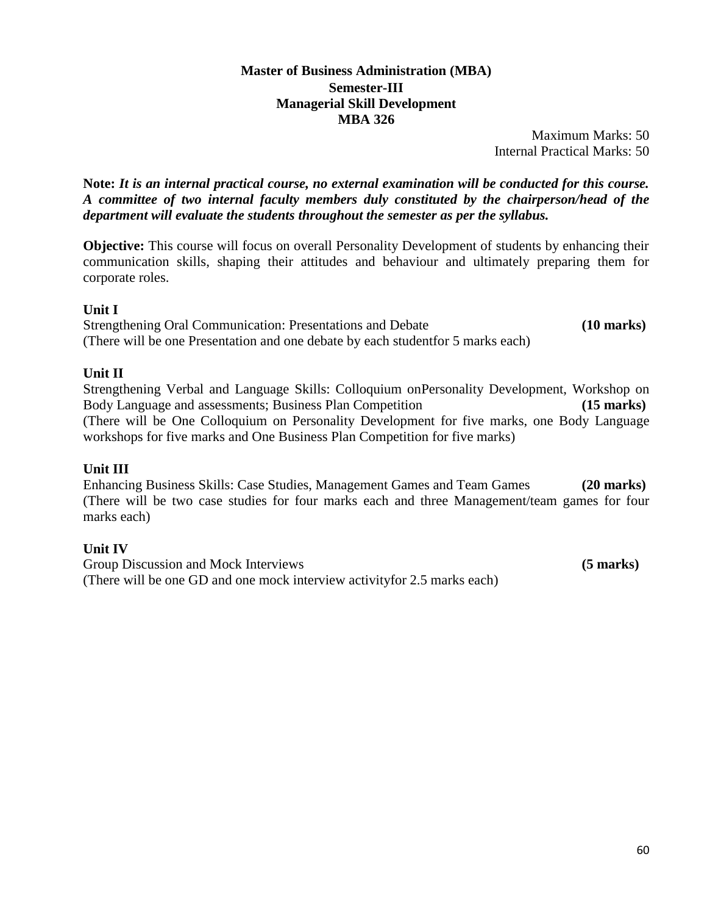**Master of Business Administration (MBA)**
**Semester-III**
**Managerial Skill Development**
**MBA 326**

Maximum Marks: 50
Internal Practical Marks: 50

**Note:** ***It is an internal practical course, no external examination will be conducted for this course. A committee of two internal faculty members duly constituted by the chairperson/head of the department will evaluate the students throughout the semester as per the syllabus.***

**Objective:** This course will focus on overall Personality Development of students by enhancing their communication skills, shaping their attitudes and behaviour and ultimately preparing them for corporate roles.

**Unit I**

Strengthening Oral Communication: Presentations and Debate **(10 marks)**
(There will be one Presentation and one debate by each studentfor 5 marks each)

**Unit II**

Strengthening Verbal and Language Skills: Colloquium onPersonality Development, Workshop on Body Language and assessments; Business Plan Competition **(15 marks)**
(There will be One Colloquium on Personality Development for five marks, one Body Language workshops for five marks and One Business Plan Competition for five marks)

**Unit III**

Enhancing Business Skills: Case Studies, Management Games and Team Games **(20 marks)**
(There will be two case studies for four marks each and three Management/team games for four marks each)

**Unit IV**

Group Discussion and Mock Interviews **(5 marks)**
(There will be one GD and one mock interview activityfor 2.5 marks each)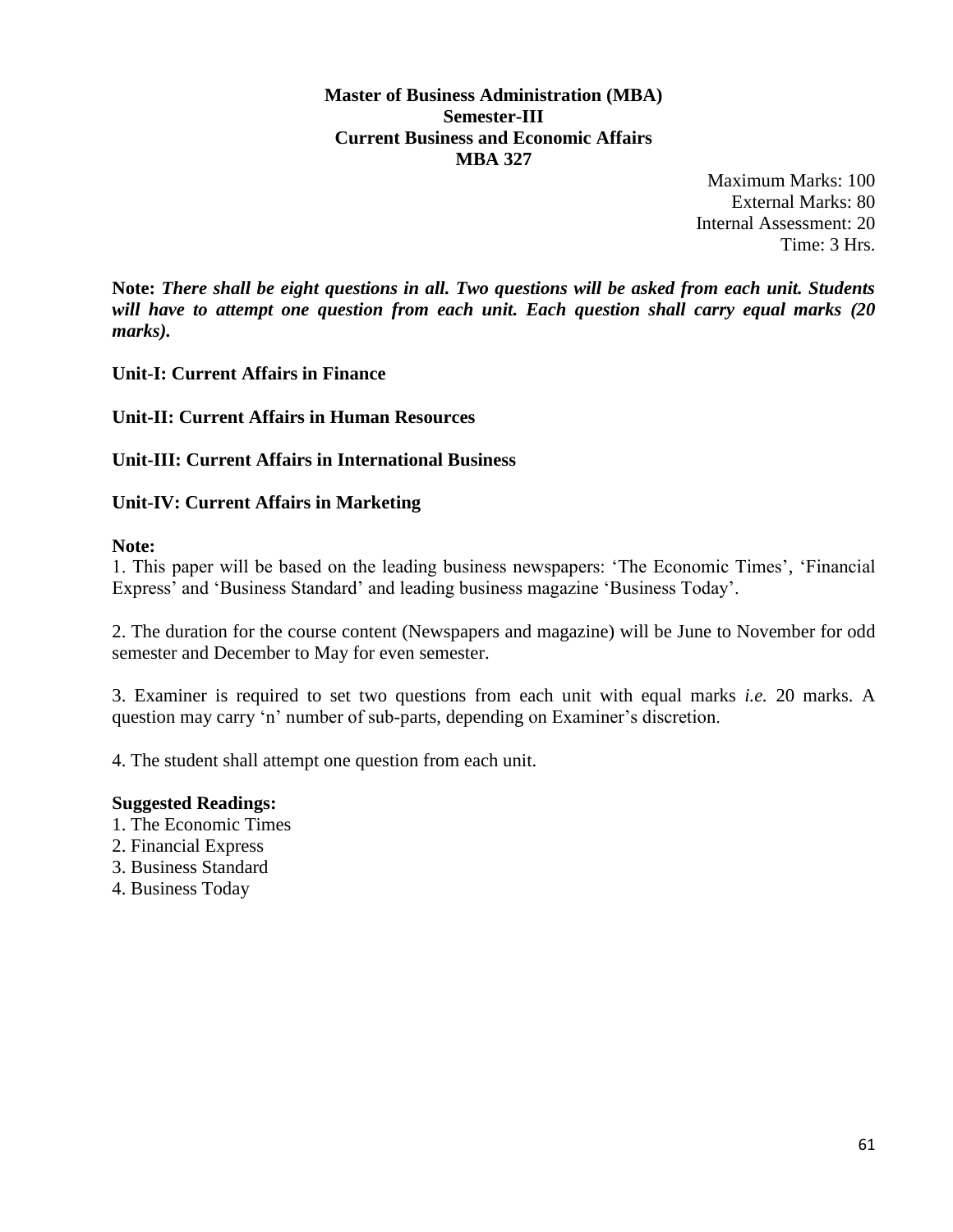**Master of Business Administration (MBA)**
**Semester-III**
**Current Business and Economic Affairs**
**MBA 327**

Maximum Marks: 100
External Marks: 80
Internal Assessment: 20
Time: 3 Hrs.

**Note:** ***There shall be eight questions in all. Two questions will be asked from each unit. Students will have to attempt one question from each unit. Each question shall carry equal marks (20 marks).***

**Unit-I: Current Affairs in Finance**

**Unit-II: Current Affairs in Human Resources**

**Unit-III: Current Affairs in International Business**

**Unit-IV: Current Affairs in Marketing**

**Note:**

1. This paper will be based on the leading business newspapers: 'The Economic Times', 'Financial Express' and 'Business Standard' and leading business magazine 'Business Today'.

2. The duration for the course content (Newspapers and magazine) will be June to November for odd semester and December to May for even semester.

3. Examiner is required to set two questions from each unit with equal marks *i.e.* 20 marks. A question may carry 'n' number of sub-parts, depending on Examiner's discretion.

4. The student shall attempt one question from each unit.

**Suggested Readings:**

1. The Economic Times
2. Financial Express
3. Business Standard
4. Business Today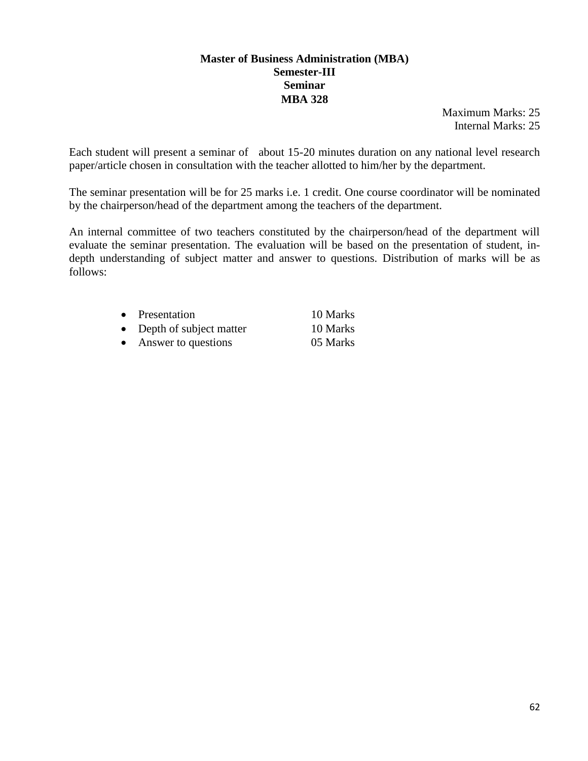**Master of Business Administration (MBA)**
**Semester-III**
**Seminar**
**MBA 328**

Maximum Marks: 25
Internal Marks: 25

Each student will present a seminar of about 15-20 minutes duration on any national level research paper/article chosen in consultation with the teacher allotted to him/her by the department.

The seminar presentation will be for 25 marks i.e. 1 credit. One course coordinator will be nominated by the chairperson/head of the department among the teachers of the department.

An internal committee of two teachers constituted by the chairperson/head of the department will evaluate the seminar presentation. The evaluation will be based on the presentation of student, in-depth understanding of subject matter and answer to questions. Distribution of marks will be as follows:

- Presentation 10 Marks
- Depth of subject matter 10 Marks
- Answer to questions 05 Marks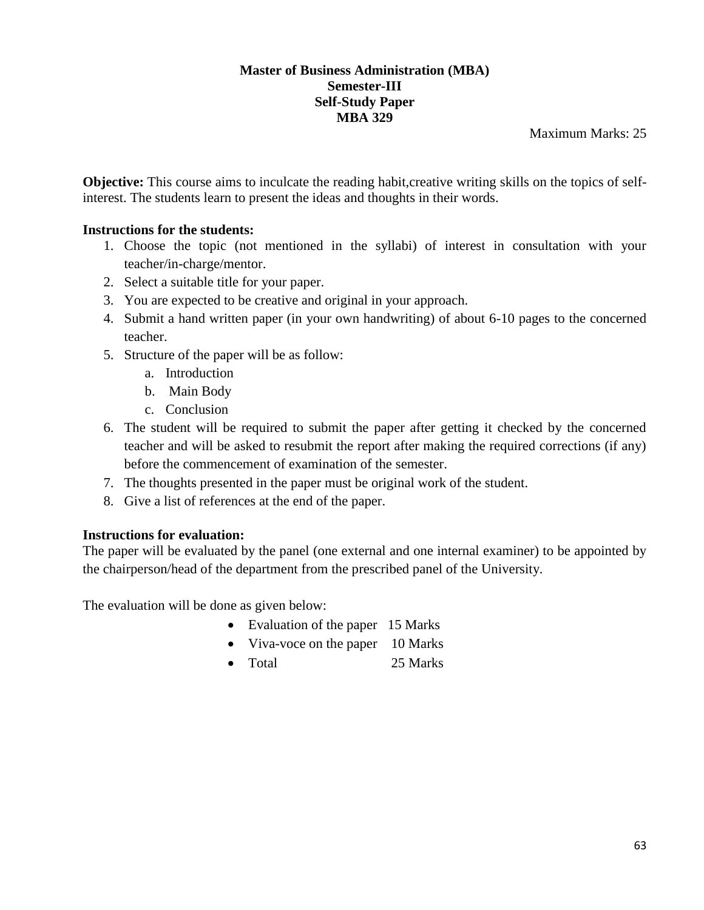**Master of Business Administration (MBA)**
**Semester-III**
**Self-Study Paper**
**MBA 329**

Maximum Marks: 25

**Objective:** This course aims to inculcate the reading habit,creative writing skills on the topics of self-interest. The students learn to present the ideas and thoughts in their words.

**Instructions for the students:**

1. Choose the topic (not mentioned in the syllabi) of interest in consultation with your teacher/in-charge/mentor.
2. Select a suitable title for your paper.
3. You are expected to be creative and original in your approach.
4. Submit a hand written paper (in your own handwriting) of about 6-10 pages to the concerned teacher.
5. Structure of the paper will be as follow:
   a. Introduction
   b. Main Body
   c. Conclusion
6. The student will be required to submit the paper after getting it checked by the concerned teacher and will be asked to resubmit the report after making the required corrections (if any) before the commencement of examination of the semester.
7. The thoughts presented in the paper must be original work of the student.
8. Give a list of references at the end of the paper.

**Instructions for evaluation:**

The paper will be evaluated by the panel (one external and one internal examiner) to be appointed by the chairperson/head of the department from the prescribed panel of the University.

The evaluation will be done as given below:

- Evaluation of the paper 15 Marks
- Viva-voce on the paper 10 Marks
- Total 25 Marks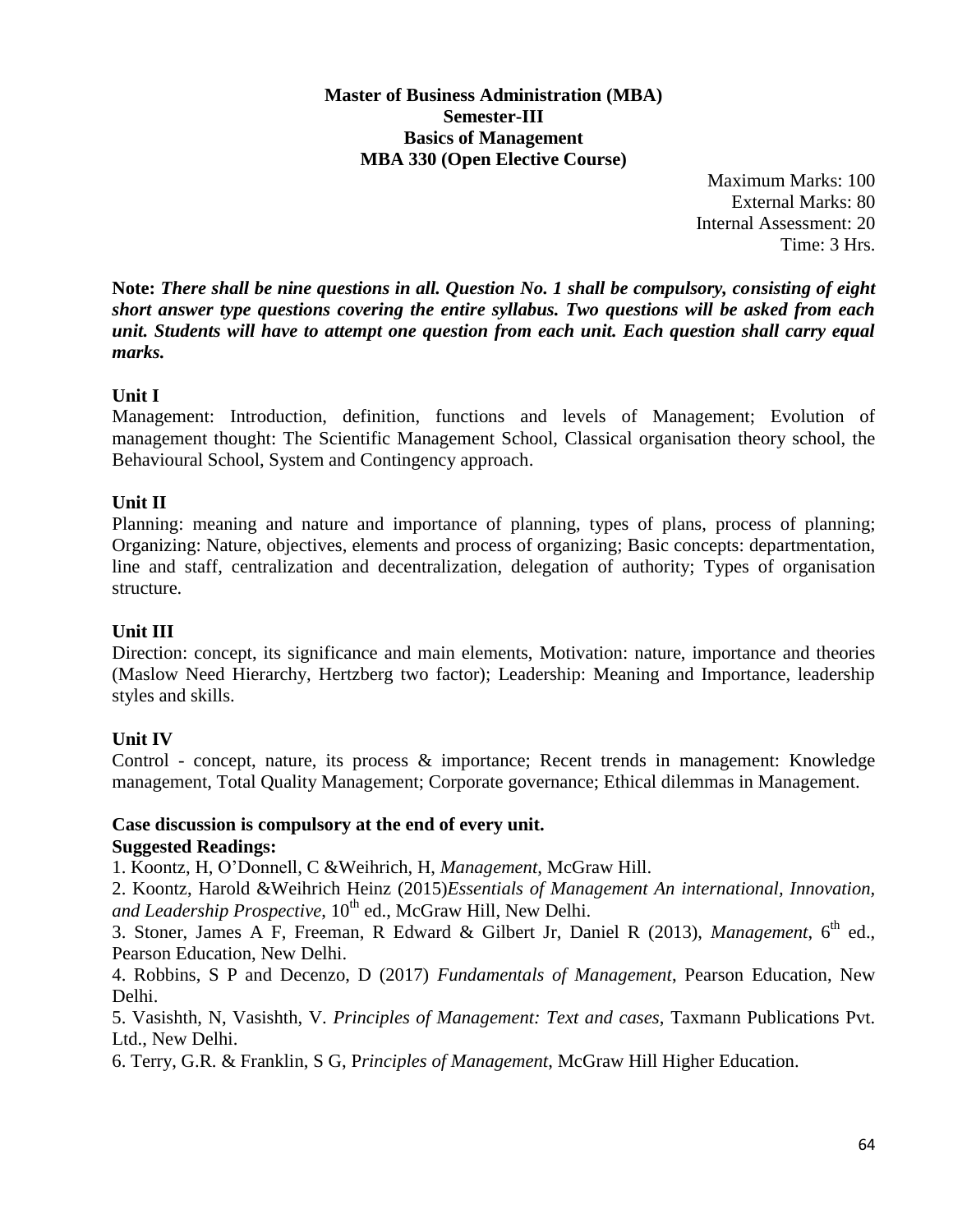**Master of Business Administration (MBA)**
**Semester-III**
**Basics of Management**
**MBA 330 (Open Elective Course)**

Maximum Marks: 100
External Marks: 80
Internal Assessment: 20
Time: 3 Hrs.

**Note:** ***There shall be nine questions in all. Question No. 1 shall be compulsory, consisting of eight short answer type questions covering the entire syllabus. Two questions will be asked from each unit. Students will have to attempt one question from each unit. Each question shall carry equal marks.***

**Unit I**

Management: Introduction, definition, functions and levels of Management; Evolution of management thought: The Scientific Management School, Classical organisation theory school, the Behavioural School, System and Contingency approach.

**Unit II**

Planning: meaning and nature and importance of planning, types of plans, process of planning; Organizing: Nature, objectives, elements and process of organizing; Basic concepts: departmentation, line and staff, centralization and decentralization, delegation of authority; Types of organisation structure.

**Unit III**

Direction: concept, its significance and main elements, Motivation: nature, importance and theories (Maslow Need Hierarchy, Hertzberg two factor); Leadership: Meaning and Importance, leadership styles and skills.

**Unit IV**

Control - concept, nature, its process & importance; Recent trends in management: Knowledge management, Total Quality Management; Corporate governance; Ethical dilemmas in Management.

**Case discussion is compulsory at the end of every unit.**

**Suggested Readings:**

1. Koontz, H, O'Donnell, C &Weihrich, H, *Management*, McGraw Hill.
2. Koontz, Harold &Weihrich Heinz (2015)*Essentials of Management An international, Innovation, and Leadership Prospective*, 10th ed., McGraw Hill, New Delhi.
3. Stoner, James A F, Freeman, R Edward & Gilbert Jr, Daniel R (2013), *Management*, 6th ed., Pearson Education, New Delhi.
4. Robbins, S P and Decenzo, D (2017) *Fundamentals of Management*, Pearson Education, New Delhi.
5. Vasishth, N, Vasishth, V. *Principles of Management: Text and cases*, Taxmann Publications Pvt. Ltd., New Delhi.
6. Terry, G.R. & Franklin, S G, P*rinciples of Management*, McGraw Hill Higher Education.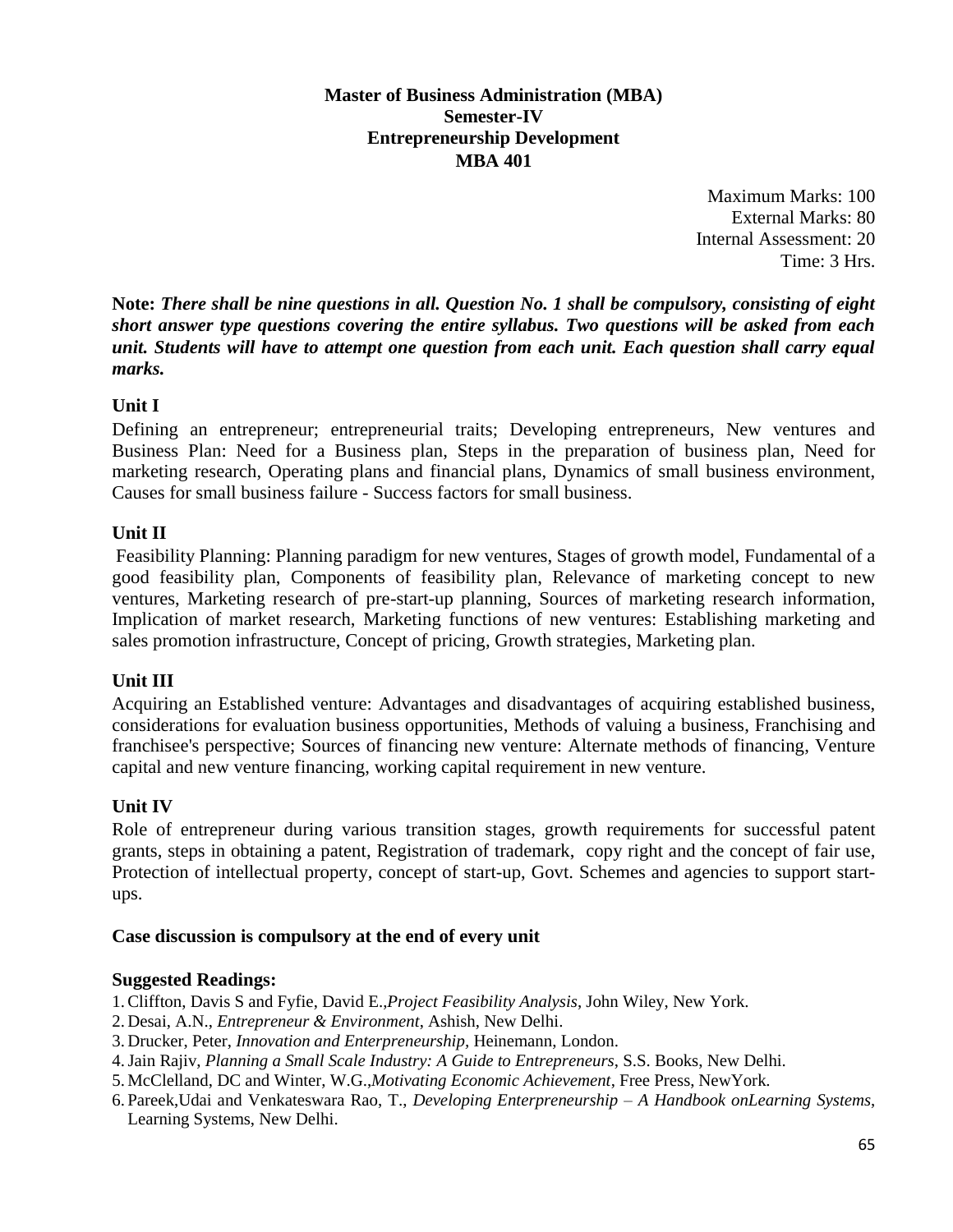**Master of Business Administration (MBA)**
**Semester-IV**
**Entrepreneurship Development**
**MBA 401**

Maximum Marks: 100
External Marks: 80
Internal Assessment: 20
Time: 3 Hrs.

**Note:** ***There shall be nine questions in all. Question No. 1 shall be compulsory, consisting of eight short answer type questions covering the entire syllabus. Two questions will be asked from each unit. Students will have to attempt one question from each unit. Each question shall carry equal marks.***

### Unit I

Defining an entrepreneur; entrepreneurial traits; Developing entrepreneurs, New ventures and Business Plan: Need for a Business plan, Steps in the preparation of business plan, Need for marketing research, Operating plans and financial plans, Dynamics of small business environment, Causes for small business failure - Success factors for small business.

### Unit II

Feasibility Planning: Planning paradigm for new ventures, Stages of growth model, Fundamental of a good feasibility plan, Components of feasibility plan, Relevance of marketing concept to new ventures, Marketing research of pre-start-up planning, Sources of marketing research information, Implication of market research, Marketing functions of new ventures: Establishing marketing and sales promotion infrastructure, Concept of pricing, Growth strategies, Marketing plan.

### Unit III

Acquiring an Established venture: Advantages and disadvantages of acquiring established business, considerations for evaluation business opportunities, Methods of valuing a business, Franchising and franchisee's perspective; Sources of financing new venture: Alternate methods of financing, Venture capital and new venture financing, working capital requirement in new venture.

### Unit IV

Role of entrepreneur during various transition stages, growth requirements for successful patent grants, steps in obtaining a patent, Registration of trademark, copy right and the concept of fair use, Protection of intellectual property, concept of start-up, Govt. Schemes and agencies to support start-ups.

**Case discussion is compulsory at the end of every unit**

### Suggested Readings:

1. Cliffton, Davis S and Fyfie, David E.,*Project Feasibility Analysis*, John Wiley, New York.
2. Desai, A.N., *Entrepreneur & Environment*, Ashish, New Delhi.
3. Drucker, Peter, *Innovation and Enterpreneurship*, Heinemann, London.
4. Jain Rajiv, *Planning a Small Scale Industry: A Guide to Entrepreneurs*, S.S. Books, New Delhi.
5. McClelland, DC and Winter, W.G.,*Motivating Economic Achievement*, Free Press, NewYork.
6. Pareek,Udai and Venkateswara Rao, T., *Developing Enterpreneurship – A Handbook onLearning Systems*, Learning Systems, New Delhi.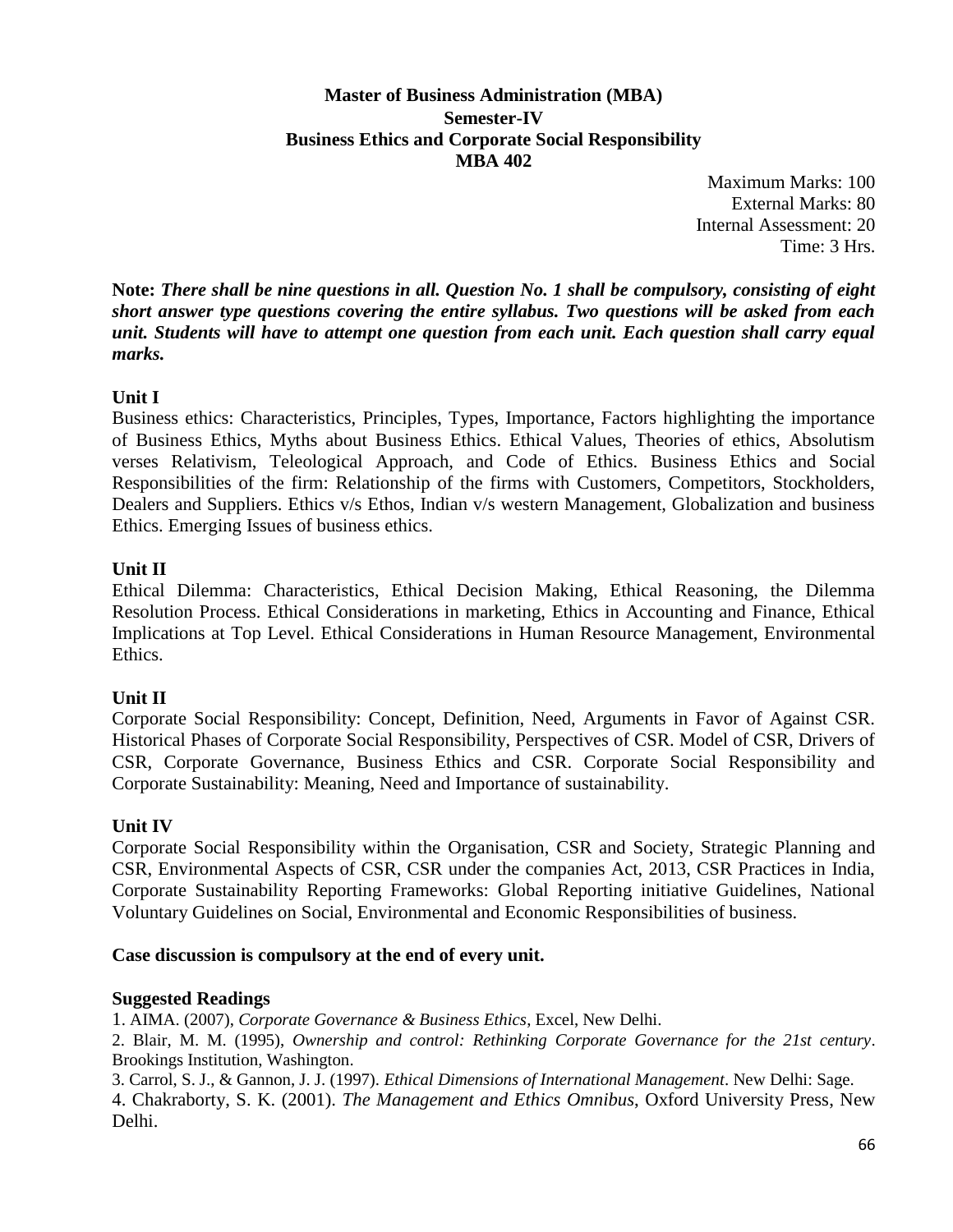**Master of Business Administration (MBA)**
**Semester-IV**
**Business Ethics and Corporate Social Responsibility**
**MBA 402**

Maximum Marks: 100
External Marks: 80
Internal Assessment: 20
Time: 3 Hrs.

**Note:** ***There shall be nine questions in all. Question No. 1 shall be compulsory, consisting of eight short answer type questions covering the entire syllabus. Two questions will be asked from each unit. Students will have to attempt one question from each unit. Each question shall carry equal marks.***

**Unit I**

Business ethics: Characteristics, Principles, Types, Importance, Factors highlighting the importance of Business Ethics, Myths about Business Ethics. Ethical Values, Theories of ethics, Absolutism verses Relativism, Teleological Approach, and Code of Ethics. Business Ethics and Social Responsibilities of the firm: Relationship of the firms with Customers, Competitors, Stockholders, Dealers and Suppliers. Ethics v/s Ethos, Indian v/s western Management, Globalization and business Ethics. Emerging Issues of business ethics.

**Unit II**

Ethical Dilemma: Characteristics, Ethical Decision Making, Ethical Reasoning, the Dilemma Resolution Process. Ethical Considerations in marketing, Ethics in Accounting and Finance, Ethical Implications at Top Level. Ethical Considerations in Human Resource Management, Environmental Ethics.

**Unit II**

Corporate Social Responsibility: Concept, Definition, Need, Arguments in Favor of Against CSR. Historical Phases of Corporate Social Responsibility, Perspectives of CSR. Model of CSR, Drivers of CSR, Corporate Governance, Business Ethics and CSR. Corporate Social Responsibility and Corporate Sustainability: Meaning, Need and Importance of sustainability.

**Unit IV**

Corporate Social Responsibility within the Organisation, CSR and Society, Strategic Planning and CSR, Environmental Aspects of CSR, CSR under the companies Act, 2013, CSR Practices in India, Corporate Sustainability Reporting Frameworks: Global Reporting initiative Guidelines, National Voluntary Guidelines on Social, Environmental and Economic Responsibilities of business.

**Case discussion is compulsory at the end of every unit.**

**Suggested Readings**

1. AIMA. (2007), *Corporate Governance & Business Ethics*, Excel, New Delhi.
2. Blair, M. M. (1995), *Ownership and control: Rethinking Corporate Governance for the 21st century*. Brookings Institution, Washington.
3. Carrol, S. J., & Gannon, J. J. (1997). *Ethical Dimensions of International Management*. New Delhi: Sage.
4. Chakraborty, S. K. (2001). *The Management and Ethics Omnibus*, Oxford University Press, New Delhi.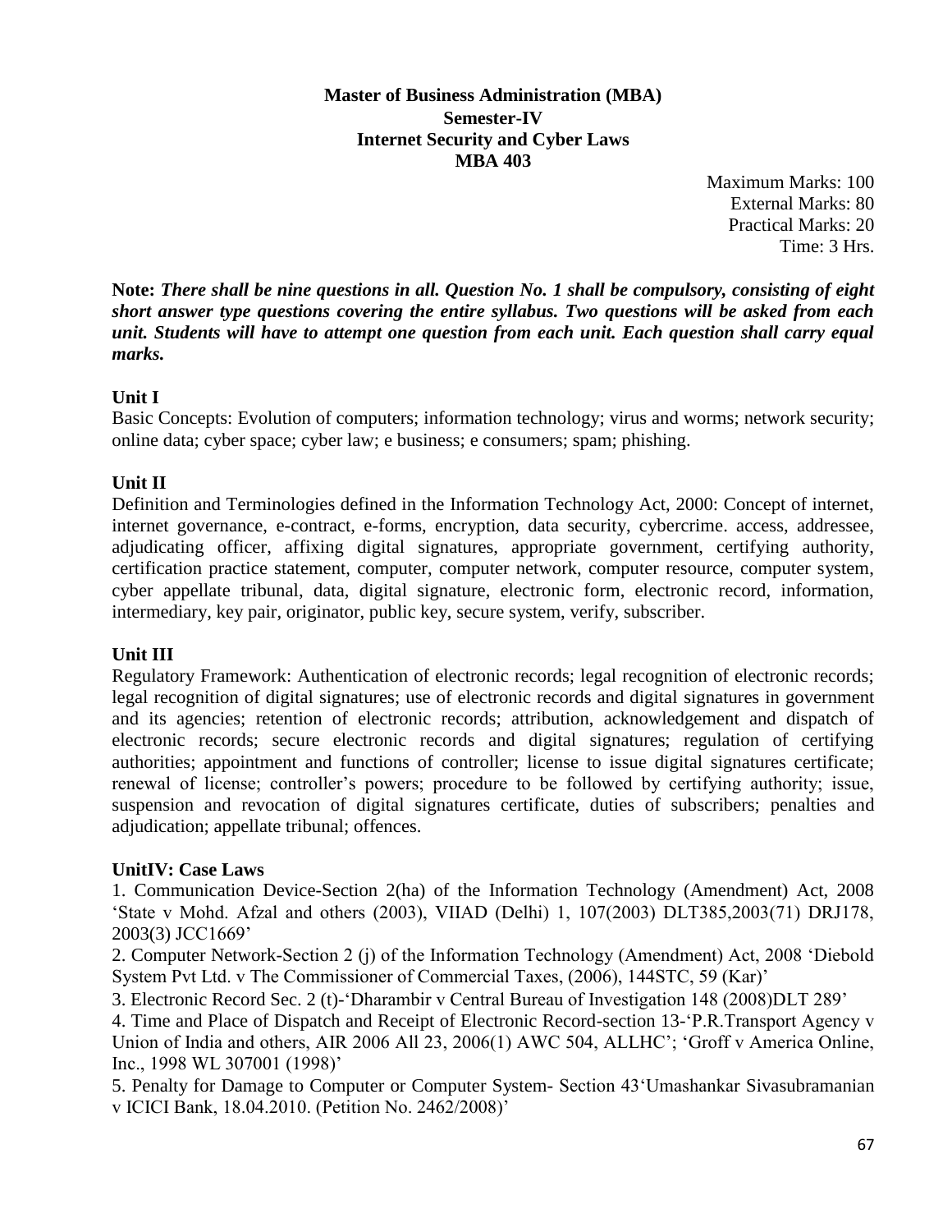**Master of Business Administration (MBA)**
**Semester-IV**
**Internet Security and Cyber Laws**
**MBA 403**

Maximum Marks: 100
External Marks: 80
Practical Marks: 20
Time: 3 Hrs.

**Note:** ***There shall be nine questions in all. Question No. 1 shall be compulsory, consisting of eight short answer type questions covering the entire syllabus. Two questions will be asked from each unit. Students will have to attempt one question from each unit. Each question shall carry equal marks.***

**Unit I**

Basic Concepts: Evolution of computers; information technology; virus and worms; network security; online data; cyber space; cyber law; e business; e consumers; spam; phishing.

**Unit II**

Definition and Terminologies defined in the Information Technology Act, 2000: Concept of internet, internet governance, e-contract, e-forms, encryption, data security, cybercrime. access, addressee, adjudicating officer, affixing digital signatures, appropriate government, certifying authority, certification practice statement, computer, computer network, computer resource, computer system, cyber appellate tribunal, data, digital signature, electronic form, electronic record, information, intermediary, key pair, originator, public key, secure system, verify, subscriber.

**Unit III**

Regulatory Framework: Authentication of electronic records; legal recognition of electronic records; legal recognition of digital signatures; use of electronic records and digital signatures in government and its agencies; retention of electronic records; attribution, acknowledgement and dispatch of electronic records; secure electronic records and digital signatures; regulation of certifying authorities; appointment and functions of controller; license to issue digital signatures certificate; renewal of license; controller's powers; procedure to be followed by certifying authority; issue, suspension and revocation of digital signatures certificate, duties of subscribers; penalties and adjudication; appellate tribunal; offences.

**UnitIV: Case Laws**

1. Communication Device-Section 2(ha) of the Information Technology (Amendment) Act, 2008 'State v Mohd. Afzal and others (2003), VIIAD (Delhi) 1, 107(2003) DLT385,2003(71) DRJ178, 2003(3) JCC1669'
2. Computer Network-Section 2 (j) of the Information Technology (Amendment) Act, 2008 'Diebold System Pvt Ltd. v The Commissioner of Commercial Taxes, (2006), 144STC, 59 (Kar)'
3. Electronic Record Sec. 2 (t)-'Dharambir v Central Bureau of Investigation 148 (2008)DLT 289'
4. Time and Place of Dispatch and Receipt of Electronic Record-section 13-'P.R.Transport Agency v Union of India and others, AIR 2006 All 23, 2006(1) AWC 504, ALLHC'; 'Groff v America Online, Inc., 1998 WL 307001 (1998)'
5. Penalty for Damage to Computer or Computer System- Section 43'Umashankar Sivasubramanian v ICICI Bank, 18.04.2010. (Petition No. 2462/2008)'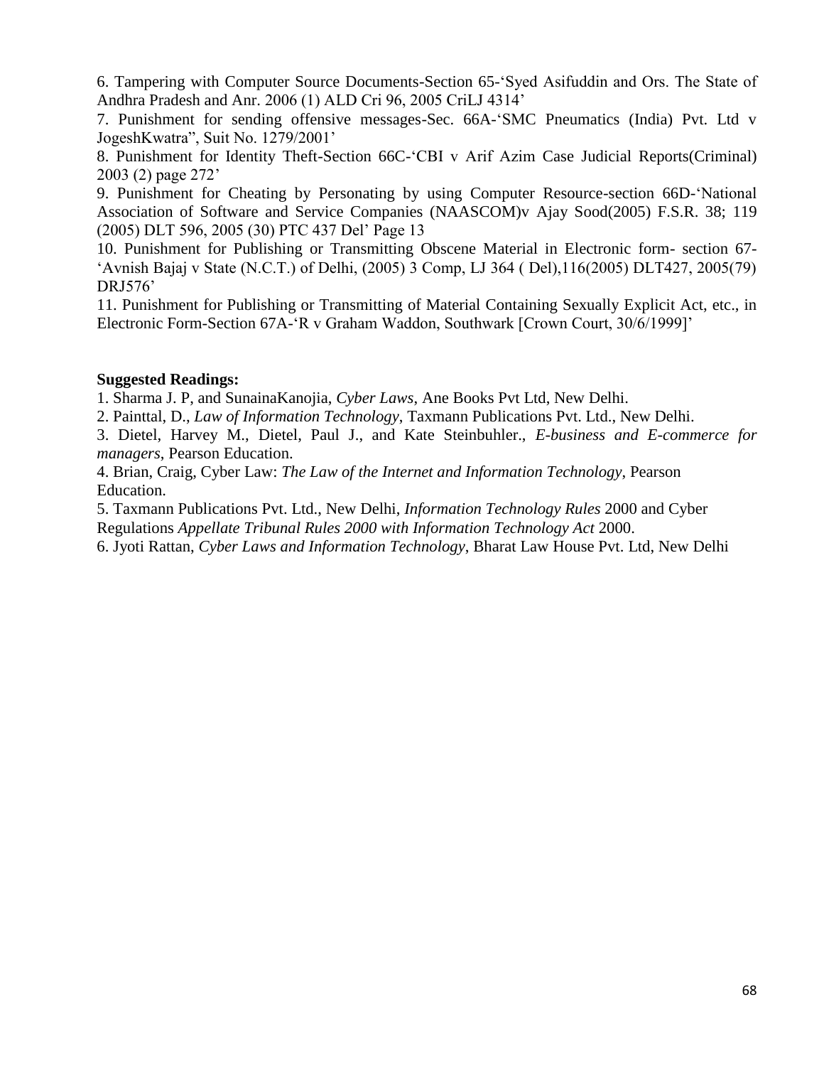6. Tampering with Computer Source Documents-Section 65-‘Syed Asifuddin and Ors. The State of Andhra Pradesh and Anr. 2006 (1) ALD Cri 96, 2005 CriLJ 4314’

7. Punishment for sending offensive messages-Sec. 66A-‘SMC Pneumatics (India) Pvt. Ltd v JogeshKwatra”, Suit No. 1279/2001’

8. Punishment for Identity Theft-Section 66C-‘CBI v Arif Azim Case Judicial Reports(Criminal) 2003 (2) page 272’

9. Punishment for Cheating by Personating by using Computer Resource-section 66D-‘National Association of Software and Service Companies (NAASCOM)v Ajay Sood(2005) F.S.R. 38; 119 (2005) DLT 596, 2005 (30) PTC 437 Del’ Page 13

10. Punishment for Publishing or Transmitting Obscene Material in Electronic form- section 67- ‘Avnish Bajaj v State (N.C.T.) of Delhi, (2005) 3 Comp, LJ 364 ( Del),116(2005) DLT427, 2005(79) DRJ576’

11. Punishment for Publishing or Transmitting of Material Containing Sexually Explicit Act, etc., in Electronic Form-Section 67A-‘R v Graham Waddon, Southwark [Crown Court, 30/6/1999]’

**Suggested Readings:**

1. Sharma J. P, and SunainaKanojia, *Cyber Laws*, Ane Books Pvt Ltd, New Delhi.
2. Painttal, D., *Law of Information Technology*, Taxmann Publications Pvt. Ltd., New Delhi.
3. Dietel, Harvey M., Dietel, Paul J., and Kate Steinbuhler., *E-business and E-commerce for managers*, Pearson Education.
4. Brian, Craig, Cyber Law: *The Law of the Internet and Information Technology*, Pearson Education.
5. Taxmann Publications Pvt. Ltd., New Delhi, *Information Technology Rules* 2000 and Cyber Regulations *Appellate Tribunal Rules 2000 with Information Technology Act* 2000.
6. Jyoti Rattan, *Cyber Laws and Information Technology*, Bharat Law House Pvt. Ltd, New Delhi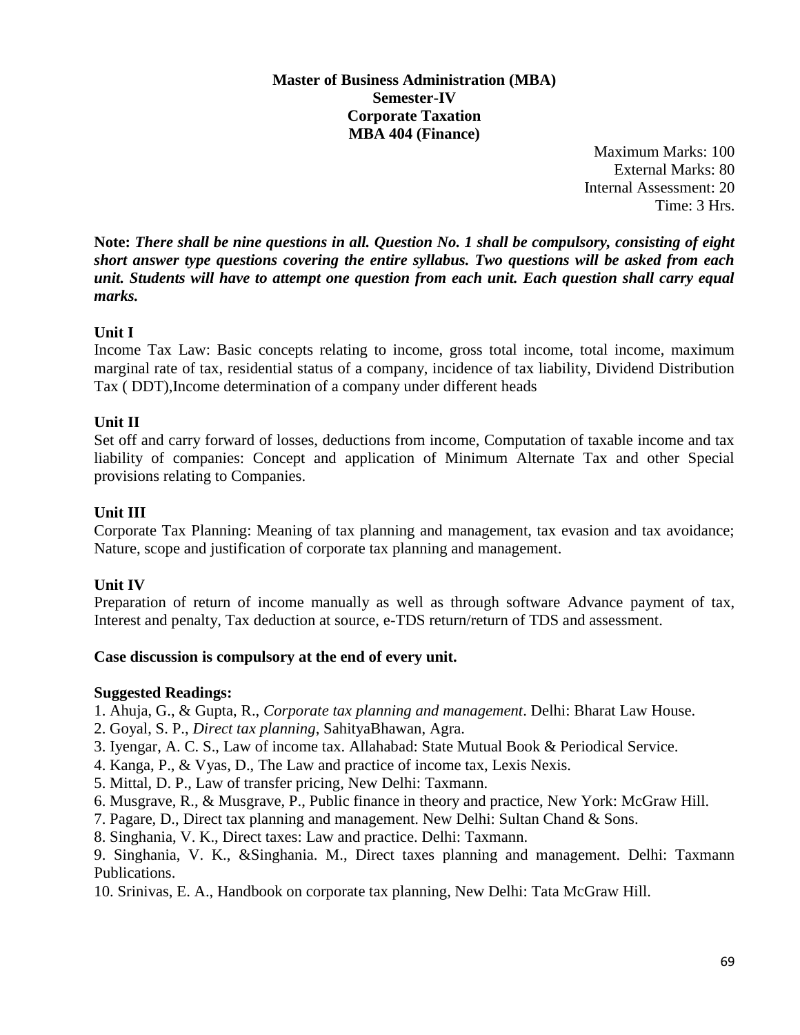**Master of Business Administration (MBA)**
**Semester-IV**
**Corporate Taxation**
**MBA 404 (Finance)**

Maximum Marks: 100
External Marks: 80
Internal Assessment: 20
Time: 3 Hrs.

**Note:** ***There shall be nine questions in all. Question No. 1 shall be compulsory, consisting of eight short answer type questions covering the entire syllabus. Two questions will be asked from each unit. Students will have to attempt one question from each unit. Each question shall carry equal marks.***

**Unit I**

Income Tax Law: Basic concepts relating to income, gross total income, total income, maximum marginal rate of tax, residential status of a company, incidence of tax liability, Dividend Distribution Tax ( DDT),Income determination of a company under different heads

**Unit II**

Set off and carry forward of losses, deductions from income, Computation of taxable income and tax liability of companies: Concept and application of Minimum Alternate Tax and other Special provisions relating to Companies.

**Unit III**

Corporate Tax Planning: Meaning of tax planning and management, tax evasion and tax avoidance; Nature, scope and justification of corporate tax planning and management.

**Unit IV**

Preparation of return of income manually as well as through software Advance payment of tax, Interest and penalty, Tax deduction at source, e-TDS return/return of TDS and assessment.

**Case discussion is compulsory at the end of every unit.**

**Suggested Readings:**

1. Ahuja, G., & Gupta, R., *Corporate tax planning and management*. Delhi: Bharat Law House.
2. Goyal, S. P., *Direct tax planning*, SahityaBhawan, Agra.
3. Iyengar, A. C. S., Law of income tax. Allahabad: State Mutual Book & Periodical Service.
4. Kanga, P., & Vyas, D., The Law and practice of income tax, Lexis Nexis.
5. Mittal, D. P., Law of transfer pricing, New Delhi: Taxmann.
6. Musgrave, R., & Musgrave, P., Public finance in theory and practice, New York: McGraw Hill.
7. Pagare, D., Direct tax planning and management. New Delhi: Sultan Chand & Sons.
8. Singhania, V. K., Direct taxes: Law and practice. Delhi: Taxmann.
9. Singhania, V. K., &Singhania. M., Direct taxes planning and management. Delhi: Taxmann Publications.
10. Srinivas, E. A., Handbook on corporate tax planning, New Delhi: Tata McGraw Hill.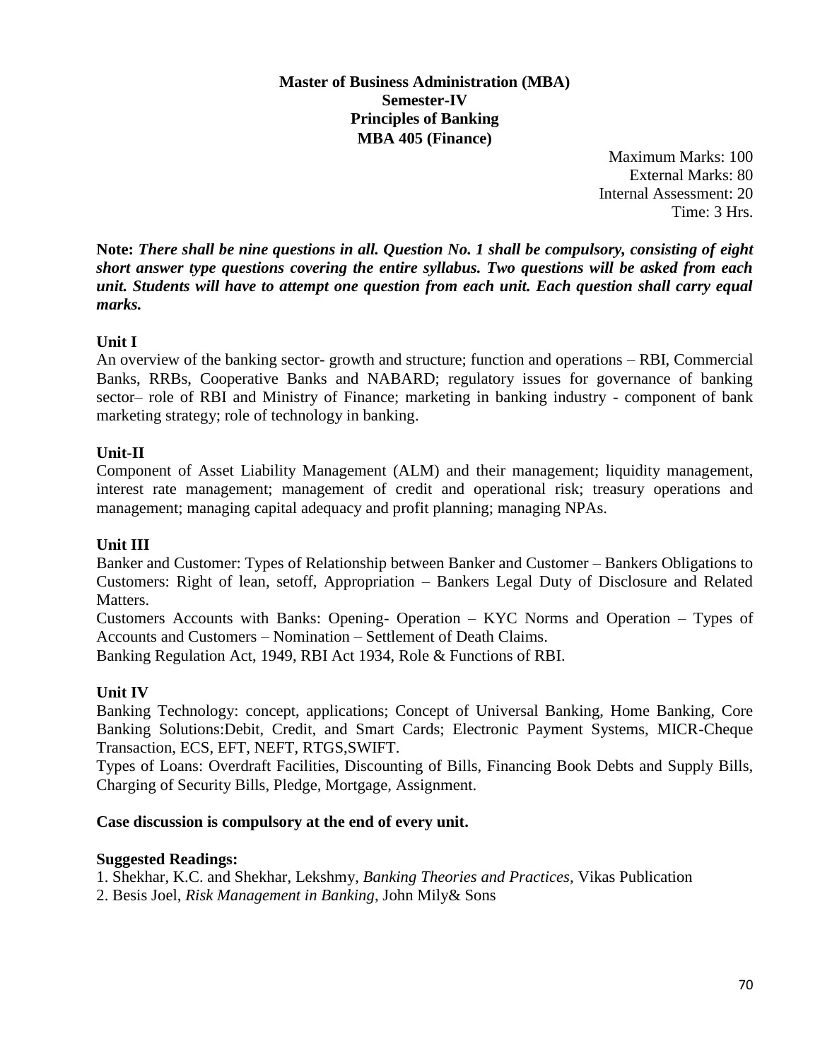**Master of Business Administration (MBA)**
**Semester-IV**
**Principles of Banking**
**MBA 405 (Finance)**

Maximum Marks: 100
External Marks: 80
Internal Assessment: 20
Time: 3 Hrs.

**Note:** ***There shall be nine questions in all. Question No. 1 shall be compulsory, consisting of eight short answer type questions covering the entire syllabus. Two questions will be asked from each unit. Students will have to attempt one question from each unit. Each question shall carry equal marks.***

**Unit I**

An overview of the banking sector- growth and structure; function and operations – RBI, Commercial Banks, RRBs, Cooperative Banks and NABARD; regulatory issues for governance of banking sector– role of RBI and Ministry of Finance; marketing in banking industry - component of bank marketing strategy; role of technology in banking.

**Unit-II**

Component of Asset Liability Management (ALM) and their management; liquidity management, interest rate management; management of credit and operational risk; treasury operations and management; managing capital adequacy and profit planning; managing NPAs.

**Unit III**

Banker and Customer: Types of Relationship between Banker and Customer – Bankers Obligations to Customers: Right of lean, setoff, Appropriation – Bankers Legal Duty of Disclosure and Related Matters.

Customers Accounts with Banks: Opening- Operation – KYC Norms and Operation – Types of Accounts and Customers – Nomination – Settlement of Death Claims.

Banking Regulation Act, 1949, RBI Act 1934, Role & Functions of RBI.

**Unit IV**

Banking Technology: concept, applications; Concept of Universal Banking, Home Banking, Core Banking Solutions:Debit, Credit, and Smart Cards; Electronic Payment Systems, MICR-Cheque Transaction, ECS, EFT, NEFT, RTGS,SWIFT.

Types of Loans: Overdraft Facilities, Discounting of Bills, Financing Book Debts and Supply Bills, Charging of Security Bills, Pledge, Mortgage, Assignment.

**Case discussion is compulsory at the end of every unit.**

**Suggested Readings:**

1. Shekhar, K.C. and Shekhar, Lekshmy, *Banking Theories and Practices*, Vikas Publication
2. Besis Joel, *Risk Management in Banking*, John Mily& Sons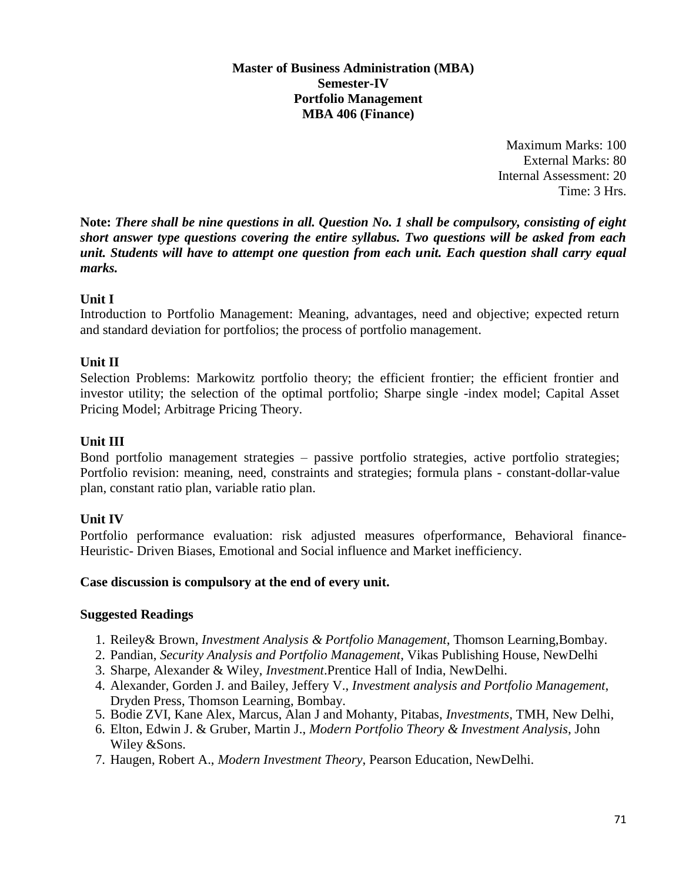**Master of Business Administration (MBA)**
**Semester-IV**
**Portfolio Management**
**MBA 406 (Finance)**

Maximum Marks: 100
External Marks: 80
Internal Assessment: 20
Time: 3 Hrs.

**Note:** ***There shall be nine questions in all. Question No. 1 shall be compulsory, consisting of eight short answer type questions covering the entire syllabus. Two questions will be asked from each unit. Students will have to attempt one question from each unit. Each question shall carry equal marks.***

**Unit I**

Introduction to Portfolio Management: Meaning, advantages, need and objective; expected return and standard deviation for portfolios; the process of portfolio management.

**Unit II**

Selection Problems: Markowitz portfolio theory; the efficient frontier; the efficient frontier and investor utility; the selection of the optimal portfolio; Sharpe single -index model; Capital Asset Pricing Model; Arbitrage Pricing Theory.

**Unit III**

Bond portfolio management strategies – passive portfolio strategies, active portfolio strategies; Portfolio revision: meaning, need, constraints and strategies; formula plans - constant-dollar-value plan, constant ratio plan, variable ratio plan.

**Unit IV**

Portfolio performance evaluation: risk adjusted measures ofperformance, Behavioral finance- Heuristic- Driven Biases, Emotional and Social influence and Market inefficiency.

**Case discussion is compulsory at the end of every unit.**

**Suggested Readings**

1. Reiley& Brown, *Investment Analysis & Portfolio Management*, Thomson Learning,Bombay.
2. Pandian, *Security Analysis and Portfolio Management*, Vikas Publishing House, NewDelhi
3. Sharpe, Alexander & Wiley, *Investment*.Prentice Hall of India, NewDelhi.
4. Alexander, Gorden J. and Bailey, Jeffery V., *Investment analysis and Portfolio Management*, Dryden Press, Thomson Learning, Bombay.
5. Bodie ZVI, Kane Alex, Marcus, Alan J and Mohanty, Pitabas, *Investments*, TMH, New Delhi,
6. Elton, Edwin J. & Gruber, Martin J., *Modern Portfolio Theory & Investment Analysis*, John Wiley &Sons.
7. Haugen, Robert A., *Modern Investment Theory*, Pearson Education, NewDelhi.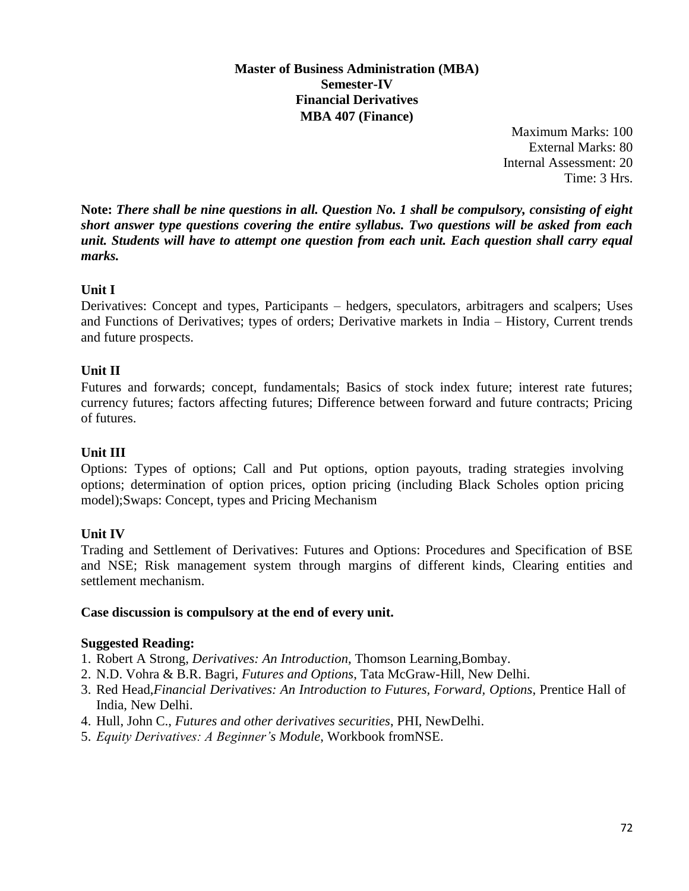**Master of Business Administration (MBA)**
**Semester-IV**
**Financial Derivatives**
**MBA 407 (Finance)**

Maximum Marks: 100
External Marks: 80
Internal Assessment: 20
Time: 3 Hrs.

**Note:** ***There shall be nine questions in all. Question No. 1 shall be compulsory, consisting of eight short answer type questions covering the entire syllabus. Two questions will be asked from each unit. Students will have to attempt one question from each unit. Each question shall carry equal marks.***

### Unit I

Derivatives: Concept and types, Participants – hedgers, speculators, arbitragers and scalpers; Uses and Functions of Derivatives; types of orders; Derivative markets in India – History, Current trends and future prospects.

### Unit II

Futures and forwards; concept, fundamentals; Basics of stock index future; interest rate futures; currency futures; factors affecting futures; Difference between forward and future contracts; Pricing of futures.

### Unit III

Options: Types of options; Call and Put options, option payouts, trading strategies involving options; determination of option prices, option pricing (including Black Scholes option pricing model);Swaps: Concept, types and Pricing Mechanism

### Unit IV

Trading and Settlement of Derivatives: Futures and Options: Procedures and Specification of BSE and NSE; Risk management system through margins of different kinds, Clearing entities and settlement mechanism.

**Case discussion is compulsory at the end of every unit.**

**Suggested Reading:**

1. Robert A Strong, *Derivatives: An Introduction*, Thomson Learning,Bombay.
2. N.D. Vohra & B.R. Bagri, *Futures and Options*, Tata McGraw-Hill, New Delhi.
3. Red Head,*Financial Derivatives: An Introduction to Futures, Forward, Options*, Prentice Hall of India, New Delhi.
4. Hull, John C., *Futures and other derivatives securities*, PHI, NewDelhi.
5. *Equity Derivatives: A Beginner's Module*, Workbook fromNSE.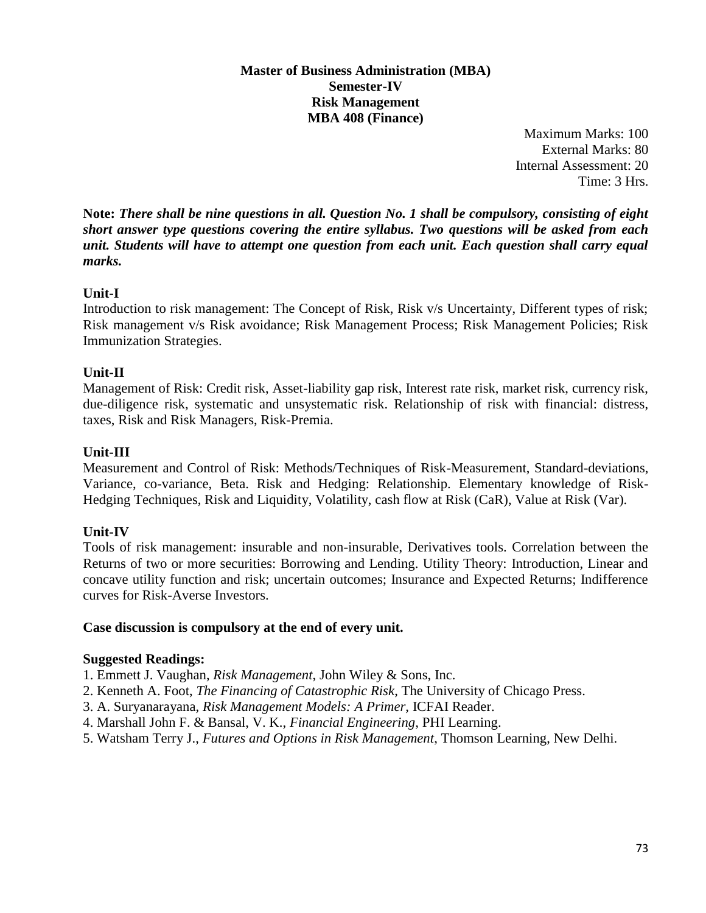# Master of Business Administration (MBA)
## Semester-IV
## Risk Management
## MBA 408 (Finance)

Maximum Marks: 100
External Marks: 80
Internal Assessment: 20
Time: 3 Hrs.

**Note:** ***There shall be nine questions in all. Question No. 1 shall be compulsory, consisting of eight short answer type questions covering the entire syllabus. Two questions will be asked from each unit. Students will have to attempt one question from each unit. Each question shall carry equal marks.***

### Unit-I

Introduction to risk management: The Concept of Risk, Risk v/s Uncertainty, Different types of risk; Risk management v/s Risk avoidance; Risk Management Process; Risk Management Policies; Risk Immunization Strategies.

### Unit-II

Management of Risk: Credit risk, Asset-liability gap risk, Interest rate risk, market risk, currency risk, due-diligence risk, systematic and unsystematic risk. Relationship of risk with financial: distress, taxes, Risk and Risk Managers, Risk-Premia.

### Unit-III

Measurement and Control of Risk: Methods/Techniques of Risk-Measurement, Standard-deviations, Variance, co-variance, Beta. Risk and Hedging: Relationship. Elementary knowledge of Risk-Hedging Techniques, Risk and Liquidity, Volatility, cash flow at Risk (CaR), Value at Risk (Var).

### Unit-IV

Tools of risk management: insurable and non-insurable, Derivatives tools. Correlation between the Returns of two or more securities: Borrowing and Lending. Utility Theory: Introduction, Linear and concave utility function and risk; uncertain outcomes; Insurance and Expected Returns; Indifference curves for Risk-Averse Investors.

**Case discussion is compulsory at the end of every unit.**

**Suggested Readings:**

1. Emmett J. Vaughan, *Risk Management*, John Wiley & Sons, Inc.
2. Kenneth A. Foot, *The Financing of Catastrophic Risk*, The University of Chicago Press.
3. A. Suryanarayana, *Risk Management Models: A Primer*, ICFAI Reader.
4. Marshall John F. & Bansal, V. K., *Financial Engineering*, PHI Learning.
5. Watsham Terry J., *Futures and Options in Risk Management*, Thomson Learning, New Delhi.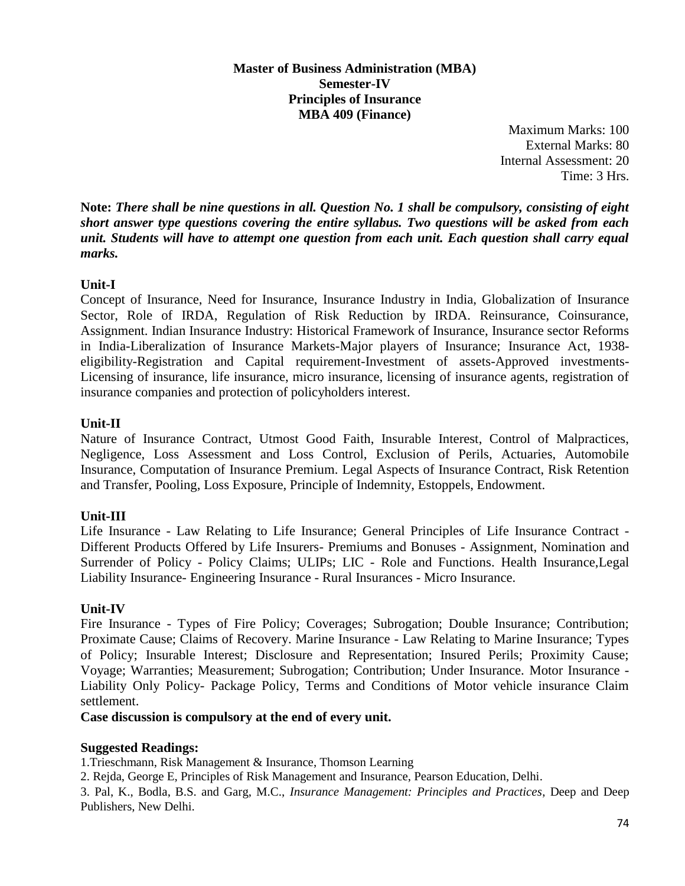**Master of Business Administration (MBA)**
**Semester-IV**
**Principles of Insurance**
**MBA 409 (Finance)**

Maximum Marks: 100
External Marks: 80
Internal Assessment: 20
Time: 3 Hrs.

**Note:** ***There shall be nine questions in all. Question No. 1 shall be compulsory, consisting of eight short answer type questions covering the entire syllabus. Two questions will be asked from each unit. Students will have to attempt one question from each unit. Each question shall carry equal marks.***

**Unit-I**

Concept of Insurance, Need for Insurance, Insurance Industry in India, Globalization of Insurance Sector, Role of IRDA, Regulation of Risk Reduction by IRDA. Reinsurance, Coinsurance, Assignment. Indian Insurance Industry: Historical Framework of Insurance, Insurance sector Reforms in India-Liberalization of Insurance Markets-Major players of Insurance; Insurance Act, 1938-eligibility-Registration and Capital requirement-Investment of assets-Approved investments-Licensing of insurance, life insurance, micro insurance, licensing of insurance agents, registration of insurance companies and protection of policyholders interest.

**Unit-II**

Nature of Insurance Contract, Utmost Good Faith, Insurable Interest, Control of Malpractices, Negligence, Loss Assessment and Loss Control, Exclusion of Perils, Actuaries, Automobile Insurance, Computation of Insurance Premium. Legal Aspects of Insurance Contract, Risk Retention and Transfer, Pooling, Loss Exposure, Principle of Indemnity, Estoppels, Endowment.

**Unit-III**

Life Insurance - Law Relating to Life Insurance; General Principles of Life Insurance Contract - Different Products Offered by Life Insurers- Premiums and Bonuses - Assignment, Nomination and Surrender of Policy - Policy Claims; ULIPs; LIC - Role and Functions. Health Insurance,Legal Liability Insurance- Engineering Insurance - Rural Insurances - Micro Insurance.

**Unit-IV**

Fire Insurance - Types of Fire Policy; Coverages; Subrogation; Double Insurance; Contribution; Proximate Cause; Claims of Recovery. Marine Insurance - Law Relating to Marine Insurance; Types of Policy; Insurable Interest; Disclosure and Representation; Insured Perils; Proximity Cause; Voyage; Warranties; Measurement; Subrogation; Contribution; Under Insurance. Motor Insurance - Liability Only Policy- Package Policy, Terms and Conditions of Motor vehicle insurance Claim settlement.

**Case discussion is compulsory at the end of every unit.**

**Suggested Readings:**

1.Trieschmann, Risk Management & Insurance, Thomson Learning

2. Rejda, George E, Principles of Risk Management and Insurance, Pearson Education, Delhi.

3. Pal, K., Bodla, B.S. and Garg, M.C., *Insurance Management: Principles and Practices*, Deep and Deep Publishers, New Delhi.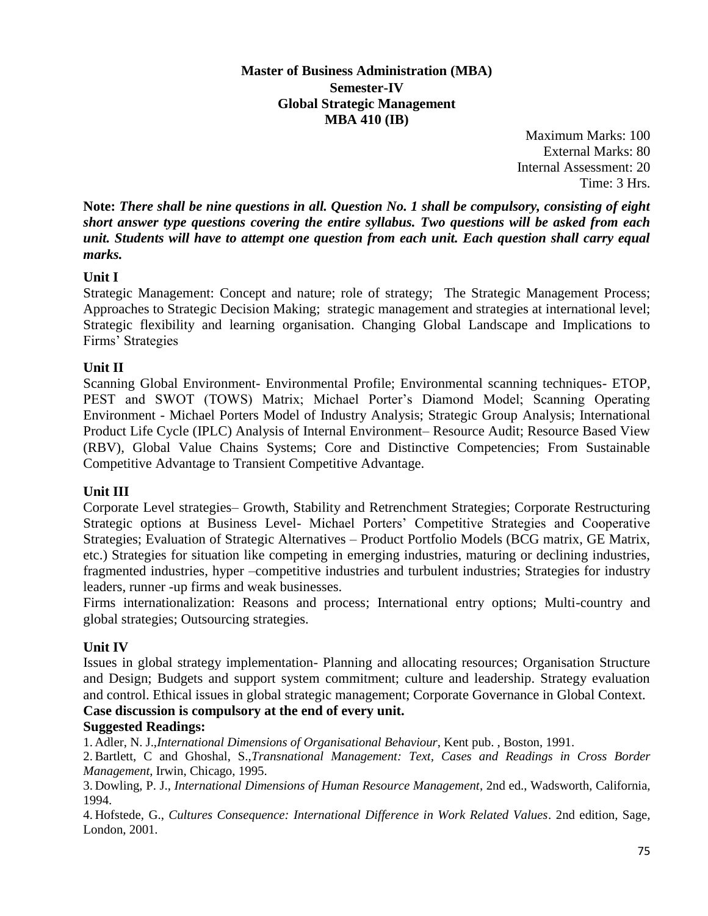**Master of Business Administration (MBA)**
**Semester-IV**
**Global Strategic Management**
**MBA 410 (IB)**

Maximum Marks: 100
External Marks: 80
Internal Assessment: 20
Time: 3 Hrs.

**Note:** ***There shall be nine questions in all. Question No. 1 shall be compulsory, consisting of eight short answer type questions covering the entire syllabus. Two questions will be asked from each unit. Students will have to attempt one question from each unit. Each question shall carry equal marks.***

**Unit I**

Strategic Management: Concept and nature; role of strategy; The Strategic Management Process; Approaches to Strategic Decision Making; strategic management and strategies at international level; Strategic flexibility and learning organisation. Changing Global Landscape and Implications to Firms' Strategies

**Unit II**

Scanning Global Environment- Environmental Profile; Environmental scanning techniques- ETOP, PEST and SWOT (TOWS) Matrix; Michael Porter's Diamond Model; Scanning Operating Environment - Michael Porters Model of Industry Analysis; Strategic Group Analysis; International Product Life Cycle (IPLC) Analysis of Internal Environment– Resource Audit; Resource Based View (RBV), Global Value Chains Systems; Core and Distinctive Competencies; From Sustainable Competitive Advantage to Transient Competitive Advantage.

**Unit III**

Corporate Level strategies– Growth, Stability and Retrenchment Strategies; Corporate Restructuring Strategic options at Business Level- Michael Porters' Competitive Strategies and Cooperative Strategies; Evaluation of Strategic Alternatives – Product Portfolio Models (BCG matrix, GE Matrix, etc.) Strategies for situation like competing in emerging industries, maturing or declining industries, fragmented industries, hyper –competitive industries and turbulent industries; Strategies for industry leaders, runner -up firms and weak businesses.

Firms internationalization: Reasons and process; International entry options; Multi-country and global strategies; Outsourcing strategies.

**Unit IV**

Issues in global strategy implementation- Planning and allocating resources; Organisation Structure and Design; Budgets and support system commitment; culture and leadership. Strategy evaluation and control. Ethical issues in global strategic management; Corporate Governance in Global Context.

**Case discussion is compulsory at the end of every unit.**

**Suggested Readings:**

1. Adler, N. J.,*International Dimensions of Organisational Behaviour*, Kent pub. , Boston, 1991.
2. Bartlett, C and Ghoshal, S.,*Transnational Management: Text, Cases and Readings in Cross Border Management*, Irwin, Chicago, 1995.
3. Dowling, P. J., *International Dimensions of Human Resource Management*, 2nd ed., Wadsworth, California, 1994.
4. Hofstede, G., *Cultures Consequence: International Difference in Work Related Values*. 2nd edition, Sage, London, 2001.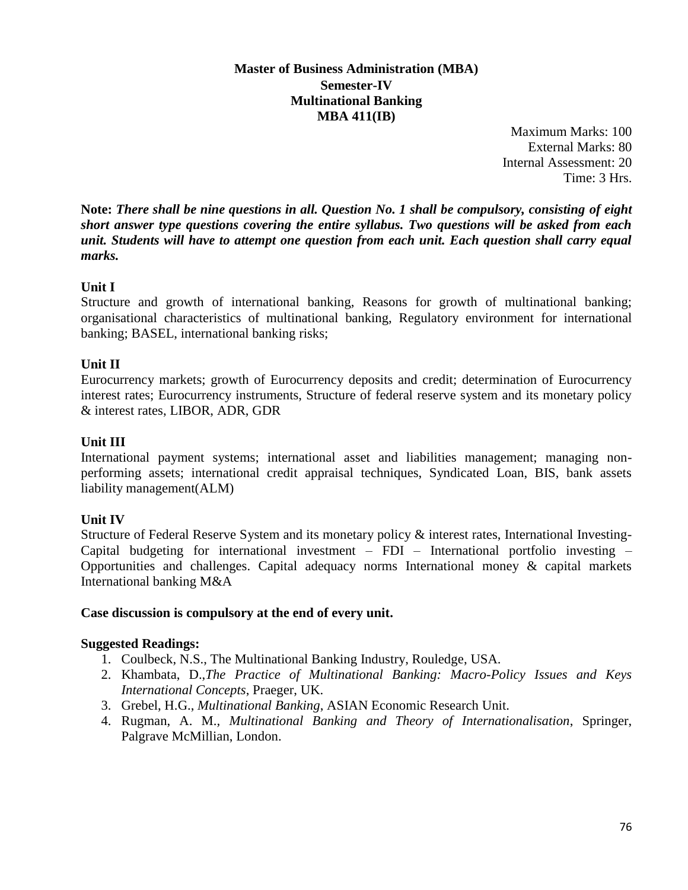**Master of Business Administration (MBA)**
**Semester-IV**
**Multinational Banking**
**MBA 411(IB)**

Maximum Marks: 100
External Marks: 80
Internal Assessment: 20
Time: 3 Hrs.

**Note:** ***There shall be nine questions in all. Question No. 1 shall be compulsory, consisting of eight short answer type questions covering the entire syllabus. Two questions will be asked from each unit. Students will have to attempt one question from each unit. Each question shall carry equal marks.***

**Unit I**

Structure and growth of international banking, Reasons for growth of multinational banking; organisational characteristics of multinational banking, Regulatory environment for international banking; BASEL, international banking risks;

**Unit II**

Eurocurrency markets; growth of Eurocurrency deposits and credit; determination of Eurocurrency interest rates; Eurocurrency instruments, Structure of federal reserve system and its monetary policy & interest rates, LIBOR, ADR, GDR

**Unit III**

International payment systems; international asset and liabilities management; managing non-performing assets; international credit appraisal techniques, Syndicated Loan, BIS, bank assets liability management(ALM)

**Unit IV**

Structure of Federal Reserve System and its monetary policy & interest rates, International Investing- Capital budgeting for international investment – FDI – International portfolio investing – Opportunities and challenges. Capital adequacy norms International money & capital markets International banking M&A

**Case discussion is compulsory at the end of every unit.**

**Suggested Readings:**

1. Coulbeck, N.S., The Multinational Banking Industry, Rouledge, USA.
2. Khambata, D.,*The Practice of Multinational Banking: Macro-Policy Issues and Keys International Concepts*, Praeger, UK.
3. Grebel, H.G., *Multinational Banking*, ASIAN Economic Research Unit.
4. Rugman, A. M., *Multinational Banking and Theory of Internationalisation*, Springer, Palgrave McMillian, London.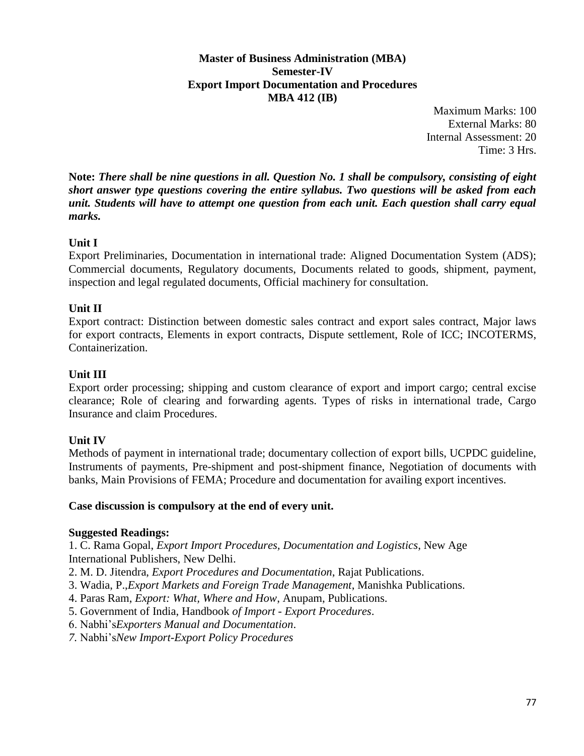**Master of Business Administration (MBA)**
**Semester-IV**
**Export Import Documentation and Procedures**
**MBA 412 (IB)**

Maximum Marks: 100
External Marks: 80
Internal Assessment: 20
Time: 3 Hrs.

**Note:** ***There shall be nine questions in all. Question No. 1 shall be compulsory, consisting of eight short answer type questions covering the entire syllabus. Two questions will be asked from each unit. Students will have to attempt one question from each unit. Each question shall carry equal marks.***

**Unit I**

Export Preliminaries, Documentation in international trade: Aligned Documentation System (ADS); Commercial documents, Regulatory documents, Documents related to goods, shipment, payment, inspection and legal regulated documents, Official machinery for consultation.

**Unit II**

Export contract: Distinction between domestic sales contract and export sales contract, Major laws for export contracts, Elements in export contracts, Dispute settlement, Role of ICC; INCOTERMS, Containerization.

**Unit III**

Export order processing; shipping and custom clearance of export and import cargo; central excise clearance; Role of clearing and forwarding agents. Types of risks in international trade, Cargo Insurance and claim Procedures.

**Unit IV**

Methods of payment in international trade; documentary collection of export bills, UCPDC guideline, Instruments of payments, Pre-shipment and post-shipment finance, Negotiation of documents with banks, Main Provisions of FEMA; Procedure and documentation for availing export incentives.

**Case discussion is compulsory at the end of every unit.**

**Suggested Readings:**

1. C. Rama Gopal, *Export Import Procedures, Documentation and Logistics*, New Age International Publishers, New Delhi.
2. M. D. Jitendra, *Export Procedures and Documentation*, Rajat Publications.
3. Wadia, P.,*Export Markets and Foreign Trade Management*, Manishka Publications.
4. Paras Ram, *Export: What, Where and How*, Anupam, Publications.
5. Government of India, Handbook *of Import - Export Procedures*.
6. Nabhi's*Exporters Manual and Documentation*.
7. Nabhi's*New Import-Export Policy Procedures*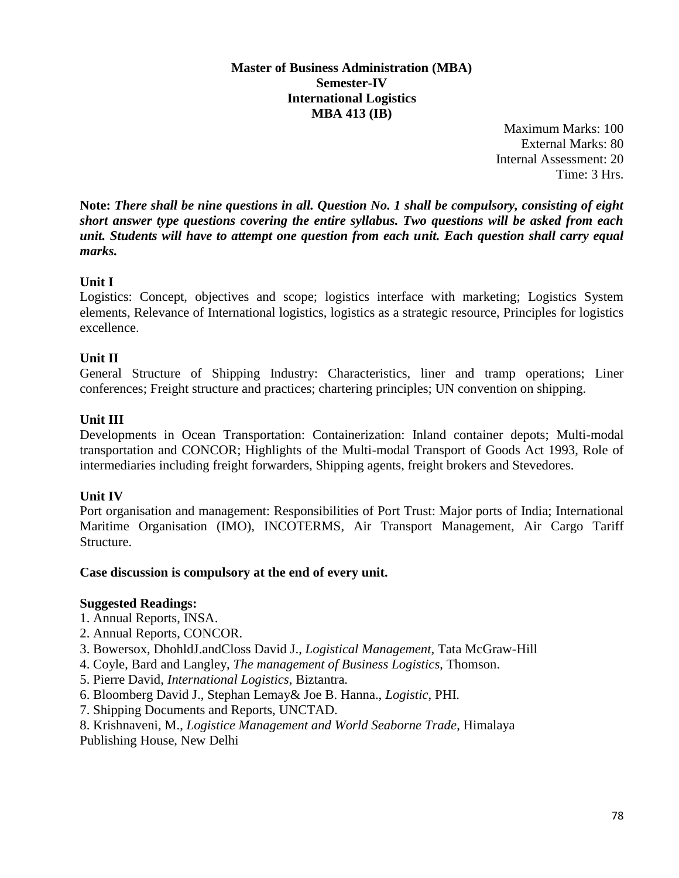**Master of Business Administration (MBA)**
**Semester-IV**
**International Logistics**
**MBA 413 (IB)**

Maximum Marks: 100
External Marks: 80
Internal Assessment: 20
Time: 3 Hrs.

**Note:** ***There shall be nine questions in all. Question No. 1 shall be compulsory, consisting of eight short answer type questions covering the entire syllabus. Two questions will be asked from each unit. Students will have to attempt one question from each unit. Each question shall carry equal marks.***

**Unit I**

Logistics: Concept, objectives and scope; logistics interface with marketing; Logistics System elements, Relevance of International logistics, logistics as a strategic resource, Principles for logistics excellence.

**Unit II**

General Structure of Shipping Industry: Characteristics, liner and tramp operations; Liner conferences; Freight structure and practices; chartering principles; UN convention on shipping.

**Unit III**

Developments in Ocean Transportation: Containerization: Inland container depots; Multi-modal transportation and CONCOR; Highlights of the Multi-modal Transport of Goods Act 1993, Role of intermediaries including freight forwarders, Shipping agents, freight brokers and Stevedores.

**Unit IV**

Port organisation and management: Responsibilities of Port Trust: Major ports of India; International Maritime Organisation (IMO), INCOTERMS, Air Transport Management, Air Cargo Tariff Structure.

**Case discussion is compulsory at the end of every unit.**

**Suggested Readings:**

1. Annual Reports, INSA.
2. Annual Reports, CONCOR.
3. Bowersox, DhohldJ.andCloss David J., *Logistical Management*, Tata McGraw-Hill
4. Coyle, Bard and Langley, *The management of Business Logistics*, Thomson.
5. Pierre David, *International Logistics*, Biztantra.
6. Bloomberg David J., Stephan Lemay& Joe B. Hanna., *Logistic*, PHI.
7. Shipping Documents and Reports, UNCTAD.
8. Krishnaveni, M., *Logistice Management and World Seaborne Trade*, Himalaya Publishing House, New Delhi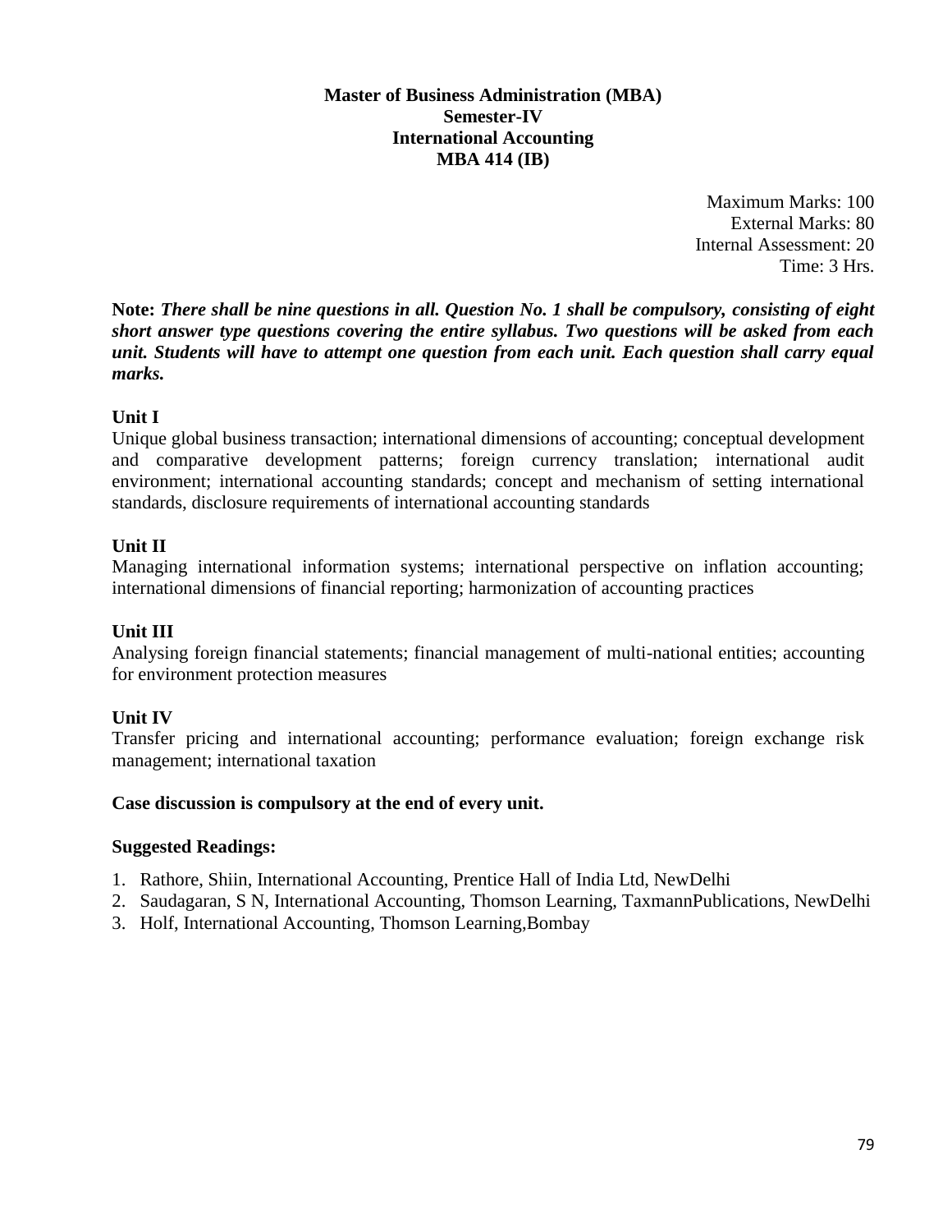**Master of Business Administration (MBA)**
**Semester-IV**
**International Accounting**
**MBA 414 (IB)**

Maximum Marks: 100
External Marks: 80
Internal Assessment: 20
Time: 3 Hrs.

**Note:** ***There shall be nine questions in all. Question No. 1 shall be compulsory, consisting of eight short answer type questions covering the entire syllabus. Two questions will be asked from each unit. Students will have to attempt one question from each unit. Each question shall carry equal marks.***

**Unit I**

Unique global business transaction; international dimensions of accounting; conceptual development and comparative development patterns; foreign currency translation; international audit environment; international accounting standards; concept and mechanism of setting international standards, disclosure requirements of international accounting standards

**Unit II**

Managing international information systems; international perspective on inflation accounting; international dimensions of financial reporting; harmonization of accounting practices

**Unit III**

Analysing foreign financial statements; financial management of multi-national entities; accounting for environment protection measures

**Unit IV**

Transfer pricing and international accounting; performance evaluation; foreign exchange risk management; international taxation

**Case discussion is compulsory at the end of every unit.**

**Suggested Readings:**

1. Rathore, Shiin, International Accounting, Prentice Hall of India Ltd, NewDelhi
2. Saudagaran, S N, International Accounting, Thomson Learning, TaxmannPublications, NewDelhi
3. Holf, International Accounting, Thomson Learning,Bombay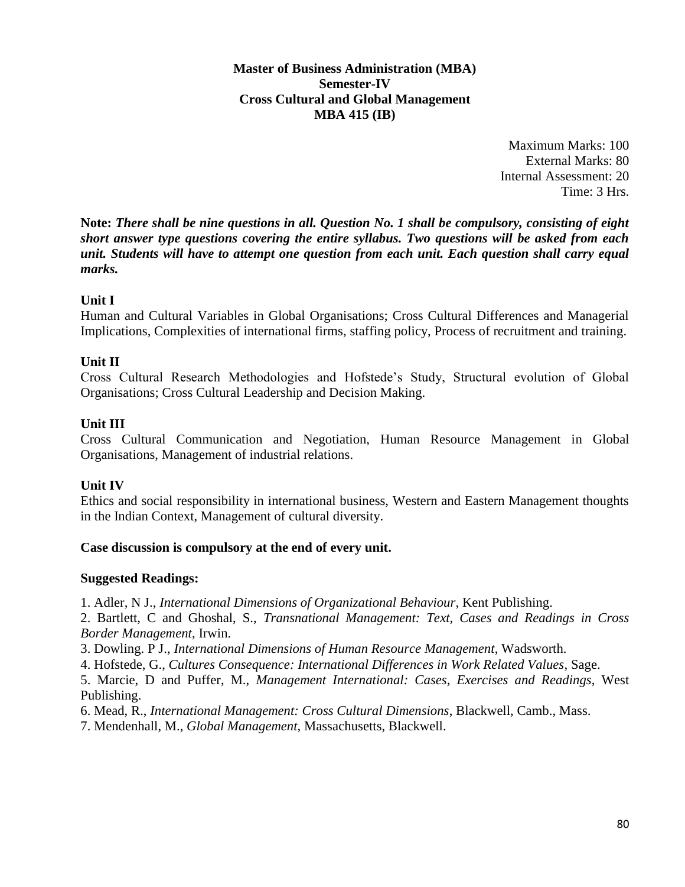**Master of Business Administration (MBA)**
**Semester-IV**
**Cross Cultural and Global Management**
**MBA 415 (IB)**

Maximum Marks: 100
External Marks: 80
Internal Assessment: 20
Time: 3 Hrs.

**Note:** ***There shall be nine questions in all. Question No. 1 shall be compulsory, consisting of eight short answer type questions covering the entire syllabus. Two questions will be asked from each unit. Students will have to attempt one question from each unit. Each question shall carry equal marks.***

**Unit I**

Human and Cultural Variables in Global Organisations; Cross Cultural Differences and Managerial Implications, Complexities of international firms, staffing policy, Process of recruitment and training.

**Unit II**

Cross Cultural Research Methodologies and Hofstede's Study, Structural evolution of Global Organisations; Cross Cultural Leadership and Decision Making.

**Unit III**

Cross Cultural Communication and Negotiation, Human Resource Management in Global Organisations, Management of industrial relations.

**Unit IV**

Ethics and social responsibility in international business, Western and Eastern Management thoughts in the Indian Context, Management of cultural diversity.

**Case discussion is compulsory at the end of every unit.**

**Suggested Readings:**

1. Adler, N J., *International Dimensions of Organizational Behaviour*, Kent Publishing.
2. Bartlett, C and Ghoshal, S., *Transnational Management: Text, Cases and Readings in Cross Border Management*, Irwin.
3. Dowling. P J., *International Dimensions of Human Resource Management*, Wadsworth.
4. Hofstede, G., *Cultures Consequence: International Differences in Work Related Values*, Sage.
5. Marcie, D and Puffer, M., *Management International: Cases, Exercises and Readings*, West Publishing.
6. Mead, R., *International Management: Cross Cultural Dimensions*, Blackwell, Camb., Mass.
7. Mendenhall, M., *Global Management*, Massachusetts, Blackwell.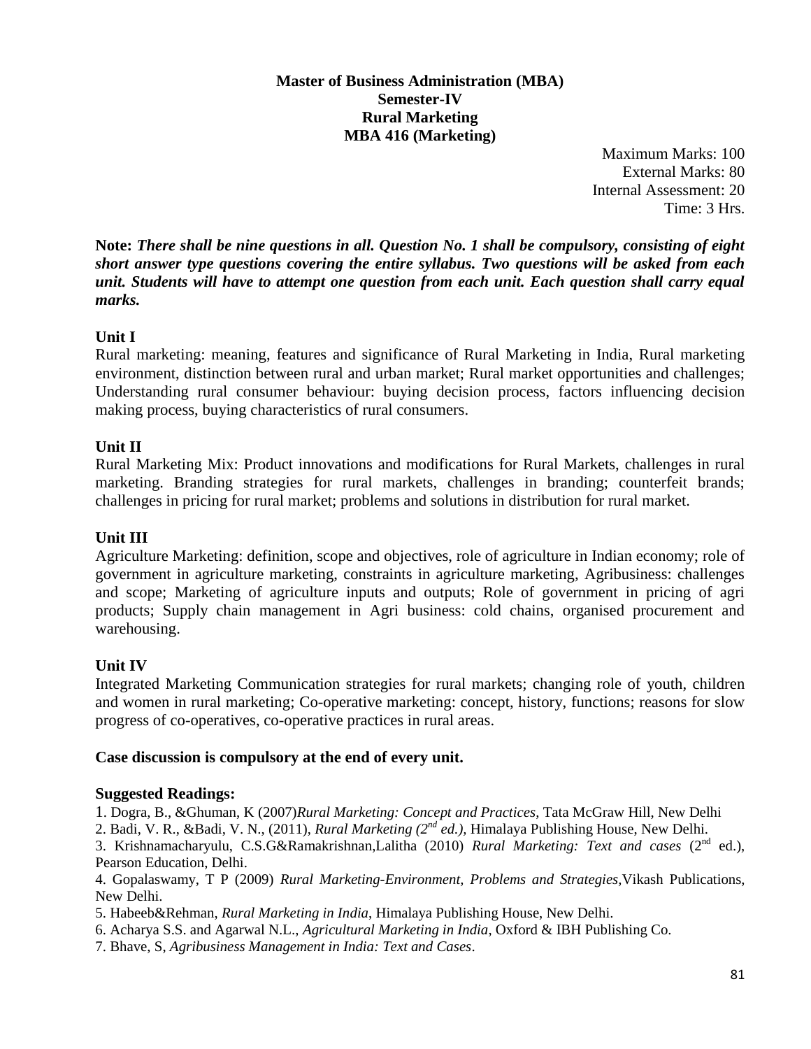**Master of Business Administration (MBA)**
**Semester-IV**
**Rural Marketing**
**MBA 416 (Marketing)**

Maximum Marks: 100
External Marks: 80
Internal Assessment: 20
Time: 3 Hrs.

**Note:** ***There shall be nine questions in all. Question No. 1 shall be compulsory, consisting of eight short answer type questions covering the entire syllabus. Two questions will be asked from each unit. Students will have to attempt one question from each unit. Each question shall carry equal marks.***

**Unit I**

Rural marketing: meaning, features and significance of Rural Marketing in India, Rural marketing environment, distinction between rural and urban market; Rural market opportunities and challenges; Understanding rural consumer behaviour: buying decision process, factors influencing decision making process, buying characteristics of rural consumers.

**Unit II**

Rural Marketing Mix: Product innovations and modifications for Rural Markets, challenges in rural marketing. Branding strategies for rural markets, challenges in branding; counterfeit brands; challenges in pricing for rural market; problems and solutions in distribution for rural market.

**Unit III**

Agriculture Marketing: definition, scope and objectives, role of agriculture in Indian economy; role of government in agriculture marketing, constraints in agriculture marketing, Agribusiness: challenges and scope; Marketing of agriculture inputs and outputs; Role of government in pricing of agri products; Supply chain management in Agri business: cold chains, organised procurement and warehousing.

**Unit IV**

Integrated Marketing Communication strategies for rural markets; changing role of youth, children and women in rural marketing; Co-operative marketing: concept, history, functions; reasons for slow progress of co-operatives, co-operative practices in rural areas.

**Case discussion is compulsory at the end of every unit.**

**Suggested Readings:**

1. Dogra, B., &Ghuman, K (2007)*Rural Marketing: Concept and Practices*, Tata McGraw Hill, New Delhi
2. Badi, V. R., &Badi, V. N., (2011), *Rural Marketing (2nd ed.),* Himalaya Publishing House, New Delhi.
3. Krishnamacharyulu, C.S.G&Ramakrishnan,Lalitha (2010) *Rural Marketing: Text and cases* (2nd ed.), Pearson Education, Delhi.
4. Gopalaswamy, T P (2009) *Rural Marketing-Environment, Problems and Strategies,*Vikash Publications, New Delhi.
5. Habeeb&Rehman, *Rural Marketing in India*, Himalaya Publishing House, New Delhi.
6. Acharya S.S. and Agarwal N.L., *Agricultural Marketing in India*, Oxford & IBH Publishing Co.
7. Bhave, S, *Agribusiness Management in India: Text and Cases*.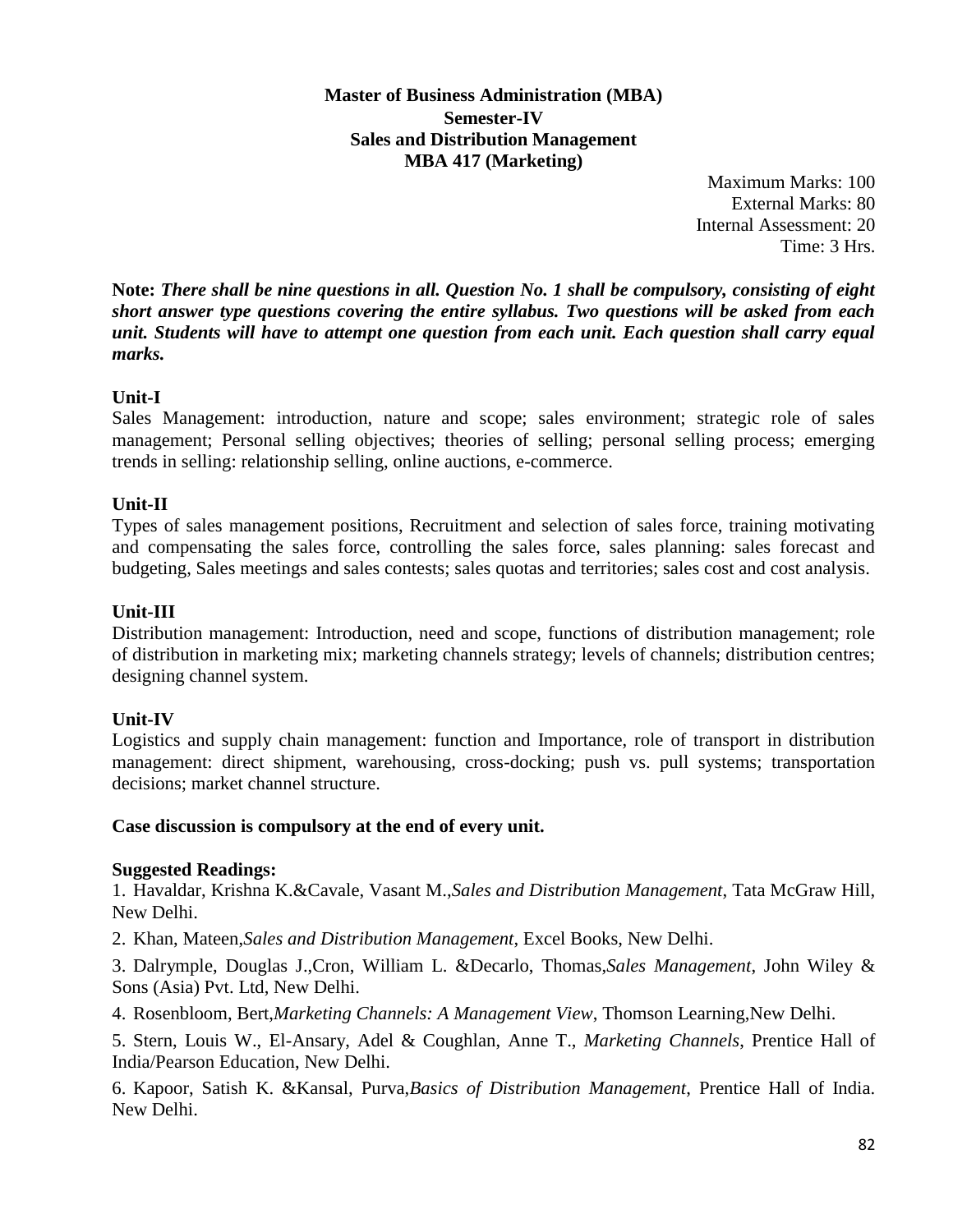# Master of Business Administration (MBA)
## Semester-IV
## Sales and Distribution Management
## MBA 417 (Marketing)

Maximum Marks: 100
External Marks: 80
Internal Assessment: 20
Time: 3 Hrs.

**Note:** ***There shall be nine questions in all. Question No. 1 shall be compulsory, consisting of eight short answer type questions covering the entire syllabus. Two questions will be asked from each unit. Students will have to attempt one question from each unit. Each question shall carry equal marks.***

### Unit-I

Sales Management: introduction, nature and scope; sales environment; strategic role of sales management; Personal selling objectives; theories of selling; personal selling process; emerging trends in selling: relationship selling, online auctions, e-commerce.

### Unit-II

Types of sales management positions, Recruitment and selection of sales force, training motivating and compensating the sales force, controlling the sales force, sales planning: sales forecast and budgeting, Sales meetings and sales contests; sales quotas and territories; sales cost and cost analysis.

### Unit-III

Distribution management: Introduction, need and scope, functions of distribution management; role of distribution in marketing mix; marketing channels strategy; levels of channels; distribution centres; designing channel system.

### Unit-IV

Logistics and supply chain management: function and Importance, role of transport in distribution management: direct shipment, warehousing, cross-docking; push vs. pull systems; transportation decisions; market channel structure.

**Case discussion is compulsory at the end of every unit.**

**Suggested Readings:**

1. Havaldar, Krishna K.&Cavale, Vasant M.,*Sales and Distribution Management*, Tata McGraw Hill, New Delhi.
2. Khan, Mateen,*Sales and Distribution Management*, Excel Books, New Delhi.
3. Dalrymple, Douglas J.,Cron, William L. &Decarlo, Thomas,*Sales Management*, John Wiley & Sons (Asia) Pvt. Ltd, New Delhi.
4. Rosenbloom, Bert,*Marketing Channels: A Management View*, Thomson Learning,New Delhi.
5. Stern, Louis W., El-Ansary, Adel & Coughlan, Anne T., *Marketing Channels*, Prentice Hall of India/Pearson Education, New Delhi.
6. Kapoor, Satish K. &Kansal, Purva,*Basics of Distribution Management*, Prentice Hall of India. New Delhi.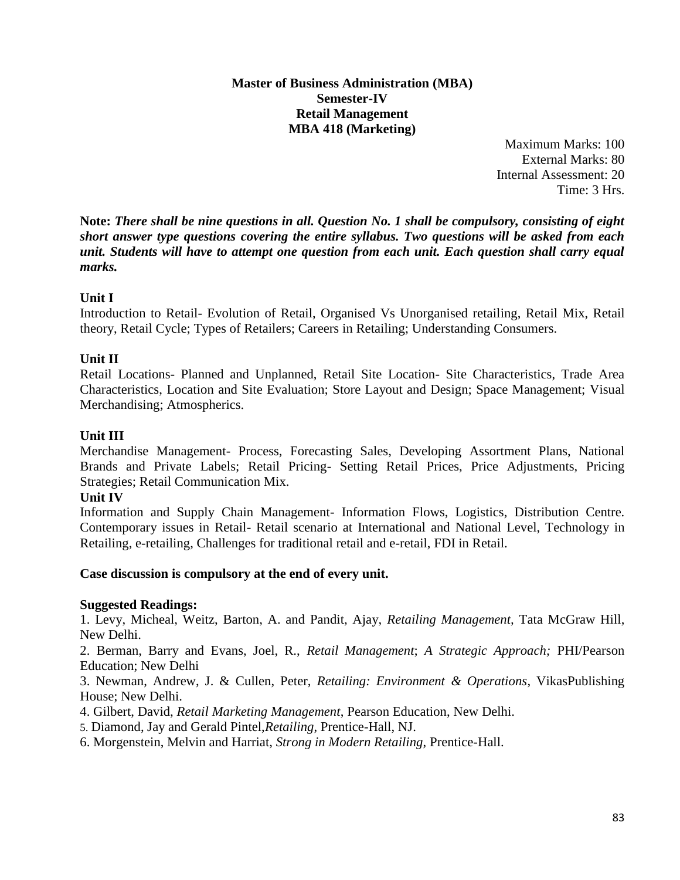**Master of Business Administration (MBA)**
**Semester-IV**
**Retail Management**
**MBA 418 (Marketing)**

Maximum Marks: 100
External Marks: 80
Internal Assessment: 20
Time: 3 Hrs.

**Note:** ***There shall be nine questions in all. Question No. 1 shall be compulsory, consisting of eight short answer type questions covering the entire syllabus. Two questions will be asked from each unit. Students will have to attempt one question from each unit. Each question shall carry equal marks.***

**Unit I**

Introduction to Retail- Evolution of Retail, Organised Vs Unorganised retailing, Retail Mix, Retail theory, Retail Cycle; Types of Retailers; Careers in Retailing; Understanding Consumers.

**Unit II**

Retail Locations- Planned and Unplanned, Retail Site Location- Site Characteristics, Trade Area Characteristics, Location and Site Evaluation; Store Layout and Design; Space Management; Visual Merchandising; Atmospherics.

**Unit III**

Merchandise Management- Process, Forecasting Sales, Developing Assortment Plans, National Brands and Private Labels; Retail Pricing- Setting Retail Prices, Price Adjustments, Pricing Strategies; Retail Communication Mix.

**Unit IV**

Information and Supply Chain Management- Information Flows, Logistics, Distribution Centre. Contemporary issues in Retail- Retail scenario at International and National Level, Technology in Retailing, e-retailing, Challenges for traditional retail and e-retail, FDI in Retail.

**Case discussion is compulsory at the end of every unit.**

**Suggested Readings:**

1. Levy, Micheal, Weitz, Barton, A. and Pandit, Ajay, *Retailing Management,* Tata McGraw Hill, New Delhi.
2. Berman, Barry and Evans, Joel, R., *Retail Management*; *A Strategic Approach;* PHI/Pearson Education; New Delhi
3. Newman, Andrew, J. & Cullen, Peter, *Retailing: Environment & Operations*, VikasPublishing House; New Delhi.
4. Gilbert, David, *Retail Marketing Management*, Pearson Education, New Delhi.
5. Diamond, Jay and Gerald Pintel,*Retailing*, Prentice-Hall, NJ.
6. Morgenstein, Melvin and Harriat, *Strong in Modern Retailing*, Prentice-Hall.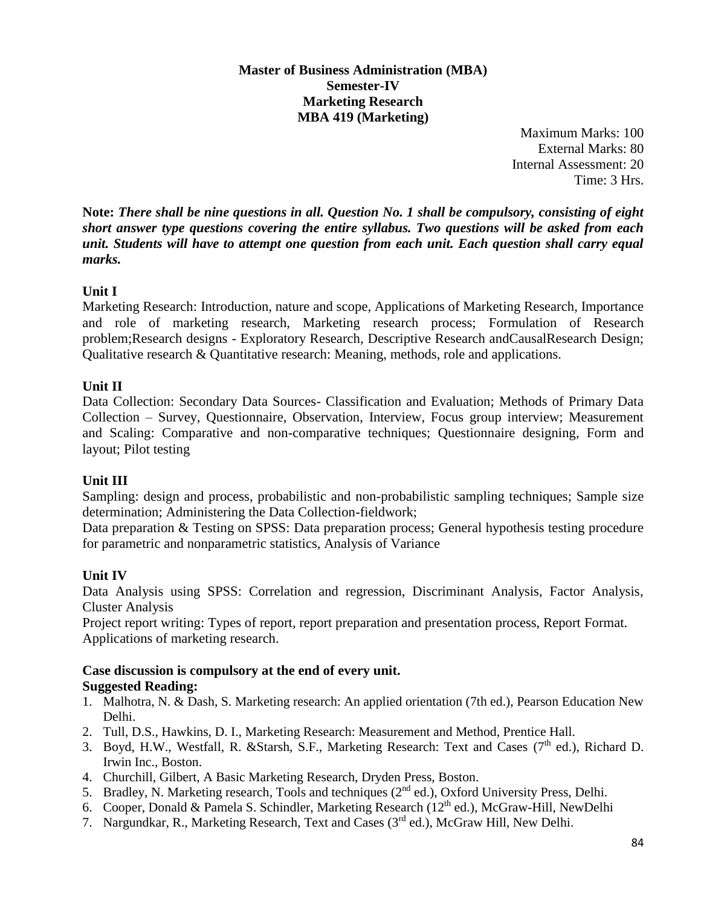**Master of Business Administration (MBA)**
**Semester-IV**
**Marketing Research**
**MBA 419 (Marketing)**

Maximum Marks: 100
External Marks: 80
Internal Assessment: 20
Time: 3 Hrs.

**Note:** ***There shall be nine questions in all. Question No. 1 shall be compulsory, consisting of eight short answer type questions covering the entire syllabus. Two questions will be asked from each unit. Students will have to attempt one question from each unit. Each question shall carry equal marks.***

**Unit I**

Marketing Research: Introduction, nature and scope, Applications of Marketing Research, Importance and role of marketing research, Marketing research process; Formulation of Research problem;Research designs - Exploratory Research, Descriptive Research andCausalResearch Design; Qualitative research & Quantitative research: Meaning, methods, role and applications.

**Unit II**

Data Collection: Secondary Data Sources- Classification and Evaluation; Methods of Primary Data Collection – Survey, Questionnaire, Observation, Interview, Focus group interview; Measurement and Scaling: Comparative and non-comparative techniques; Questionnaire designing, Form and layout; Pilot testing

**Unit III**

Sampling: design and process, probabilistic and non-probabilistic sampling techniques; Sample size determination; Administering the Data Collection-fieldwork;

Data preparation & Testing on SPSS: Data preparation process; General hypothesis testing procedure for parametric and nonparametric statistics, Analysis of Variance

**Unit IV**

Data Analysis using SPSS: Correlation and regression, Discriminant Analysis, Factor Analysis, Cluster Analysis

Project report writing: Types of report, report preparation and presentation process, Report Format. Applications of marketing research.

**Case discussion is compulsory at the end of every unit.**

**Suggested Reading:**

1. Malhotra, N. & Dash, S. Marketing research: An applied orientation (7th ed.), Pearson Education New Delhi.
2. Tull, D.S., Hawkins, D. I., Marketing Research: Measurement and Method, Prentice Hall.
3. Boyd, H.W., Westfall, R. &Starsh, S.F., Marketing Research: Text and Cases (7th ed.), Richard D. Irwin Inc., Boston.
4. Churchill, Gilbert, A Basic Marketing Research, Dryden Press, Boston.
5. Bradley, N. Marketing research, Tools and techniques (2nd ed.), Oxford University Press, Delhi.
6. Cooper, Donald & Pamela S. Schindler, Marketing Research (12th ed.), McGraw-Hill, NewDelhi
7. Nargundkar, R., Marketing Research, Text and Cases (3rd ed.), McGraw Hill, New Delhi.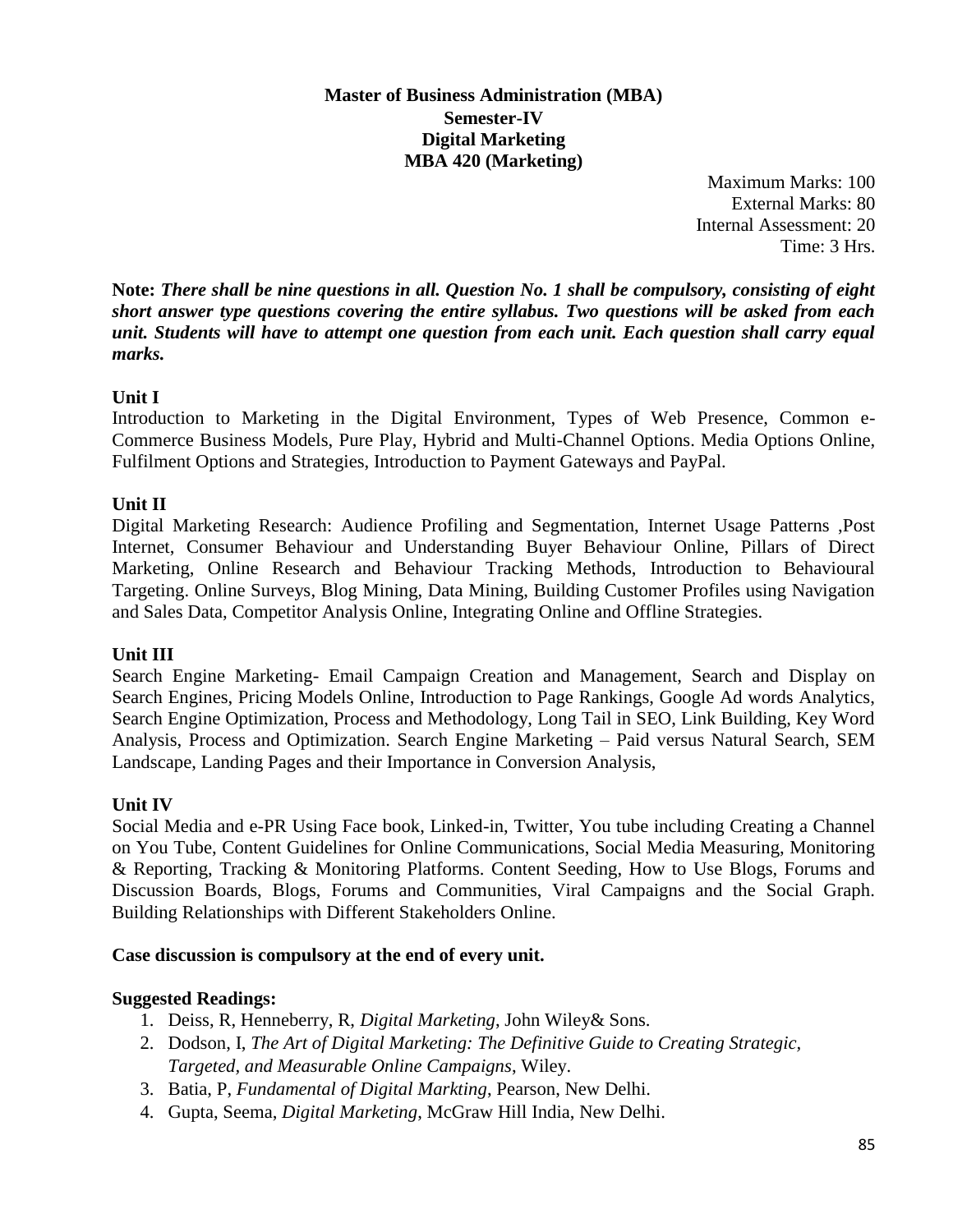**Master of Business Administration (MBA)**
**Semester-IV**
**Digital Marketing**
**MBA 420 (Marketing)**

Maximum Marks: 100
External Marks: 80
Internal Assessment: 20
Time: 3 Hrs.

**Note:** ***There shall be nine questions in all. Question No. 1 shall be compulsory, consisting of eight short answer type questions covering the entire syllabus. Two questions will be asked from each unit. Students will have to attempt one question from each unit. Each question shall carry equal marks.***

**Unit I**

Introduction to Marketing in the Digital Environment, Types of Web Presence, Common e-Commerce Business Models, Pure Play, Hybrid and Multi-Channel Options. Media Options Online, Fulfilment Options and Strategies, Introduction to Payment Gateways and PayPal.

**Unit II**

Digital Marketing Research: Audience Profiling and Segmentation, Internet Usage Patterns ,Post Internet, Consumer Behaviour and Understanding Buyer Behaviour Online, Pillars of Direct Marketing, Online Research and Behaviour Tracking Methods, Introduction to Behavioural Targeting. Online Surveys, Blog Mining, Data Mining, Building Customer Profiles using Navigation and Sales Data, Competitor Analysis Online, Integrating Online and Offline Strategies.

**Unit III**

Search Engine Marketing- Email Campaign Creation and Management, Search and Display on Search Engines, Pricing Models Online, Introduction to Page Rankings, Google Ad words Analytics, Search Engine Optimization, Process and Methodology, Long Tail in SEO, Link Building, Key Word Analysis, Process and Optimization. Search Engine Marketing – Paid versus Natural Search, SEM Landscape, Landing Pages and their Importance in Conversion Analysis,

**Unit IV**

Social Media and e-PR Using Face book, Linked-in, Twitter, You tube including Creating a Channel on You Tube, Content Guidelines for Online Communications, Social Media Measuring, Monitoring & Reporting, Tracking & Monitoring Platforms. Content Seeding, How to Use Blogs, Forums and Discussion Boards, Blogs, Forums and Communities, Viral Campaigns and the Social Graph. Building Relationships with Different Stakeholders Online.

**Case discussion is compulsory at the end of every unit.**

**Suggested Readings:**

1. Deiss, R, Henneberry, R, *Digital Marketing*, John Wiley& Sons.
2. Dodson, I, *The Art of Digital Marketing: The Definitive Guide to Creating Strategic, Targeted, and Measurable Online Campaigns*, Wiley.
3. Batia, P, *Fundamental of Digital Markting*, Pearson, New Delhi.
4. Gupta, Seema, *Digital Marketing*, McGraw Hill India, New Delhi.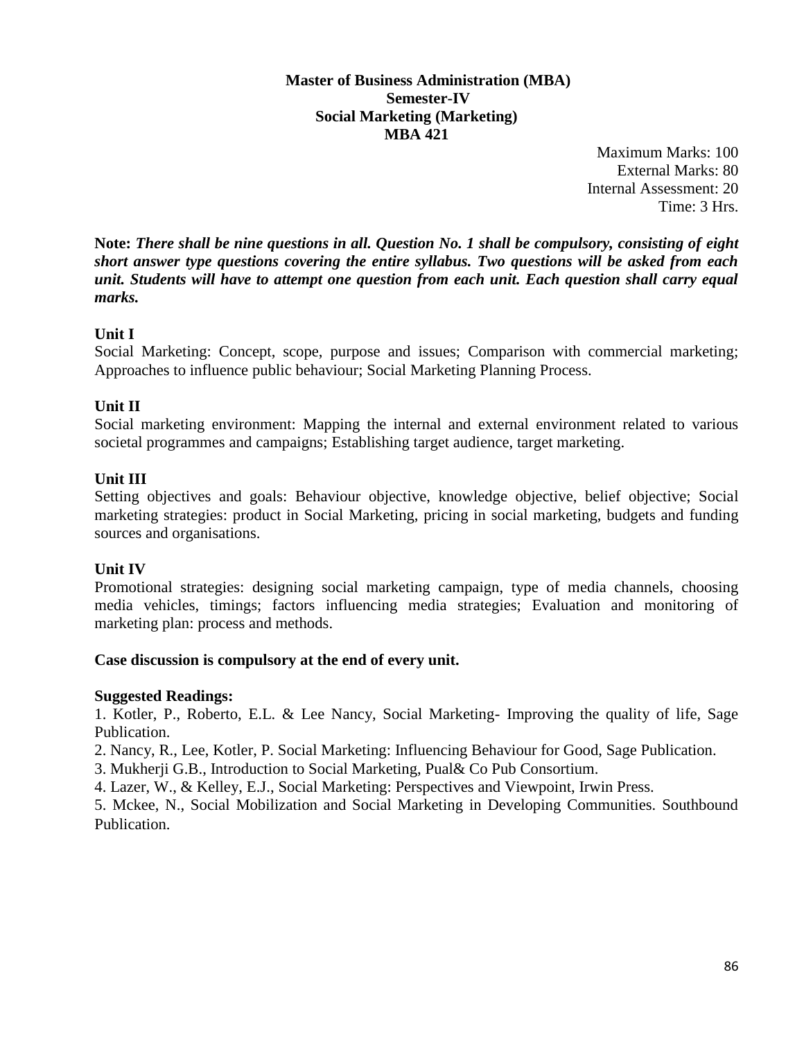**Master of Business Administration (MBA)**
**Semester-IV**
**Social Marketing (Marketing)**
**MBA 421**

Maximum Marks: 100
External Marks: 80
Internal Assessment: 20
Time: 3 Hrs.

**Note:** ***There shall be nine questions in all. Question No. 1 shall be compulsory, consisting of eight short answer type questions covering the entire syllabus. Two questions will be asked from each unit. Students will have to attempt one question from each unit. Each question shall carry equal marks.***

**Unit I**

Social Marketing: Concept, scope, purpose and issues; Comparison with commercial marketing; Approaches to influence public behaviour; Social Marketing Planning Process.

**Unit II**

Social marketing environment: Mapping the internal and external environment related to various societal programmes and campaigns; Establishing target audience, target marketing.

**Unit III**

Setting objectives and goals: Behaviour objective, knowledge objective, belief objective; Social marketing strategies: product in Social Marketing, pricing in social marketing, budgets and funding sources and organisations.

**Unit IV**

Promotional strategies: designing social marketing campaign, type of media channels, choosing media vehicles, timings; factors influencing media strategies; Evaluation and monitoring of marketing plan: process and methods.

**Case discussion is compulsory at the end of every unit.**

**Suggested Readings:**

1. Kotler, P., Roberto, E.L. & Lee Nancy, Social Marketing- Improving the quality of life, Sage Publication.
2. Nancy, R., Lee, Kotler, P. Social Marketing: Influencing Behaviour for Good, Sage Publication.
3. Mukherji G.B., Introduction to Social Marketing, Pual& Co Pub Consortium.
4. Lazer, W., & Kelley, E.J., Social Marketing: Perspectives and Viewpoint, Irwin Press.
5. Mckee, N., Social Mobilization and Social Marketing in Developing Communities. Southbound Publication.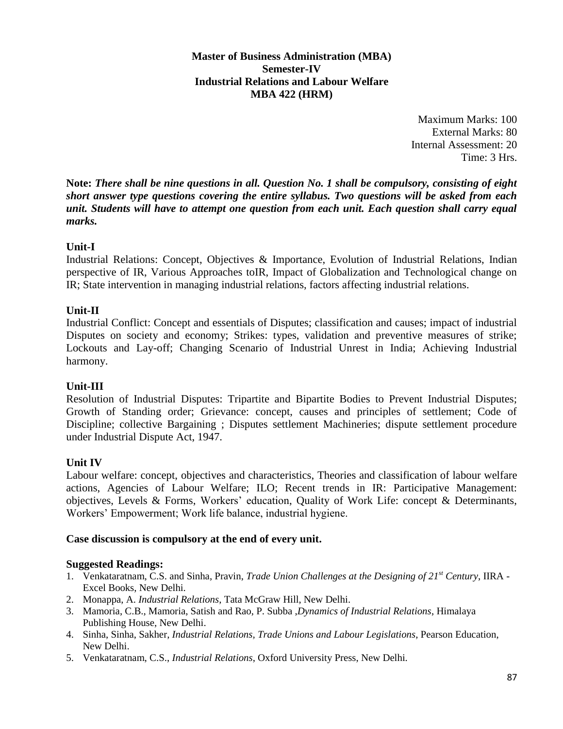**Master of Business Administration (MBA)**
**Semester-IV**
**Industrial Relations and Labour Welfare**
**MBA 422 (HRM)**

Maximum Marks: 100
External Marks: 80
Internal Assessment: 20
Time: 3 Hrs.

**Note:** ***There shall be nine questions in all. Question No. 1 shall be compulsory, consisting of eight short answer type questions covering the entire syllabus. Two questions will be asked from each unit. Students will have to attempt one question from each unit. Each question shall carry equal marks.***

**Unit-I**

Industrial Relations: Concept, Objectives & Importance, Evolution of Industrial Relations, Indian perspective of IR, Various Approaches toIR, Impact of Globalization and Technological change on IR; State intervention in managing industrial relations, factors affecting industrial relations.

**Unit-II**

Industrial Conflict: Concept and essentials of Disputes; classification and causes; impact of industrial Disputes on society and economy; Strikes: types, validation and preventive measures of strike; Lockouts and Lay-off; Changing Scenario of Industrial Unrest in India; Achieving Industrial harmony.

**Unit-III**

Resolution of Industrial Disputes: Tripartite and Bipartite Bodies to Prevent Industrial Disputes; Growth of Standing order; Grievance: concept, causes and principles of settlement; Code of Discipline; collective Bargaining ; Disputes settlement Machineries; dispute settlement procedure under Industrial Dispute Act, 1947.

**Unit IV**

Labour welfare: concept, objectives and characteristics, Theories and classification of labour welfare actions, Agencies of Labour Welfare; ILO; Recent trends in IR: Participative Management: objectives, Levels & Forms, Workers' education, Quality of Work Life: concept & Determinants, Workers' Empowerment; Work life balance, industrial hygiene.

**Case discussion is compulsory at the end of every unit.**

**Suggested Readings:**

1. Venkataratnam, C.S. and Sinha, Pravin, *Trade Union Challenges at the Designing of 21st Century*, IIRA - Excel Books, New Delhi.
2. Monappa, A. *Industrial Relations*, Tata McGraw Hill, New Delhi.
3. Mamoria, C.B., Mamoria, Satish and Rao, P. Subba ,*Dynamics of Industrial Relations*, Himalaya Publishing House, New Delhi.
4. Sinha, Sinha, Sakher, *Industrial Relations, Trade Unions and Labour Legislations*, Pearson Education, New Delhi.
5. Venkataratnam, C.S., *Industrial Relations*, Oxford University Press, New Delhi.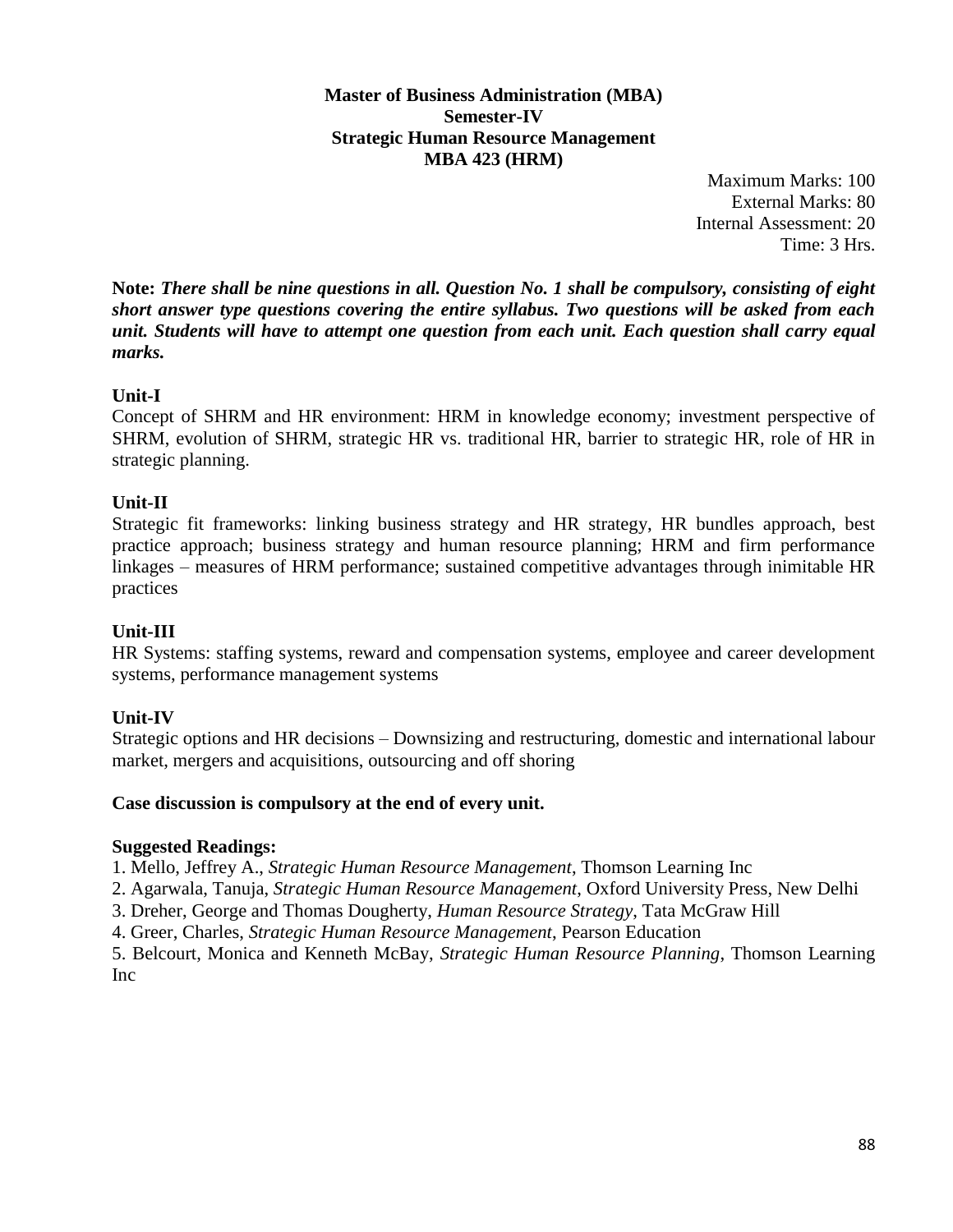**Master of Business Administration (MBA)**
**Semester-IV**
**Strategic Human Resource Management**
**MBA 423 (HRM)**

Maximum Marks: 100
External Marks: 80
Internal Assessment: 20
Time: 3 Hrs.

**Note:** ***There shall be nine questions in all. Question No. 1 shall be compulsory, consisting of eight short answer type questions covering the entire syllabus. Two questions will be asked from each unit. Students will have to attempt one question from each unit. Each question shall carry equal marks.***

**Unit-I**

Concept of SHRM and HR environment: HRM in knowledge economy; investment perspective of SHRM, evolution of SHRM, strategic HR vs. traditional HR, barrier to strategic HR, role of HR in strategic planning.

**Unit-II**

Strategic fit frameworks: linking business strategy and HR strategy, HR bundles approach, best practice approach; business strategy and human resource planning; HRM and firm performance linkages – measures of HRM performance; sustained competitive advantages through inimitable HR practices

**Unit-III**

HR Systems: staffing systems, reward and compensation systems, employee and career development systems, performance management systems

**Unit-IV**

Strategic options and HR decisions – Downsizing and restructuring, domestic and international labour market, mergers and acquisitions, outsourcing and off shoring

**Case discussion is compulsory at the end of every unit.**

**Suggested Readings:**

1. Mello, Jeffrey A., *Strategic Human Resource Management*, Thomson Learning Inc
2. Agarwala, Tanuja, *Strategic Human Resource Management*, Oxford University Press, New Delhi
3. Dreher, George and Thomas Dougherty, *Human Resource Strategy*, Tata McGraw Hill
4. Greer, Charles, *Strategic Human Resource Management*, Pearson Education
5. Belcourt, Monica and Kenneth McBay, *Strategic Human Resource Planning*, Thomson Learning Inc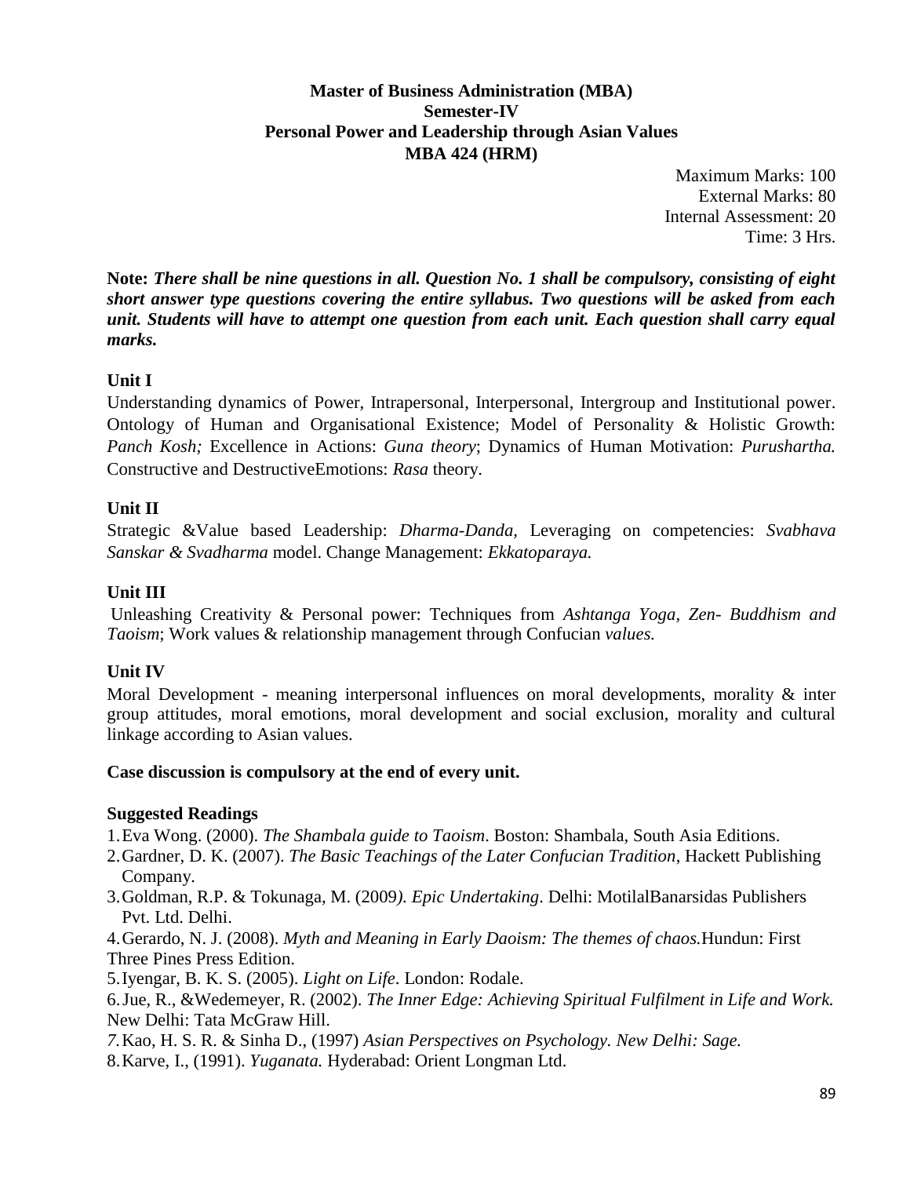**Master of Business Administration (MBA)**
**Semester-IV**
**Personal Power and Leadership through Asian Values**
**MBA 424 (HRM)**

Maximum Marks: 100
External Marks: 80
Internal Assessment: 20
Time: 3 Hrs.

**Note:** ***There shall be nine questions in all. Question No. 1 shall be compulsory, consisting of eight short answer type questions covering the entire syllabus. Two questions will be asked from each unit. Students will have to attempt one question from each unit. Each question shall carry equal marks.***

**Unit I**

Understanding dynamics of Power, Intrapersonal, Interpersonal, Intergroup and Institutional power. Ontology of Human and Organisational Existence; Model of Personality & Holistic Growth: *Panch Kosh;* Excellence in Actions: *Guna theory*; Dynamics of Human Motivation: *Purushartha.* Constructive and DestructiveEmotions: *Rasa* theory.

**Unit II**

Strategic &Value based Leadership: *Dharma-Danda,* Leveraging on competencies: *Svabhava Sanskar & Svadharma* model. Change Management: *Ekkatoparaya.*

**Unit III**

Unleashing Creativity & Personal power: Techniques from *Ashtanga Yoga*, *Zen- Buddhism and Taoism*; Work values & relationship management through Confucian *values.*

**Unit IV**

Moral Development - meaning interpersonal influences on moral developments, morality & inter group attitudes, moral emotions, moral development and social exclusion, morality and cultural linkage according to Asian values.

**Case discussion is compulsory at the end of every unit.**

**Suggested Readings**

1. Eva Wong. (2000). *The Shambala guide to Taoism*. Boston: Shambala, South Asia Editions.
2. Gardner, D. K. (2007). *The Basic Teachings of the Later Confucian Tradition*, Hackett Publishing Company.
3. Goldman, R.P. & Tokunaga, M. (2009*). Epic Undertaking*. Delhi: MotilalBanarsidas Publishers Pvt. Ltd. Delhi.
4. Gerardo, N. J. (2008). *Myth and Meaning in Early Daoism: The themes of chaos.*Hundun: First Three Pines Press Edition.
5. Iyengar, B. K. S. (2005). *Light on Life*. London: Rodale.
6. Jue, R., &Wedemeyer, R. (2002). *The Inner Edge: Achieving Spiritual Fulfilment in Life and Work.* New Delhi: Tata McGraw Hill.
7. Kao, H. S. R. & Sinha D., (1997) *Asian Perspectives on Psychology. New Delhi: Sage.*
8. Karve, I., (1991). *Yuganata.* Hyderabad: Orient Longman Ltd.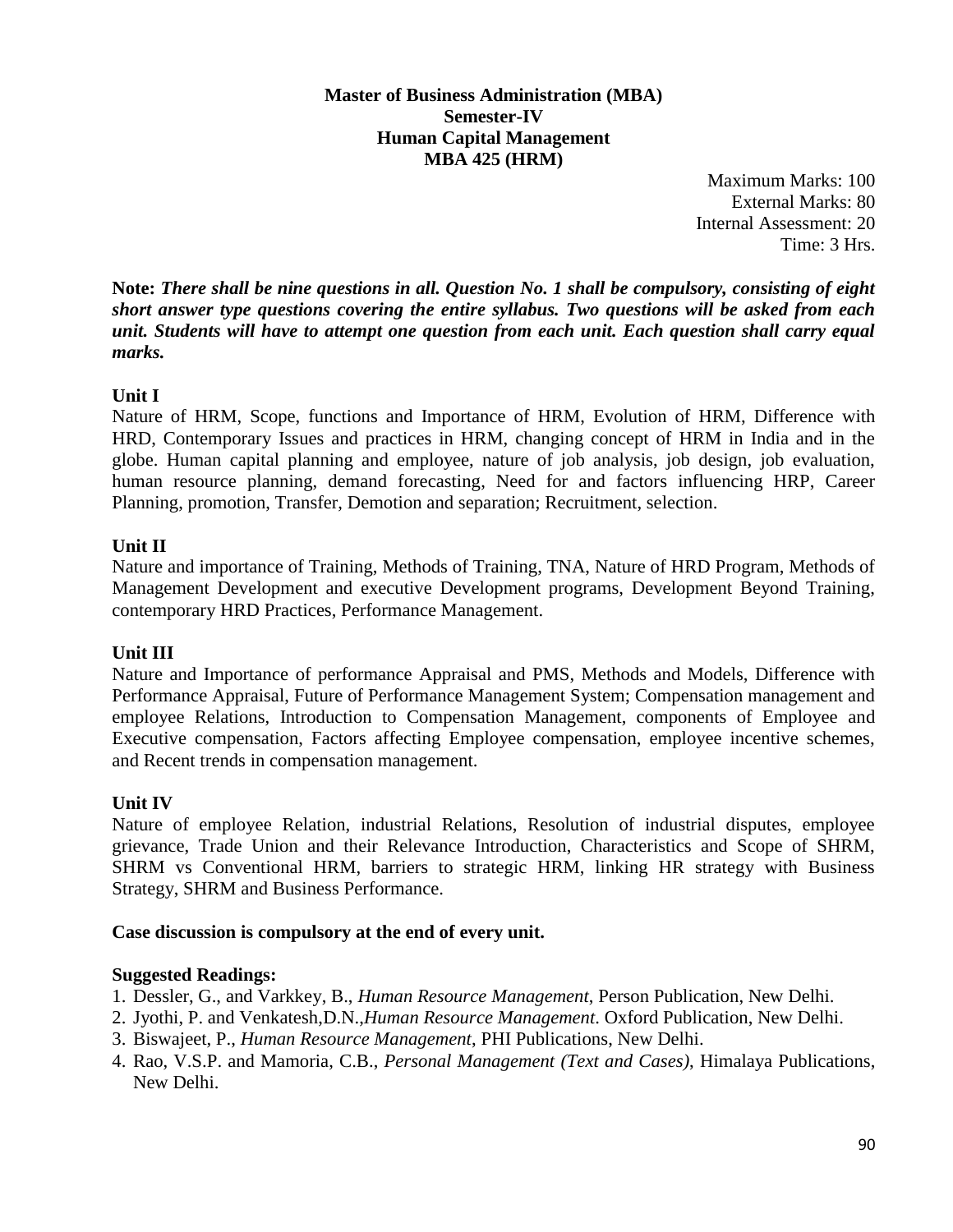**Master of Business Administration (MBA)**
**Semester-IV**
**Human Capital Management**
**MBA 425 (HRM)**

Maximum Marks: 100
External Marks: 80
Internal Assessment: 20
Time: 3 Hrs.

**Note:** ***There shall be nine questions in all. Question No. 1 shall be compulsory, consisting of eight short answer type questions covering the entire syllabus. Two questions will be asked from each unit. Students will have to attempt one question from each unit. Each question shall carry equal marks.***

**Unit I**

Nature of HRM, Scope, functions and Importance of HRM, Evolution of HRM, Difference with HRD, Contemporary Issues and practices in HRM, changing concept of HRM in India and in the globe. Human capital planning and employee, nature of job analysis, job design, job evaluation, human resource planning, demand forecasting, Need for and factors influencing HRP, Career Planning, promotion, Transfer, Demotion and separation; Recruitment, selection.

**Unit II**

Nature and importance of Training, Methods of Training, TNA, Nature of HRD Program, Methods of Management Development and executive Development programs, Development Beyond Training, contemporary HRD Practices, Performance Management.

**Unit III**

Nature and Importance of performance Appraisal and PMS, Methods and Models, Difference with Performance Appraisal, Future of Performance Management System; Compensation management and employee Relations, Introduction to Compensation Management, components of Employee and Executive compensation, Factors affecting Employee compensation, employee incentive schemes, and Recent trends in compensation management.

**Unit IV**

Nature of employee Relation, industrial Relations, Resolution of industrial disputes, employee grievance, Trade Union and their Relevance Introduction, Characteristics and Scope of SHRM, SHRM vs Conventional HRM, barriers to strategic HRM, linking HR strategy with Business Strategy, SHRM and Business Performance.

**Case discussion is compulsory at the end of every unit.**

**Suggested Readings:**

1. Dessler, G., and Varkkey, B., *Human Resource Management*, Person Publication, New Delhi.
2. Jyothi, P. and Venkatesh,D.N.,*Human Resource Management*. Oxford Publication, New Delhi.
3. Biswajeet, P., *Human Resource Management*, PHI Publications, New Delhi.
4. Rao, V.S.P. and Mamoria, C.B., *Personal Management (Text and Cases)*, Himalaya Publications, New Delhi.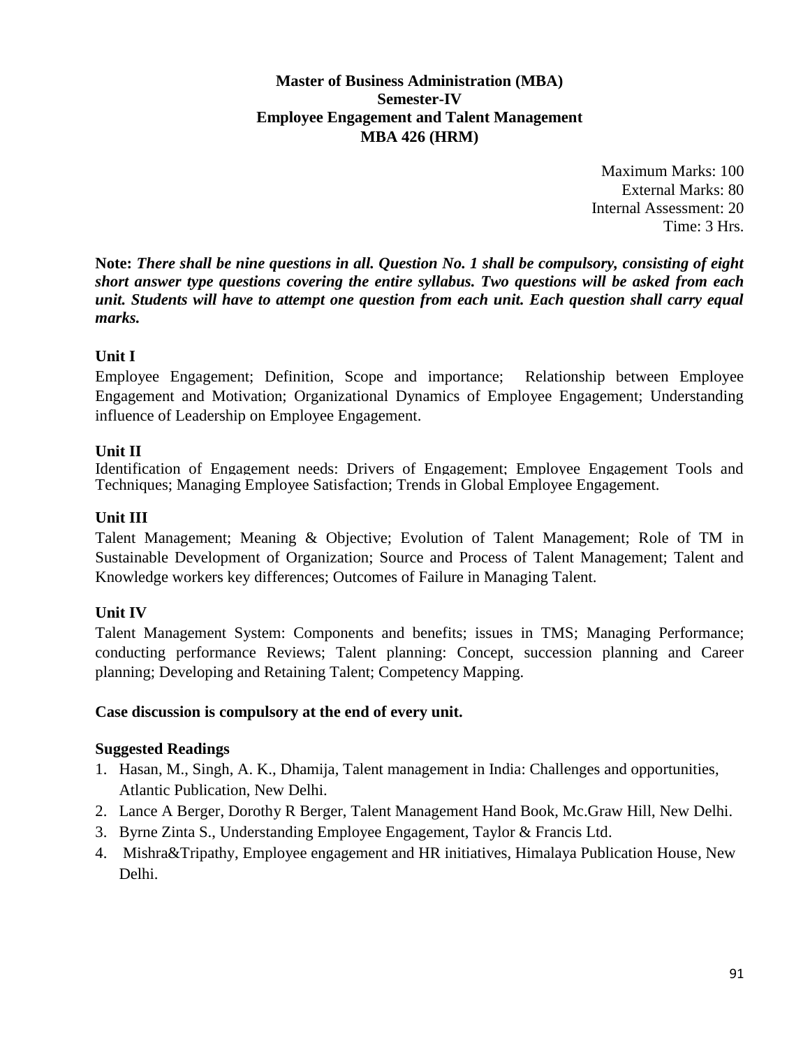**Master of Business Administration (MBA)**
**Semester-IV**
**Employee Engagement and Talent Management**
**MBA 426 (HRM)**

Maximum Marks: 100
External Marks: 80
Internal Assessment: 20
Time: 3 Hrs.

**Note:** ***There shall be nine questions in all. Question No. 1 shall be compulsory, consisting of eight short answer type questions covering the entire syllabus. Two questions will be asked from each unit. Students will have to attempt one question from each unit. Each question shall carry equal marks.***

**Unit I**

Employee Engagement; Definition, Scope and importance; Relationship between Employee Engagement and Motivation; Organizational Dynamics of Employee Engagement; Understanding influence of Leadership on Employee Engagement.

**Unit II**

Identification of Engagement needs: Drivers of Engagement; Employee Engagement Tools and Techniques; Managing Employee Satisfaction; Trends in Global Employee Engagement.

**Unit III**

Talent Management; Meaning & Objective; Evolution of Talent Management; Role of TM in Sustainable Development of Organization; Source and Process of Talent Management; Talent and Knowledge workers key differences; Outcomes of Failure in Managing Talent.

**Unit IV**

Talent Management System: Components and benefits; issues in TMS; Managing Performance; conducting performance Reviews; Talent planning: Concept, succession planning and Career planning; Developing and Retaining Talent; Competency Mapping.

**Case discussion is compulsory at the end of every unit.**

**Suggested Readings**

1. Hasan, M., Singh, A. K., Dhamija, Talent management in India: Challenges and opportunities, Atlantic Publication, New Delhi.
2. Lance A Berger, Dorothy R Berger, Talent Management Hand Book, Mc.Graw Hill, New Delhi.
3. Byrne Zinta S., Understanding Employee Engagement, Taylor & Francis Ltd.
4. Mishra&Tripathy, Employee engagement and HR initiatives, Himalaya Publication House, New Delhi.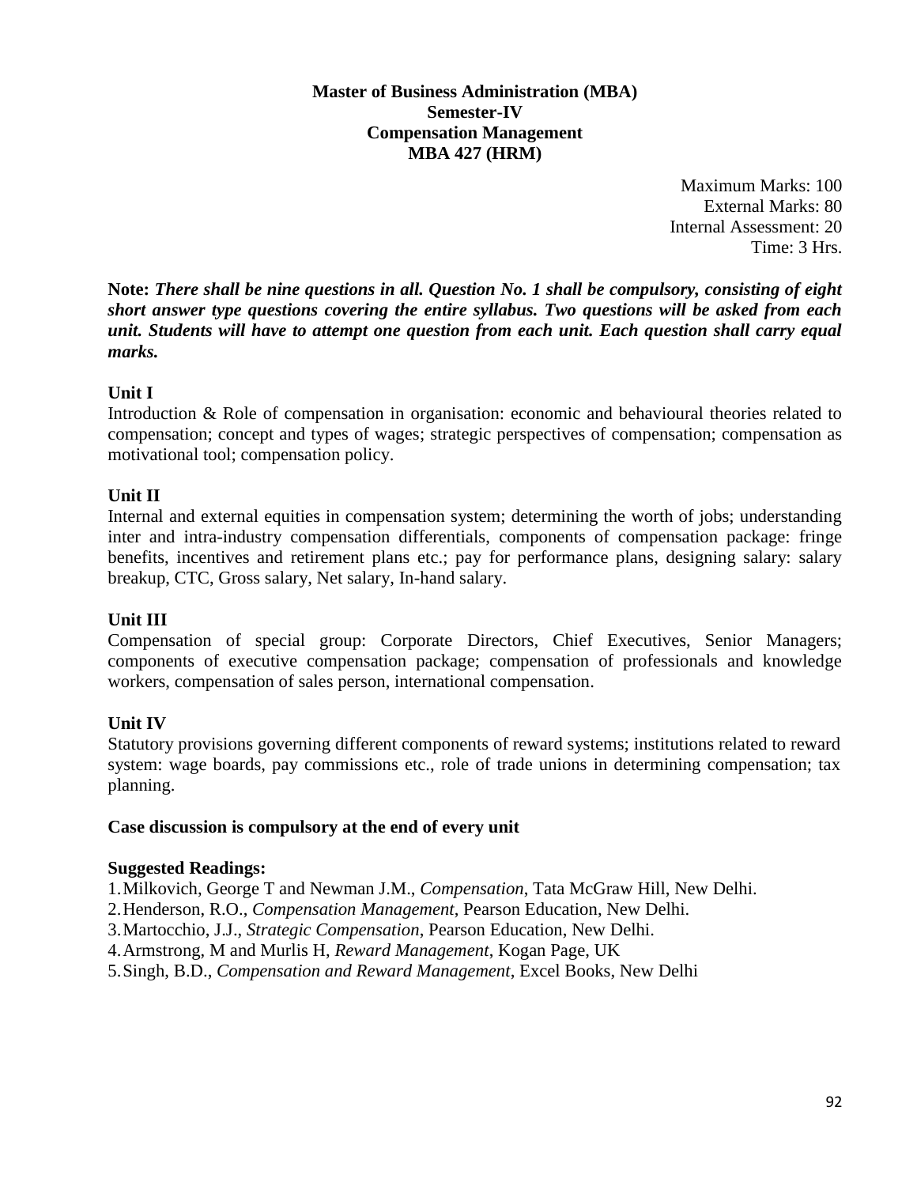**Master of Business Administration (MBA)**
**Semester-IV**
**Compensation Management**
**MBA 427 (HRM)**

Maximum Marks: 100
External Marks: 80
Internal Assessment: 20
Time: 3 Hrs.

**Note:** ***There shall be nine questions in all. Question No. 1 shall be compulsory, consisting of eight short answer type questions covering the entire syllabus. Two questions will be asked from each unit. Students will have to attempt one question from each unit. Each question shall carry equal marks.***

**Unit I**

Introduction & Role of compensation in organisation: economic and behavioural theories related to compensation; concept and types of wages; strategic perspectives of compensation; compensation as motivational tool; compensation policy.

**Unit II**

Internal and external equities in compensation system; determining the worth of jobs; understanding inter and intra-industry compensation differentials, components of compensation package: fringe benefits, incentives and retirement plans etc.; pay for performance plans, designing salary: salary breakup, CTC, Gross salary, Net salary, In-hand salary.

**Unit III**

Compensation of special group: Corporate Directors, Chief Executives, Senior Managers; components of executive compensation package; compensation of professionals and knowledge workers, compensation of sales person, international compensation.

**Unit IV**

Statutory provisions governing different components of reward systems; institutions related to reward system: wage boards, pay commissions etc., role of trade unions in determining compensation; tax planning.

**Case discussion is compulsory at the end of every unit**

**Suggested Readings:**

1. Milkovich, George T and Newman J.M., *Compensation*, Tata McGraw Hill, New Delhi.
2. Henderson, R.O., *Compensation Management*, Pearson Education, New Delhi.
3. Martocchio, J.J., *Strategic Compensation*, Pearson Education, New Delhi.
4. Armstrong, M and Murlis H, *Reward Management*, Kogan Page, UK
5. Singh, B.D., *Compensation and Reward Management*, Excel Books, New Delhi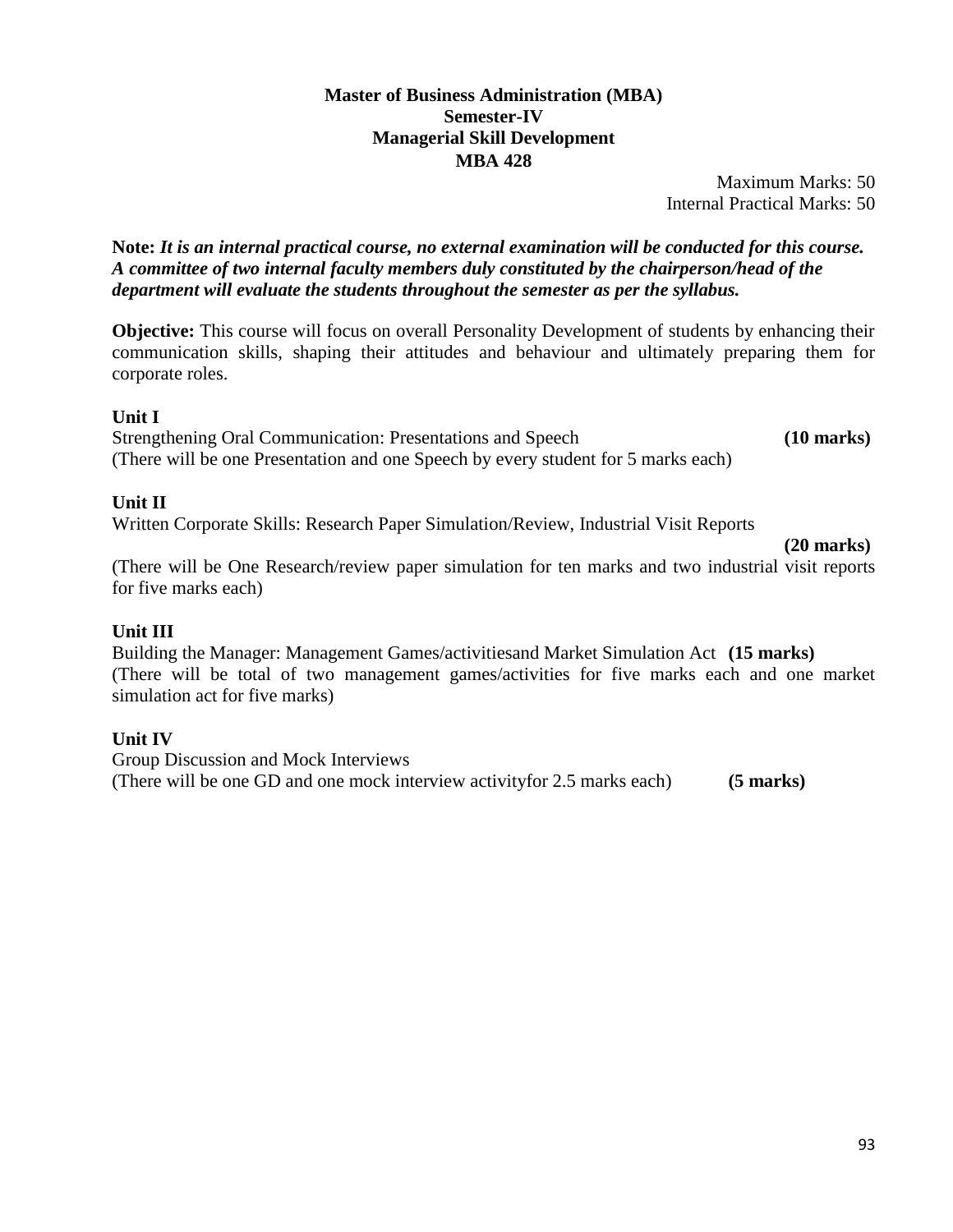**Master of Business Administration (MBA)**
**Semester-IV**
**Managerial Skill Development**
**MBA 428**

Maximum Marks: 50
Internal Practical Marks: 50

**Note:** ***It is an internal practical course, no external examination will be conducted for this course. A committee of two internal faculty members duly constituted by the chairperson/head of the department will evaluate the students throughout the semester as per the syllabus.***

**Objective:** This course will focus on overall Personality Development of students by enhancing their communication skills, shaping their attitudes and behaviour and ultimately preparing them for corporate roles.

**Unit I**
Strengthening Oral Communication: Presentations and Speech **(10 marks)**
(There will be one Presentation and one Speech by every student for 5 marks each)

**Unit II**
Written Corporate Skills: Research Paper Simulation/Review, Industrial Visit Reports **(20 marks)**
(There will be One Research/review paper simulation for ten marks and two industrial visit reports for five marks each)

**Unit III**
Building the Manager: Management Games/activitiesand Market Simulation Act **(15 marks)**
(There will be total of two management games/activities for five marks each and one market simulation act for five marks)

**Unit IV**
Group Discussion and Mock Interviews
(There will be one GD and one mock interview activityfor 2.5 marks each) **(5 marks)**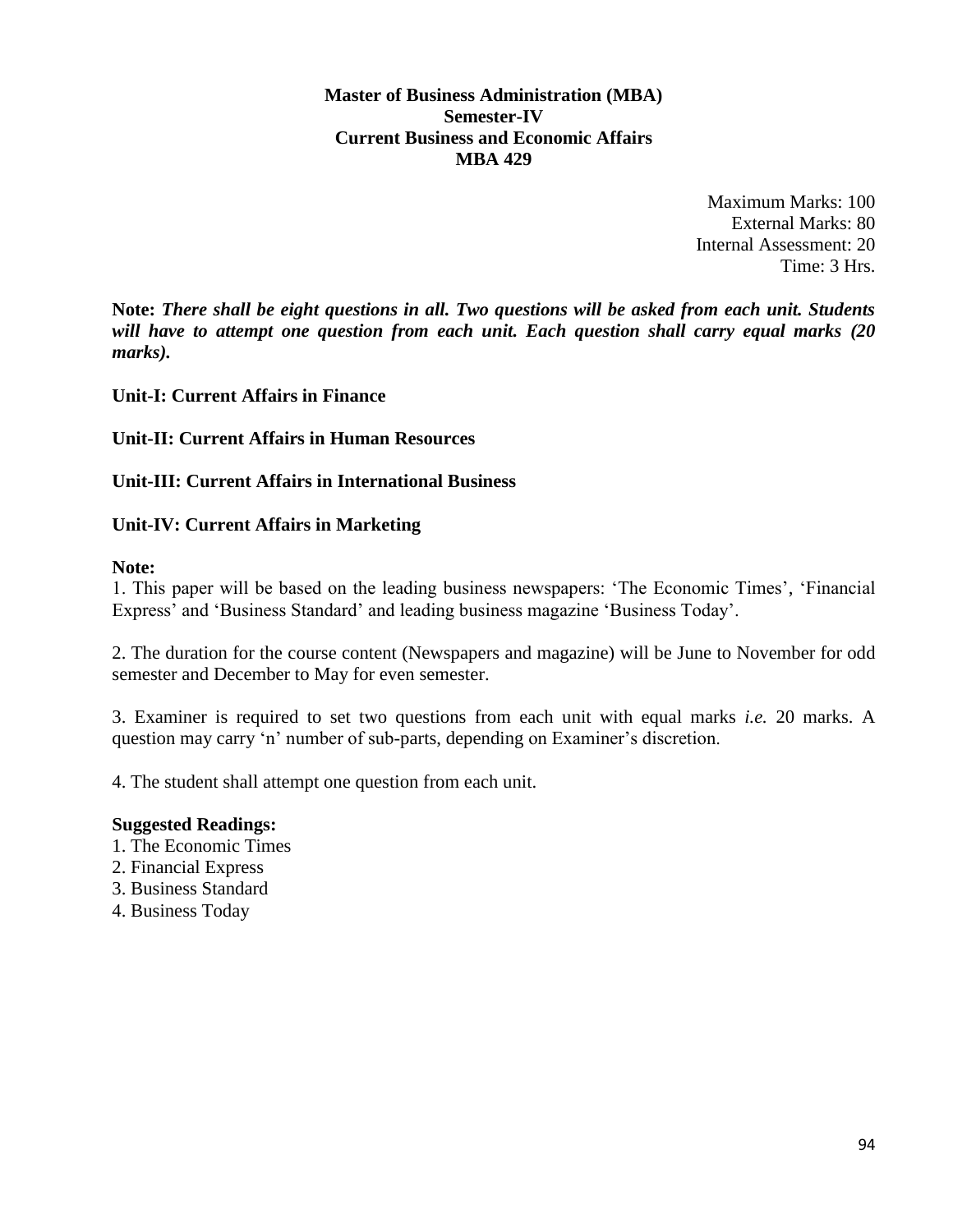**Master of Business Administration (MBA)**
**Semester-IV**
**Current Business and Economic Affairs**
**MBA 429**

Maximum Marks: 100
External Marks: 80
Internal Assessment: 20
Time: 3 Hrs.

**Note:** ***There shall be eight questions in all. Two questions will be asked from each unit. Students will have to attempt one question from each unit. Each question shall carry equal marks (20 marks).***

**Unit-I: Current Affairs in Finance**

**Unit-II: Current Affairs in Human Resources**

**Unit-III: Current Affairs in International Business**

**Unit-IV: Current Affairs in Marketing**

**Note:**

1. This paper will be based on the leading business newspapers: 'The Economic Times', 'Financial Express' and 'Business Standard' and leading business magazine 'Business Today'.

2. The duration for the course content (Newspapers and magazine) will be June to November for odd semester and December to May for even semester.

3. Examiner is required to set two questions from each unit with equal marks *i.e.* 20 marks. A question may carry 'n' number of sub-parts, depending on Examiner's discretion.

4. The student shall attempt one question from each unit.

**Suggested Readings:**

1. The Economic Times
2. Financial Express
3. Business Standard
4. Business Today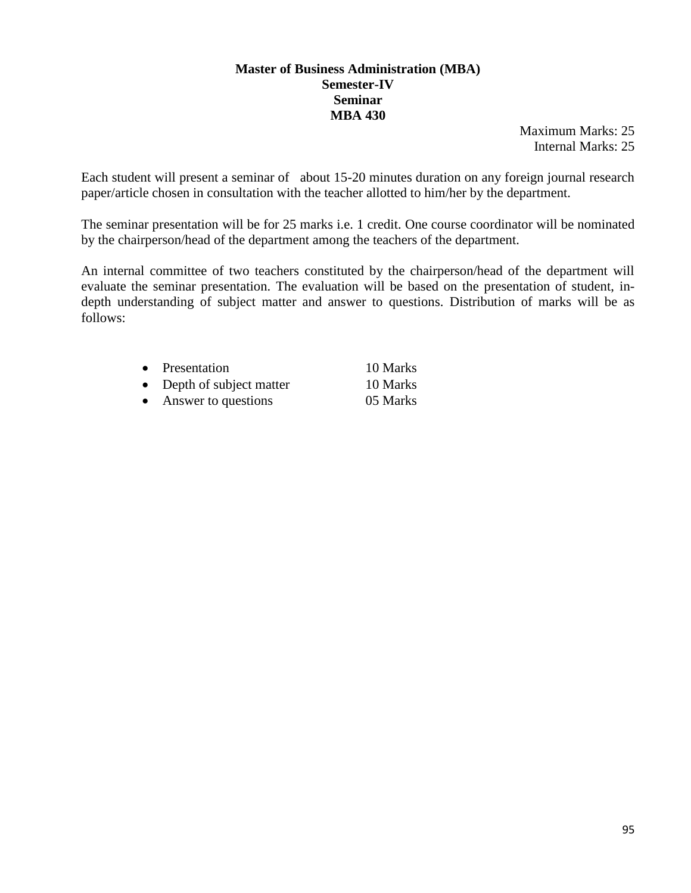**Master of Business Administration (MBA)**
**Semester-IV**
**Seminar**
**MBA 430**

Maximum Marks: 25
Internal Marks: 25

Each student will present a seminar of about 15-20 minutes duration on any foreign journal research paper/article chosen in consultation with the teacher allotted to him/her by the department.

The seminar presentation will be for 25 marks i.e. 1 credit. One course coordinator will be nominated by the chairperson/head of the department among the teachers of the department.

An internal committee of two teachers constituted by the chairperson/head of the department will evaluate the seminar presentation. The evaluation will be based on the presentation of student, in-depth understanding of subject matter and answer to questions. Distribution of marks will be as follows:

- Presentation 10 Marks
- Depth of subject matter 10 Marks
- Answer to questions 05 Marks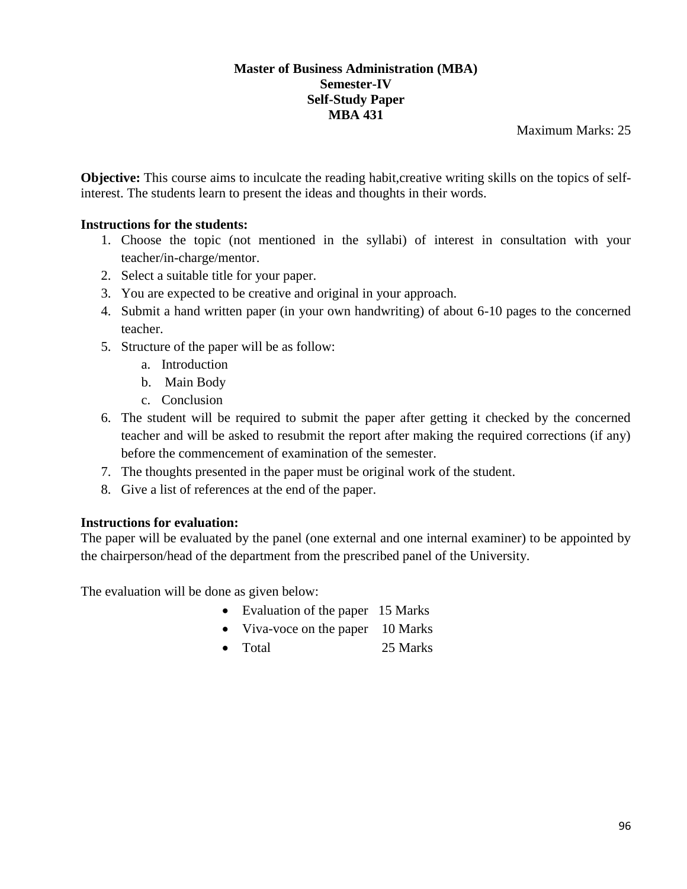**Master of Business Administration (MBA)**
**Semester-IV**
**Self-Study Paper**
**MBA 431**

Maximum Marks: 25

**Objective:** This course aims to inculcate the reading habit,creative writing skills on the topics of self-interest. The students learn to present the ideas and thoughts in their words.

**Instructions for the students:**

1. Choose the topic (not mentioned in the syllabi) of interest in consultation with your teacher/in-charge/mentor.
2. Select a suitable title for your paper.
3. You are expected to be creative and original in your approach.
4. Submit a hand written paper (in your own handwriting) of about 6-10 pages to the concerned teacher.
5. Structure of the paper will be as follow:
   a. Introduction
   b. Main Body
   c. Conclusion
6. The student will be required to submit the paper after getting it checked by the concerned teacher and will be asked to resubmit the report after making the required corrections (if any) before the commencement of examination of the semester.
7. The thoughts presented in the paper must be original work of the student.
8. Give a list of references at the end of the paper.

**Instructions for evaluation:**

The paper will be evaluated by the panel (one external and one internal examiner) to be appointed by the chairperson/head of the department from the prescribed panel of the University.

The evaluation will be done as given below:

- Evaluation of the paper 15 Marks
- Viva-voce on the paper 10 Marks
- Total 25 Marks